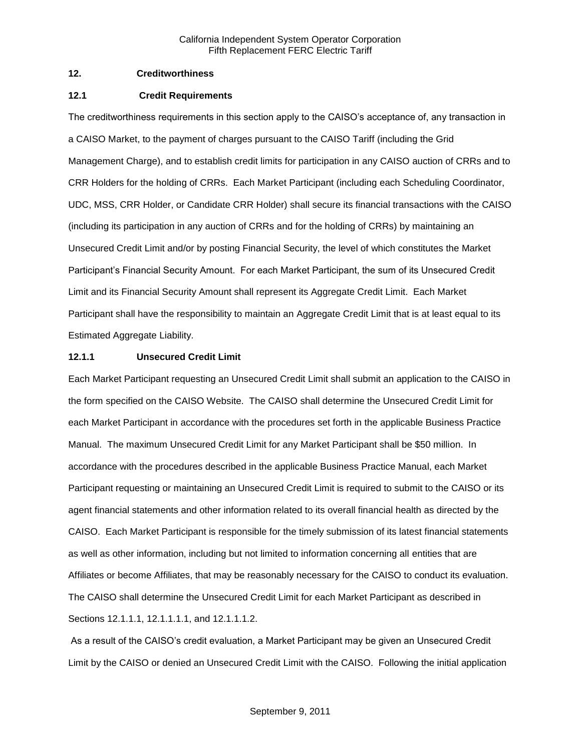## 12. Creditworthiness

### 12.1 Credit Requirements

The creditworthiness requirements in this section apply to the CAISO's acceptance of, any transaction in a CAISO Market, to the payment of charges pursuant to the CAISO Tariff (including the Grid Management Charge), and to establish credit limits for participation in any CAISO auction of CRRs and to CRR Holders for the holding of CRRs. Each Market Participant (including each Scheduling Coordinator, UDC, MSS, CRR Holder, or Candidate CRR Holder) shall secure its financial transactions with the CAISO (including its participation in any auction of CRRs and for the holding of CRRs) by maintaining an Unsecured Credit Limit and/or by posting Financial Security, the level of which constitutes the Market Participant's Financial Security Amount. For each Market Participant, the sum of its Unsecured Credit Limit and its Financial Security Amount shall represent its Aggregate Credit Limit. Each Market Participant shall have the responsibility to maintain an Aggregate Credit Limit that is at least equal to its Estimated Aggregate Liability.

#### 12.1.1 Unsecured Credit Limit

Each Market Participant requesting an Unsecured Credit Limit shall submit an application to the CAISO in the form specified on the CAISO Website. The CAISO shall determine the Unsecured Credit Limit for each Market Participant in accordance with the procedures set forth in the applicable Business Practice Manual. The maximum Unsecured Credit Limit for any Market Participant shall be $50 million. In accordance with the procedures described in the applicable Business Practice Manual, each Market Participant requesting or maintaining an Unsecured Credit Limit is required to submit to the CAISO or its agent financial statements and other information related to its overall financial health as directed by the CAISO. Each Market Participant is responsible for the timely submission of its latest financial statements as well as other information, including but not limited to information concerning all entities that are Affiliates or become Affiliates, that may be reasonably necessary for the CAISO to conduct its evaluation. The CAISO shall determine the Unsecured Credit Limit for each Market Participant as described in Sections 12.1.1.1, 12.1.1.1.1, and 12.1.1.1.2.

As a result of the CAISO's credit evaluation, a Market Participant may be given an Unsecured Credit Limit by the CAISO or denied an Unsecured Credit Limit with the CAISO. Following the initial application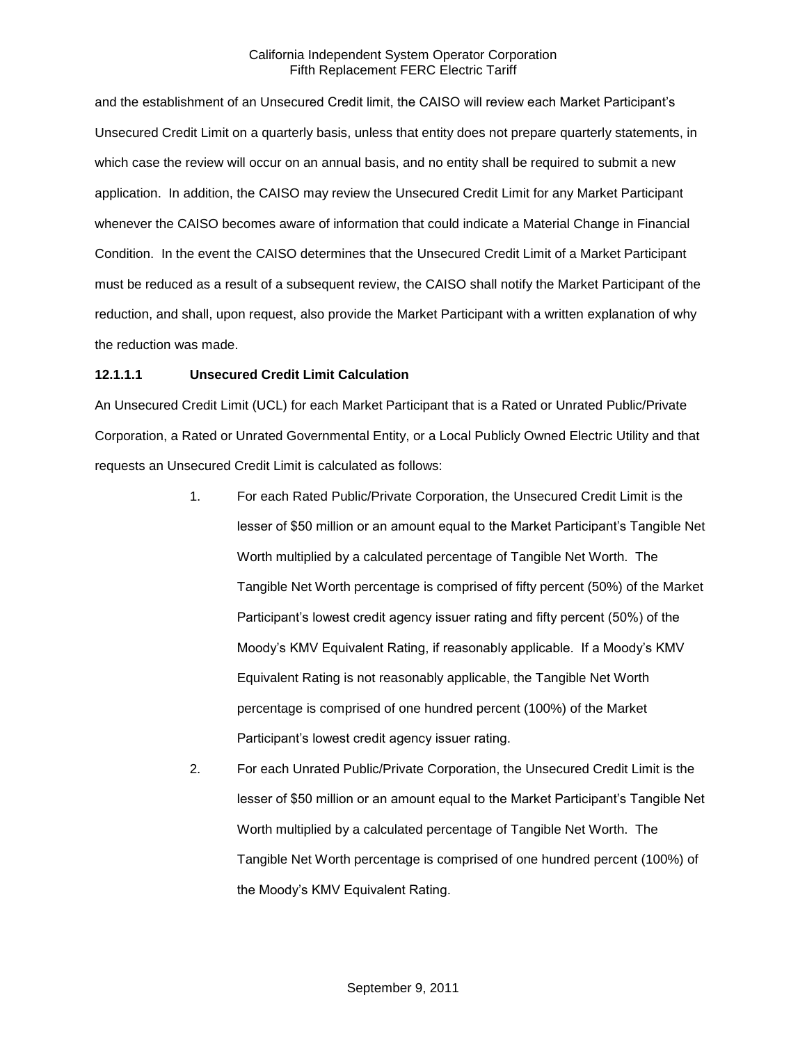and the establishment of an Unsecured Credit limit, the CAISO will review each Market Participant's Unsecured Credit Limit on a quarterly basis, unless that entity does not prepare quarterly statements, in which case the review will occur on an annual basis, and no entity shall be required to submit a new application. In addition, the CAISO may review the Unsecured Credit Limit for any Market Participant whenever the CAISO becomes aware of information that could indicate a Material Change in Financial Condition. In the event the CAISO determines that the Unsecured Credit Limit of a Market Participant must be reduced as a result of a subsequent review, the CAISO shall notify the Market Participant of the reduction, and shall, upon request, also provide the Market Participant with a written explanation of why the reduction was made.

**12.1.1.1 Unsecured Credit Limit Calculation**

An Unsecured Credit Limit (UCL) for each Market Participant that is a Rated or Unrated Public/Private Corporation, a Rated or Unrated Governmental Entity, or a Local Publicly Owned Electric Utility and that requests an Unsecured Credit Limit is calculated as follows:

1. For each Rated Public/Private Corporation, the Unsecured Credit Limit is the lesser of $50 million or an amount equal to the Market Participant's Tangible Net Worth multiplied by a calculated percentage of Tangible Net Worth. The Tangible Net Worth percentage is comprised of fifty percent (50%) of the Market Participant's lowest credit agency issuer rating and fifty percent (50%) of the Moody's KMV Equivalent Rating, if reasonably applicable. If a Moody's KMV Equivalent Rating is not reasonably applicable, the Tangible Net Worth percentage is comprised of one hundred percent (100%) of the Market Participant's lowest credit agency issuer rating.
2. For each Unrated Public/Private Corporation, the Unsecured Credit Limit is the lesser of $50 million or an amount equal to the Market Participant's Tangible Net Worth multiplied by a calculated percentage of Tangible Net Worth. The Tangible Net Worth percentage is comprised of one hundred percent (100%) of the Moody's KMV Equivalent Rating.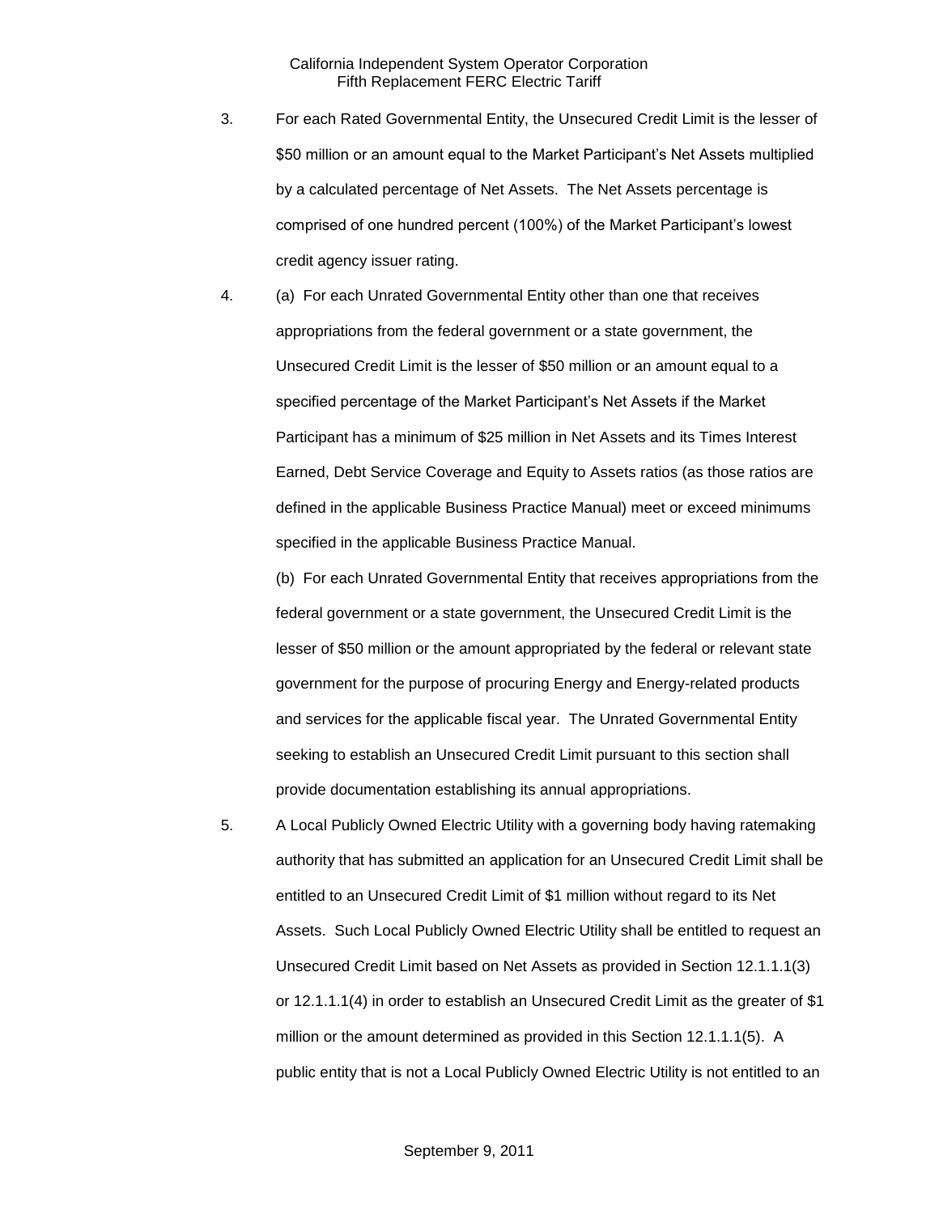3. For each Rated Governmental Entity, the Unsecured Credit Limit is the lesser of $50 million or an amount equal to the Market Participant's Net Assets multiplied by a calculated percentage of Net Assets. The Net Assets percentage is comprised of one hundred percent (100%) of the Market Participant's lowest credit agency issuer rating.

4. (a) For each Unrated Governmental Entity other than one that receives appropriations from the federal government or a state government, the Unsecured Credit Limit is the lesser of $50 million or an amount equal to a specified percentage of the Market Participant's Net Assets if the Market Participant has a minimum of $25 million in Net Assets and its Times Interest Earned, Debt Service Coverage and Equity to Assets ratios (as those ratios are defined in the applicable Business Practice Manual) meet or exceed minimums specified in the applicable Business Practice Manual.

   (b) For each Unrated Governmental Entity that receives appropriations from the federal government or a state government, the Unsecured Credit Limit is the lesser of $50 million or the amount appropriated by the federal or relevant state government for the purpose of procuring Energy and Energy-related products and services for the applicable fiscal year. The Unrated Governmental Entity seeking to establish an Unsecured Credit Limit pursuant to this section shall provide documentation establishing its annual appropriations.

5. A Local Publicly Owned Electric Utility with a governing body having ratemaking authority that has submitted an application for an Unsecured Credit Limit shall be entitled to an Unsecured Credit Limit of $1 million without regard to its Net Assets. Such Local Publicly Owned Electric Utility shall be entitled to request an Unsecured Credit Limit based on Net Assets as provided in Section 12.1.1.1(3) or 12.1.1.1(4) in order to establish an Unsecured Credit Limit as the greater of $1 million or the amount determined as provided in this Section 12.1.1.1(5). A public entity that is not a Local Publicly Owned Electric Utility is not entitled to an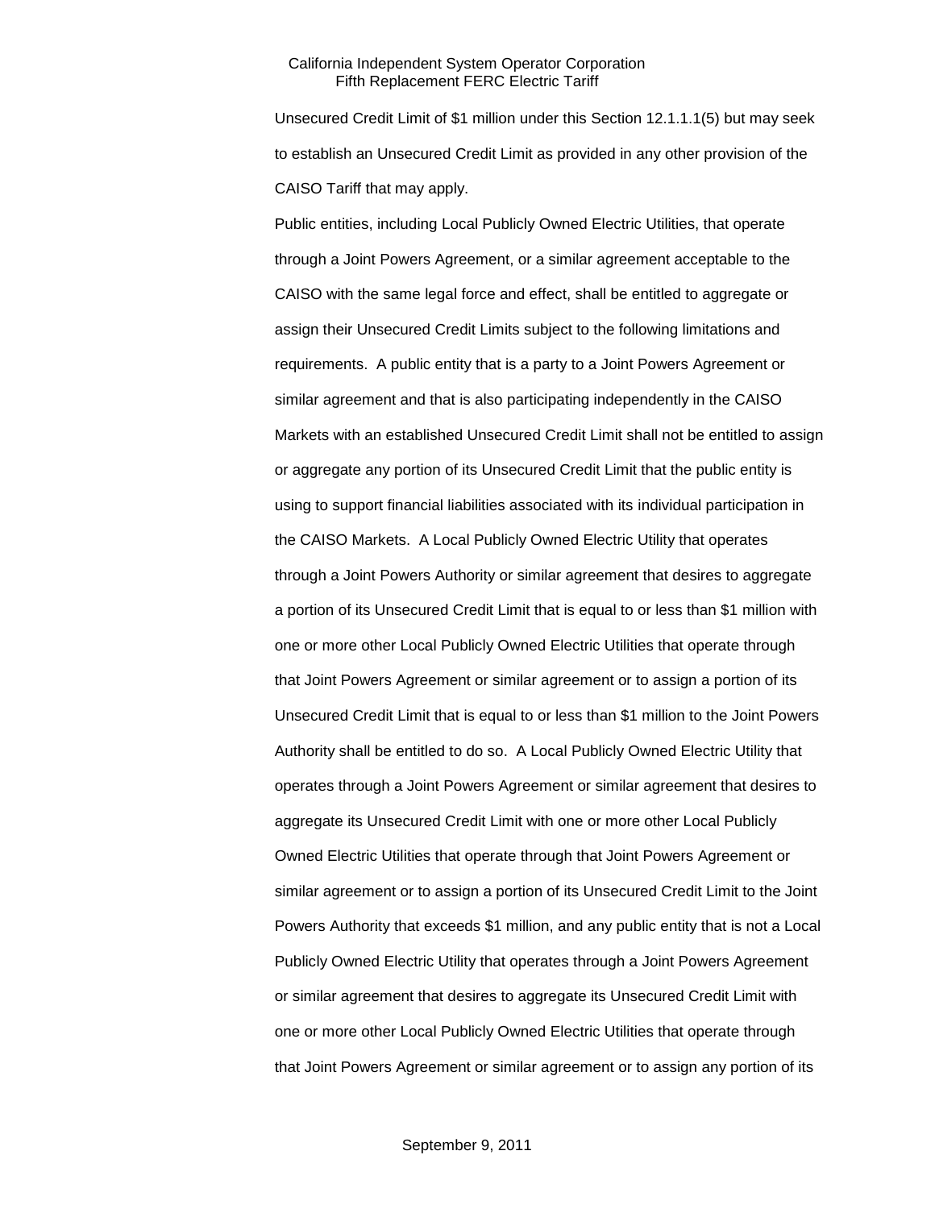Unsecured Credit Limit of $1 million under this Section 12.1.1.1(5) but may seek to establish an Unsecured Credit Limit as provided in any other provision of the CAISO Tariff that may apply.

Public entities, including Local Publicly Owned Electric Utilities, that operate through a Joint Powers Agreement, or a similar agreement acceptable to the CAISO with the same legal force and effect, shall be entitled to aggregate or assign their Unsecured Credit Limits subject to the following limitations and requirements. A public entity that is a party to a Joint Powers Agreement or similar agreement and that is also participating independently in the CAISO Markets with an established Unsecured Credit Limit shall not be entitled to assign or aggregate any portion of its Unsecured Credit Limit that the public entity is using to support financial liabilities associated with its individual participation in the CAISO Markets. A Local Publicly Owned Electric Utility that operates through a Joint Powers Authority or similar agreement that desires to aggregate a portion of its Unsecured Credit Limit that is equal to or less than $1 million with one or more other Local Publicly Owned Electric Utilities that operate through that Joint Powers Agreement or similar agreement or to assign a portion of its Unsecured Credit Limit that is equal to or less than $1 million to the Joint Powers Authority shall be entitled to do so. A Local Publicly Owned Electric Utility that operates through a Joint Powers Agreement or similar agreement that desires to aggregate its Unsecured Credit Limit with one or more other Local Publicly Owned Electric Utilities that operate through that Joint Powers Agreement or similar agreement or to assign a portion of its Unsecured Credit Limit to the Joint Powers Authority that exceeds $1 million, and any public entity that is not a Local Publicly Owned Electric Utility that operates through a Joint Powers Agreement or similar agreement that desires to aggregate its Unsecured Credit Limit with one or more other Local Publicly Owned Electric Utilities that operate through that Joint Powers Agreement or similar agreement or to assign any portion of its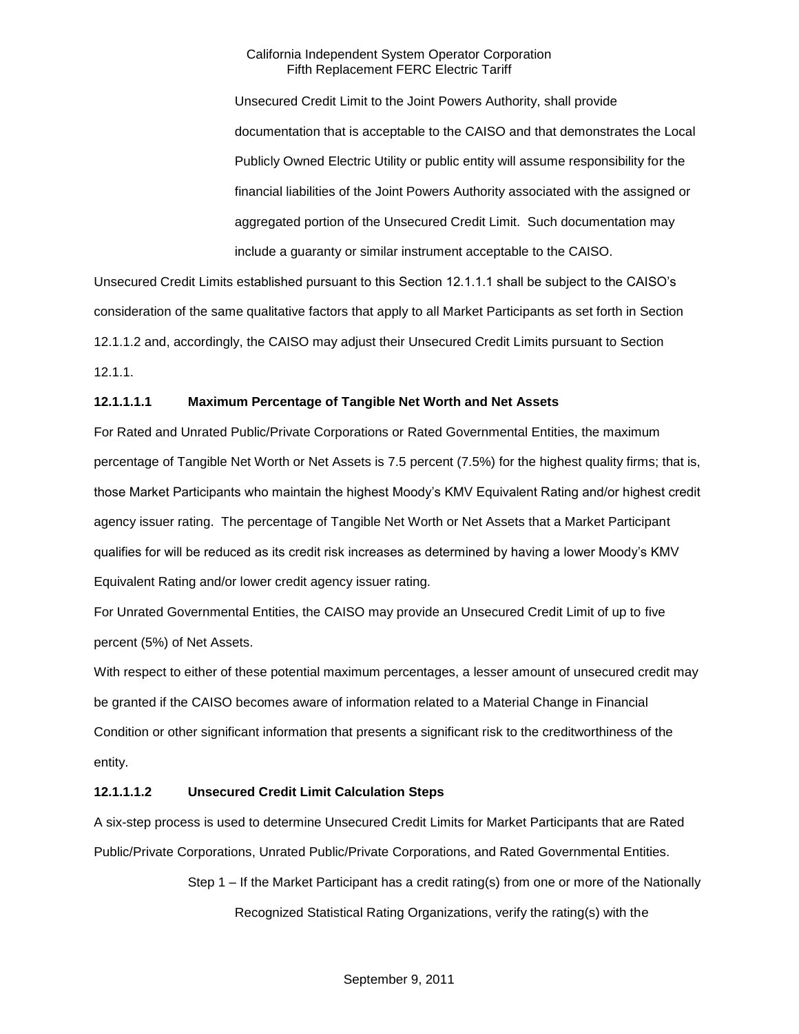Unsecured Credit Limit to the Joint Powers Authority, shall provide documentation that is acceptable to the CAISO and that demonstrates the Local Publicly Owned Electric Utility or public entity will assume responsibility for the financial liabilities of the Joint Powers Authority associated with the assigned or aggregated portion of the Unsecured Credit Limit. Such documentation may include a guaranty or similar instrument acceptable to the CAISO.

Unsecured Credit Limits established pursuant to this Section 12.1.1.1 shall be subject to the CAISO's consideration of the same qualitative factors that apply to all Market Participants as set forth in Section 12.1.1.2 and, accordingly, the CAISO may adjust their Unsecured Credit Limits pursuant to Section 12.1.1.

**12.1.1.1.1 Maximum Percentage of Tangible Net Worth and Net Assets**

For Rated and Unrated Public/Private Corporations or Rated Governmental Entities, the maximum percentage of Tangible Net Worth or Net Assets is 7.5 percent (7.5%) for the highest quality firms; that is, those Market Participants who maintain the highest Moody's KMV Equivalent Rating and/or highest credit agency issuer rating. The percentage of Tangible Net Worth or Net Assets that a Market Participant qualifies for will be reduced as its credit risk increases as determined by having a lower Moody's KMV Equivalent Rating and/or lower credit agency issuer rating.

For Unrated Governmental Entities, the CAISO may provide an Unsecured Credit Limit of up to five percent (5%) of Net Assets.

With respect to either of these potential maximum percentages, a lesser amount of unsecured credit may be granted if the CAISO becomes aware of information related to a Material Change in Financial Condition or other significant information that presents a significant risk to the creditworthiness of the entity.

**12.1.1.1.2 Unsecured Credit Limit Calculation Steps**

A six-step process is used to determine Unsecured Credit Limits for Market Participants that are Rated Public/Private Corporations, Unrated Public/Private Corporations, and Rated Governmental Entities.

Step 1 – If the Market Participant has a credit rating(s) from one or more of the Nationally Recognized Statistical Rating Organizations, verify the rating(s) with the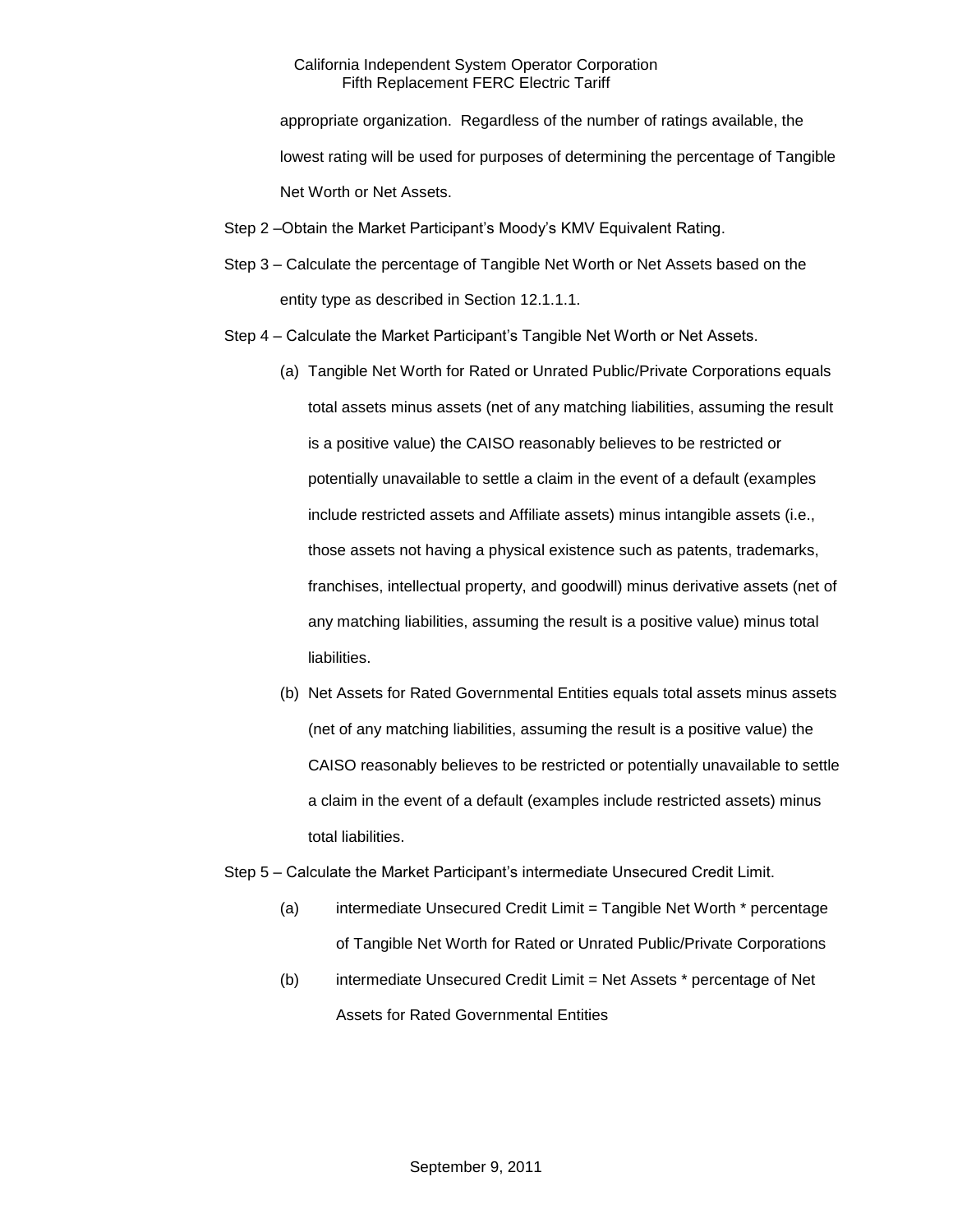appropriate organization. Regardless of the number of ratings available, the lowest rating will be used for purposes of determining the percentage of Tangible Net Worth or Net Assets.

Step 2 –Obtain the Market Participant's Moody's KMV Equivalent Rating.

Step 3 – Calculate the percentage of Tangible Net Worth or Net Assets based on the entity type as described in Section 12.1.1.1.

Step 4 – Calculate the Market Participant's Tangible Net Worth or Net Assets.

(a) Tangible Net Worth for Rated or Unrated Public/Private Corporations equals total assets minus assets (net of any matching liabilities, assuming the result is a positive value) the CAISO reasonably believes to be restricted or potentially unavailable to settle a claim in the event of a default (examples include restricted assets and Affiliate assets) minus intangible assets (i.e., those assets not having a physical existence such as patents, trademarks, franchises, intellectual property, and goodwill) minus derivative assets (net of any matching liabilities, assuming the result is a positive value) minus total liabilities.

(b) Net Assets for Rated Governmental Entities equals total assets minus assets (net of any matching liabilities, assuming the result is a positive value) the CAISO reasonably believes to be restricted or potentially unavailable to settle a claim in the event of a default (examples include restricted assets) minus total liabilities.

Step 5 – Calculate the Market Participant's intermediate Unsecured Credit Limit.

(a) intermediate Unsecured Credit Limit = Tangible Net Worth * percentage of Tangible Net Worth for Rated or Unrated Public/Private Corporations

(b) intermediate Unsecured Credit Limit = Net Assets * percentage of Net Assets for Rated Governmental Entities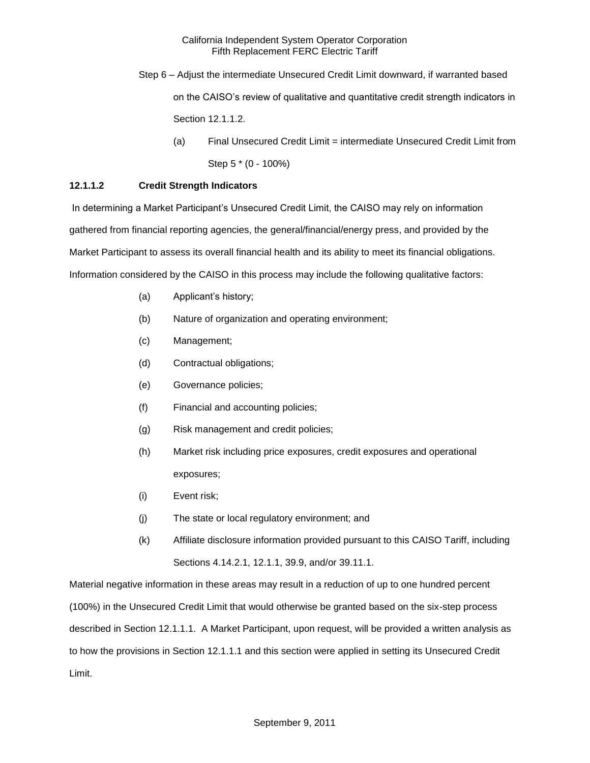Step 6 – Adjust the intermediate Unsecured Credit Limit downward, if warranted based on the CAISO's review of qualitative and quantitative credit strength indicators in Section 12.1.1.2.

(a) Final Unsecured Credit Limit = intermediate Unsecured Credit Limit from Step 5 * (0 - 100%)

**12.1.1.2 Credit Strength Indicators**

In determining a Market Participant's Unsecured Credit Limit, the CAISO may rely on information gathered from financial reporting agencies, the general/financial/energy press, and provided by the Market Participant to assess its overall financial health and its ability to meet its financial obligations. Information considered by the CAISO in this process may include the following qualitative factors:

(a) Applicant's history;

(b) Nature of organization and operating environment;

(c) Management;

(d) Contractual obligations;

(e) Governance policies;

(f) Financial and accounting policies;

(g) Risk management and credit policies;

(h) Market risk including price exposures, credit exposures and operational exposures;

(i) Event risk;

(j) The state or local regulatory environment; and

(k) Affiliate disclosure information provided pursuant to this CAISO Tariff, including Sections 4.14.2.1, 12.1.1, 39.9, and/or 39.11.1.

Material negative information in these areas may result in a reduction of up to one hundred percent (100%) in the Unsecured Credit Limit that would otherwise be granted based on the six-step process described in Section 12.1.1.1. A Market Participant, upon request, will be provided a written analysis as to how the provisions in Section 12.1.1.1 and this section were applied in setting its Unsecured Credit Limit.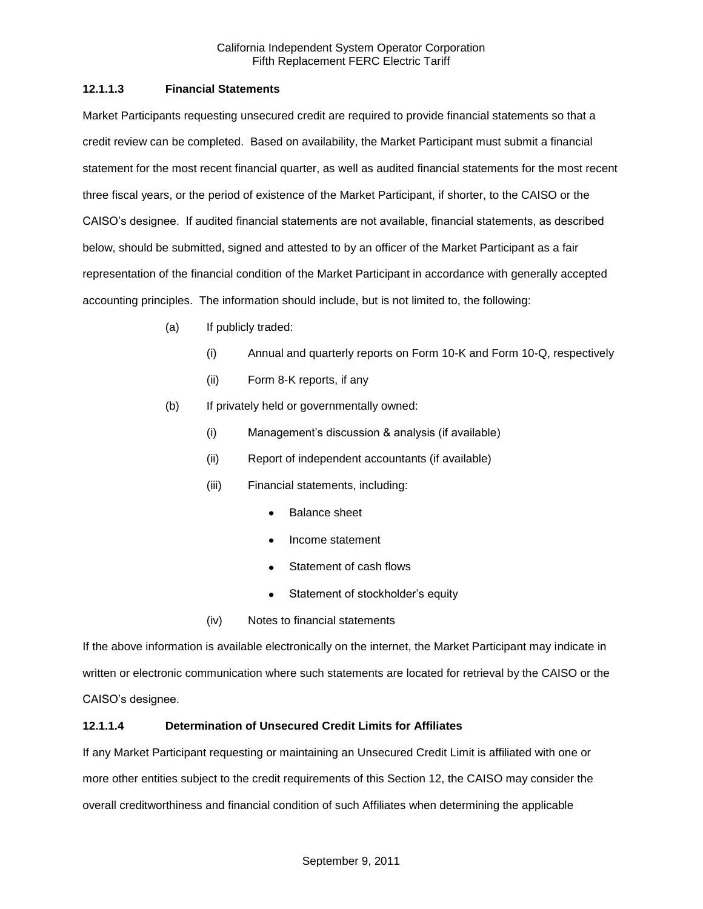### 12.1.1.3 Financial Statements

Market Participants requesting unsecured credit are required to provide financial statements so that a credit review can be completed. Based on availability, the Market Participant must submit a financial statement for the most recent financial quarter, as well as audited financial statements for the most recent three fiscal years, or the period of existence of the Market Participant, if shorter, to the CAISO or the CAISO's designee. If audited financial statements are not available, financial statements, as described below, should be submitted, signed and attested to by an officer of the Market Participant as a fair representation of the financial condition of the Market Participant in accordance with generally accepted accounting principles. The information should include, but is not limited to, the following:

- (a) If publicly traded:
  - (i) Annual and quarterly reports on Form 10-K and Form 10-Q, respectively
  - (ii) Form 8-K reports, if any
- (b) If privately held or governmentally owned:
  - (i) Management's discussion & analysis (if available)
  - (ii) Report of independent accountants (if available)
  - (iii) Financial statements, including:
    - Balance sheet
    - Income statement
    - Statement of cash flows
    - Statement of stockholder's equity
  - (iv) Notes to financial statements

If the above information is available electronically on the internet, the Market Participant may indicate in written or electronic communication where such statements are located for retrieval by the CAISO or the CAISO's designee.

### 12.1.1.4 Determination of Unsecured Credit Limits for Affiliates

If any Market Participant requesting or maintaining an Unsecured Credit Limit is affiliated with one or more other entities subject to the credit requirements of this Section 12, the CAISO may consider the overall creditworthiness and financial condition of such Affiliates when determining the applicable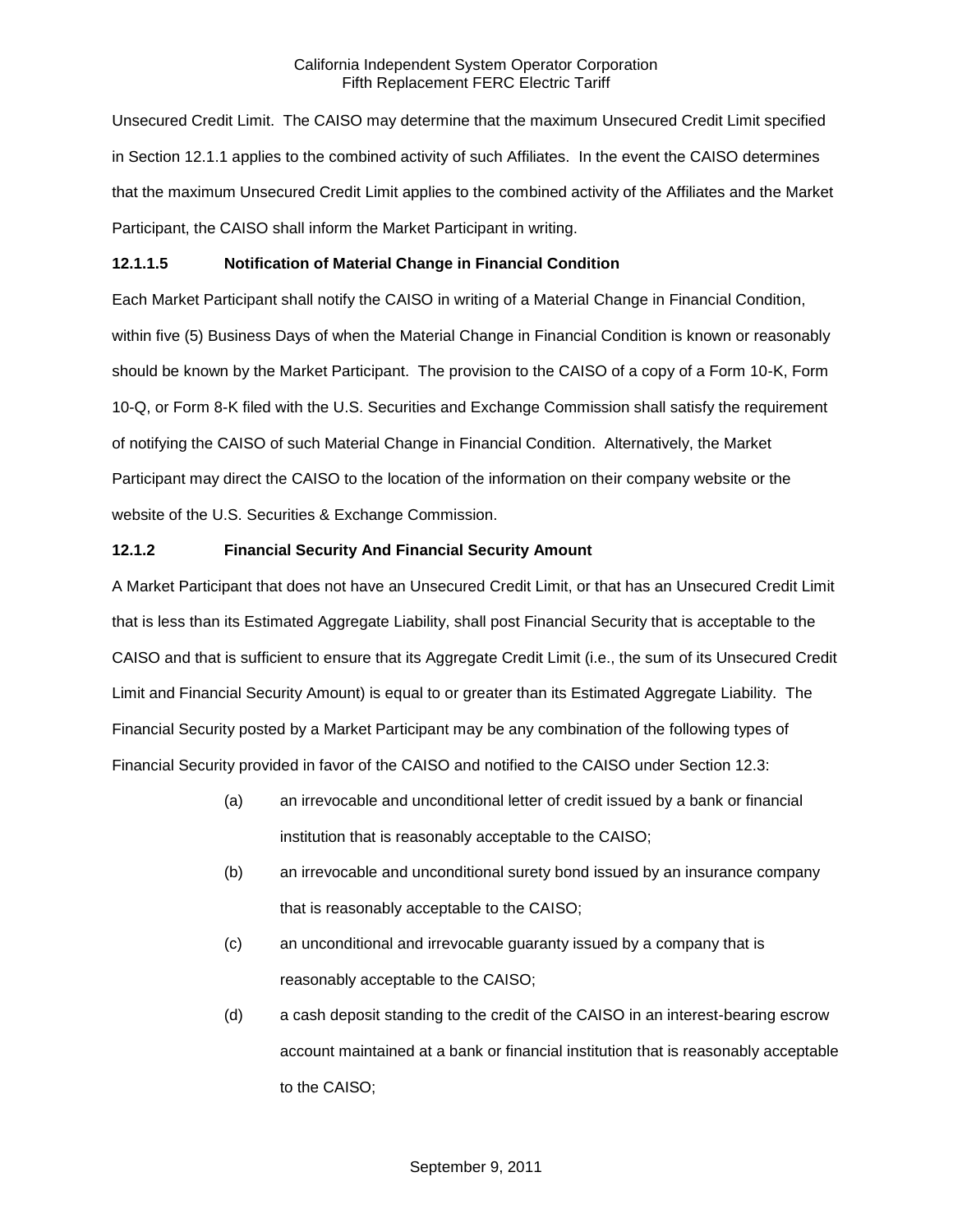Unsecured Credit Limit. The CAISO may determine that the maximum Unsecured Credit Limit specified in Section 12.1.1 applies to the combined activity of such Affiliates. In the event the CAISO determines that the maximum Unsecured Credit Limit applies to the combined activity of the Affiliates and the Market Participant, the CAISO shall inform the Market Participant in writing.

#### 12.1.1.5 Notification of Material Change in Financial Condition

Each Market Participant shall notify the CAISO in writing of a Material Change in Financial Condition, within five (5) Business Days of when the Material Change in Financial Condition is known or reasonably should be known by the Market Participant. The provision to the CAISO of a copy of a Form 10-K, Form 10-Q, or Form 8-K filed with the U.S. Securities and Exchange Commission shall satisfy the requirement of notifying the CAISO of such Material Change in Financial Condition. Alternatively, the Market Participant may direct the CAISO to the location of the information on their company website or the website of the U.S. Securities & Exchange Commission.

#### 12.1.2 Financial Security And Financial Security Amount

A Market Participant that does not have an Unsecured Credit Limit, or that has an Unsecured Credit Limit that is less than its Estimated Aggregate Liability, shall post Financial Security that is acceptable to the CAISO and that is sufficient to ensure that its Aggregate Credit Limit (i.e., the sum of its Unsecured Credit Limit and Financial Security Amount) is equal to or greater than its Estimated Aggregate Liability. The Financial Security posted by a Market Participant may be any combination of the following types of Financial Security provided in favor of the CAISO and notified to the CAISO under Section 12.3:

(a) an irrevocable and unconditional letter of credit issued by a bank or financial institution that is reasonably acceptable to the CAISO;

(b) an irrevocable and unconditional surety bond issued by an insurance company that is reasonably acceptable to the CAISO;

(c) an unconditional and irrevocable guaranty issued by a company that is reasonably acceptable to the CAISO;

(d) a cash deposit standing to the credit of the CAISO in an interest-bearing escrow account maintained at a bank or financial institution that is reasonably acceptable to the CAISO;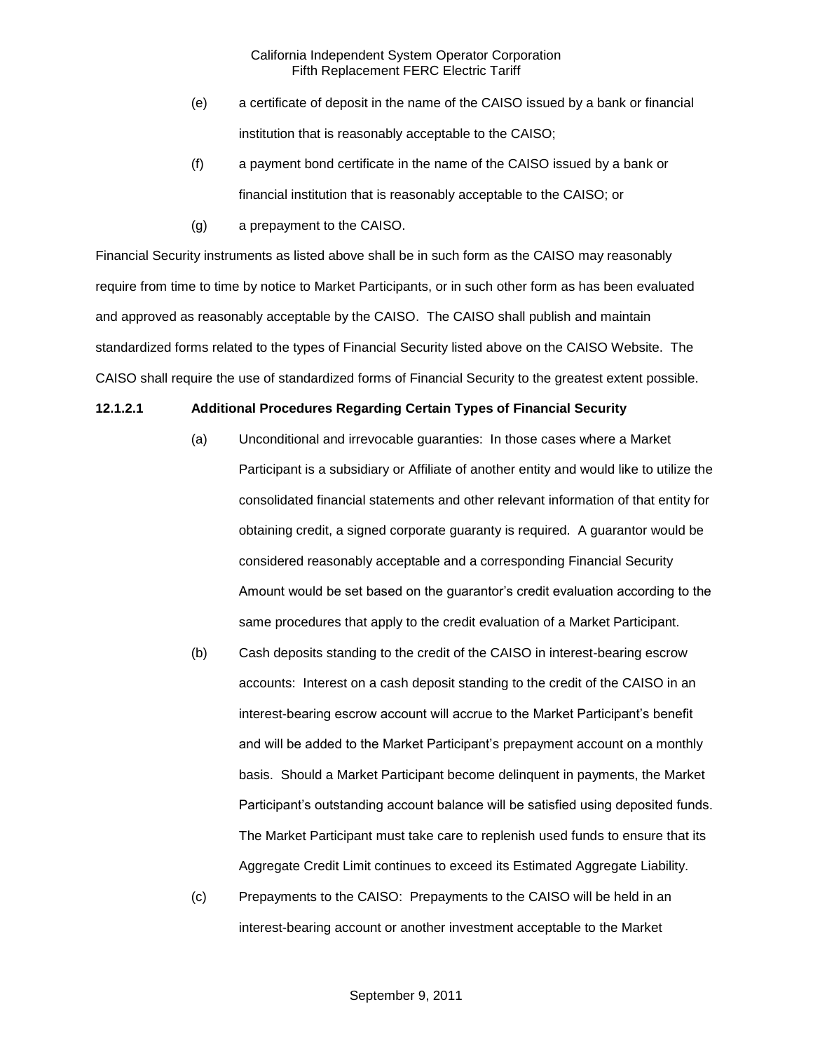(e) a certificate of deposit in the name of the CAISO issued by a bank or financial institution that is reasonably acceptable to the CAISO;

(f) a payment bond certificate in the name of the CAISO issued by a bank or financial institution that is reasonably acceptable to the CAISO; or

(g) a prepayment to the CAISO.

Financial Security instruments as listed above shall be in such form as the CAISO may reasonably require from time to time by notice to Market Participants, or in such other form as has been evaluated and approved as reasonably acceptable by the CAISO. The CAISO shall publish and maintain standardized forms related to the types of Financial Security listed above on the CAISO Website. The CAISO shall require the use of standardized forms of Financial Security to the greatest extent possible.

**12.1.2.1 Additional Procedures Regarding Certain Types of Financial Security**

(a) Unconditional and irrevocable guaranties: In those cases where a Market Participant is a subsidiary or Affiliate of another entity and would like to utilize the consolidated financial statements and other relevant information of that entity for obtaining credit, a signed corporate guaranty is required. A guarantor would be considered reasonably acceptable and a corresponding Financial Security Amount would be set based on the guarantor's credit evaluation according to the same procedures that apply to the credit evaluation of a Market Participant.

(b) Cash deposits standing to the credit of the CAISO in interest-bearing escrow accounts: Interest on a cash deposit standing to the credit of the CAISO in an interest-bearing escrow account will accrue to the Market Participant's benefit and will be added to the Market Participant's prepayment account on a monthly basis. Should a Market Participant become delinquent in payments, the Market Participant's outstanding account balance will be satisfied using deposited funds. The Market Participant must take care to replenish used funds to ensure that its Aggregate Credit Limit continues to exceed its Estimated Aggregate Liability.

(c) Prepayments to the CAISO: Prepayments to the CAISO will be held in an interest-bearing account or another investment acceptable to the Market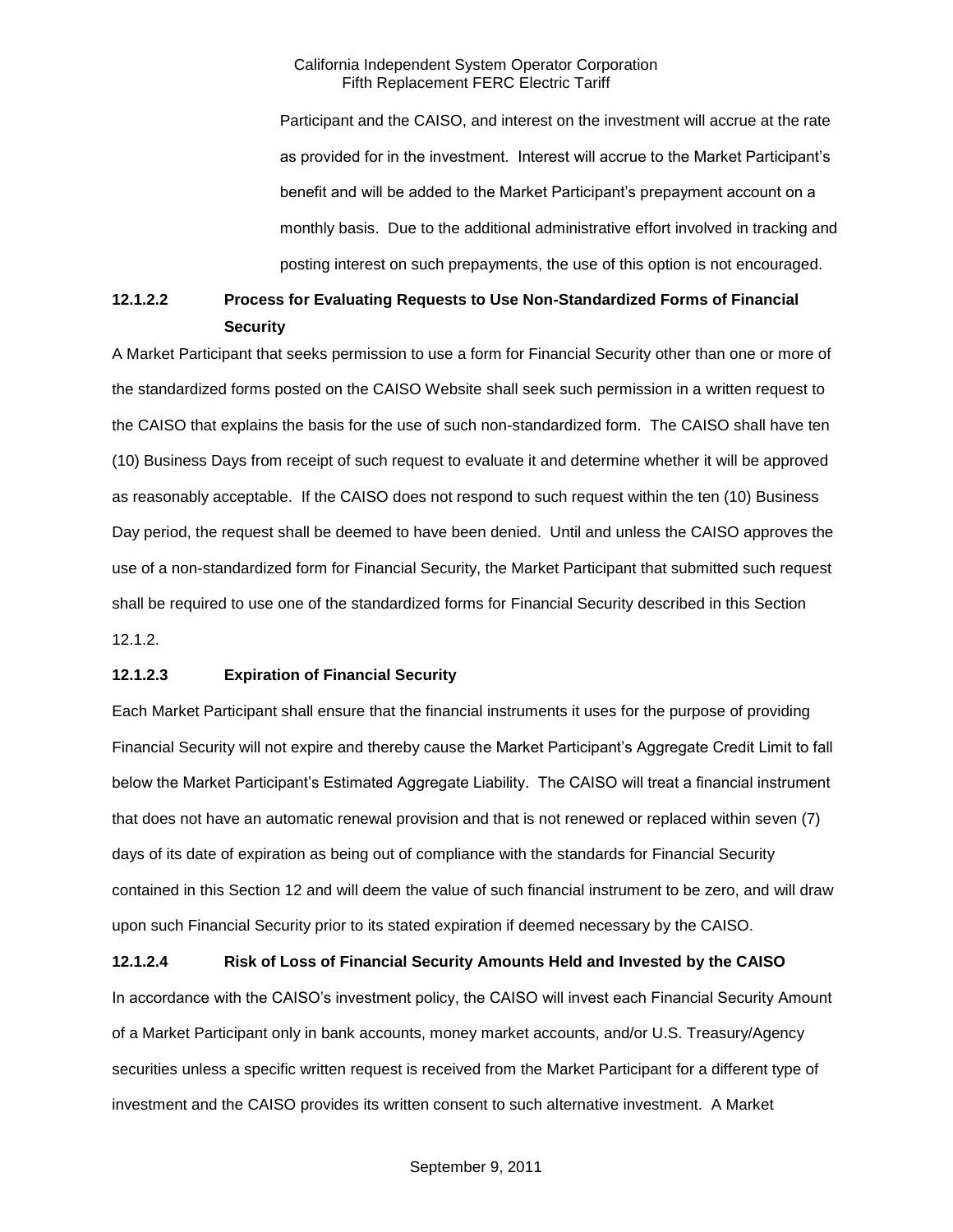Participant and the CAISO, and interest on the investment will accrue at the rate as provided for in the investment. Interest will accrue to the Market Participant's benefit and will be added to the Market Participant's prepayment account on a monthly basis. Due to the additional administrative effort involved in tracking and posting interest on such prepayments, the use of this option is not encouraged.

### 12.1.2.2 Process for Evaluating Requests to Use Non-Standardized Forms of Financial Security

A Market Participant that seeks permission to use a form for Financial Security other than one or more of the standardized forms posted on the CAISO Website shall seek such permission in a written request to the CAISO that explains the basis for the use of such non-standardized form. The CAISO shall have ten (10) Business Days from receipt of such request to evaluate it and determine whether it will be approved as reasonably acceptable. If the CAISO does not respond to such request within the ten (10) Business Day period, the request shall be deemed to have been denied. Until and unless the CAISO approves the use of a non-standardized form for Financial Security, the Market Participant that submitted such request shall be required to use one of the standardized forms for Financial Security described in this Section 12.1.2.

### 12.1.2.3 Expiration of Financial Security

Each Market Participant shall ensure that the financial instruments it uses for the purpose of providing Financial Security will not expire and thereby cause the Market Participant's Aggregate Credit Limit to fall below the Market Participant's Estimated Aggregate Liability. The CAISO will treat a financial instrument that does not have an automatic renewal provision and that is not renewed or replaced within seven (7) days of its date of expiration as being out of compliance with the standards for Financial Security contained in this Section 12 and will deem the value of such financial instrument to be zero, and will draw upon such Financial Security prior to its stated expiration if deemed necessary by the CAISO.

### 12.1.2.4 Risk of Loss of Financial Security Amounts Held and Invested by the CAISO

In accordance with the CAISO's investment policy, the CAISO will invest each Financial Security Amount of a Market Participant only in bank accounts, money market accounts, and/or U.S. Treasury/Agency securities unless a specific written request is received from the Market Participant for a different type of investment and the CAISO provides its written consent to such alternative investment. A Market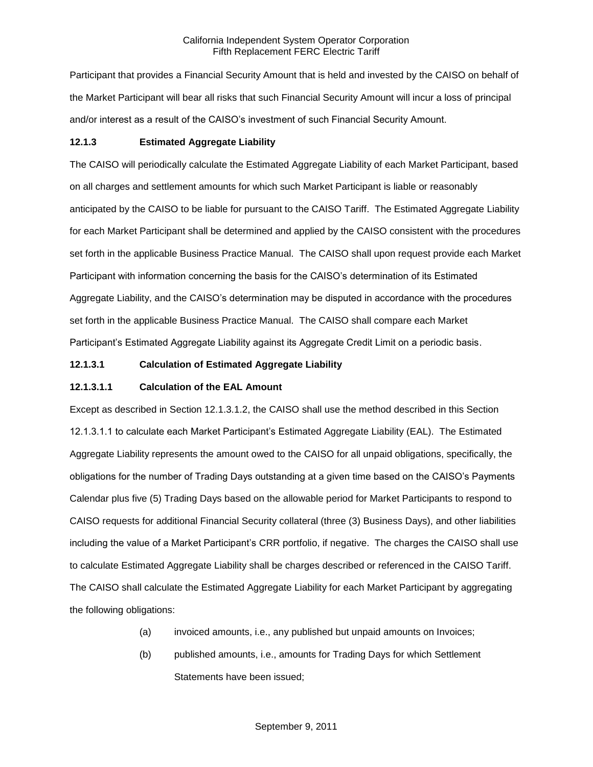Participant that provides a Financial Security Amount that is held and invested by the CAISO on behalf of the Market Participant will bear all risks that such Financial Security Amount will incur a loss of principal and/or interest as a result of the CAISO's investment of such Financial Security Amount.

### 12.1.3 Estimated Aggregate Liability

The CAISO will periodically calculate the Estimated Aggregate Liability of each Market Participant, based on all charges and settlement amounts for which such Market Participant is liable or reasonably anticipated by the CAISO to be liable for pursuant to the CAISO Tariff. The Estimated Aggregate Liability for each Market Participant shall be determined and applied by the CAISO consistent with the procedures set forth in the applicable Business Practice Manual. The CAISO shall upon request provide each Market Participant with information concerning the basis for the CAISO's determination of its Estimated Aggregate Liability, and the CAISO's determination may be disputed in accordance with the procedures set forth in the applicable Business Practice Manual. The CAISO shall compare each Market Participant's Estimated Aggregate Liability against its Aggregate Credit Limit on a periodic basis.

### 12.1.3.1 Calculation of Estimated Aggregate Liability

### 12.1.3.1.1 Calculation of the EAL Amount

Except as described in Section 12.1.3.1.2, the CAISO shall use the method described in this Section 12.1.3.1.1 to calculate each Market Participant's Estimated Aggregate Liability (EAL). The Estimated Aggregate Liability represents the amount owed to the CAISO for all unpaid obligations, specifically, the obligations for the number of Trading Days outstanding at a given time based on the CAISO's Payments Calendar plus five (5) Trading Days based on the allowable period for Market Participants to respond to CAISO requests for additional Financial Security collateral (three (3) Business Days), and other liabilities including the value of a Market Participant's CRR portfolio, if negative. The charges the CAISO shall use to calculate Estimated Aggregate Liability shall be charges described or referenced in the CAISO Tariff. The CAISO shall calculate the Estimated Aggregate Liability for each Market Participant by aggregating the following obligations:

(a) invoiced amounts, i.e., any published but unpaid amounts on Invoices;

(b) published amounts, i.e., amounts for Trading Days for which Settlement Statements have been issued;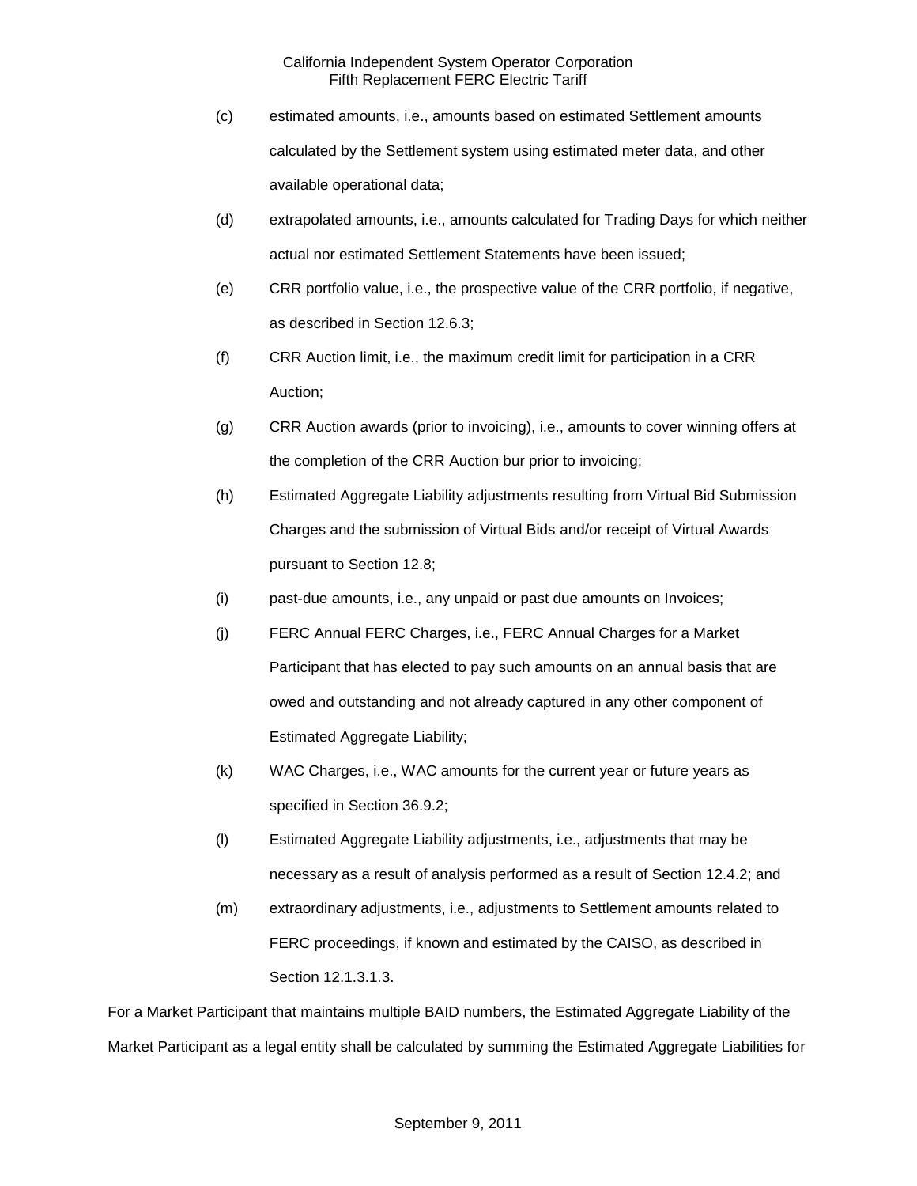(c) estimated amounts, i.e., amounts based on estimated Settlement amounts calculated by the Settlement system using estimated meter data, and other available operational data;

(d) extrapolated amounts, i.e., amounts calculated for Trading Days for which neither actual nor estimated Settlement Statements have been issued;

(e) CRR portfolio value, i.e., the prospective value of the CRR portfolio, if negative, as described in Section 12.6.3;

(f) CRR Auction limit, i.e., the maximum credit limit for participation in a CRR Auction;

(g) CRR Auction awards (prior to invoicing), i.e., amounts to cover winning offers at the completion of the CRR Auction bur prior to invoicing;

(h) Estimated Aggregate Liability adjustments resulting from Virtual Bid Submission Charges and the submission of Virtual Bids and/or receipt of Virtual Awards pursuant to Section 12.8;

(i) past-due amounts, i.e., any unpaid or past due amounts on Invoices;

(j) FERC Annual FERC Charges, i.e., FERC Annual Charges for a Market Participant that has elected to pay such amounts on an annual basis that are owed and outstanding and not already captured in any other component of Estimated Aggregate Liability;

(k) WAC Charges, i.e., WAC amounts for the current year or future years as specified in Section 36.9.2;

(l) Estimated Aggregate Liability adjustments, i.e., adjustments that may be necessary as a result of analysis performed as a result of Section 12.4.2; and

(m) extraordinary adjustments, i.e., adjustments to Settlement amounts related to FERC proceedings, if known and estimated by the CAISO, as described in Section 12.1.3.1.3.

For a Market Participant that maintains multiple BAID numbers, the Estimated Aggregate Liability of the Market Participant as a legal entity shall be calculated by summing the Estimated Aggregate Liabilities for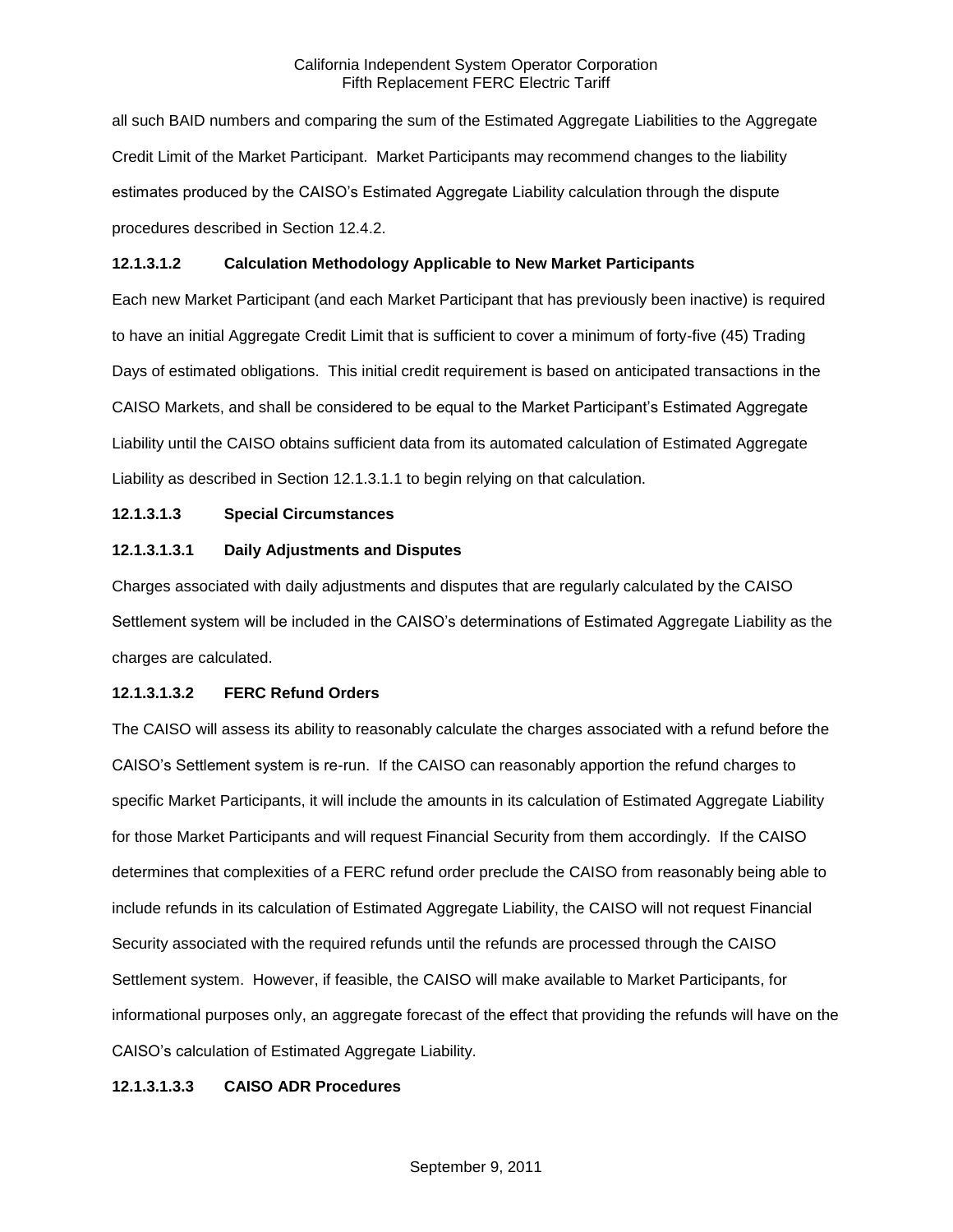all such BAID numbers and comparing the sum of the Estimated Aggregate Liabilities to the Aggregate Credit Limit of the Market Participant. Market Participants may recommend changes to the liability estimates produced by the CAISO's Estimated Aggregate Liability calculation through the dispute procedures described in Section 12.4.2.

**12.1.3.1.2 Calculation Methodology Applicable to New Market Participants**

Each new Market Participant (and each Market Participant that has previously been inactive) is required to have an initial Aggregate Credit Limit that is sufficient to cover a minimum of forty-five (45) Trading Days of estimated obligations. This initial credit requirement is based on anticipated transactions in the CAISO Markets, and shall be considered to be equal to the Market Participant's Estimated Aggregate Liability until the CAISO obtains sufficient data from its automated calculation of Estimated Aggregate Liability as described in Section 12.1.3.1.1 to begin relying on that calculation.

**12.1.3.1.3 Special Circumstances**

**12.1.3.1.3.1 Daily Adjustments and Disputes**

Charges associated with daily adjustments and disputes that are regularly calculated by the CAISO Settlement system will be included in the CAISO's determinations of Estimated Aggregate Liability as the charges are calculated.

**12.1.3.1.3.2 FERC Refund Orders**

The CAISO will assess its ability to reasonably calculate the charges associated with a refund before the CAISO's Settlement system is re-run. If the CAISO can reasonably apportion the refund charges to specific Market Participants, it will include the amounts in its calculation of Estimated Aggregate Liability for those Market Participants and will request Financial Security from them accordingly. If the CAISO determines that complexities of a FERC refund order preclude the CAISO from reasonably being able to include refunds in its calculation of Estimated Aggregate Liability, the CAISO will not request Financial Security associated with the required refunds until the refunds are processed through the CAISO Settlement system. However, if feasible, the CAISO will make available to Market Participants, for informational purposes only, an aggregate forecast of the effect that providing the refunds will have on the CAISO's calculation of Estimated Aggregate Liability.

**12.1.3.1.3.3 CAISO ADR Procedures**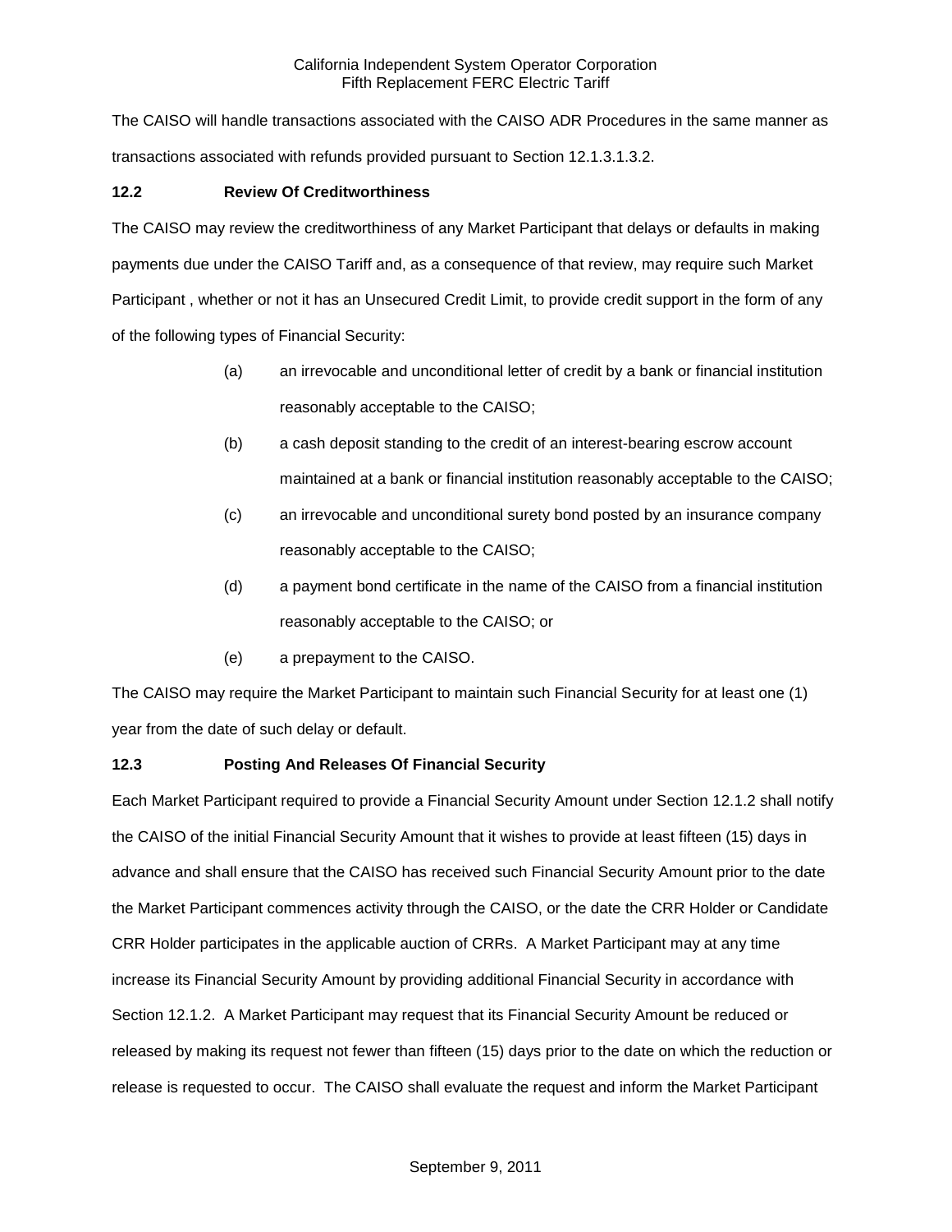The CAISO will handle transactions associated with the CAISO ADR Procedures in the same manner as transactions associated with refunds provided pursuant to Section 12.1.3.1.3.2.

### 12.2 Review Of Creditworthiness

The CAISO may review the creditworthiness of any Market Participant that delays or defaults in making payments due under the CAISO Tariff and, as a consequence of that review, may require such Market Participant , whether or not it has an Unsecured Credit Limit, to provide credit support in the form of any of the following types of Financial Security:

(a) an irrevocable and unconditional letter of credit by a bank or financial institution reasonably acceptable to the CAISO;

(b) a cash deposit standing to the credit of an interest-bearing escrow account maintained at a bank or financial institution reasonably acceptable to the CAISO;

(c) an irrevocable and unconditional surety bond posted by an insurance company reasonably acceptable to the CAISO;

(d) a payment bond certificate in the name of the CAISO from a financial institution reasonably acceptable to the CAISO; or

(e) a prepayment to the CAISO.

The CAISO may require the Market Participant to maintain such Financial Security for at least one (1) year from the date of such delay or default.

### 12.3 Posting And Releases Of Financial Security

Each Market Participant required to provide a Financial Security Amount under Section 12.1.2 shall notify the CAISO of the initial Financial Security Amount that it wishes to provide at least fifteen (15) days in advance and shall ensure that the CAISO has received such Financial Security Amount prior to the date the Market Participant commences activity through the CAISO, or the date the CRR Holder or Candidate CRR Holder participates in the applicable auction of CRRs. A Market Participant may at any time increase its Financial Security Amount by providing additional Financial Security in accordance with Section 12.1.2. A Market Participant may request that its Financial Security Amount be reduced or released by making its request not fewer than fifteen (15) days prior to the date on which the reduction or release is requested to occur. The CAISO shall evaluate the request and inform the Market Participant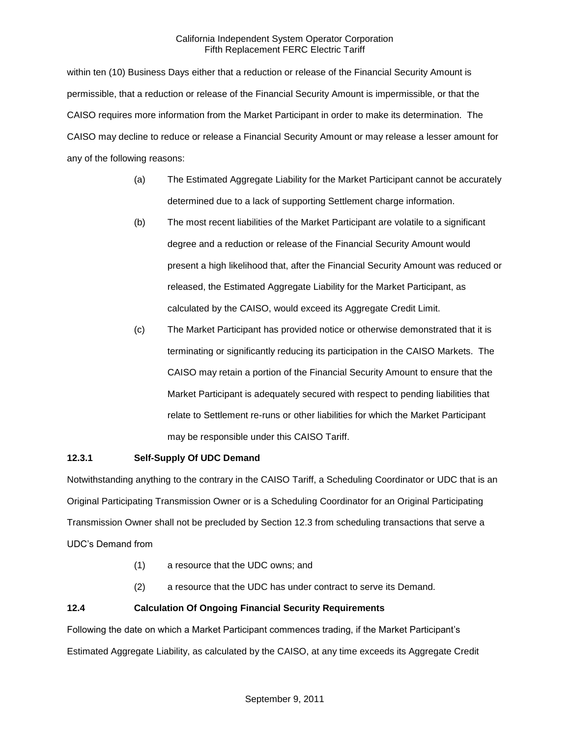within ten (10) Business Days either that a reduction or release of the Financial Security Amount is permissible, that a reduction or release of the Financial Security Amount is impermissible, or that the CAISO requires more information from the Market Participant in order to make its determination. The CAISO may decline to reduce or release a Financial Security Amount or may release a lesser amount for any of the following reasons:

(a) The Estimated Aggregate Liability for the Market Participant cannot be accurately determined due to a lack of supporting Settlement charge information.

(b) The most recent liabilities of the Market Participant are volatile to a significant degree and a reduction or release of the Financial Security Amount would present a high likelihood that, after the Financial Security Amount was reduced or released, the Estimated Aggregate Liability for the Market Participant, as calculated by the CAISO, would exceed its Aggregate Credit Limit.

(c) The Market Participant has provided notice or otherwise demonstrated that it is terminating or significantly reducing its participation in the CAISO Markets. The CAISO may retain a portion of the Financial Security Amount to ensure that the Market Participant is adequately secured with respect to pending liabilities that relate to Settlement re-runs or other liabilities for which the Market Participant may be responsible under this CAISO Tariff.

### 12.3.1 Self-Supply Of UDC Demand

Notwithstanding anything to the contrary in the CAISO Tariff, a Scheduling Coordinator or UDC that is an Original Participating Transmission Owner or is a Scheduling Coordinator for an Original Participating Transmission Owner shall not be precluded by Section 12.3 from scheduling transactions that serve a UDC's Demand from

(1) a resource that the UDC owns; and

(2) a resource that the UDC has under contract to serve its Demand.

### 12.4 Calculation Of Ongoing Financial Security Requirements

Following the date on which a Market Participant commences trading, if the Market Participant's Estimated Aggregate Liability, as calculated by the CAISO, at any time exceeds its Aggregate Credit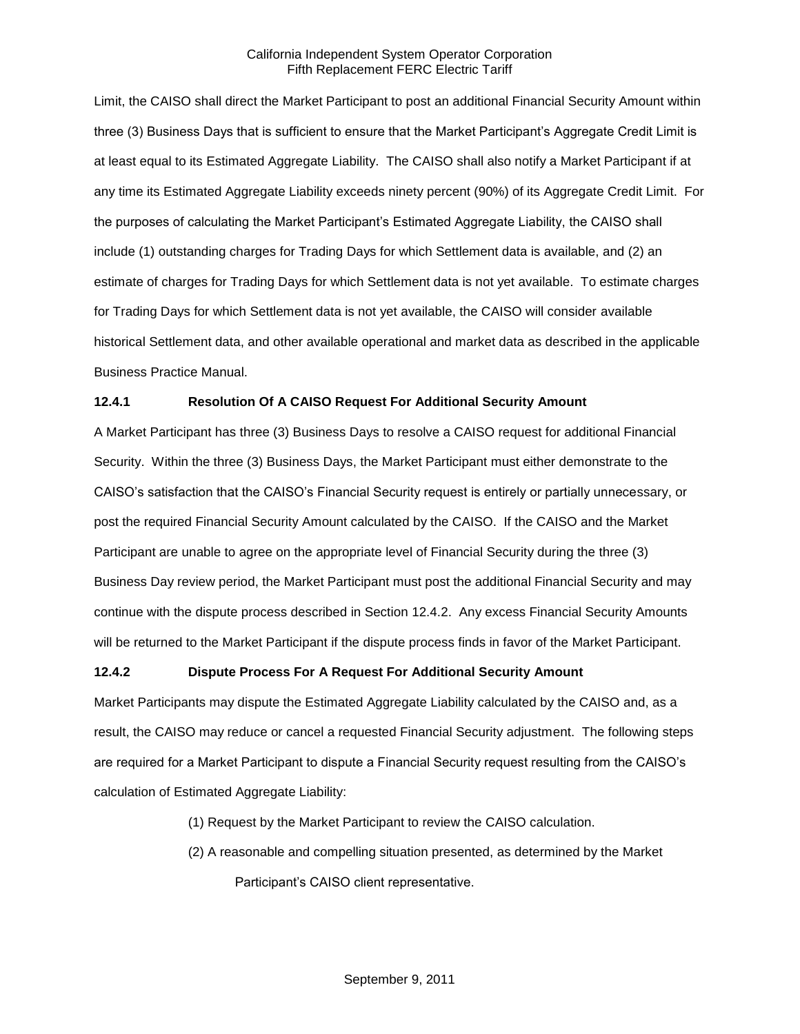Limit, the CAISO shall direct the Market Participant to post an additional Financial Security Amount within three (3) Business Days that is sufficient to ensure that the Market Participant's Aggregate Credit Limit is at least equal to its Estimated Aggregate Liability. The CAISO shall also notify a Market Participant if at any time its Estimated Aggregate Liability exceeds ninety percent (90%) of its Aggregate Credit Limit. For the purposes of calculating the Market Participant's Estimated Aggregate Liability, the CAISO shall include (1) outstanding charges for Trading Days for which Settlement data is available, and (2) an estimate of charges for Trading Days for which Settlement data is not yet available. To estimate charges for Trading Days for which Settlement data is not yet available, the CAISO will consider available historical Settlement data, and other available operational and market data as described in the applicable Business Practice Manual.

**12.4.1 Resolution Of A CAISO Request For Additional Security Amount**

A Market Participant has three (3) Business Days to resolve a CAISO request for additional Financial Security. Within the three (3) Business Days, the Market Participant must either demonstrate to the CAISO's satisfaction that the CAISO's Financial Security request is entirely or partially unnecessary, or post the required Financial Security Amount calculated by the CAISO. If the CAISO and the Market Participant are unable to agree on the appropriate level of Financial Security during the three (3) Business Day review period, the Market Participant must post the additional Financial Security and may continue with the dispute process described in Section 12.4.2. Any excess Financial Security Amounts will be returned to the Market Participant if the dispute process finds in favor of the Market Participant.

**12.4.2 Dispute Process For A Request For Additional Security Amount**

Market Participants may dispute the Estimated Aggregate Liability calculated by the CAISO and, as a result, the CAISO may reduce or cancel a requested Financial Security adjustment. The following steps are required for a Market Participant to dispute a Financial Security request resulting from the CAISO's calculation of Estimated Aggregate Liability:

(1) Request by the Market Participant to review the CAISO calculation.

(2) A reasonable and compelling situation presented, as determined by the Market Participant's CAISO client representative.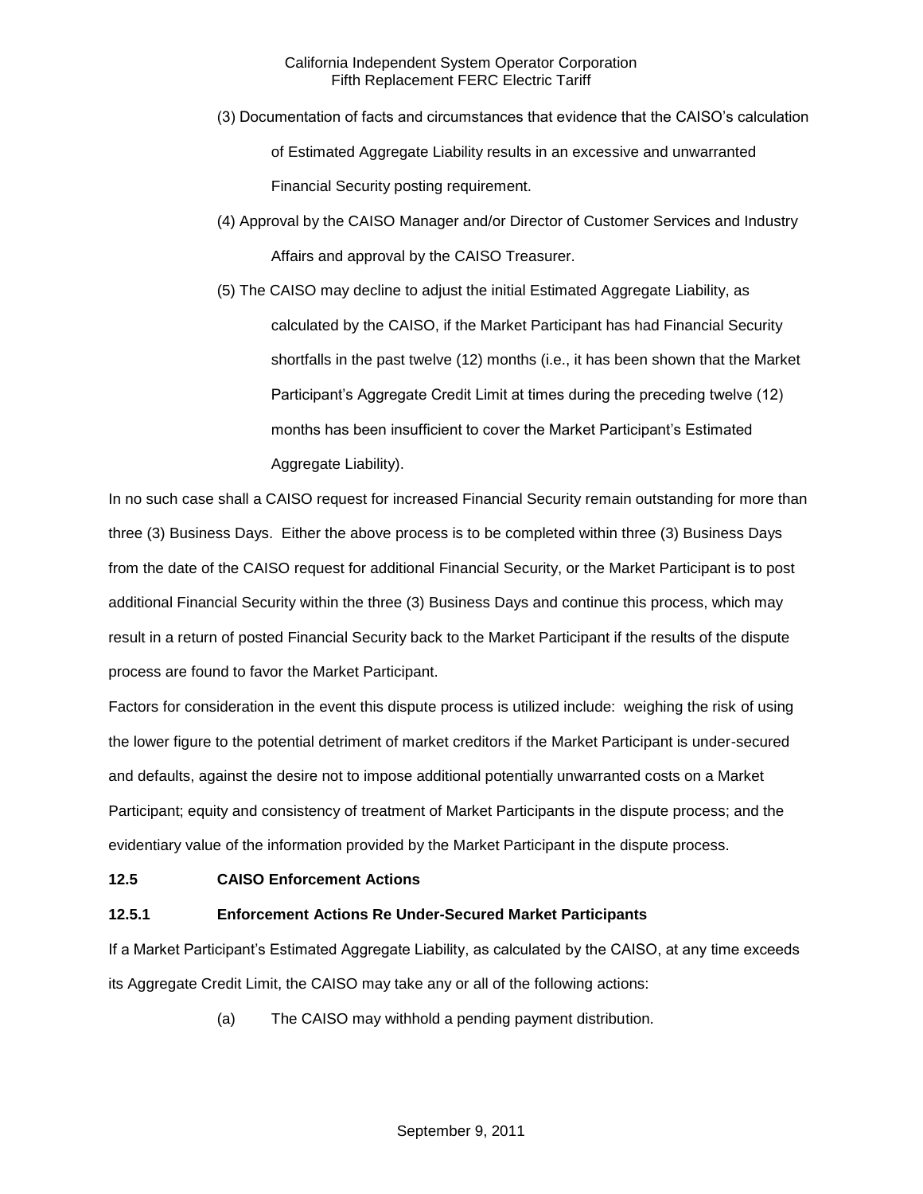(3) Documentation of facts and circumstances that evidence that the CAISO's calculation of Estimated Aggregate Liability results in an excessive and unwarranted Financial Security posting requirement.

(4) Approval by the CAISO Manager and/or Director of Customer Services and Industry Affairs and approval by the CAISO Treasurer.

(5) The CAISO may decline to adjust the initial Estimated Aggregate Liability, as calculated by the CAISO, if the Market Participant has had Financial Security shortfalls in the past twelve (12) months (i.e., it has been shown that the Market Participant's Aggregate Credit Limit at times during the preceding twelve (12) months has been insufficient to cover the Market Participant's Estimated Aggregate Liability).

In no such case shall a CAISO request for increased Financial Security remain outstanding for more than three (3) Business Days. Either the above process is to be completed within three (3) Business Days from the date of the CAISO request for additional Financial Security, or the Market Participant is to post additional Financial Security within the three (3) Business Days and continue this process, which may result in a return of posted Financial Security back to the Market Participant if the results of the dispute process are found to favor the Market Participant.

Factors for consideration in the event this dispute process is utilized include: weighing the risk of using the lower figure to the potential detriment of market creditors if the Market Participant is under-secured and defaults, against the desire not to impose additional potentially unwarranted costs on a Market Participant; equity and consistency of treatment of Market Participants in the dispute process; and the evidentiary value of the information provided by the Market Participant in the dispute process.

**12.5 CAISO Enforcement Actions**

**12.5.1 Enforcement Actions Re Under-Secured Market Participants**

If a Market Participant's Estimated Aggregate Liability, as calculated by the CAISO, at any time exceeds its Aggregate Credit Limit, the CAISO may take any or all of the following actions:

(a) The CAISO may withhold a pending payment distribution.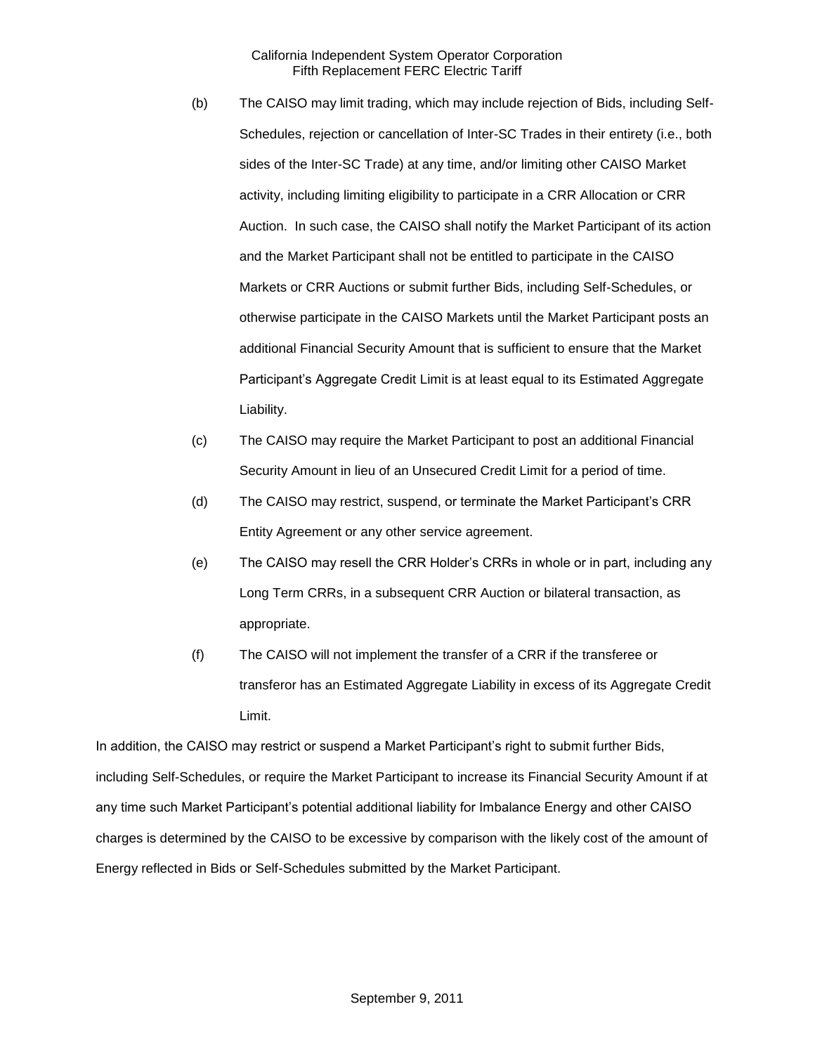(b) The CAISO may limit trading, which may include rejection of Bids, including Self-Schedules, rejection or cancellation of Inter-SC Trades in their entirety (i.e., both sides of the Inter-SC Trade) at any time, and/or limiting other CAISO Market activity, including limiting eligibility to participate in a CRR Allocation or CRR Auction. In such case, the CAISO shall notify the Market Participant of its action and the Market Participant shall not be entitled to participate in the CAISO Markets or CRR Auctions or submit further Bids, including Self-Schedules, or otherwise participate in the CAISO Markets until the Market Participant posts an additional Financial Security Amount that is sufficient to ensure that the Market Participant's Aggregate Credit Limit is at least equal to its Estimated Aggregate Liability.

(c) The CAISO may require the Market Participant to post an additional Financial Security Amount in lieu of an Unsecured Credit Limit for a period of time.

(d) The CAISO may restrict, suspend, or terminate the Market Participant's CRR Entity Agreement or any other service agreement.

(e) The CAISO may resell the CRR Holder's CRRs in whole or in part, including any Long Term CRRs, in a subsequent CRR Auction or bilateral transaction, as appropriate.

(f) The CAISO will not implement the transfer of a CRR if the transferee or transferor has an Estimated Aggregate Liability in excess of its Aggregate Credit Limit.

In addition, the CAISO may restrict or suspend a Market Participant's right to submit further Bids, including Self-Schedules, or require the Market Participant to increase its Financial Security Amount if at any time such Market Participant's potential additional liability for Imbalance Energy and other CAISO charges is determined by the CAISO to be excessive by comparison with the likely cost of the amount of Energy reflected in Bids or Self-Schedules submitted by the Market Participant.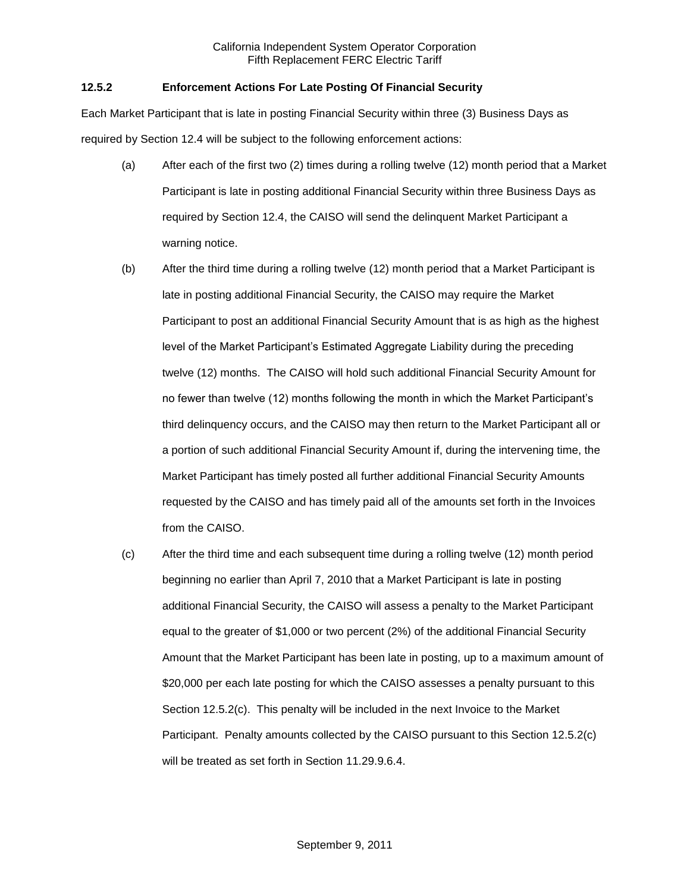### 12.5.2 Enforcement Actions For Late Posting Of Financial Security

Each Market Participant that is late in posting Financial Security within three (3) Business Days as required by Section 12.4 will be subject to the following enforcement actions:

(a) After each of the first two (2) times during a rolling twelve (12) month period that a Market Participant is late in posting additional Financial Security within three Business Days as required by Section 12.4, the CAISO will send the delinquent Market Participant a warning notice.

(b) After the third time during a rolling twelve (12) month period that a Market Participant is late in posting additional Financial Security, the CAISO may require the Market Participant to post an additional Financial Security Amount that is as high as the highest level of the Market Participant's Estimated Aggregate Liability during the preceding twelve (12) months. The CAISO will hold such additional Financial Security Amount for no fewer than twelve (12) months following the month in which the Market Participant's third delinquency occurs, and the CAISO may then return to the Market Participant all or a portion of such additional Financial Security Amount if, during the intervening time, the Market Participant has timely posted all further additional Financial Security Amounts requested by the CAISO and has timely paid all of the amounts set forth in the Invoices from the CAISO.

(c) After the third time and each subsequent time during a rolling twelve (12) month period beginning no earlier than April 7, 2010 that a Market Participant is late in posting additional Financial Security, the CAISO will assess a penalty to the Market Participant equal to the greater of $1,000 or two percent (2%) of the additional Financial Security Amount that the Market Participant has been late in posting, up to a maximum amount of $20,000 per each late posting for which the CAISO assesses a penalty pursuant to this Section 12.5.2(c). This penalty will be included in the next Invoice to the Market Participant. Penalty amounts collected by the CAISO pursuant to this Section 12.5.2(c) will be treated as set forth in Section 11.29.9.6.4.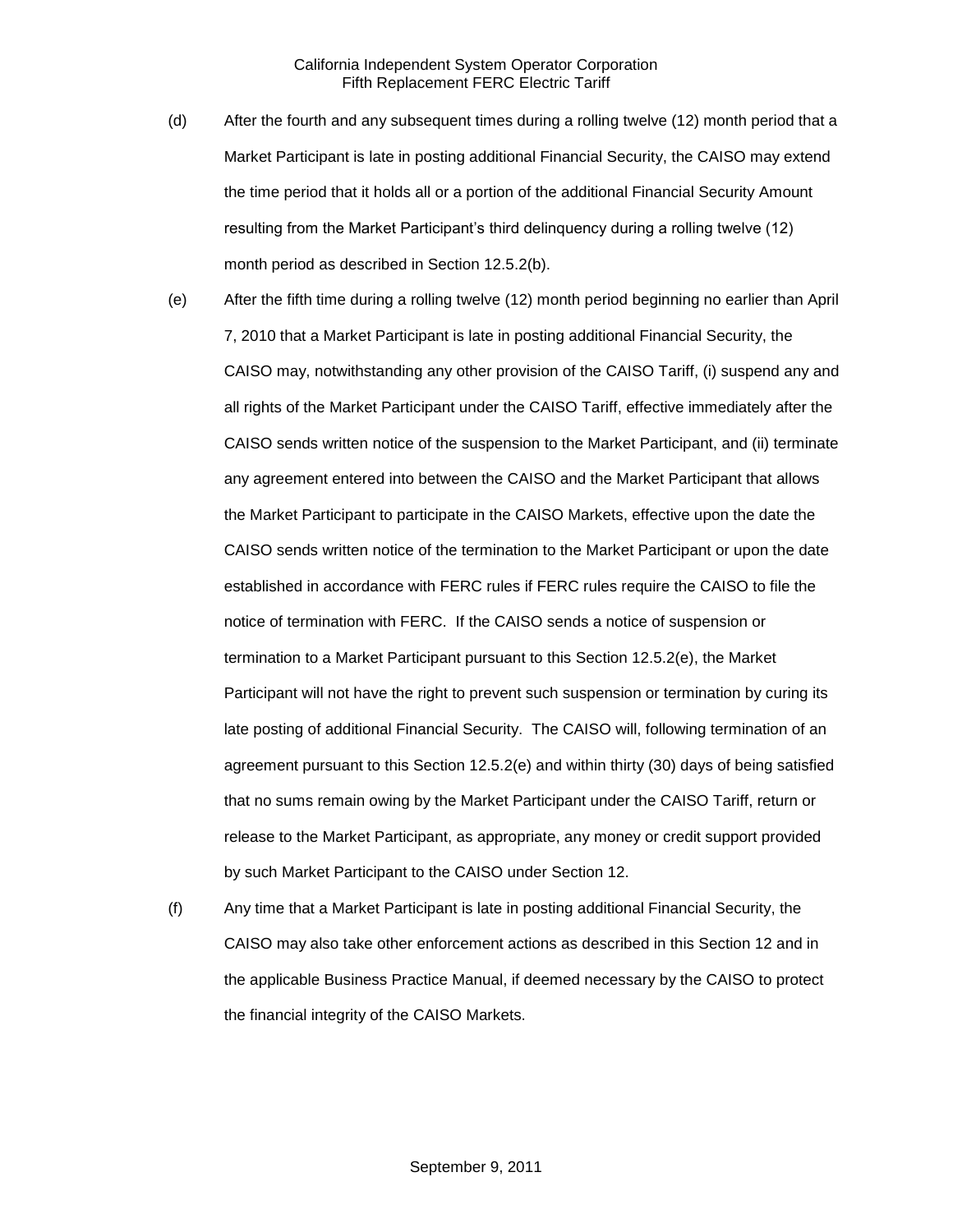(d) After the fourth and any subsequent times during a rolling twelve (12) month period that a Market Participant is late in posting additional Financial Security, the CAISO may extend the time period that it holds all or a portion of the additional Financial Security Amount resulting from the Market Participant's third delinquency during a rolling twelve (12) month period as described in Section 12.5.2(b).

(e) After the fifth time during a rolling twelve (12) month period beginning no earlier than April 7, 2010 that a Market Participant is late in posting additional Financial Security, the CAISO may, notwithstanding any other provision of the CAISO Tariff, (i) suspend any and all rights of the Market Participant under the CAISO Tariff, effective immediately after the CAISO sends written notice of the suspension to the Market Participant, and (ii) terminate any agreement entered into between the CAISO and the Market Participant that allows the Market Participant to participate in the CAISO Markets, effective upon the date the CAISO sends written notice of the termination to the Market Participant or upon the date established in accordance with FERC rules if FERC rules require the CAISO to file the notice of termination with FERC. If the CAISO sends a notice of suspension or termination to a Market Participant pursuant to this Section 12.5.2(e), the Market Participant will not have the right to prevent such suspension or termination by curing its late posting of additional Financial Security. The CAISO will, following termination of an agreement pursuant to this Section 12.5.2(e) and within thirty (30) days of being satisfied that no sums remain owing by the Market Participant under the CAISO Tariff, return or release to the Market Participant, as appropriate, any money or credit support provided by such Market Participant to the CAISO under Section 12.

(f) Any time that a Market Participant is late in posting additional Financial Security, the CAISO may also take other enforcement actions as described in this Section 12 and in the applicable Business Practice Manual, if deemed necessary by the CAISO to protect the financial integrity of the CAISO Markets.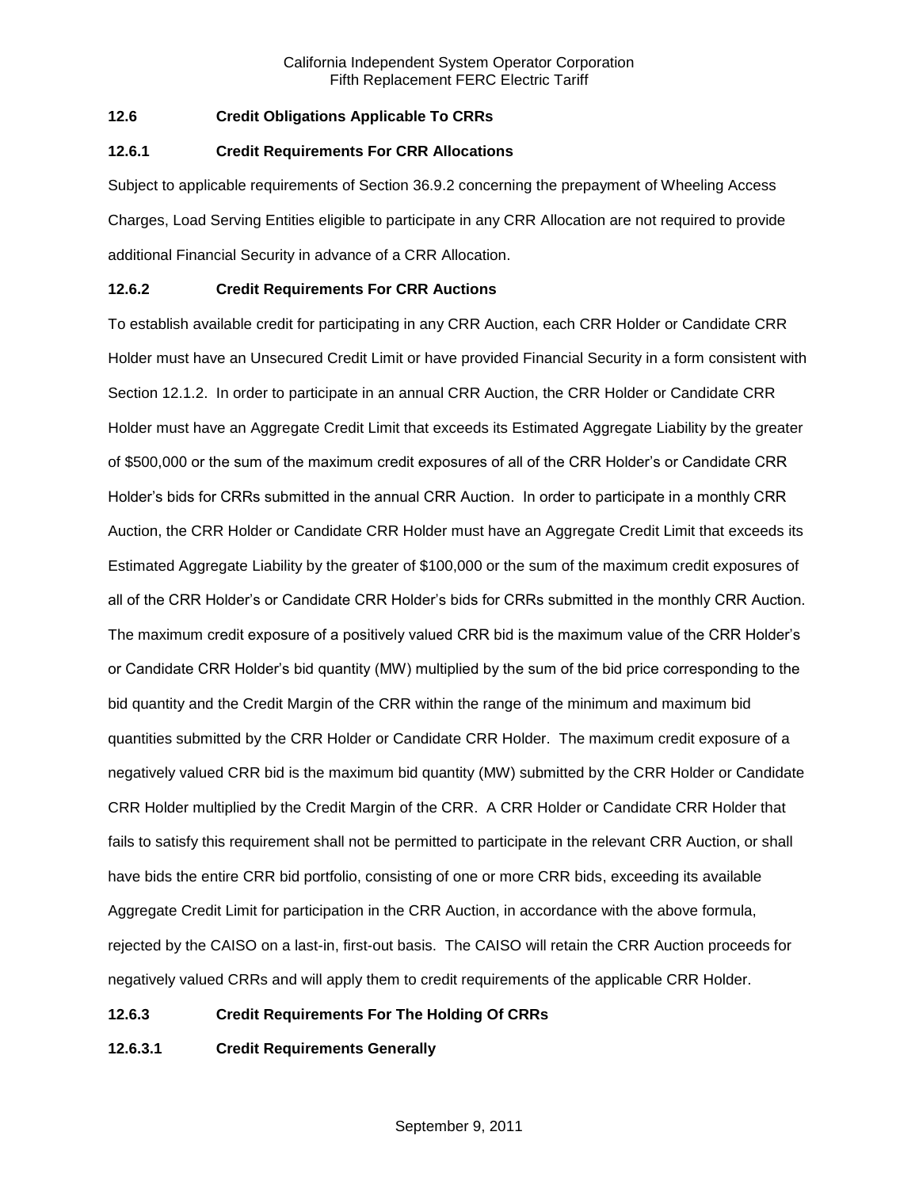### 12.6 Credit Obligations Applicable To CRRs

### 12.6.1 Credit Requirements For CRR Allocations

Subject to applicable requirements of Section 36.9.2 concerning the prepayment of Wheeling Access Charges, Load Serving Entities eligible to participate in any CRR Allocation are not required to provide additional Financial Security in advance of a CRR Allocation.

### 12.6.2 Credit Requirements For CRR Auctions

To establish available credit for participating in any CRR Auction, each CRR Holder or Candidate CRR Holder must have an Unsecured Credit Limit or have provided Financial Security in a form consistent with Section 12.1.2. In order to participate in an annual CRR Auction, the CRR Holder or Candidate CRR Holder must have an Aggregate Credit Limit that exceeds its Estimated Aggregate Liability by the greater of $500,000 or the sum of the maximum credit exposures of all of the CRR Holder's or Candidate CRR Holder's bids for CRRs submitted in the annual CRR Auction. In order to participate in a monthly CRR Auction, the CRR Holder or Candidate CRR Holder must have an Aggregate Credit Limit that exceeds its Estimated Aggregate Liability by the greater of $100,000 or the sum of the maximum credit exposures of all of the CRR Holder's or Candidate CRR Holder's bids for CRRs submitted in the monthly CRR Auction. The maximum credit exposure of a positively valued CRR bid is the maximum value of the CRR Holder's or Candidate CRR Holder's bid quantity (MW) multiplied by the sum of the bid price corresponding to the bid quantity and the Credit Margin of the CRR within the range of the minimum and maximum bid quantities submitted by the CRR Holder or Candidate CRR Holder. The maximum credit exposure of a negatively valued CRR bid is the maximum bid quantity (MW) submitted by the CRR Holder or Candidate CRR Holder multiplied by the Credit Margin of the CRR. A CRR Holder or Candidate CRR Holder that fails to satisfy this requirement shall not be permitted to participate in the relevant CRR Auction, or shall have bids the entire CRR bid portfolio, consisting of one or more CRR bids, exceeding its available Aggregate Credit Limit for participation in the CRR Auction, in accordance with the above formula, rejected by the CAISO on a last-in, first-out basis. The CAISO will retain the CRR Auction proceeds for negatively valued CRRs and will apply them to credit requirements of the applicable CRR Holder.

### 12.6.3 Credit Requirements For The Holding Of CRRs

#### 12.6.3.1 Credit Requirements Generally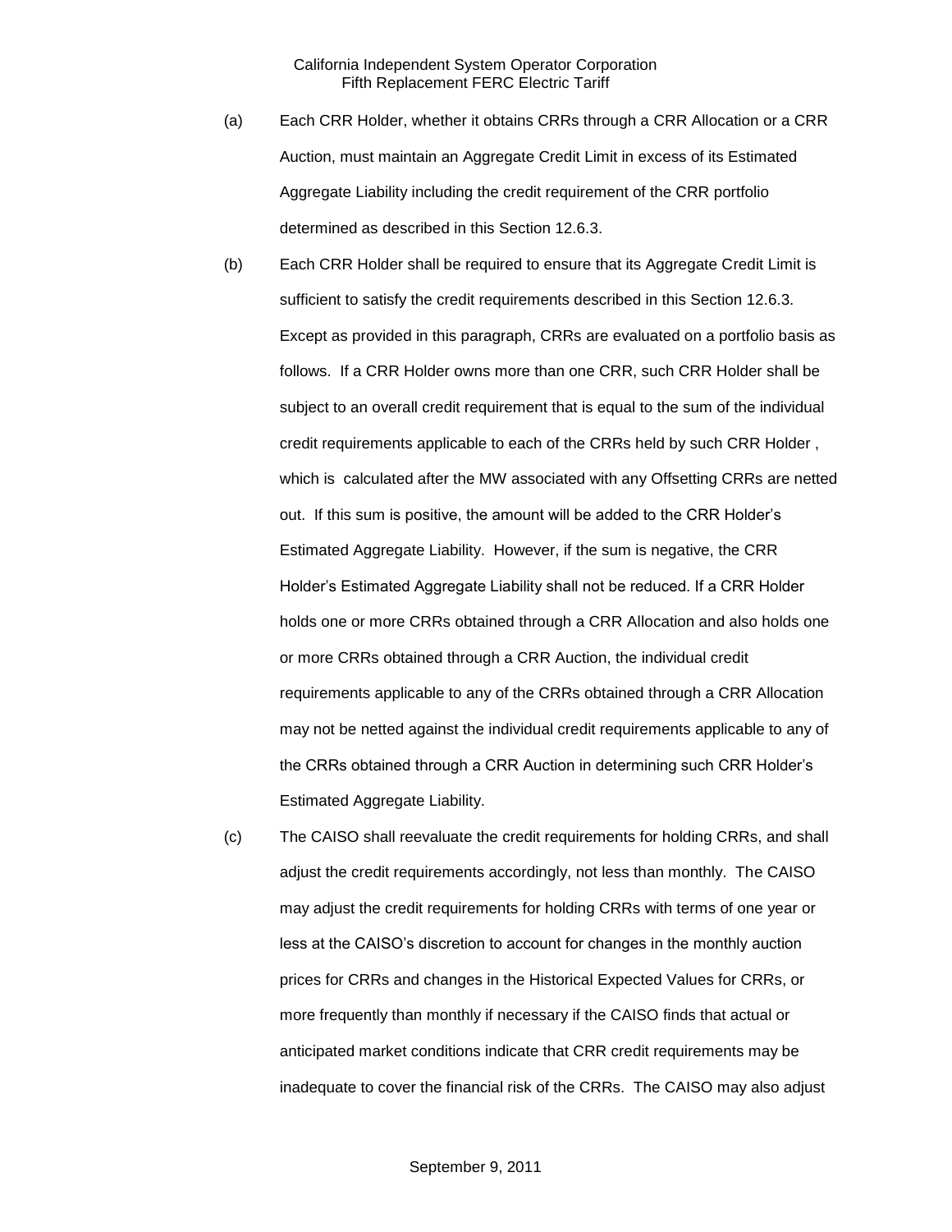(a) Each CRR Holder, whether it obtains CRRs through a CRR Allocation or a CRR Auction, must maintain an Aggregate Credit Limit in excess of its Estimated Aggregate Liability including the credit requirement of the CRR portfolio determined as described in this Section 12.6.3.

(b) Each CRR Holder shall be required to ensure that its Aggregate Credit Limit is sufficient to satisfy the credit requirements described in this Section 12.6.3. Except as provided in this paragraph, CRRs are evaluated on a portfolio basis as follows. If a CRR Holder owns more than one CRR, such CRR Holder shall be subject to an overall credit requirement that is equal to the sum of the individual credit requirements applicable to each of the CRRs held by such CRR Holder , which is calculated after the MW associated with any Offsetting CRRs are netted out. If this sum is positive, the amount will be added to the CRR Holder's Estimated Aggregate Liability. However, if the sum is negative, the CRR Holder's Estimated Aggregate Liability shall not be reduced. If a CRR Holder holds one or more CRRs obtained through a CRR Allocation and also holds one or more CRRs obtained through a CRR Auction, the individual credit requirements applicable to any of the CRRs obtained through a CRR Allocation may not be netted against the individual credit requirements applicable to any of the CRRs obtained through a CRR Auction in determining such CRR Holder's Estimated Aggregate Liability.

(c) The CAISO shall reevaluate the credit requirements for holding CRRs, and shall adjust the credit requirements accordingly, not less than monthly. The CAISO may adjust the credit requirements for holding CRRs with terms of one year or less at the CAISO's discretion to account for changes in the monthly auction prices for CRRs and changes in the Historical Expected Values for CRRs, or more frequently than monthly if necessary if the CAISO finds that actual or anticipated market conditions indicate that CRR credit requirements may be inadequate to cover the financial risk of the CRRs. The CAISO may also adjust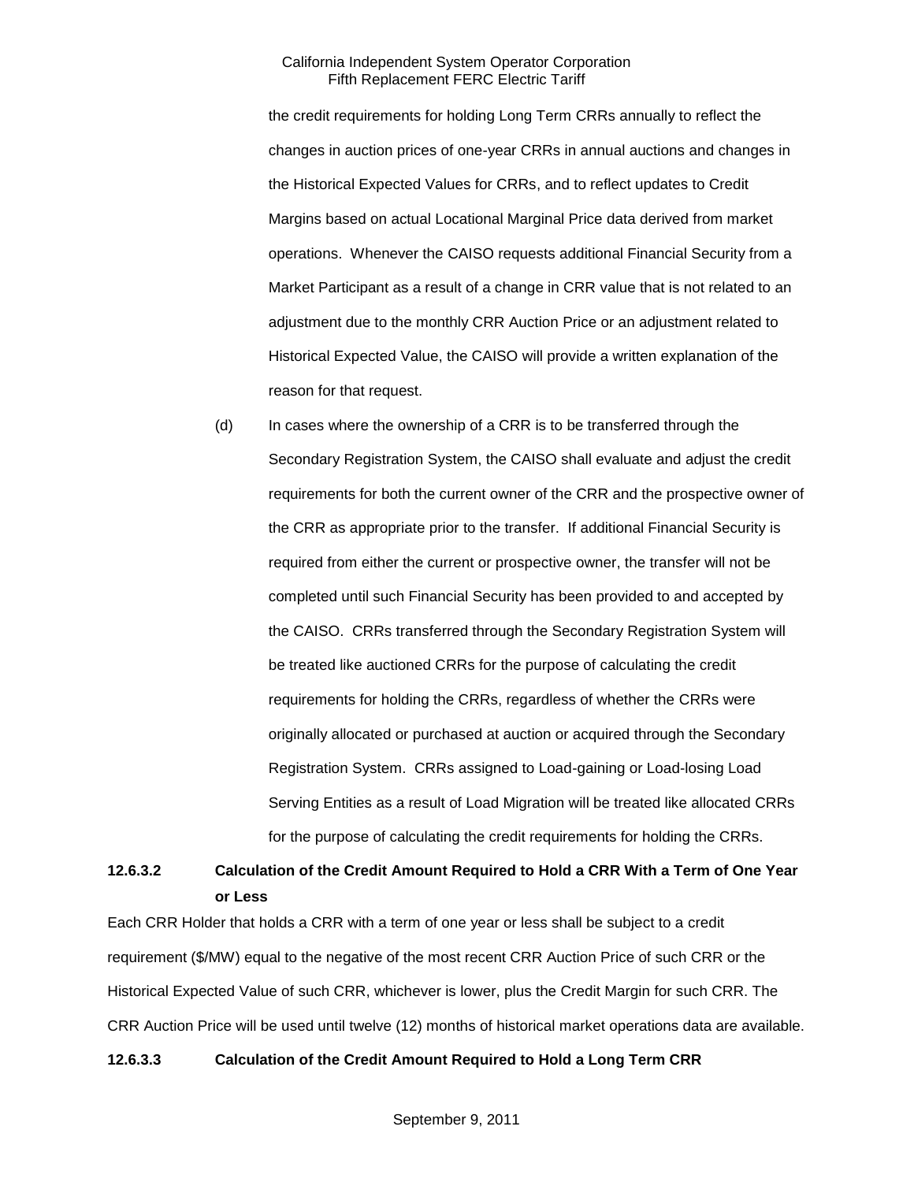the credit requirements for holding Long Term CRRs annually to reflect the changes in auction prices of one-year CRRs in annual auctions and changes in the Historical Expected Values for CRRs, and to reflect updates to Credit Margins based on actual Locational Marginal Price data derived from market operations. Whenever the CAISO requests additional Financial Security from a Market Participant as a result of a change in CRR value that is not related to an adjustment due to the monthly CRR Auction Price or an adjustment related to Historical Expected Value, the CAISO will provide a written explanation of the reason for that request.

(d) In cases where the ownership of a CRR is to be transferred through the Secondary Registration System, the CAISO shall evaluate and adjust the credit requirements for both the current owner of the CRR and the prospective owner of the CRR as appropriate prior to the transfer. If additional Financial Security is required from either the current or prospective owner, the transfer will not be completed until such Financial Security has been provided to and accepted by the CAISO. CRRs transferred through the Secondary Registration System will be treated like auctioned CRRs for the purpose of calculating the credit requirements for holding the CRRs, regardless of whether the CRRs were originally allocated or purchased at auction or acquired through the Secondary Registration System. CRRs assigned to Load-gaining or Load-losing Load Serving Entities as a result of Load Migration will be treated like allocated CRRs for the purpose of calculating the credit requirements for holding the CRRs.

**12.6.3.2 Calculation of the Credit Amount Required to Hold a CRR With a Term of One Year or Less**

Each CRR Holder that holds a CRR with a term of one year or less shall be subject to a credit requirement ($/MW) equal to the negative of the most recent CRR Auction Price of such CRR or the Historical Expected Value of such CRR, whichever is lower, plus the Credit Margin for such CRR. The CRR Auction Price will be used until twelve (12) months of historical market operations data are available.

**12.6.3.3 Calculation of the Credit Amount Required to Hold a Long Term CRR**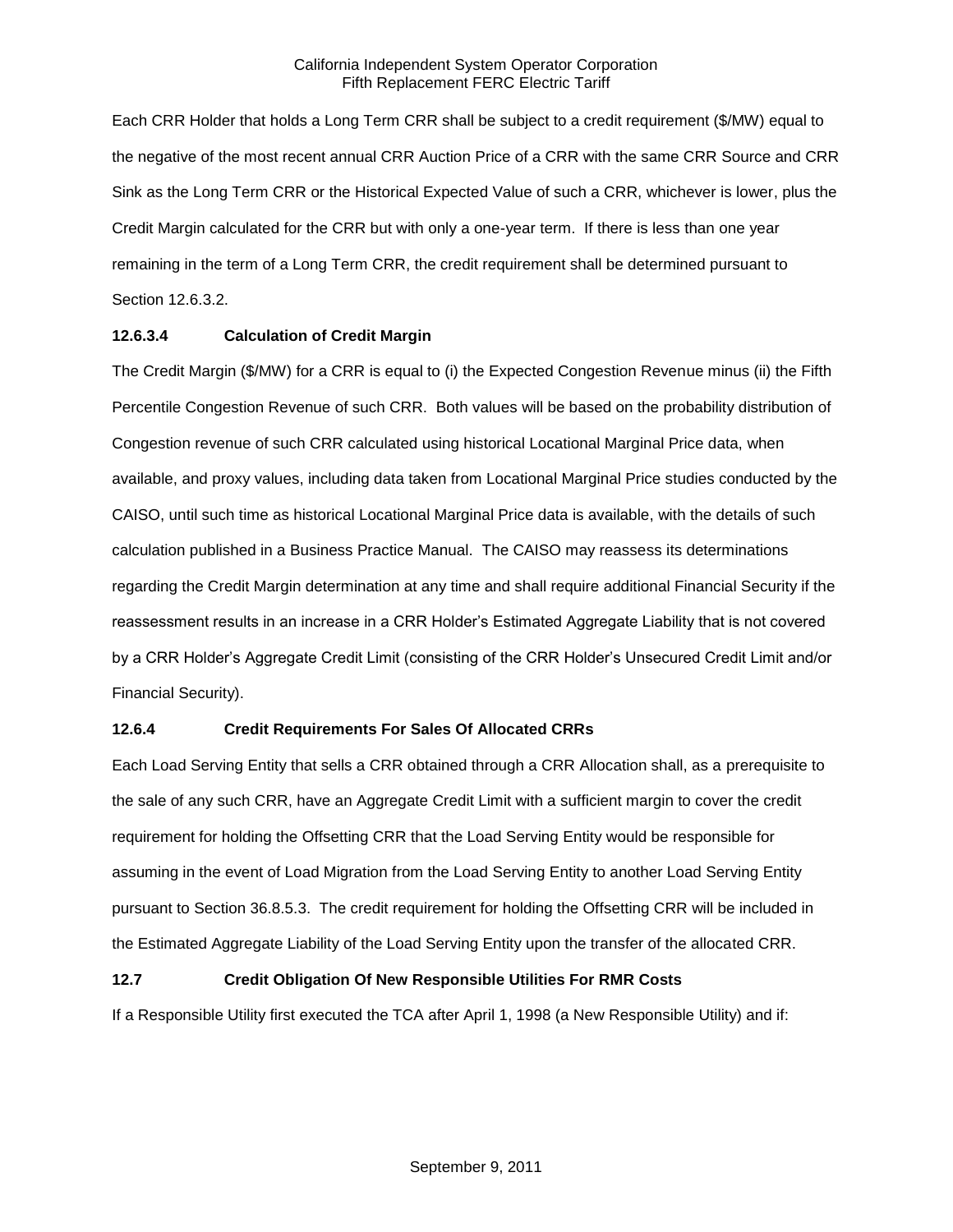Each CRR Holder that holds a Long Term CRR shall be subject to a credit requirement ($/MW) equal to the negative of the most recent annual CRR Auction Price of a CRR with the same CRR Source and CRR Sink as the Long Term CRR or the Historical Expected Value of such a CRR, whichever is lower, plus the Credit Margin calculated for the CRR but with only a one-year term. If there is less than one year remaining in the term of a Long Term CRR, the credit requirement shall be determined pursuant to Section 12.6.3.2.

### 12.6.3.4 Calculation of Credit Margin

The Credit Margin ($/MW) for a CRR is equal to (i) the Expected Congestion Revenue minus (ii) the Fifth Percentile Congestion Revenue of such CRR. Both values will be based on the probability distribution of Congestion revenue of such CRR calculated using historical Locational Marginal Price data, when available, and proxy values, including data taken from Locational Marginal Price studies conducted by the CAISO, until such time as historical Locational Marginal Price data is available, with the details of such calculation published in a Business Practice Manual. The CAISO may reassess its determinations regarding the Credit Margin determination at any time and shall require additional Financial Security if the reassessment results in an increase in a CRR Holder's Estimated Aggregate Liability that is not covered by a CRR Holder's Aggregate Credit Limit (consisting of the CRR Holder's Unsecured Credit Limit and/or Financial Security).

### 12.6.4 Credit Requirements For Sales Of Allocated CRRs

Each Load Serving Entity that sells a CRR obtained through a CRR Allocation shall, as a prerequisite to the sale of any such CRR, have an Aggregate Credit Limit with a sufficient margin to cover the credit requirement for holding the Offsetting CRR that the Load Serving Entity would be responsible for assuming in the event of Load Migration from the Load Serving Entity to another Load Serving Entity pursuant to Section 36.8.5.3. The credit requirement for holding the Offsetting CRR will be included in the Estimated Aggregate Liability of the Load Serving Entity upon the transfer of the allocated CRR.

### 12.7 Credit Obligation Of New Responsible Utilities For RMR Costs

If a Responsible Utility first executed the TCA after April 1, 1998 (a New Responsible Utility) and if: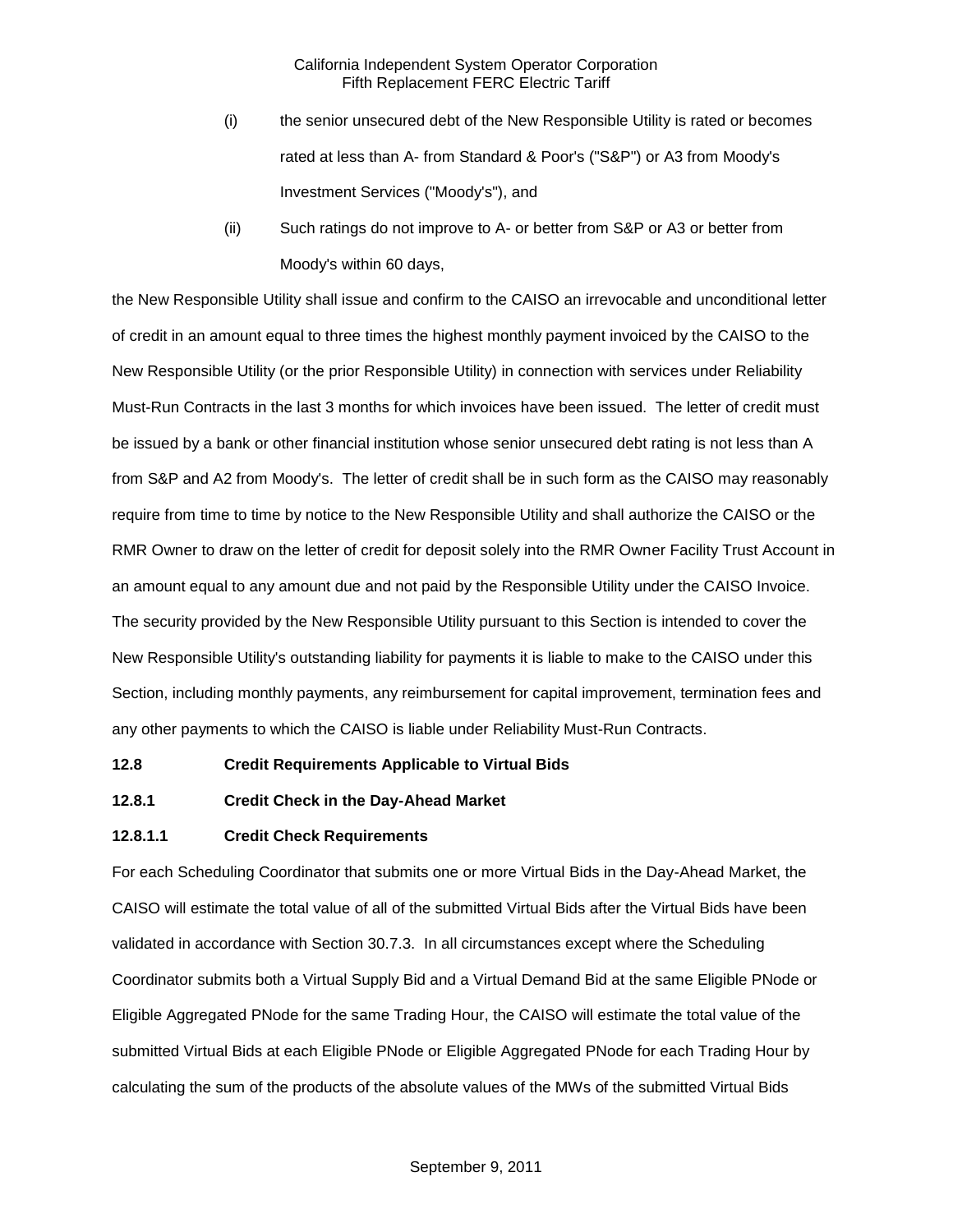(i) the senior unsecured debt of the New Responsible Utility is rated or becomes rated at less than A- from Standard & Poor's ("S&P") or A3 from Moody's Investment Services ("Moody's"), and

(ii) Such ratings do not improve to A- or better from S&P or A3 or better from Moody's within 60 days,

the New Responsible Utility shall issue and confirm to the CAISO an irrevocable and unconditional letter of credit in an amount equal to three times the highest monthly payment invoiced by the CAISO to the New Responsible Utility (or the prior Responsible Utility) in connection with services under Reliability Must-Run Contracts in the last 3 months for which invoices have been issued. The letter of credit must be issued by a bank or other financial institution whose senior unsecured debt rating is not less than A from S&P and A2 from Moody's. The letter of credit shall be in such form as the CAISO may reasonably require from time to time by notice to the New Responsible Utility and shall authorize the CAISO or the RMR Owner to draw on the letter of credit for deposit solely into the RMR Owner Facility Trust Account in an amount equal to any amount due and not paid by the Responsible Utility under the CAISO Invoice. The security provided by the New Responsible Utility pursuant to this Section is intended to cover the New Responsible Utility's outstanding liability for payments it is liable to make to the CAISO under this Section, including monthly payments, any reimbursement for capital improvement, termination fees and any other payments to which the CAISO is liable under Reliability Must-Run Contracts.

**12.8 Credit Requirements Applicable to Virtual Bids**

**12.8.1 Credit Check in the Day-Ahead Market**

**12.8.1.1 Credit Check Requirements**

For each Scheduling Coordinator that submits one or more Virtual Bids in the Day-Ahead Market, the CAISO will estimate the total value of all of the submitted Virtual Bids after the Virtual Bids have been validated in accordance with Section 30.7.3. In all circumstances except where the Scheduling Coordinator submits both a Virtual Supply Bid and a Virtual Demand Bid at the same Eligible PNode or Eligible Aggregated PNode for the same Trading Hour, the CAISO will estimate the total value of the submitted Virtual Bids at each Eligible PNode or Eligible Aggregated PNode for each Trading Hour by calculating the sum of the products of the absolute values of the MWs of the submitted Virtual Bids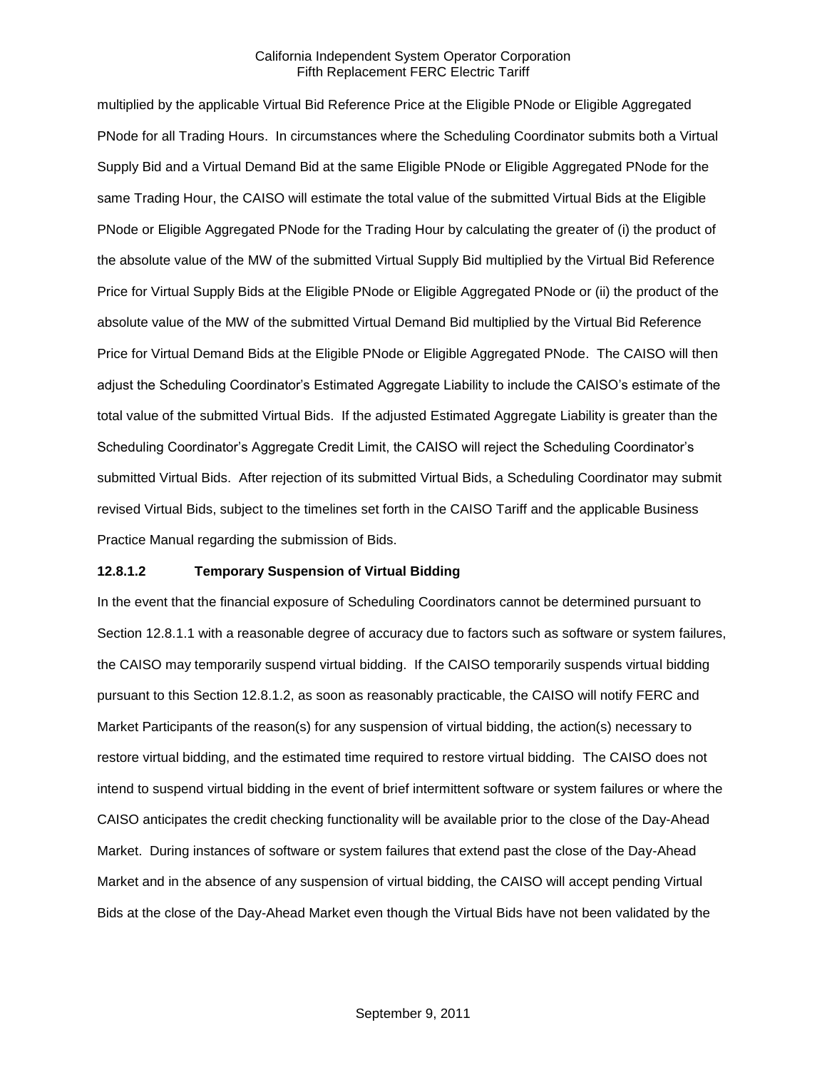multiplied by the applicable Virtual Bid Reference Price at the Eligible PNode or Eligible Aggregated PNode for all Trading Hours. In circumstances where the Scheduling Coordinator submits both a Virtual Supply Bid and a Virtual Demand Bid at the same Eligible PNode or Eligible Aggregated PNode for the same Trading Hour, the CAISO will estimate the total value of the submitted Virtual Bids at the Eligible PNode or Eligible Aggregated PNode for the Trading Hour by calculating the greater of (i) the product of the absolute value of the MW of the submitted Virtual Supply Bid multiplied by the Virtual Bid Reference Price for Virtual Supply Bids at the Eligible PNode or Eligible Aggregated PNode or (ii) the product of the absolute value of the MW of the submitted Virtual Demand Bid multiplied by the Virtual Bid Reference Price for Virtual Demand Bids at the Eligible PNode or Eligible Aggregated PNode. The CAISO will then adjust the Scheduling Coordinator's Estimated Aggregate Liability to include the CAISO's estimate of the total value of the submitted Virtual Bids. If the adjusted Estimated Aggregate Liability is greater than the Scheduling Coordinator's Aggregate Credit Limit, the CAISO will reject the Scheduling Coordinator's submitted Virtual Bids. After rejection of its submitted Virtual Bids, a Scheduling Coordinator may submit revised Virtual Bids, subject to the timelines set forth in the CAISO Tariff and the applicable Business Practice Manual regarding the submission of Bids.

**12.8.1.2 Temporary Suspension of Virtual Bidding**

In the event that the financial exposure of Scheduling Coordinators cannot be determined pursuant to Section 12.8.1.1 with a reasonable degree of accuracy due to factors such as software or system failures, the CAISO may temporarily suspend virtual bidding. If the CAISO temporarily suspends virtual bidding pursuant to this Section 12.8.1.2, as soon as reasonably practicable, the CAISO will notify FERC and Market Participants of the reason(s) for any suspension of virtual bidding, the action(s) necessary to restore virtual bidding, and the estimated time required to restore virtual bidding. The CAISO does not intend to suspend virtual bidding in the event of brief intermittent software or system failures or where the CAISO anticipates the credit checking functionality will be available prior to the close of the Day-Ahead Market. During instances of software or system failures that extend past the close of the Day-Ahead Market and in the absence of any suspension of virtual bidding, the CAISO will accept pending Virtual Bids at the close of the Day-Ahead Market even though the Virtual Bids have not been validated by the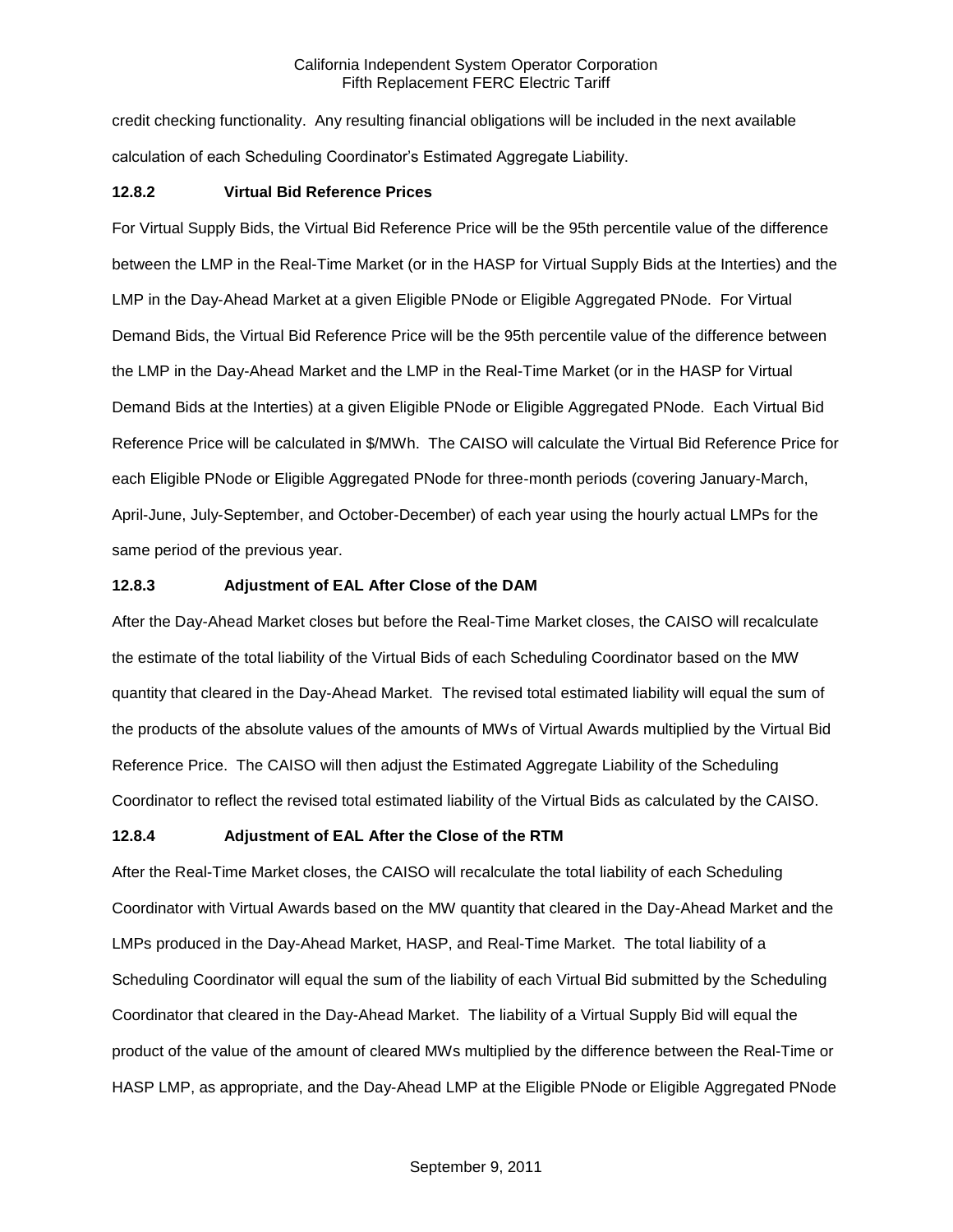credit checking functionality. Any resulting financial obligations will be included in the next available calculation of each Scheduling Coordinator's Estimated Aggregate Liability.

### 12.8.2 Virtual Bid Reference Prices

For Virtual Supply Bids, the Virtual Bid Reference Price will be the 95th percentile value of the difference between the LMP in the Real-Time Market (or in the HASP for Virtual Supply Bids at the Interties) and the LMP in the Day-Ahead Market at a given Eligible PNode or Eligible Aggregated PNode. For Virtual Demand Bids, the Virtual Bid Reference Price will be the 95th percentile value of the difference between the LMP in the Day-Ahead Market and the LMP in the Real-Time Market (or in the HASP for Virtual Demand Bids at the Interties) at a given Eligible PNode or Eligible Aggregated PNode. Each Virtual Bid Reference Price will be calculated in $/MWh. The CAISO will calculate the Virtual Bid Reference Price for each Eligible PNode or Eligible Aggregated PNode for three-month periods (covering January-March, April-June, July-September, and October-December) of each year using the hourly actual LMPs for the same period of the previous year.

### 12.8.3 Adjustment of EAL After Close of the DAM

After the Day-Ahead Market closes but before the Real-Time Market closes, the CAISO will recalculate the estimate of the total liability of the Virtual Bids of each Scheduling Coordinator based on the MW quantity that cleared in the Day-Ahead Market. The revised total estimated liability will equal the sum of the products of the absolute values of the amounts of MWs of Virtual Awards multiplied by the Virtual Bid Reference Price. The CAISO will then adjust the Estimated Aggregate Liability of the Scheduling Coordinator to reflect the revised total estimated liability of the Virtual Bids as calculated by the CAISO.

### 12.8.4 Adjustment of EAL After the Close of the RTM

After the Real-Time Market closes, the CAISO will recalculate the total liability of each Scheduling Coordinator with Virtual Awards based on the MW quantity that cleared in the Day-Ahead Market and the LMPs produced in the Day-Ahead Market, HASP, and Real-Time Market. The total liability of a Scheduling Coordinator will equal the sum of the liability of each Virtual Bid submitted by the Scheduling Coordinator that cleared in the Day-Ahead Market. The liability of a Virtual Supply Bid will equal the product of the value of the amount of cleared MWs multiplied by the difference between the Real-Time or HASP LMP, as appropriate, and the Day-Ahead LMP at the Eligible PNode or Eligible Aggregated PNode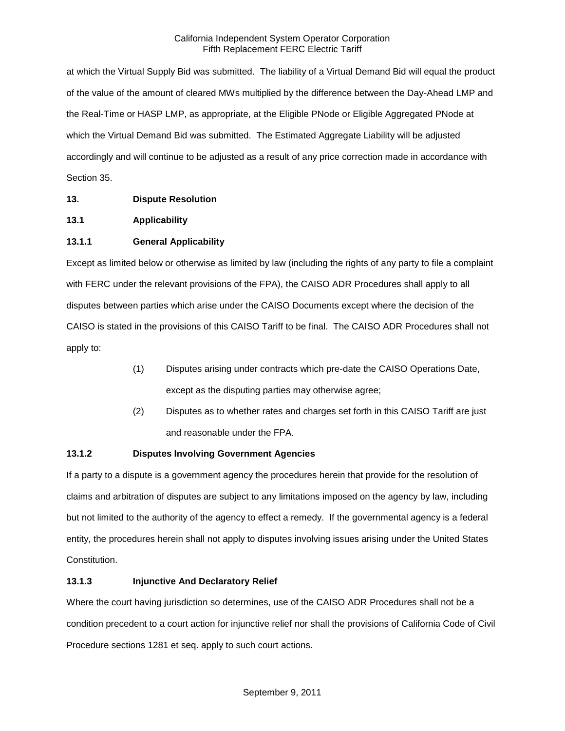at which the Virtual Supply Bid was submitted. The liability of a Virtual Demand Bid will equal the product of the value of the amount of cleared MWs multiplied by the difference between the Day-Ahead LMP and the Real-Time or HASP LMP, as appropriate, at the Eligible PNode or Eligible Aggregated PNode at which the Virtual Demand Bid was submitted. The Estimated Aggregate Liability will be adjusted accordingly and will continue to be adjusted as a result of any price correction made in accordance with Section 35.

## 13. Dispute Resolution

### 13.1 Applicability

#### 13.1.1 General Applicability

Except as limited below or otherwise as limited by law (including the rights of any party to file a complaint with FERC under the relevant provisions of the FPA), the CAISO ADR Procedures shall apply to all disputes between parties which arise under the CAISO Documents except where the decision of the CAISO is stated in the provisions of this CAISO Tariff to be final. The CAISO ADR Procedures shall not apply to:

(1) Disputes arising under contracts which pre-date the CAISO Operations Date, except as the disputing parties may otherwise agree;

(2) Disputes as to whether rates and charges set forth in this CAISO Tariff are just and reasonable under the FPA.

#### 13.1.2 Disputes Involving Government Agencies

If a party to a dispute is a government agency the procedures herein that provide for the resolution of claims and arbitration of disputes are subject to any limitations imposed on the agency by law, including but not limited to the authority of the agency to effect a remedy. If the governmental agency is a federal entity, the procedures herein shall not apply to disputes involving issues arising under the United States Constitution.

#### 13.1.3 Injunctive And Declaratory Relief

Where the court having jurisdiction so determines, use of the CAISO ADR Procedures shall not be a condition precedent to a court action for injunctive relief nor shall the provisions of California Code of Civil Procedure sections 1281 et seq. apply to such court actions.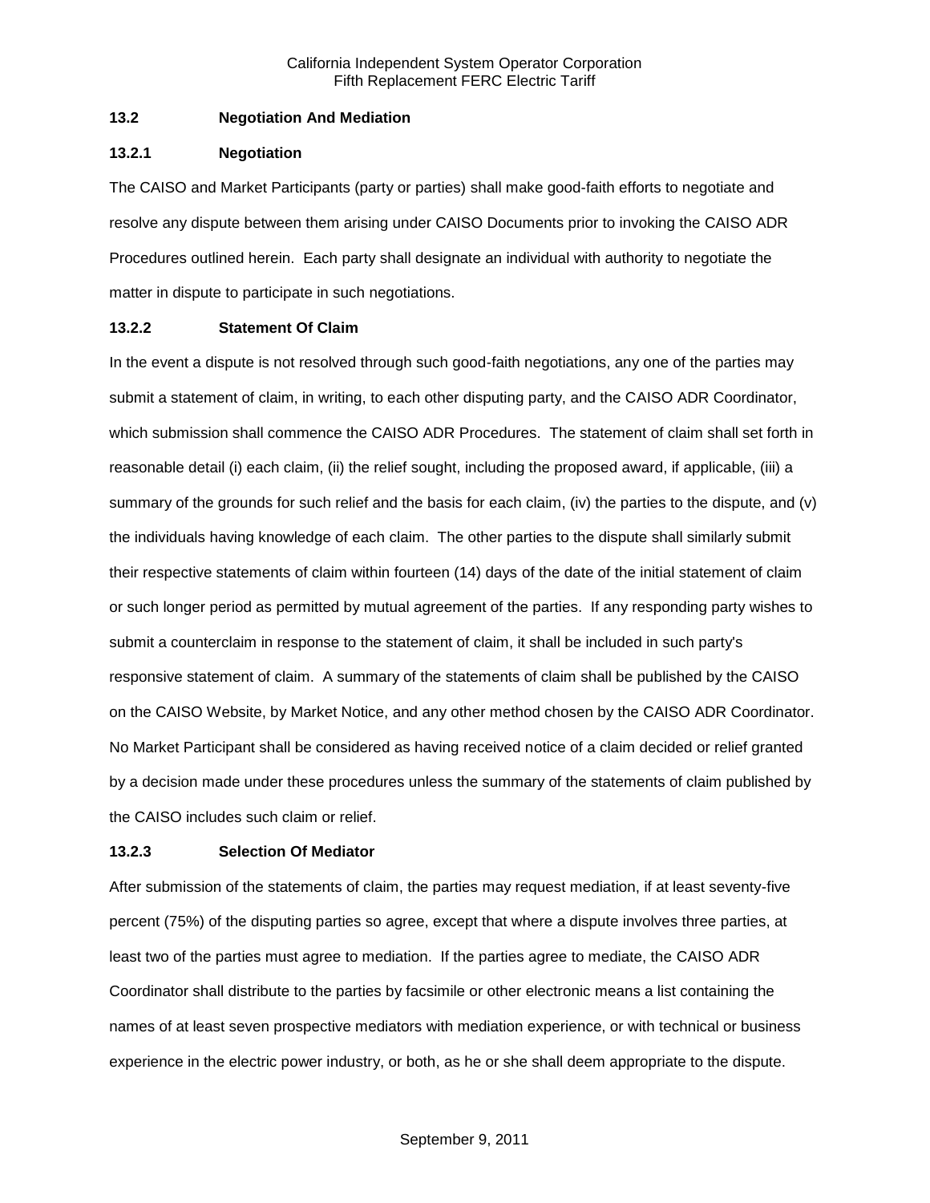### 13.2 Negotiation And Mediation

#### 13.2.1 Negotiation

The CAISO and Market Participants (party or parties) shall make good-faith efforts to negotiate and resolve any dispute between them arising under CAISO Documents prior to invoking the CAISO ADR Procedures outlined herein. Each party shall designate an individual with authority to negotiate the matter in dispute to participate in such negotiations.

#### 13.2.2 Statement Of Claim

In the event a dispute is not resolved through such good-faith negotiations, any one of the parties may submit a statement of claim, in writing, to each other disputing party, and the CAISO ADR Coordinator, which submission shall commence the CAISO ADR Procedures. The statement of claim shall set forth in reasonable detail (i) each claim, (ii) the relief sought, including the proposed award, if applicable, (iii) a summary of the grounds for such relief and the basis for each claim, (iv) the parties to the dispute, and (v) the individuals having knowledge of each claim. The other parties to the dispute shall similarly submit their respective statements of claim within fourteen (14) days of the date of the initial statement of claim or such longer period as permitted by mutual agreement of the parties. If any responding party wishes to submit a counterclaim in response to the statement of claim, it shall be included in such party's responsive statement of claim. A summary of the statements of claim shall be published by the CAISO on the CAISO Website, by Market Notice, and any other method chosen by the CAISO ADR Coordinator. No Market Participant shall be considered as having received notice of a claim decided or relief granted by a decision made under these procedures unless the summary of the statements of claim published by the CAISO includes such claim or relief.

#### 13.2.3 Selection Of Mediator

After submission of the statements of claim, the parties may request mediation, if at least seventy-five percent (75%) of the disputing parties so agree, except that where a dispute involves three parties, at least two of the parties must agree to mediation. If the parties agree to mediate, the CAISO ADR Coordinator shall distribute to the parties by facsimile or other electronic means a list containing the names of at least seven prospective mediators with mediation experience, or with technical or business experience in the electric power industry, or both, as he or she shall deem appropriate to the dispute.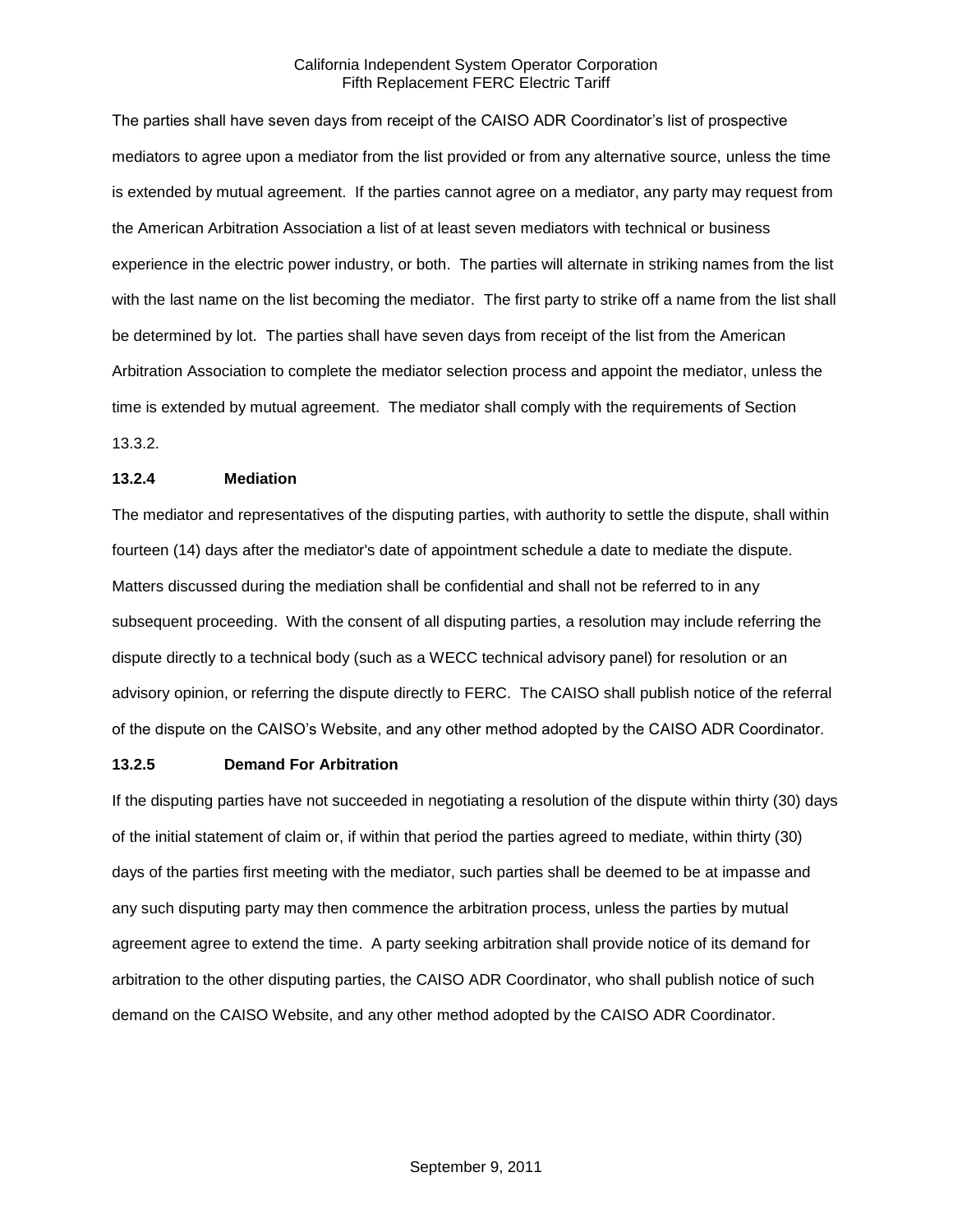The parties shall have seven days from receipt of the CAISO ADR Coordinator's list of prospective mediators to agree upon a mediator from the list provided or from any alternative source, unless the time is extended by mutual agreement. If the parties cannot agree on a mediator, any party may request from the American Arbitration Association a list of at least seven mediators with technical or business experience in the electric power industry, or both. The parties will alternate in striking names from the list with the last name on the list becoming the mediator. The first party to strike off a name from the list shall be determined by lot. The parties shall have seven days from receipt of the list from the American Arbitration Association to complete the mediator selection process and appoint the mediator, unless the time is extended by mutual agreement. The mediator shall comply with the requirements of Section 13.3.2.

**13.2.4 Mediation**

The mediator and representatives of the disputing parties, with authority to settle the dispute, shall within fourteen (14) days after the mediator's date of appointment schedule a date to mediate the dispute. Matters discussed during the mediation shall be confidential and shall not be referred to in any subsequent proceeding. With the consent of all disputing parties, a resolution may include referring the dispute directly to a technical body (such as a WECC technical advisory panel) for resolution or an advisory opinion, or referring the dispute directly to FERC. The CAISO shall publish notice of the referral of the dispute on the CAISO's Website, and any other method adopted by the CAISO ADR Coordinator.

**13.2.5 Demand For Arbitration**

If the disputing parties have not succeeded in negotiating a resolution of the dispute within thirty (30) days of the initial statement of claim or, if within that period the parties agreed to mediate, within thirty (30) days of the parties first meeting with the mediator, such parties shall be deemed to be at impasse and any such disputing party may then commence the arbitration process, unless the parties by mutual agreement agree to extend the time. A party seeking arbitration shall provide notice of its demand for arbitration to the other disputing parties, the CAISO ADR Coordinator, who shall publish notice of such demand on the CAISO Website, and any other method adopted by the CAISO ADR Coordinator.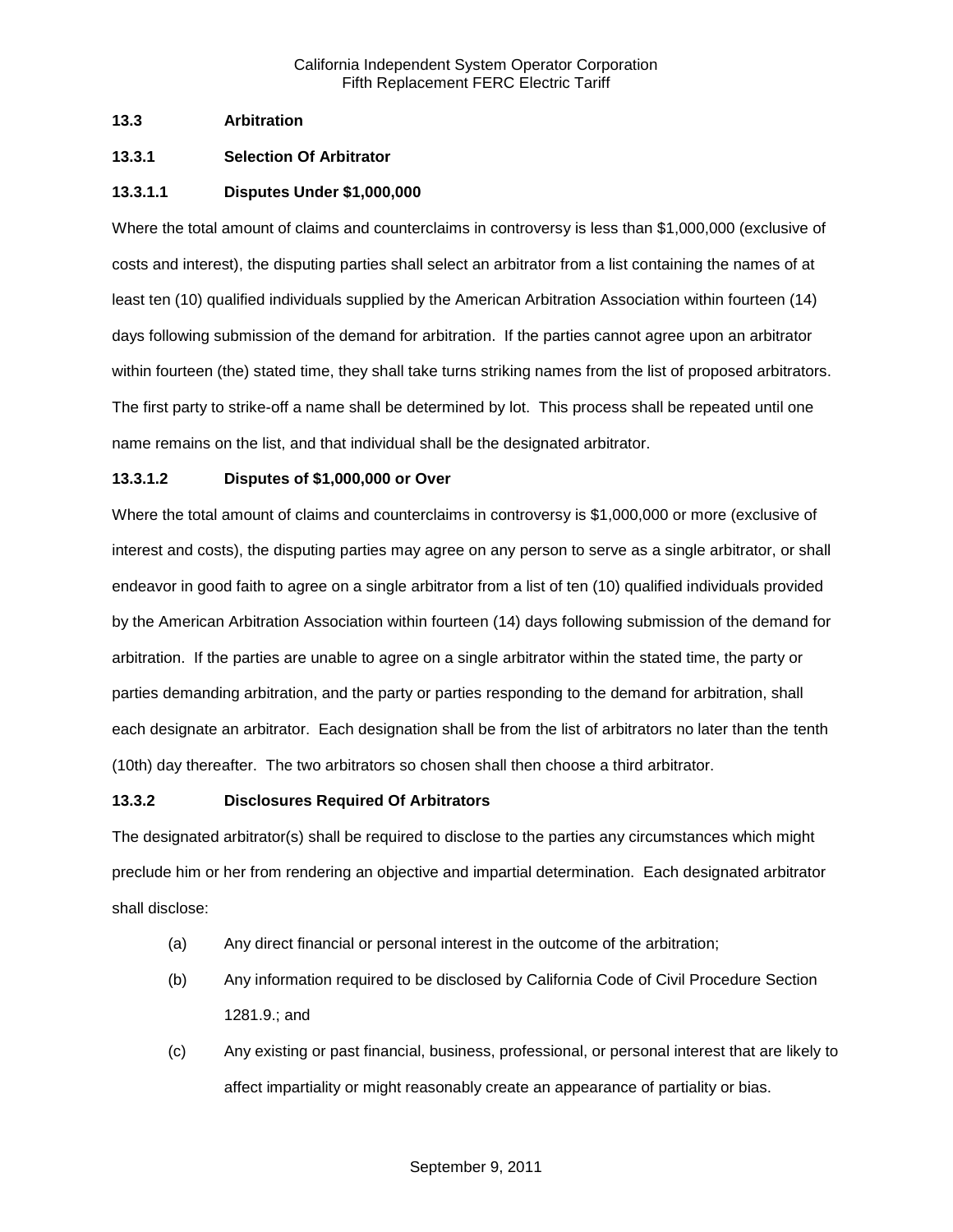## 13.3 Arbitration

### 13.3.1 Selection Of Arbitrator

#### 13.3.1.1 Disputes Under $1,000,000

Where the total amount of claims and counterclaims in controversy is less than $1,000,000 (exclusive of costs and interest), the disputing parties shall select an arbitrator from a list containing the names of at least ten (10) qualified individuals supplied by the American Arbitration Association within fourteen (14) days following submission of the demand for arbitration. If the parties cannot agree upon an arbitrator within fourteen (the) stated time, they shall take turns striking names from the list of proposed arbitrators. The first party to strike-off a name shall be determined by lot. This process shall be repeated until one name remains on the list, and that individual shall be the designated arbitrator.

#### 13.3.1.2 Disputes of $1,000,000 or Over

Where the total amount of claims and counterclaims in controversy is $1,000,000 or more (exclusive of interest and costs), the disputing parties may agree on any person to serve as a single arbitrator, or shall endeavor in good faith to agree on a single arbitrator from a list of ten (10) qualified individuals provided by the American Arbitration Association within fourteen (14) days following submission of the demand for arbitration. If the parties are unable to agree on a single arbitrator within the stated time, the party or parties demanding arbitration, and the party or parties responding to the demand for arbitration, shall each designate an arbitrator. Each designation shall be from the list of arbitrators no later than the tenth (10th) day thereafter. The two arbitrators so chosen shall then choose a third arbitrator.

### 13.3.2 Disclosures Required Of Arbitrators

The designated arbitrator(s) shall be required to disclose to the parties any circumstances which might preclude him or her from rendering an objective and impartial determination. Each designated arbitrator shall disclose:

- (a) Any direct financial or personal interest in the outcome of the arbitration;
- (b) Any information required to be disclosed by California Code of Civil Procedure Section 1281.9.; and
- (c) Any existing or past financial, business, professional, or personal interest that are likely to affect impartiality or might reasonably create an appearance of partiality or bias.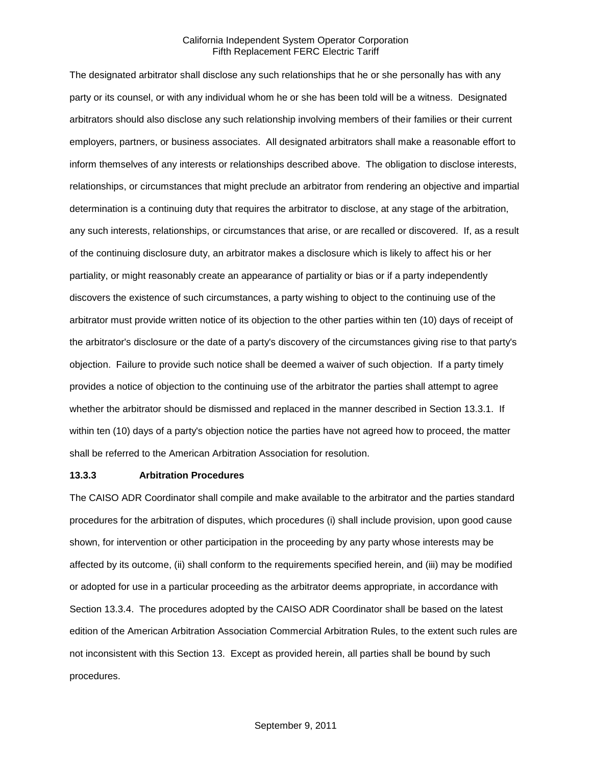The designated arbitrator shall disclose any such relationships that he or she personally has with any party or its counsel, or with any individual whom he or she has been told will be a witness. Designated arbitrators should also disclose any such relationship involving members of their families or their current employers, partners, or business associates. All designated arbitrators shall make a reasonable effort to inform themselves of any interests or relationships described above. The obligation to disclose interests, relationships, or circumstances that might preclude an arbitrator from rendering an objective and impartial determination is a continuing duty that requires the arbitrator to disclose, at any stage of the arbitration, any such interests, relationships, or circumstances that arise, or are recalled or discovered. If, as a result of the continuing disclosure duty, an arbitrator makes a disclosure which is likely to affect his or her partiality, or might reasonably create an appearance of partiality or bias or if a party independently discovers the existence of such circumstances, a party wishing to object to the continuing use of the arbitrator must provide written notice of its objection to the other parties within ten (10) days of receipt of the arbitrator's disclosure or the date of a party's discovery of the circumstances giving rise to that party's objection. Failure to provide such notice shall be deemed a waiver of such objection. If a party timely provides a notice of objection to the continuing use of the arbitrator the parties shall attempt to agree whether the arbitrator should be dismissed and replaced in the manner described in Section 13.3.1. If within ten (10) days of a party's objection notice the parties have not agreed how to proceed, the matter shall be referred to the American Arbitration Association for resolution.

#### 13.3.3 Arbitration Procedures

The CAISO ADR Coordinator shall compile and make available to the arbitrator and the parties standard procedures for the arbitration of disputes, which procedures (i) shall include provision, upon good cause shown, for intervention or other participation in the proceeding by any party whose interests may be affected by its outcome, (ii) shall conform to the requirements specified herein, and (iii) may be modified or adopted for use in a particular proceeding as the arbitrator deems appropriate, in accordance with Section 13.3.4. The procedures adopted by the CAISO ADR Coordinator shall be based on the latest edition of the American Arbitration Association Commercial Arbitration Rules, to the extent such rules are not inconsistent with this Section 13. Except as provided herein, all parties shall be bound by such procedures.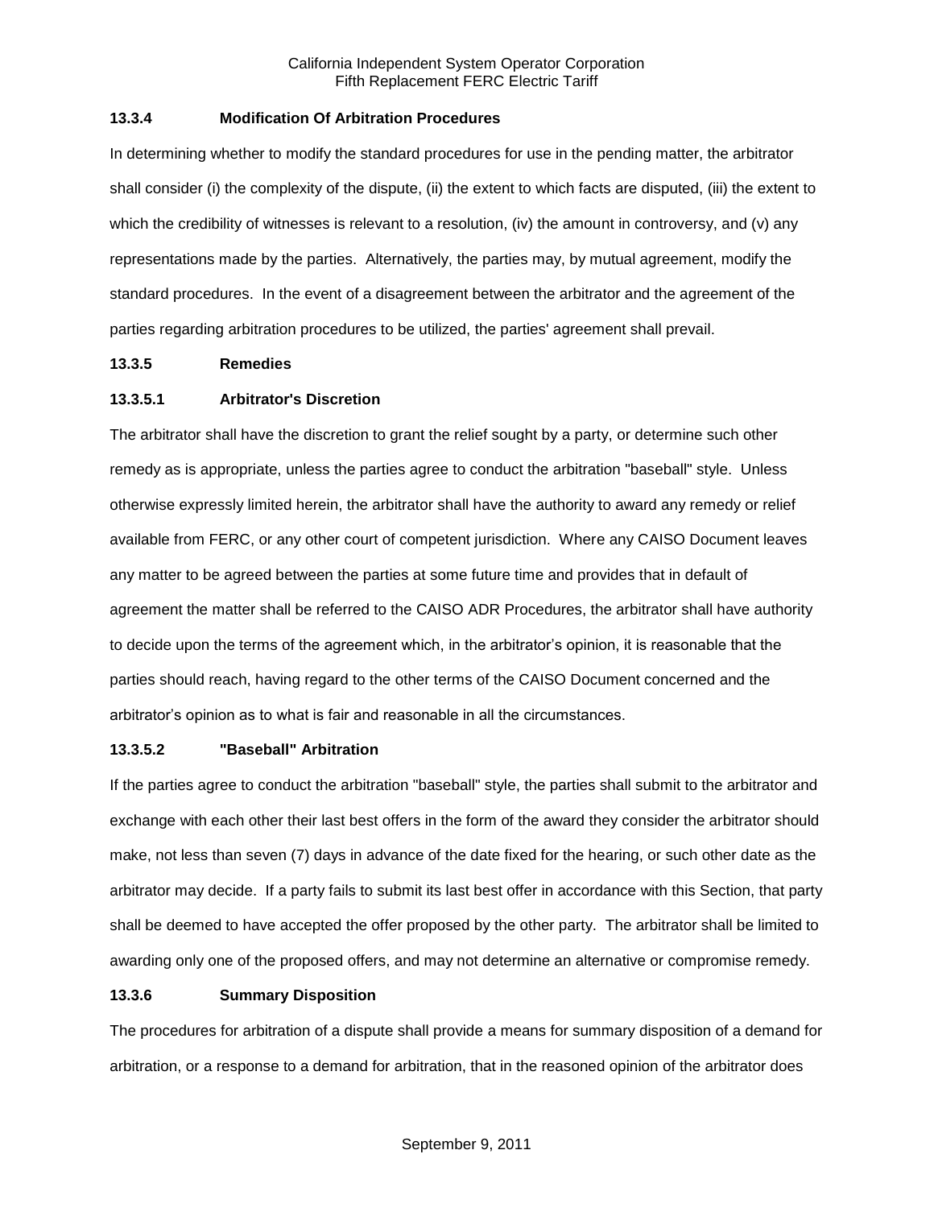### 13.3.4 Modification Of Arbitration Procedures

In determining whether to modify the standard procedures for use in the pending matter, the arbitrator shall consider (i) the complexity of the dispute, (ii) the extent to which facts are disputed, (iii) the extent to which the credibility of witnesses is relevant to a resolution, (iv) the amount in controversy, and (v) any representations made by the parties. Alternatively, the parties may, by mutual agreement, modify the standard procedures. In the event of a disagreement between the arbitrator and the agreement of the parties regarding arbitration procedures to be utilized, the parties' agreement shall prevail.

### 13.3.5 Remedies

#### 13.3.5.1 Arbitrator's Discretion

The arbitrator shall have the discretion to grant the relief sought by a party, or determine such other remedy as is appropriate, unless the parties agree to conduct the arbitration "baseball" style. Unless otherwise expressly limited herein, the arbitrator shall have the authority to award any remedy or relief available from FERC, or any other court of competent jurisdiction. Where any CAISO Document leaves any matter to be agreed between the parties at some future time and provides that in default of agreement the matter shall be referred to the CAISO ADR Procedures, the arbitrator shall have authority to decide upon the terms of the agreement which, in the arbitrator's opinion, it is reasonable that the parties should reach, having regard to the other terms of the CAISO Document concerned and the arbitrator's opinion as to what is fair and reasonable in all the circumstances.

#### 13.3.5.2 "Baseball" Arbitration

If the parties agree to conduct the arbitration "baseball" style, the parties shall submit to the arbitrator and exchange with each other their last best offers in the form of the award they consider the arbitrator should make, not less than seven (7) days in advance of the date fixed for the hearing, or such other date as the arbitrator may decide. If a party fails to submit its last best offer in accordance with this Section, that party shall be deemed to have accepted the offer proposed by the other party. The arbitrator shall be limited to awarding only one of the proposed offers, and may not determine an alternative or compromise remedy.

### 13.3.6 Summary Disposition

The procedures for arbitration of a dispute shall provide a means for summary disposition of a demand for arbitration, or a response to a demand for arbitration, that in the reasoned opinion of the arbitrator does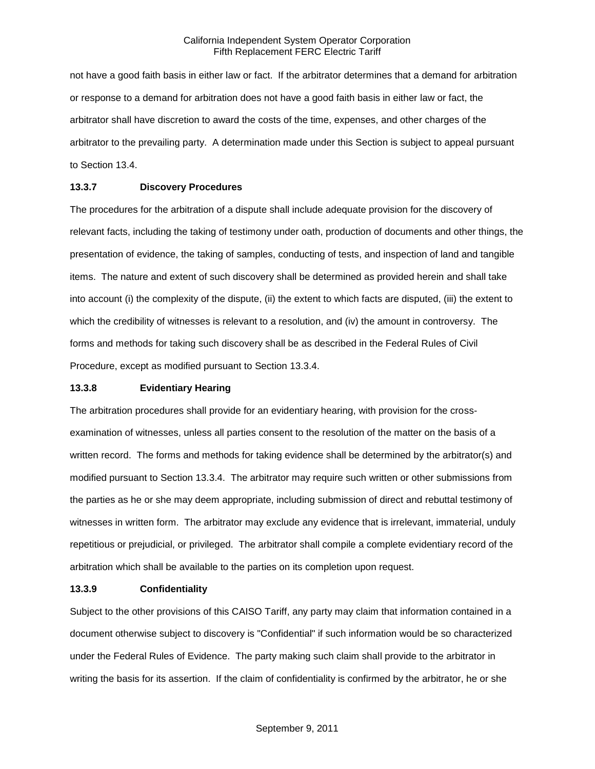not have a good faith basis in either law or fact. If the arbitrator determines that a demand for arbitration or response to a demand for arbitration does not have a good faith basis in either law or fact, the arbitrator shall have discretion to award the costs of the time, expenses, and other charges of the arbitrator to the prevailing party. A determination made under this Section is subject to appeal pursuant to Section 13.4.

### 13.3.7 Discovery Procedures

The procedures for the arbitration of a dispute shall include adequate provision for the discovery of relevant facts, including the taking of testimony under oath, production of documents and other things, the presentation of evidence, the taking of samples, conducting of tests, and inspection of land and tangible items. The nature and extent of such discovery shall be determined as provided herein and shall take into account (i) the complexity of the dispute, (ii) the extent to which facts are disputed, (iii) the extent to which the credibility of witnesses is relevant to a resolution, and (iv) the amount in controversy. The forms and methods for taking such discovery shall be as described in the Federal Rules of Civil Procedure, except as modified pursuant to Section 13.3.4.

### 13.3.8 Evidentiary Hearing

The arbitration procedures shall provide for an evidentiary hearing, with provision for the cross-examination of witnesses, unless all parties consent to the resolution of the matter on the basis of a written record. The forms and methods for taking evidence shall be determined by the arbitrator(s) and modified pursuant to Section 13.3.4. The arbitrator may require such written or other submissions from the parties as he or she may deem appropriate, including submission of direct and rebuttal testimony of witnesses in written form. The arbitrator may exclude any evidence that is irrelevant, immaterial, unduly repetitious or prejudicial, or privileged. The arbitrator shall compile a complete evidentiary record of the arbitration which shall be available to the parties on its completion upon request.

### 13.3.9 Confidentiality

Subject to the other provisions of this CAISO Tariff, any party may claim that information contained in a document otherwise subject to discovery is "Confidential" if such information would be so characterized under the Federal Rules of Evidence. The party making such claim shall provide to the arbitrator in writing the basis for its assertion. If the claim of confidentiality is confirmed by the arbitrator, he or she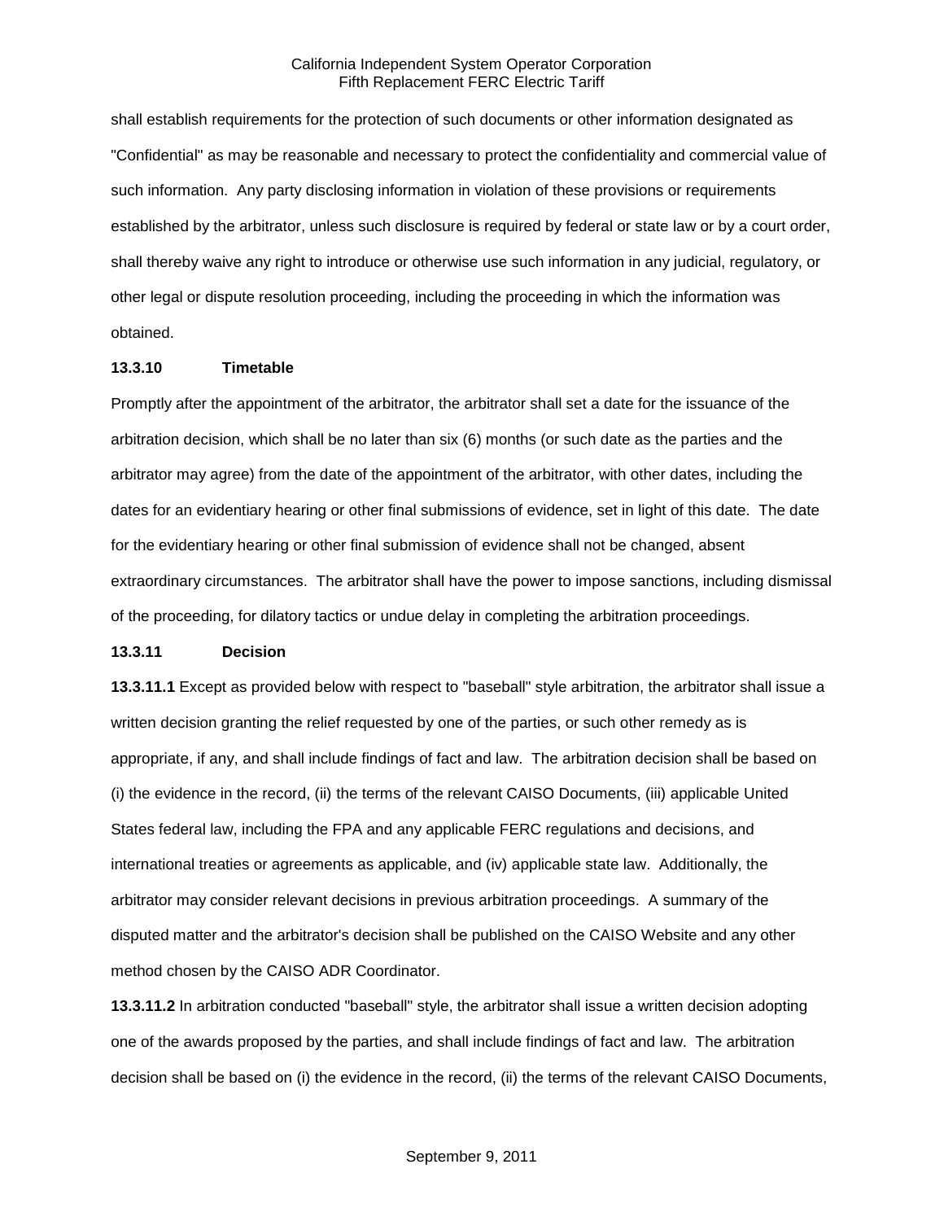shall establish requirements for the protection of such documents or other information designated as "Confidential" as may be reasonable and necessary to protect the confidentiality and commercial value of such information. Any party disclosing information in violation of these provisions or requirements established by the arbitrator, unless such disclosure is required by federal or state law or by a court order, shall thereby waive any right to introduce or otherwise use such information in any judicial, regulatory, or other legal or dispute resolution proceeding, including the proceeding in which the information was obtained.

**13.3.10 Timetable**

Promptly after the appointment of the arbitrator, the arbitrator shall set a date for the issuance of the arbitration decision, which shall be no later than six (6) months (or such date as the parties and the arbitrator may agree) from the date of the appointment of the arbitrator, with other dates, including the dates for an evidentiary hearing or other final submissions of evidence, set in light of this date. The date for the evidentiary hearing or other final submission of evidence shall not be changed, absent extraordinary circumstances. The arbitrator shall have the power to impose sanctions, including dismissal of the proceeding, for dilatory tactics or undue delay in completing the arbitration proceedings.

**13.3.11 Decision**

**13.3.11.1** Except as provided below with respect to "baseball" style arbitration, the arbitrator shall issue a written decision granting the relief requested by one of the parties, or such other remedy as is appropriate, if any, and shall include findings of fact and law. The arbitration decision shall be based on (i) the evidence in the record, (ii) the terms of the relevant CAISO Documents, (iii) applicable United States federal law, including the FPA and any applicable FERC regulations and decisions, and international treaties or agreements as applicable, and (iv) applicable state law. Additionally, the arbitrator may consider relevant decisions in previous arbitration proceedings. A summary of the disputed matter and the arbitrator's decision shall be published on the CAISO Website and any other method chosen by the CAISO ADR Coordinator.

**13.3.11.2** In arbitration conducted "baseball" style, the arbitrator shall issue a written decision adopting one of the awards proposed by the parties, and shall include findings of fact and law. The arbitration decision shall be based on (i) the evidence in the record, (ii) the terms of the relevant CAISO Documents,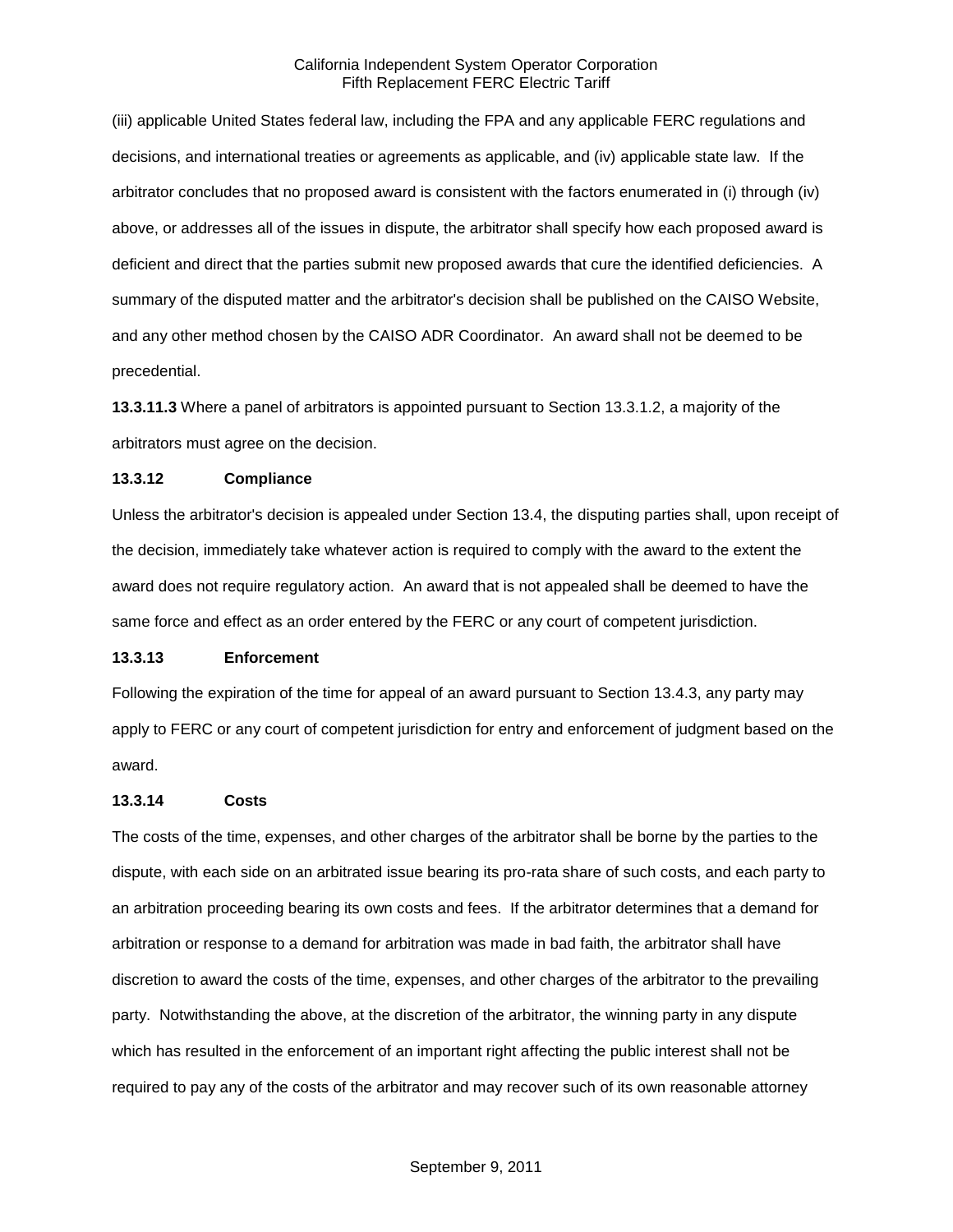(iii) applicable United States federal law, including the FPA and any applicable FERC regulations and decisions, and international treaties or agreements as applicable, and (iv) applicable state law. If the arbitrator concludes that no proposed award is consistent with the factors enumerated in (i) through (iv) above, or addresses all of the issues in dispute, the arbitrator shall specify how each proposed award is deficient and direct that the parties submit new proposed awards that cure the identified deficiencies. A summary of the disputed matter and the arbitrator's decision shall be published on the CAISO Website, and any other method chosen by the CAISO ADR Coordinator. An award shall not be deemed to be precedential.

**13.3.11.3** Where a panel of arbitrators is appointed pursuant to Section 13.3.1.2, a majority of the arbitrators must agree on the decision.

**13.3.12 Compliance**

Unless the arbitrator's decision is appealed under Section 13.4, the disputing parties shall, upon receipt of the decision, immediately take whatever action is required to comply with the award to the extent the award does not require regulatory action. An award that is not appealed shall be deemed to have the same force and effect as an order entered by the FERC or any court of competent jurisdiction.

**13.3.13 Enforcement**

Following the expiration of the time for appeal of an award pursuant to Section 13.4.3, any party may apply to FERC or any court of competent jurisdiction for entry and enforcement of judgment based on the award.

**13.3.14 Costs**

The costs of the time, expenses, and other charges of the arbitrator shall be borne by the parties to the dispute, with each side on an arbitrated issue bearing its pro-rata share of such costs, and each party to an arbitration proceeding bearing its own costs and fees. If the arbitrator determines that a demand for arbitration or response to a demand for arbitration was made in bad faith, the arbitrator shall have discretion to award the costs of the time, expenses, and other charges of the arbitrator to the prevailing party. Notwithstanding the above, at the discretion of the arbitrator, the winning party in any dispute which has resulted in the enforcement of an important right affecting the public interest shall not be required to pay any of the costs of the arbitrator and may recover such of its own reasonable attorney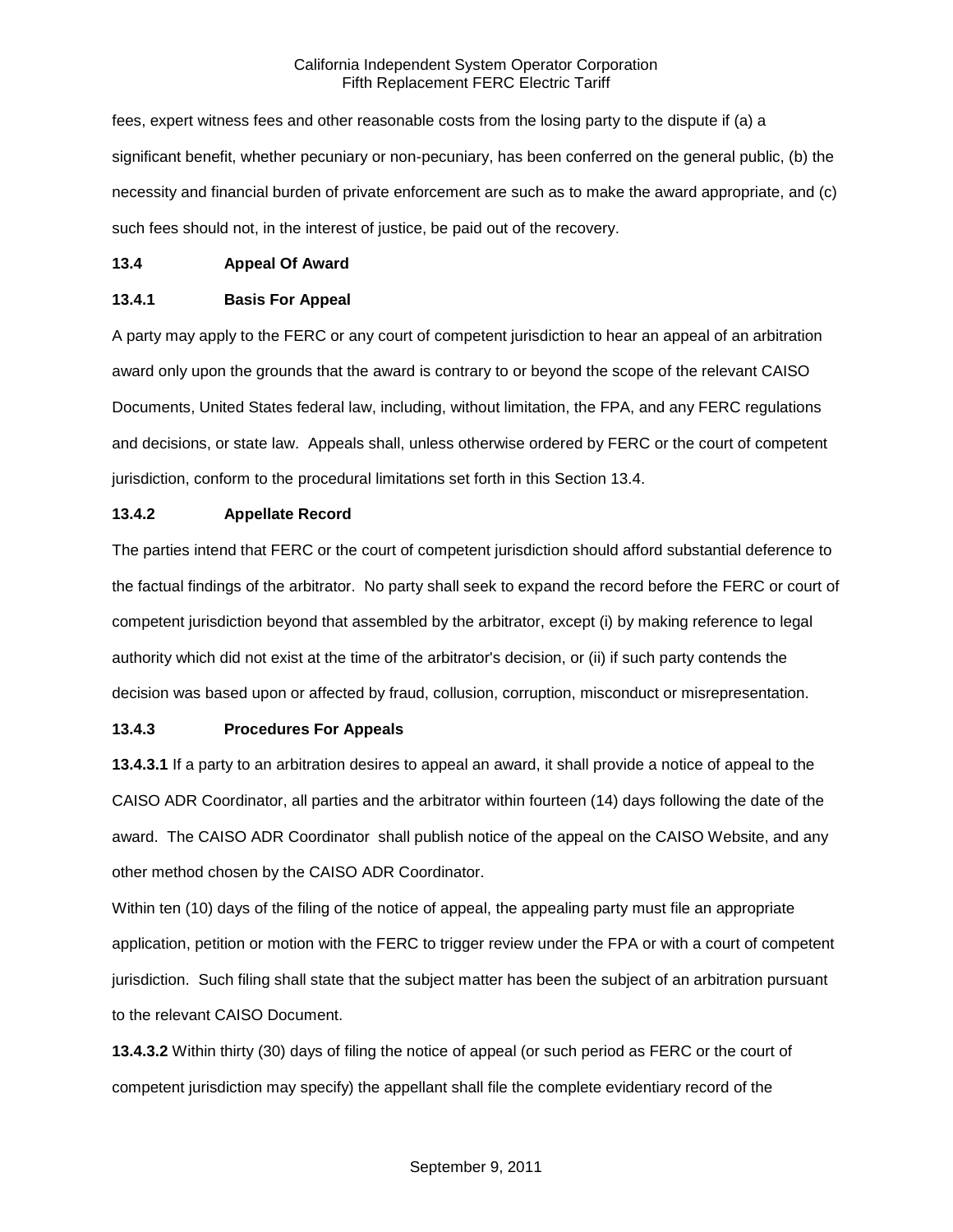fees, expert witness fees and other reasonable costs from the losing party to the dispute if (a) a significant benefit, whether pecuniary or non-pecuniary, has been conferred on the general public, (b) the necessity and financial burden of private enforcement are such as to make the award appropriate, and (c) such fees should not, in the interest of justice, be paid out of the recovery.

### 13.4 Appeal Of Award

#### 13.4.1 Basis For Appeal

A party may apply to the FERC or any court of competent jurisdiction to hear an appeal of an arbitration award only upon the grounds that the award is contrary to or beyond the scope of the relevant CAISO Documents, United States federal law, including, without limitation, the FPA, and any FERC regulations and decisions, or state law. Appeals shall, unless otherwise ordered by FERC or the court of competent jurisdiction, conform to the procedural limitations set forth in this Section 13.4.

#### 13.4.2 Appellate Record

The parties intend that FERC or the court of competent jurisdiction should afford substantial deference to the factual findings of the arbitrator. No party shall seek to expand the record before the FERC or court of competent jurisdiction beyond that assembled by the arbitrator, except (i) by making reference to legal authority which did not exist at the time of the arbitrator's decision, or (ii) if such party contends the decision was based upon or affected by fraud, collusion, corruption, misconduct or misrepresentation.

#### 13.4.3 Procedures For Appeals

**13.4.3.1** If a party to an arbitration desires to appeal an award, it shall provide a notice of appeal to the CAISO ADR Coordinator, all parties and the arbitrator within fourteen (14) days following the date of the award. The CAISO ADR Coordinator shall publish notice of the appeal on the CAISO Website, and any other method chosen by the CAISO ADR Coordinator.

Within ten (10) days of the filing of the notice of appeal, the appealing party must file an appropriate application, petition or motion with the FERC to trigger review under the FPA or with a court of competent jurisdiction. Such filing shall state that the subject matter has been the subject of an arbitration pursuant to the relevant CAISO Document.

**13.4.3.2** Within thirty (30) days of filing the notice of appeal (or such period as FERC or the court of competent jurisdiction may specify) the appellant shall file the complete evidentiary record of the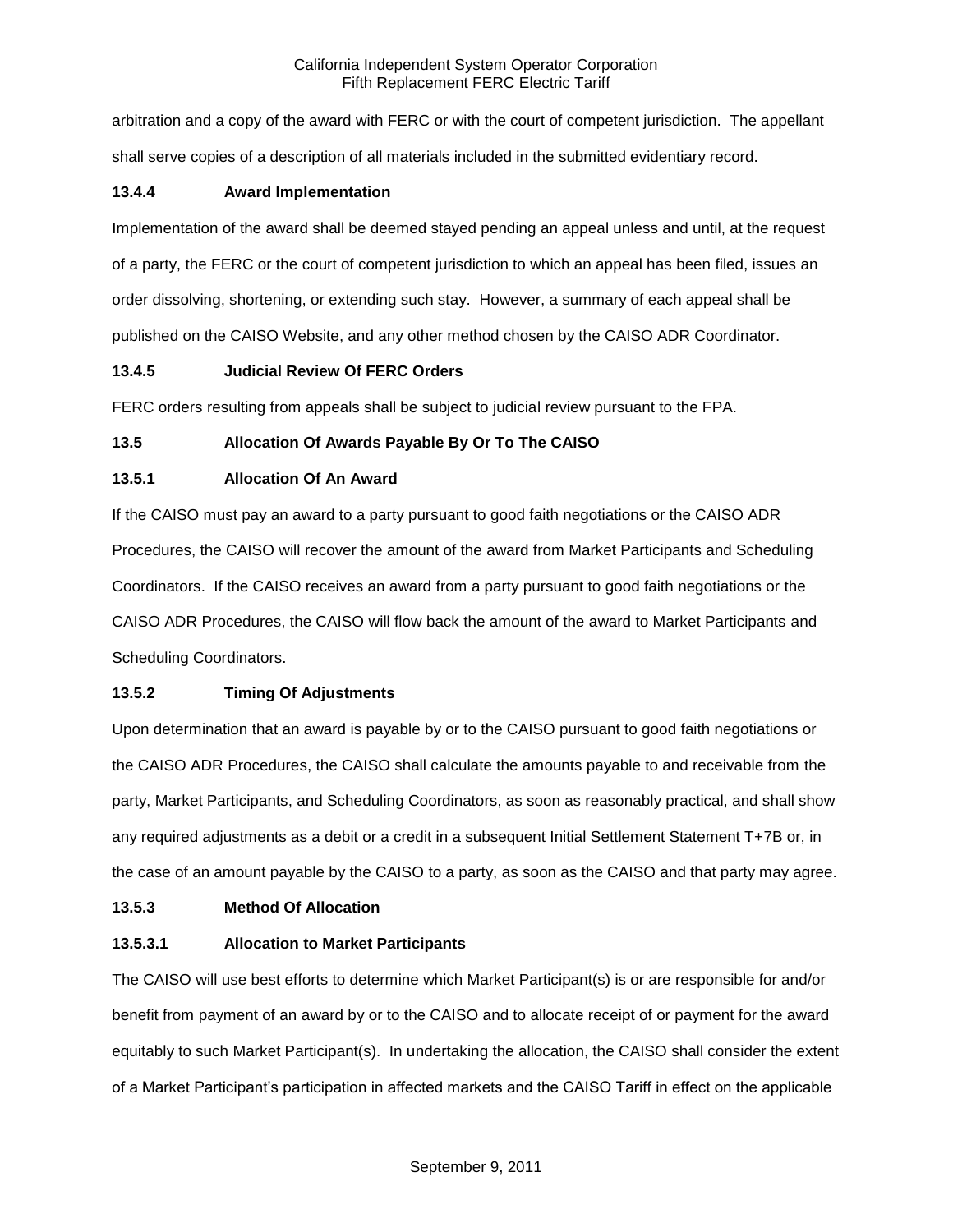arbitration and a copy of the award with FERC or with the court of competent jurisdiction. The appellant shall serve copies of a description of all materials included in the submitted evidentiary record.

### 13.4.4 Award Implementation

Implementation of the award shall be deemed stayed pending an appeal unless and until, at the request of a party, the FERC or the court of competent jurisdiction to which an appeal has been filed, issues an order dissolving, shortening, or extending such stay. However, a summary of each appeal shall be published on the CAISO Website, and any other method chosen by the CAISO ADR Coordinator.

### 13.4.5 Judicial Review Of FERC Orders

FERC orders resulting from appeals shall be subject to judicial review pursuant to the FPA.

## 13.5 Allocation Of Awards Payable By Or To The CAISO

### 13.5.1 Allocation Of An Award

If the CAISO must pay an award to a party pursuant to good faith negotiations or the CAISO ADR Procedures, the CAISO will recover the amount of the award from Market Participants and Scheduling Coordinators. If the CAISO receives an award from a party pursuant to good faith negotiations or the CAISO ADR Procedures, the CAISO will flow back the amount of the award to Market Participants and Scheduling Coordinators.

### 13.5.2 Timing Of Adjustments

Upon determination that an award is payable by or to the CAISO pursuant to good faith negotiations or the CAISO ADR Procedures, the CAISO shall calculate the amounts payable to and receivable from the party, Market Participants, and Scheduling Coordinators, as soon as reasonably practical, and shall show any required adjustments as a debit or a credit in a subsequent Initial Settlement Statement T+7B or, in the case of an amount payable by the CAISO to a party, as soon as the CAISO and that party may agree.

### 13.5.3 Method Of Allocation

#### 13.5.3.1 Allocation to Market Participants

The CAISO will use best efforts to determine which Market Participant(s) is or are responsible for and/or benefit from payment of an award by or to the CAISO and to allocate receipt of or payment for the award equitably to such Market Participant(s). In undertaking the allocation, the CAISO shall consider the extent of a Market Participant's participation in affected markets and the CAISO Tariff in effect on the applicable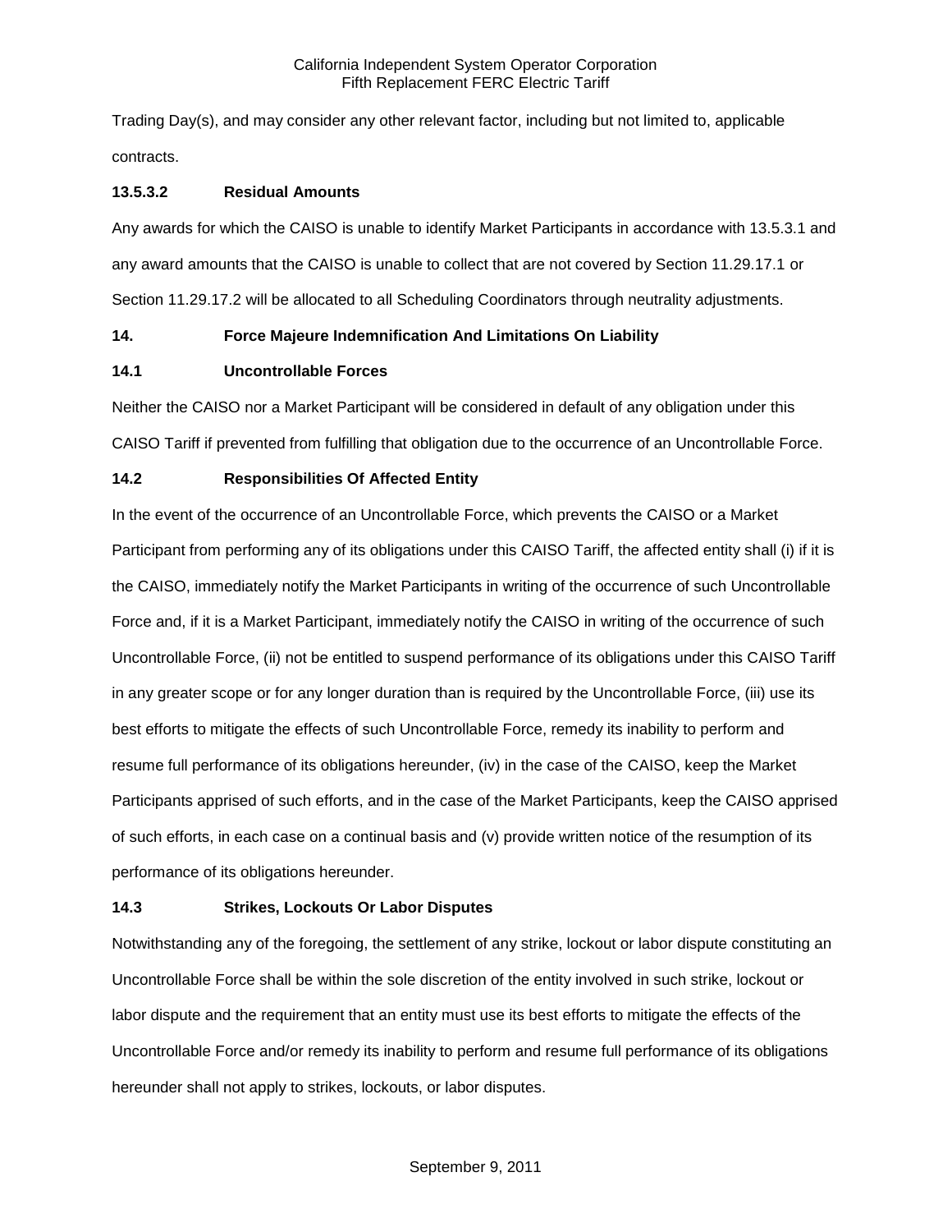Trading Day(s), and may consider any other relevant factor, including but not limited to, applicable contracts.

**13.5.3.2 Residual Amounts**

Any awards for which the CAISO is unable to identify Market Participants in accordance with 13.5.3.1 and any award amounts that the CAISO is unable to collect that are not covered by Section 11.29.17.1 or Section 11.29.17.2 will be allocated to all Scheduling Coordinators through neutrality adjustments.

## 14. Force Majeure Indemnification And Limitations On Liability

### 14.1 Uncontrollable Forces

Neither the CAISO nor a Market Participant will be considered in default of any obligation under this CAISO Tariff if prevented from fulfilling that obligation due to the occurrence of an Uncontrollable Force.

### 14.2 Responsibilities Of Affected Entity

In the event of the occurrence of an Uncontrollable Force, which prevents the CAISO or a Market Participant from performing any of its obligations under this CAISO Tariff, the affected entity shall (i) if it is the CAISO, immediately notify the Market Participants in writing of the occurrence of such Uncontrollable Force and, if it is a Market Participant, immediately notify the CAISO in writing of the occurrence of such Uncontrollable Force, (ii) not be entitled to suspend performance of its obligations under this CAISO Tariff in any greater scope or for any longer duration than is required by the Uncontrollable Force, (iii) use its best efforts to mitigate the effects of such Uncontrollable Force, remedy its inability to perform and resume full performance of its obligations hereunder, (iv) in the case of the CAISO, keep the Market Participants apprised of such efforts, and in the case of the Market Participants, keep the CAISO apprised of such efforts, in each case on a continual basis and (v) provide written notice of the resumption of its performance of its obligations hereunder.

### 14.3 Strikes, Lockouts Or Labor Disputes

Notwithstanding any of the foregoing, the settlement of any strike, lockout or labor dispute constituting an Uncontrollable Force shall be within the sole discretion of the entity involved in such strike, lockout or labor dispute and the requirement that an entity must use its best efforts to mitigate the effects of the Uncontrollable Force and/or remedy its inability to perform and resume full performance of its obligations hereunder shall not apply to strikes, lockouts, or labor disputes.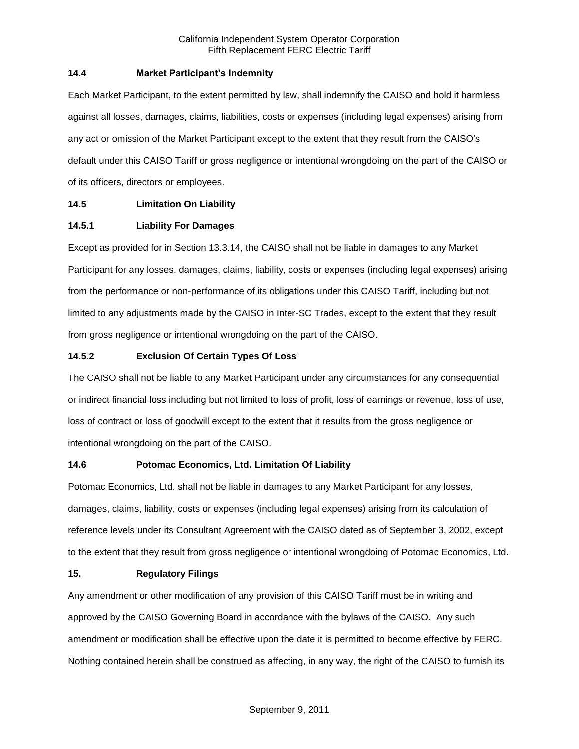### 14.4 Market Participant's Indemnity

Each Market Participant, to the extent permitted by law, shall indemnify the CAISO and hold it harmless against all losses, damages, claims, liabilities, costs or expenses (including legal expenses) arising from any act or omission of the Market Participant except to the extent that they result from the CAISO's default under this CAISO Tariff or gross negligence or intentional wrongdoing on the part of the CAISO or of its officers, directors or employees.

### 14.5 Limitation On Liability

#### 14.5.1 Liability For Damages

Except as provided for in Section 13.3.14, the CAISO shall not be liable in damages to any Market Participant for any losses, damages, claims, liability, costs or expenses (including legal expenses) arising from the performance or non-performance of its obligations under this CAISO Tariff, including but not limited to any adjustments made by the CAISO in Inter-SC Trades, except to the extent that they result from gross negligence or intentional wrongdoing on the part of the CAISO.

#### 14.5.2 Exclusion Of Certain Types Of Loss

The CAISO shall not be liable to any Market Participant under any circumstances for any consequential or indirect financial loss including but not limited to loss of profit, loss of earnings or revenue, loss of use, loss of contract or loss of goodwill except to the extent that it results from the gross negligence or intentional wrongdoing on the part of the CAISO.

### 14.6 Potomac Economics, Ltd. Limitation Of Liability

Potomac Economics, Ltd. shall not be liable in damages to any Market Participant for any losses, damages, claims, liability, costs or expenses (including legal expenses) arising from its calculation of reference levels under its Consultant Agreement with the CAISO dated as of September 3, 2002, except to the extent that they result from gross negligence or intentional wrongdoing of Potomac Economics, Ltd.

## 15. Regulatory Filings

Any amendment or other modification of any provision of this CAISO Tariff must be in writing and approved by the CAISO Governing Board in accordance with the bylaws of the CAISO. Any such amendment or modification shall be effective upon the date it is permitted to become effective by FERC. Nothing contained herein shall be construed as affecting, in any way, the right of the CAISO to furnish its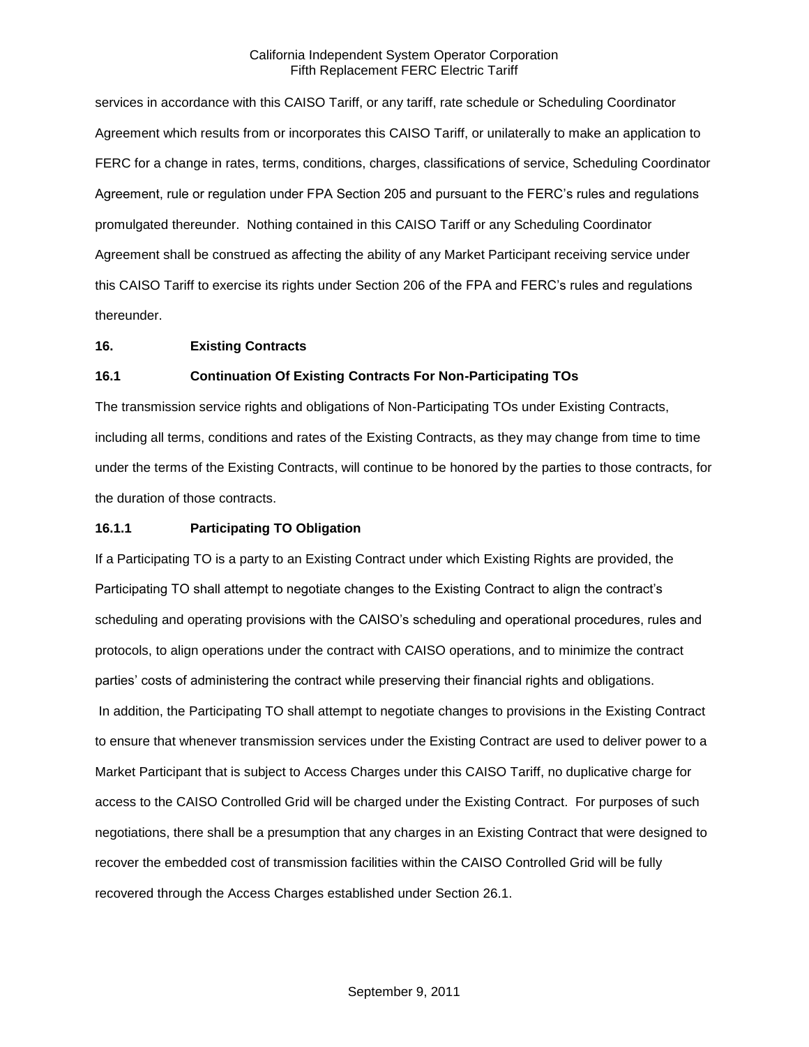services in accordance with this CAISO Tariff, or any tariff, rate schedule or Scheduling Coordinator Agreement which results from or incorporates this CAISO Tariff, or unilaterally to make an application to FERC for a change in rates, terms, conditions, charges, classifications of service, Scheduling Coordinator Agreement, rule or regulation under FPA Section 205 and pursuant to the FERC's rules and regulations promulgated thereunder. Nothing contained in this CAISO Tariff or any Scheduling Coordinator Agreement shall be construed as affecting the ability of any Market Participant receiving service under this CAISO Tariff to exercise its rights under Section 206 of the FPA and FERC's rules and regulations thereunder.

## 16. Existing Contracts

### 16.1 Continuation Of Existing Contracts For Non-Participating TOs

The transmission service rights and obligations of Non-Participating TOs under Existing Contracts, including all terms, conditions and rates of the Existing Contracts, as they may change from time to time under the terms of the Existing Contracts, will continue to be honored by the parties to those contracts, for the duration of those contracts.

#### 16.1.1 Participating TO Obligation

If a Participating TO is a party to an Existing Contract under which Existing Rights are provided, the Participating TO shall attempt to negotiate changes to the Existing Contract to align the contract's scheduling and operating provisions with the CAISO's scheduling and operational procedures, rules and protocols, to align operations under the contract with CAISO operations, and to minimize the contract parties' costs of administering the contract while preserving their financial rights and obligations. In addition, the Participating TO shall attempt to negotiate changes to provisions in the Existing Contract to ensure that whenever transmission services under the Existing Contract are used to deliver power to a Market Participant that is subject to Access Charges under this CAISO Tariff, no duplicative charge for access to the CAISO Controlled Grid will be charged under the Existing Contract. For purposes of such negotiations, there shall be a presumption that any charges in an Existing Contract that were designed to recover the embedded cost of transmission facilities within the CAISO Controlled Grid will be fully recovered through the Access Charges established under Section 26.1.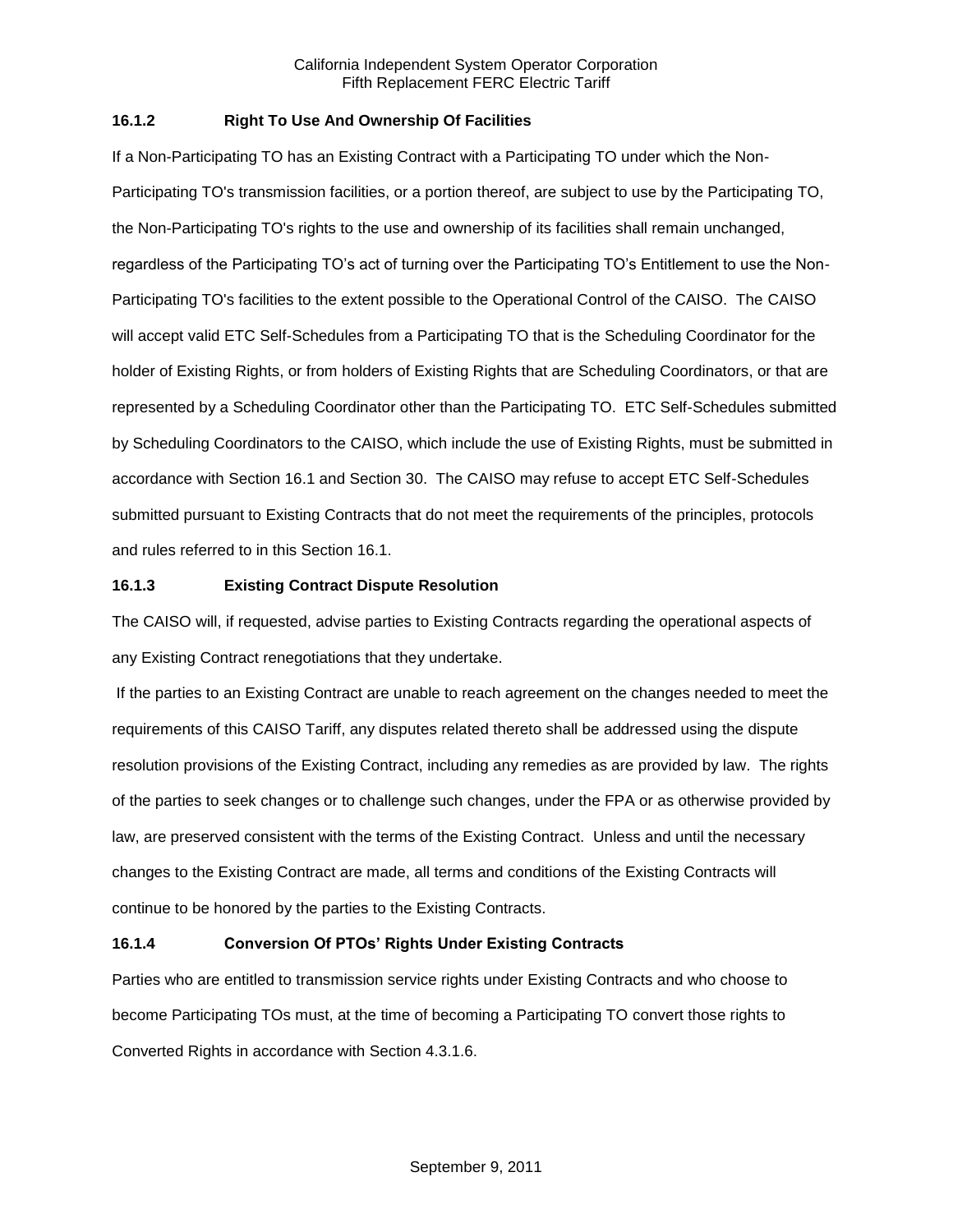### 16.1.2 Right To Use And Ownership Of Facilities

If a Non-Participating TO has an Existing Contract with a Participating TO under which the Non-Participating TO's transmission facilities, or a portion thereof, are subject to use by the Participating TO, the Non-Participating TO's rights to the use and ownership of its facilities shall remain unchanged, regardless of the Participating TO's act of turning over the Participating TO's Entitlement to use the Non-Participating TO's facilities to the extent possible to the Operational Control of the CAISO. The CAISO will accept valid ETC Self-Schedules from a Participating TO that is the Scheduling Coordinator for the holder of Existing Rights, or from holders of Existing Rights that are Scheduling Coordinators, or that are represented by a Scheduling Coordinator other than the Participating TO. ETC Self-Schedules submitted by Scheduling Coordinators to the CAISO, which include the use of Existing Rights, must be submitted in accordance with Section 16.1 and Section 30. The CAISO may refuse to accept ETC Self-Schedules submitted pursuant to Existing Contracts that do not meet the requirements of the principles, protocols and rules referred to in this Section 16.1.

### 16.1.3 Existing Contract Dispute Resolution

The CAISO will, if requested, advise parties to Existing Contracts regarding the operational aspects of any Existing Contract renegotiations that they undertake.

If the parties to an Existing Contract are unable to reach agreement on the changes needed to meet the requirements of this CAISO Tariff, any disputes related thereto shall be addressed using the dispute resolution provisions of the Existing Contract, including any remedies as are provided by law. The rights of the parties to seek changes or to challenge such changes, under the FPA or as otherwise provided by law, are preserved consistent with the terms of the Existing Contract. Unless and until the necessary changes to the Existing Contract are made, all terms and conditions of the Existing Contracts will continue to be honored by the parties to the Existing Contracts.

### 16.1.4 Conversion Of PTOs' Rights Under Existing Contracts

Parties who are entitled to transmission service rights under Existing Contracts and who choose to become Participating TOs must, at the time of becoming a Participating TO convert those rights to Converted Rights in accordance with Section 4.3.1.6.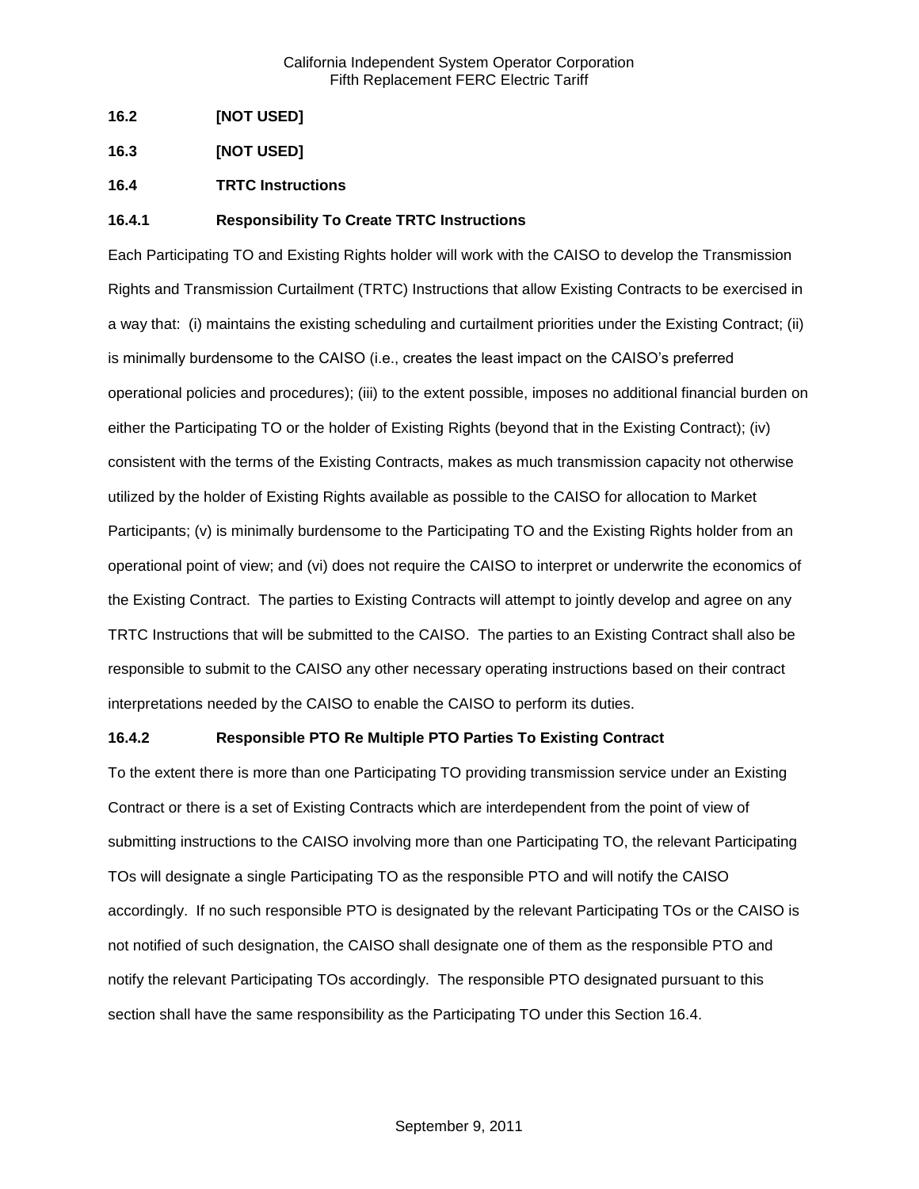**16.2 [NOT USED]**

**16.3 [NOT USED]**

**16.4 TRTC Instructions**

**16.4.1 Responsibility To Create TRTC Instructions**

Each Participating TO and Existing Rights holder will work with the CAISO to develop the Transmission Rights and Transmission Curtailment (TRTC) Instructions that allow Existing Contracts to be exercised in a way that: (i) maintains the existing scheduling and curtailment priorities under the Existing Contract; (ii) is minimally burdensome to the CAISO (i.e., creates the least impact on the CAISO's preferred operational policies and procedures); (iii) to the extent possible, imposes no additional financial burden on either the Participating TO or the holder of Existing Rights (beyond that in the Existing Contract); (iv) consistent with the terms of the Existing Contracts, makes as much transmission capacity not otherwise utilized by the holder of Existing Rights available as possible to the CAISO for allocation to Market Participants; (v) is minimally burdensome to the Participating TO and the Existing Rights holder from an operational point of view; and (vi) does not require the CAISO to interpret or underwrite the economics of the Existing Contract. The parties to Existing Contracts will attempt to jointly develop and agree on any TRTC Instructions that will be submitted to the CAISO. The parties to an Existing Contract shall also be responsible to submit to the CAISO any other necessary operating instructions based on their contract interpretations needed by the CAISO to enable the CAISO to perform its duties.

**16.4.2 Responsible PTO Re Multiple PTO Parties To Existing Contract**

To the extent there is more than one Participating TO providing transmission service under an Existing Contract or there is a set of Existing Contracts which are interdependent from the point of view of submitting instructions to the CAISO involving more than one Participating TO, the relevant Participating TOs will designate a single Participating TO as the responsible PTO and will notify the CAISO accordingly. If no such responsible PTO is designated by the relevant Participating TOs or the CAISO is not notified of such designation, the CAISO shall designate one of them as the responsible PTO and notify the relevant Participating TOs accordingly. The responsible PTO designated pursuant to this section shall have the same responsibility as the Participating TO under this Section 16.4.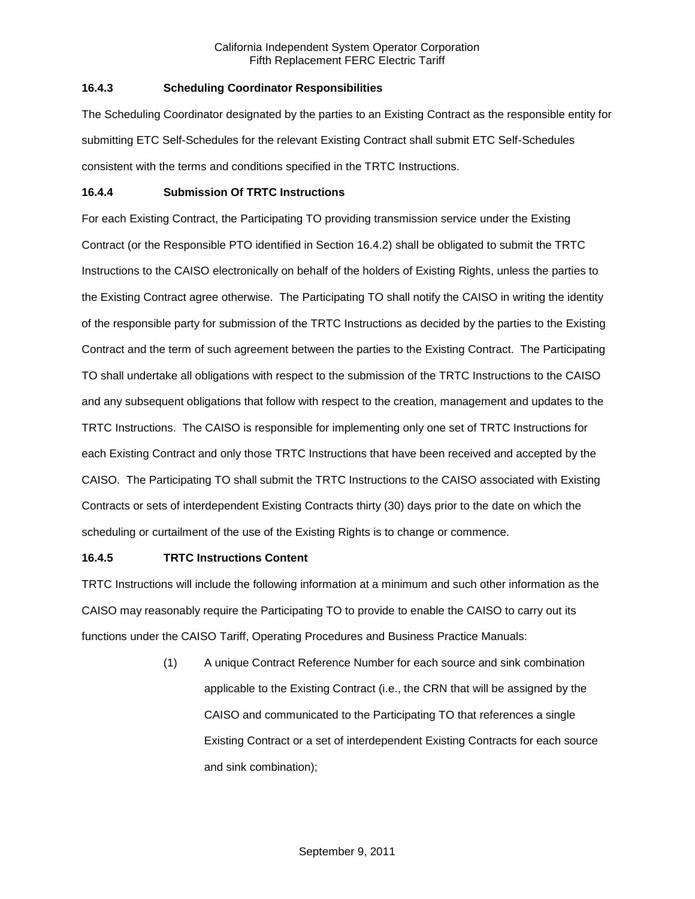### 16.4.3 Scheduling Coordinator Responsibilities

The Scheduling Coordinator designated by the parties to an Existing Contract as the responsible entity for submitting ETC Self-Schedules for the relevant Existing Contract shall submit ETC Self-Schedules consistent with the terms and conditions specified in the TRTC Instructions.

### 16.4.4 Submission Of TRTC Instructions

For each Existing Contract, the Participating TO providing transmission service under the Existing Contract (or the Responsible PTO identified in Section 16.4.2) shall be obligated to submit the TRTC Instructions to the CAISO electronically on behalf of the holders of Existing Rights, unless the parties to the Existing Contract agree otherwise. The Participating TO shall notify the CAISO in writing the identity of the responsible party for submission of the TRTC Instructions as decided by the parties to the Existing Contract and the term of such agreement between the parties to the Existing Contract. The Participating TO shall undertake all obligations with respect to the submission of the TRTC Instructions to the CAISO and any subsequent obligations that follow with respect to the creation, management and updates to the TRTC Instructions. The CAISO is responsible for implementing only one set of TRTC Instructions for each Existing Contract and only those TRTC Instructions that have been received and accepted by the CAISO. The Participating TO shall submit the TRTC Instructions to the CAISO associated with Existing Contracts or sets of interdependent Existing Contracts thirty (30) days prior to the date on which the scheduling or curtailment of the use of the Existing Rights is to change or commence.

### 16.4.5 TRTC Instructions Content

TRTC Instructions will include the following information at a minimum and such other information as the CAISO may reasonably require the Participating TO to provide to enable the CAISO to carry out its functions under the CAISO Tariff, Operating Procedures and Business Practice Manuals:

(1) A unique Contract Reference Number for each source and sink combination applicable to the Existing Contract (i.e., the CRN that will be assigned by the CAISO and communicated to the Participating TO that references a single Existing Contract or a set of interdependent Existing Contracts for each source and sink combination);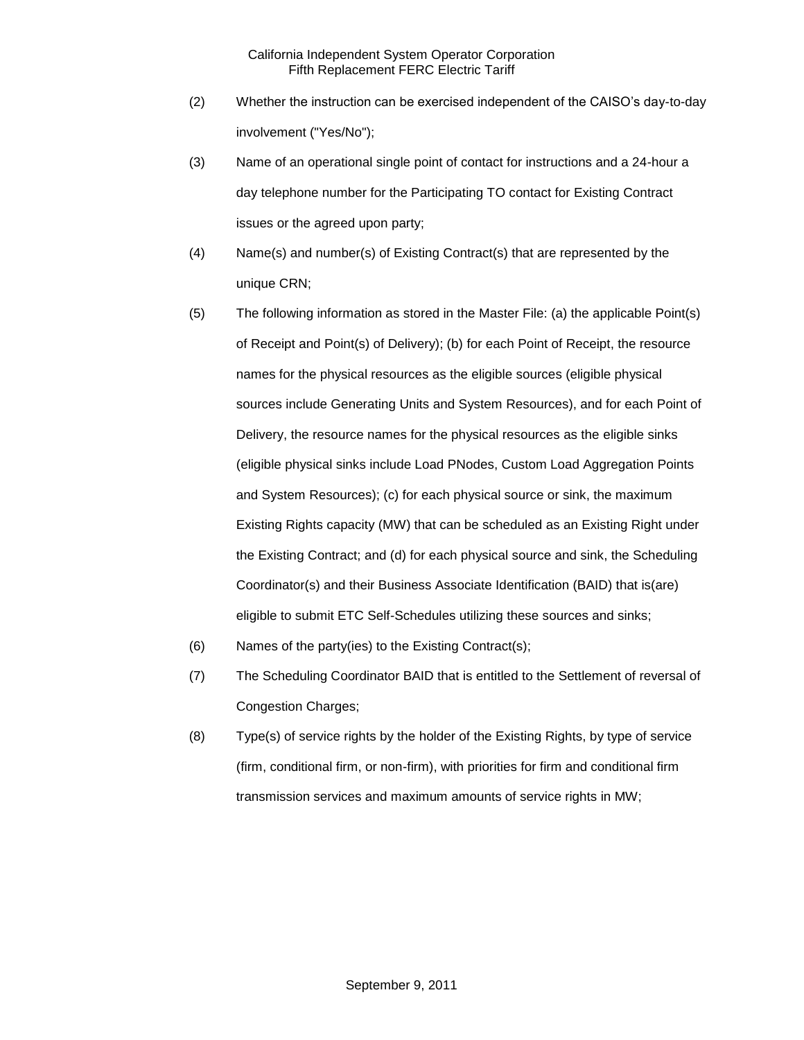(2) Whether the instruction can be exercised independent of the CAISO's day-to-day involvement ("Yes/No");

(3) Name of an operational single point of contact for instructions and a 24-hour a day telephone number for the Participating TO contact for Existing Contract issues or the agreed upon party;

(4) Name(s) and number(s) of Existing Contract(s) that are represented by the unique CRN;

(5) The following information as stored in the Master File: (a) the applicable Point(s) of Receipt and Point(s) of Delivery); (b) for each Point of Receipt, the resource names for the physical resources as the eligible sources (eligible physical sources include Generating Units and System Resources), and for each Point of Delivery, the resource names for the physical resources as the eligible sinks (eligible physical sinks include Load PNodes, Custom Load Aggregation Points and System Resources); (c) for each physical source or sink, the maximum Existing Rights capacity (MW) that can be scheduled as an Existing Right under the Existing Contract; and (d) for each physical source and sink, the Scheduling Coordinator(s) and their Business Associate Identification (BAID) that is(are) eligible to submit ETC Self-Schedules utilizing these sources and sinks;

(6) Names of the party(ies) to the Existing Contract(s);

(7) The Scheduling Coordinator BAID that is entitled to the Settlement of reversal of Congestion Charges;

(8) Type(s) of service rights by the holder of the Existing Rights, by type of service (firm, conditional firm, or non-firm), with priorities for firm and conditional firm transmission services and maximum amounts of service rights in MW;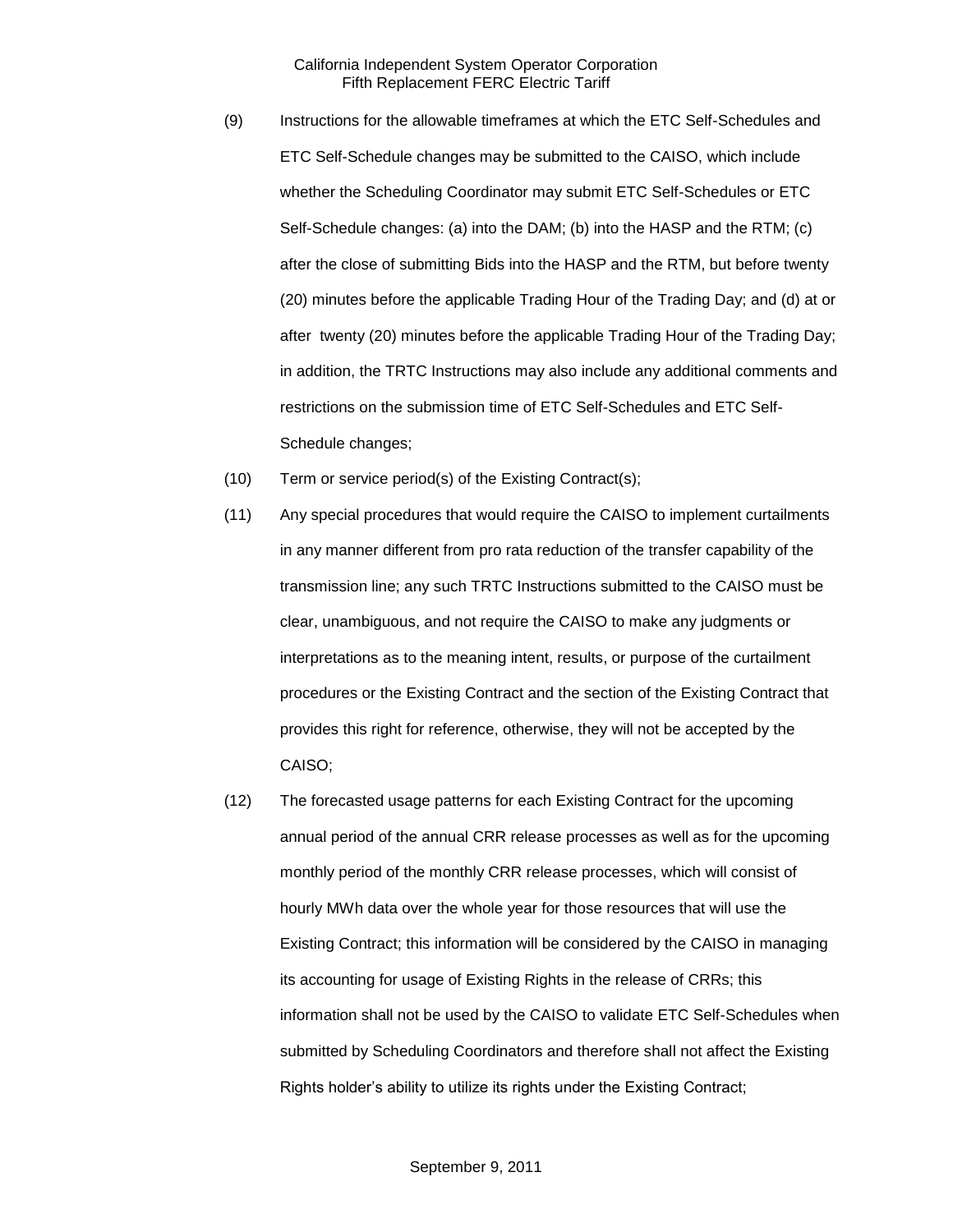(9) Instructions for the allowable timeframes at which the ETC Self-Schedules and ETC Self-Schedule changes may be submitted to the CAISO, which include whether the Scheduling Coordinator may submit ETC Self-Schedules or ETC Self-Schedule changes: (a) into the DAM; (b) into the HASP and the RTM; (c) after the close of submitting Bids into the HASP and the RTM, but before twenty (20) minutes before the applicable Trading Hour of the Trading Day; and (d) at or after twenty (20) minutes before the applicable Trading Hour of the Trading Day; in addition, the TRTC Instructions may also include any additional comments and restrictions on the submission time of ETC Self-Schedules and ETC Self-Schedule changes;

(10) Term or service period(s) of the Existing Contract(s);

(11) Any special procedures that would require the CAISO to implement curtailments in any manner different from pro rata reduction of the transfer capability of the transmission line; any such TRTC Instructions submitted to the CAISO must be clear, unambiguous, and not require the CAISO to make any judgments or interpretations as to the meaning intent, results, or purpose of the curtailment procedures or the Existing Contract and the section of the Existing Contract that provides this right for reference, otherwise, they will not be accepted by the CAISO;

(12) The forecasted usage patterns for each Existing Contract for the upcoming annual period of the annual CRR release processes as well as for the upcoming monthly period of the monthly CRR release processes, which will consist of hourly MWh data over the whole year for those resources that will use the Existing Contract; this information will be considered by the CAISO in managing its accounting for usage of Existing Rights in the release of CRRs; this information shall not be used by the CAISO to validate ETC Self-Schedules when submitted by Scheduling Coordinators and therefore shall not affect the Existing Rights holder's ability to utilize its rights under the Existing Contract;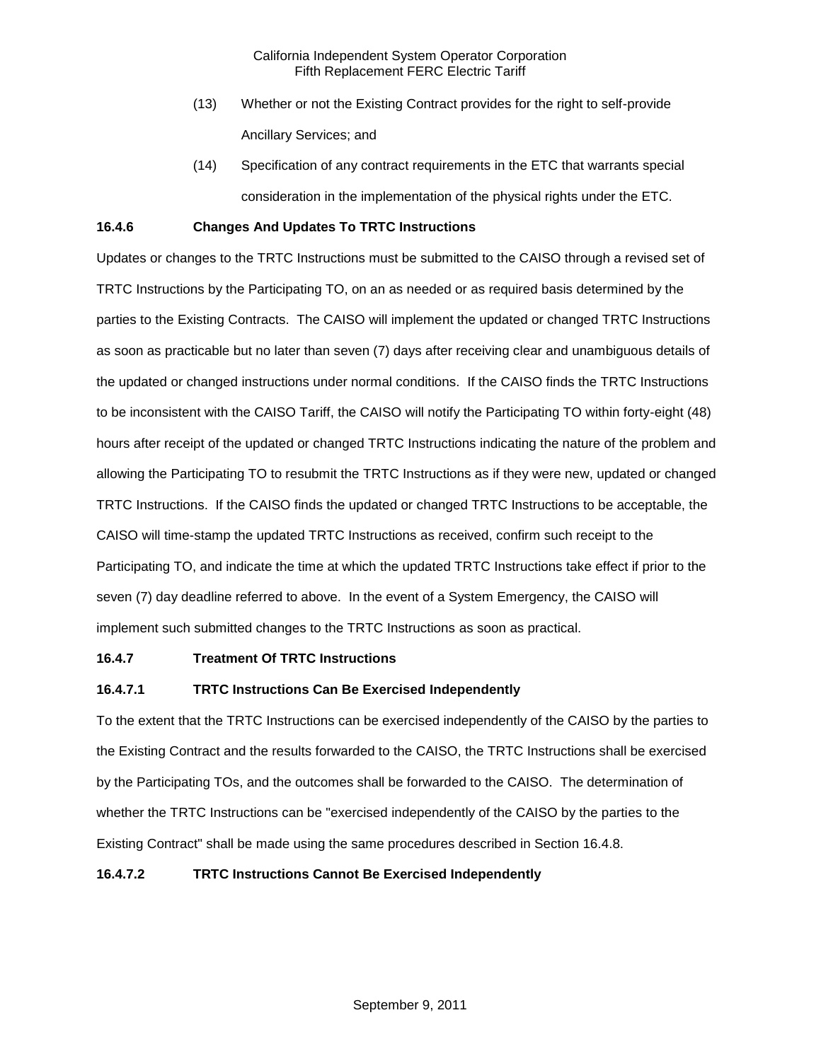(13) Whether or not the Existing Contract provides for the right to self-provide Ancillary Services; and

(14) Specification of any contract requirements in the ETC that warrants special consideration in the implementation of the physical rights under the ETC.

**16.4.6 Changes And Updates To TRTC Instructions**

Updates or changes to the TRTC Instructions must be submitted to the CAISO through a revised set of TRTC Instructions by the Participating TO, on an as needed or as required basis determined by the parties to the Existing Contracts. The CAISO will implement the updated or changed TRTC Instructions as soon as practicable but no later than seven (7) days after receiving clear and unambiguous details of the updated or changed instructions under normal conditions. If the CAISO finds the TRTC Instructions to be inconsistent with the CAISO Tariff, the CAISO will notify the Participating TO within forty-eight (48) hours after receipt of the updated or changed TRTC Instructions indicating the nature of the problem and allowing the Participating TO to resubmit the TRTC Instructions as if they were new, updated or changed TRTC Instructions. If the CAISO finds the updated or changed TRTC Instructions to be acceptable, the CAISO will time-stamp the updated TRTC Instructions as received, confirm such receipt to the Participating TO, and indicate the time at which the updated TRTC Instructions take effect if prior to the seven (7) day deadline referred to above. In the event of a System Emergency, the CAISO will implement such submitted changes to the TRTC Instructions as soon as practical.

**16.4.7 Treatment Of TRTC Instructions**

**16.4.7.1 TRTC Instructions Can Be Exercised Independently**

To the extent that the TRTC Instructions can be exercised independently of the CAISO by the parties to the Existing Contract and the results forwarded to the CAISO, the TRTC Instructions shall be exercised by the Participating TOs, and the outcomes shall be forwarded to the CAISO. The determination of whether the TRTC Instructions can be "exercised independently of the CAISO by the parties to the Existing Contract" shall be made using the same procedures described in Section 16.4.8.

**16.4.7.2 TRTC Instructions Cannot Be Exercised Independently**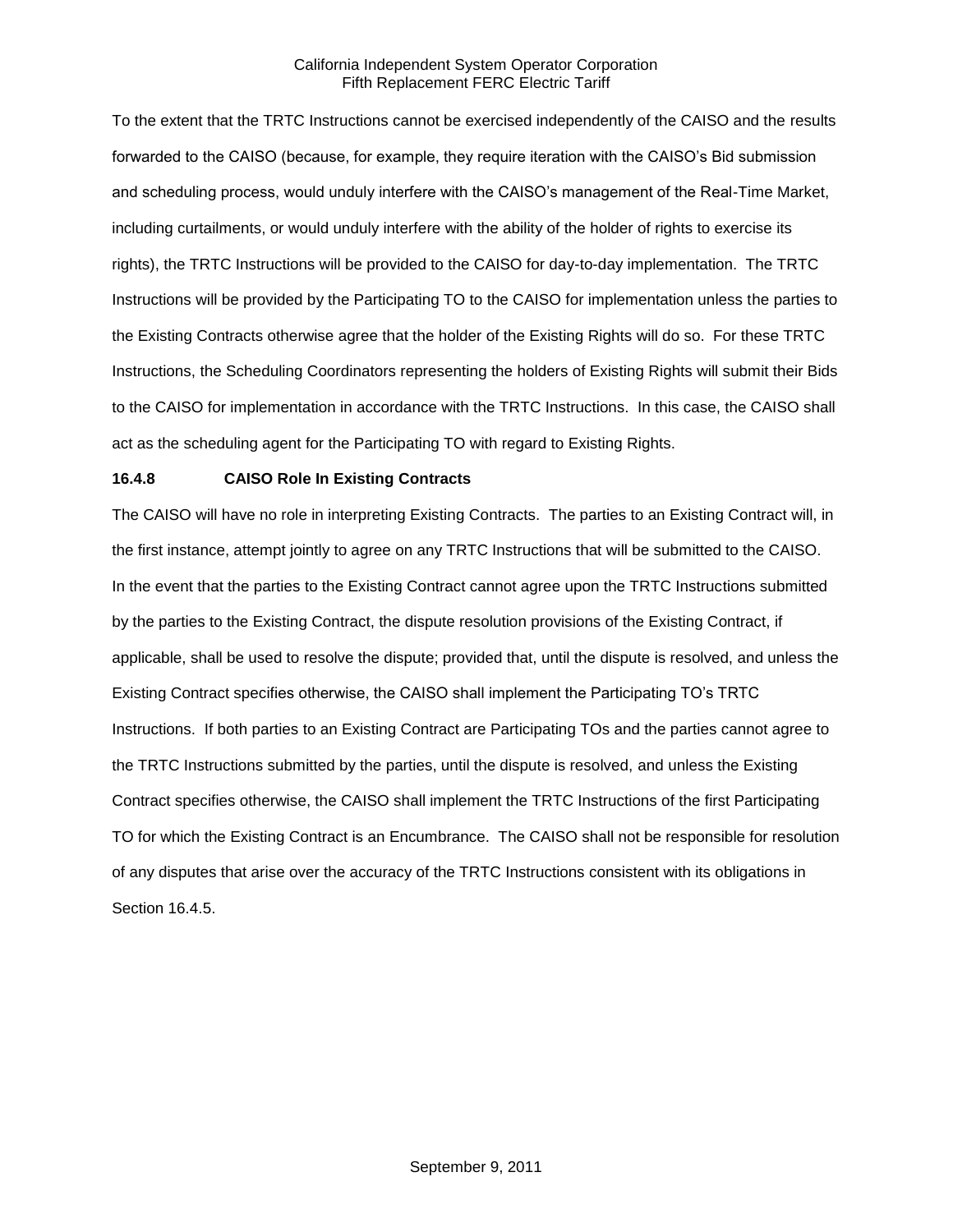To the extent that the TRTC Instructions cannot be exercised independently of the CAISO and the results forwarded to the CAISO (because, for example, they require iteration with the CAISO's Bid submission and scheduling process, would unduly interfere with the CAISO's management of the Real-Time Market, including curtailments, or would unduly interfere with the ability of the holder of rights to exercise its rights), the TRTC Instructions will be provided to the CAISO for day-to-day implementation. The TRTC Instructions will be provided by the Participating TO to the CAISO for implementation unless the parties to the Existing Contracts otherwise agree that the holder of the Existing Rights will do so. For these TRTC Instructions, the Scheduling Coordinators representing the holders of Existing Rights will submit their Bids to the CAISO for implementation in accordance with the TRTC Instructions. In this case, the CAISO shall act as the scheduling agent for the Participating TO with regard to Existing Rights.

**16.4.8 CAISO Role In Existing Contracts**

The CAISO will have no role in interpreting Existing Contracts. The parties to an Existing Contract will, in the first instance, attempt jointly to agree on any TRTC Instructions that will be submitted to the CAISO. In the event that the parties to the Existing Contract cannot agree upon the TRTC Instructions submitted by the parties to the Existing Contract, the dispute resolution provisions of the Existing Contract, if applicable, shall be used to resolve the dispute; provided that, until the dispute is resolved, and unless the Existing Contract specifies otherwise, the CAISO shall implement the Participating TO's TRTC Instructions. If both parties to an Existing Contract are Participating TOs and the parties cannot agree to the TRTC Instructions submitted by the parties, until the dispute is resolved, and unless the Existing Contract specifies otherwise, the CAISO shall implement the TRTC Instructions of the first Participating TO for which the Existing Contract is an Encumbrance. The CAISO shall not be responsible for resolution of any disputes that arise over the accuracy of the TRTC Instructions consistent with its obligations in Section 16.4.5.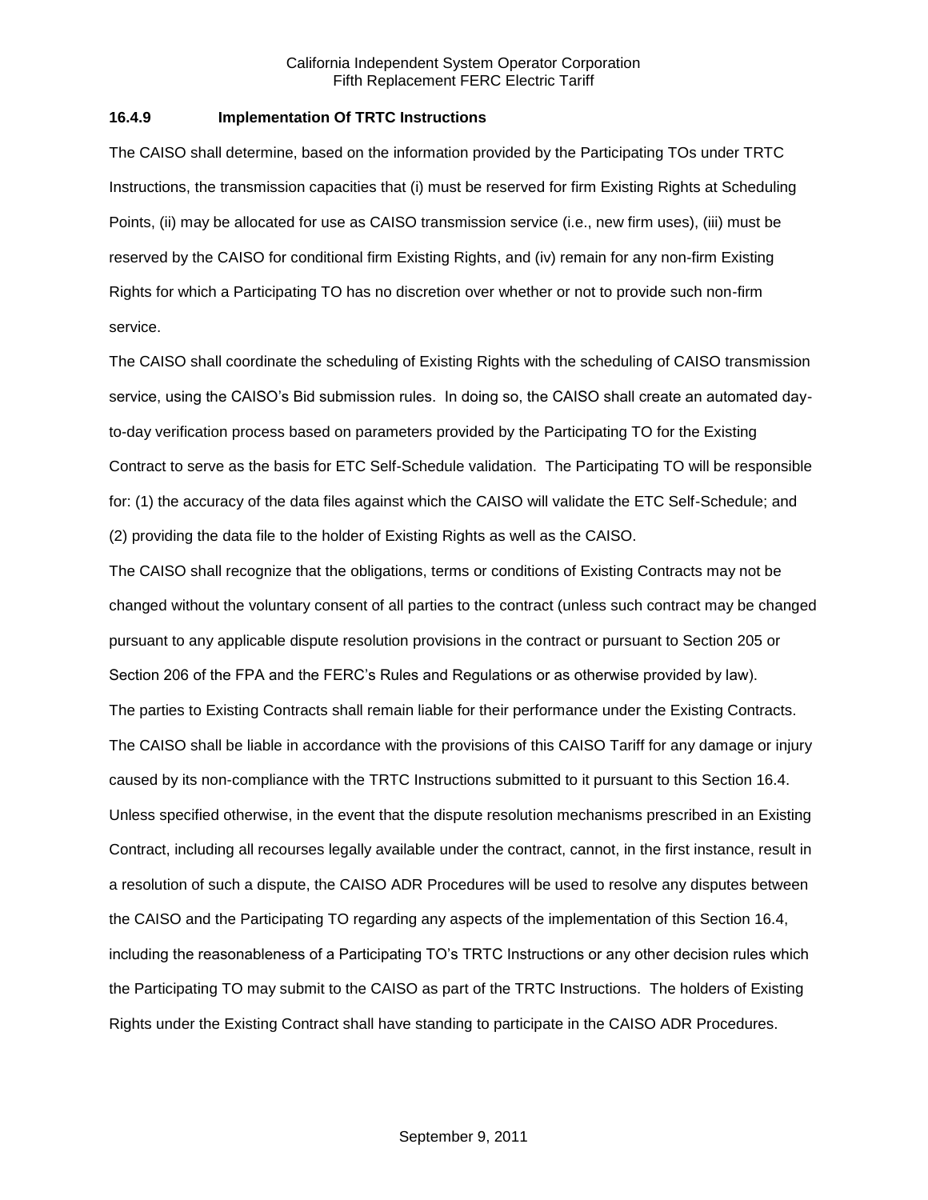### 16.4.9 Implementation Of TRTC Instructions

The CAISO shall determine, based on the information provided by the Participating TOs under TRTC Instructions, the transmission capacities that (i) must be reserved for firm Existing Rights at Scheduling Points, (ii) may be allocated for use as CAISO transmission service (i.e., new firm uses), (iii) must be reserved by the CAISO for conditional firm Existing Rights, and (iv) remain for any non-firm Existing Rights for which a Participating TO has no discretion over whether or not to provide such non-firm service.

The CAISO shall coordinate the scheduling of Existing Rights with the scheduling of CAISO transmission service, using the CAISO's Bid submission rules. In doing so, the CAISO shall create an automated day-to-day verification process based on parameters provided by the Participating TO for the Existing Contract to serve as the basis for ETC Self-Schedule validation. The Participating TO will be responsible for: (1) the accuracy of the data files against which the CAISO will validate the ETC Self-Schedule; and (2) providing the data file to the holder of Existing Rights as well as the CAISO.

The CAISO shall recognize that the obligations, terms or conditions of Existing Contracts may not be changed without the voluntary consent of all parties to the contract (unless such contract may be changed pursuant to any applicable dispute resolution provisions in the contract or pursuant to Section 205 or Section 206 of the FPA and the FERC's Rules and Regulations or as otherwise provided by law).

The parties to Existing Contracts shall remain liable for their performance under the Existing Contracts. The CAISO shall be liable in accordance with the provisions of this CAISO Tariff for any damage or injury caused by its non-compliance with the TRTC Instructions submitted to it pursuant to this Section 16.4. Unless specified otherwise, in the event that the dispute resolution mechanisms prescribed in an Existing Contract, including all recourses legally available under the contract, cannot, in the first instance, result in a resolution of such a dispute, the CAISO ADR Procedures will be used to resolve any disputes between the CAISO and the Participating TO regarding any aspects of the implementation of this Section 16.4, including the reasonableness of a Participating TO's TRTC Instructions or any other decision rules which the Participating TO may submit to the CAISO as part of the TRTC Instructions. The holders of Existing Rights under the Existing Contract shall have standing to participate in the CAISO ADR Procedures.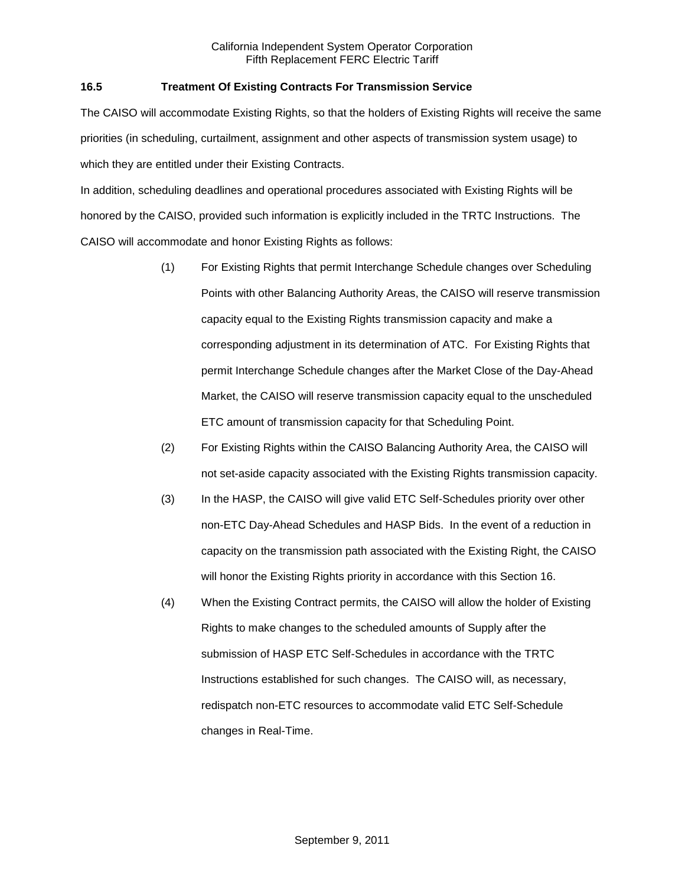### 16.5 Treatment Of Existing Contracts For Transmission Service

The CAISO will accommodate Existing Rights, so that the holders of Existing Rights will receive the same priorities (in scheduling, curtailment, assignment and other aspects of transmission system usage) to which they are entitled under their Existing Contracts.

In addition, scheduling deadlines and operational procedures associated with Existing Rights will be honored by the CAISO, provided such information is explicitly included in the TRTC Instructions. The CAISO will accommodate and honor Existing Rights as follows:

(1) For Existing Rights that permit Interchange Schedule changes over Scheduling Points with other Balancing Authority Areas, the CAISO will reserve transmission capacity equal to the Existing Rights transmission capacity and make a corresponding adjustment in its determination of ATC. For Existing Rights that permit Interchange Schedule changes after the Market Close of the Day-Ahead Market, the CAISO will reserve transmission capacity equal to the unscheduled ETC amount of transmission capacity for that Scheduling Point.

(2) For Existing Rights within the CAISO Balancing Authority Area, the CAISO will not set-aside capacity associated with the Existing Rights transmission capacity.

(3) In the HASP, the CAISO will give valid ETC Self-Schedules priority over other non-ETC Day-Ahead Schedules and HASP Bids. In the event of a reduction in capacity on the transmission path associated with the Existing Right, the CAISO will honor the Existing Rights priority in accordance with this Section 16.

(4) When the Existing Contract permits, the CAISO will allow the holder of Existing Rights to make changes to the scheduled amounts of Supply after the submission of HASP ETC Self-Schedules in accordance with the TRTC Instructions established for such changes. The CAISO will, as necessary, redispatch non-ETC resources to accommodate valid ETC Self-Schedule changes in Real-Time.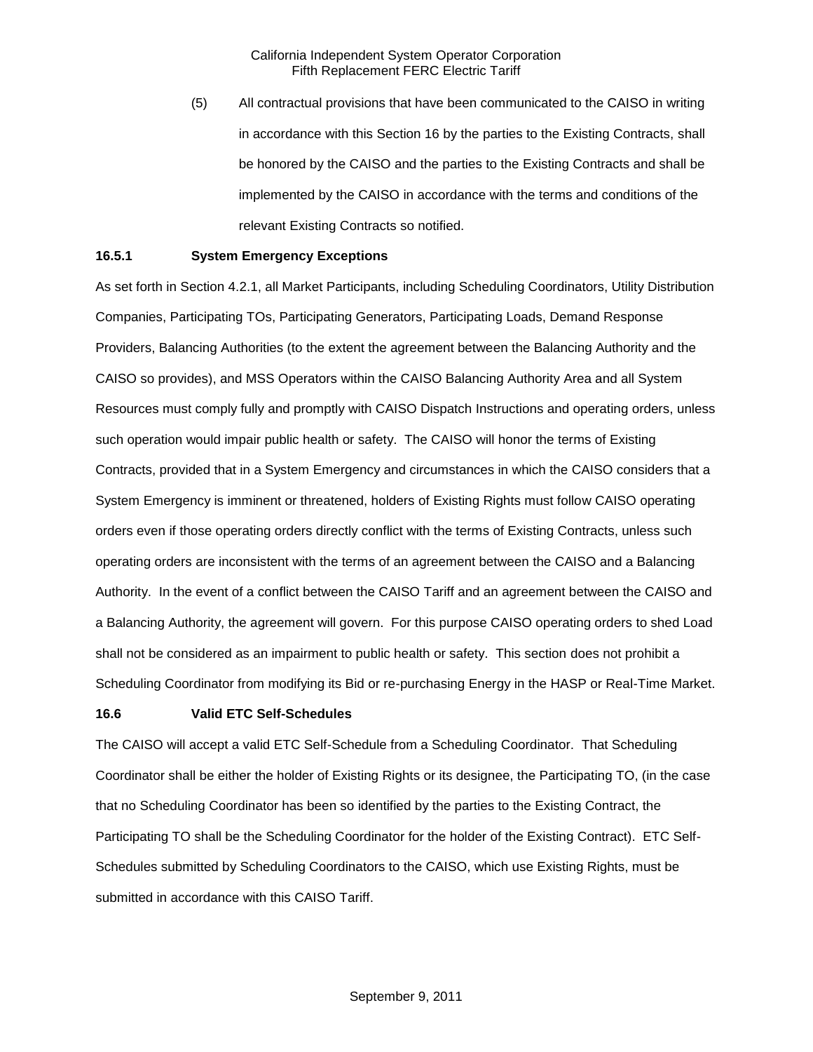(5) All contractual provisions that have been communicated to the CAISO in writing in accordance with this Section 16 by the parties to the Existing Contracts, shall be honored by the CAISO and the parties to the Existing Contracts and shall be implemented by the CAISO in accordance with the terms and conditions of the relevant Existing Contracts so notified.

### 16.5.1 System Emergency Exceptions

As set forth in Section 4.2.1, all Market Participants, including Scheduling Coordinators, Utility Distribution Companies, Participating TOs, Participating Generators, Participating Loads, Demand Response Providers, Balancing Authorities (to the extent the agreement between the Balancing Authority and the CAISO so provides), and MSS Operators within the CAISO Balancing Authority Area and all System Resources must comply fully and promptly with CAISO Dispatch Instructions and operating orders, unless such operation would impair public health or safety. The CAISO will honor the terms of Existing Contracts, provided that in a System Emergency and circumstances in which the CAISO considers that a System Emergency is imminent or threatened, holders of Existing Rights must follow CAISO operating orders even if those operating orders directly conflict with the terms of Existing Contracts, unless such operating orders are inconsistent with the terms of an agreement between the CAISO and a Balancing Authority. In the event of a conflict between the CAISO Tariff and an agreement between the CAISO and a Balancing Authority, the agreement will govern. For this purpose CAISO operating orders to shed Load shall not be considered as an impairment to public health or safety. This section does not prohibit a Scheduling Coordinator from modifying its Bid or re-purchasing Energy in the HASP or Real-Time Market.

### 16.6 Valid ETC Self-Schedules

The CAISO will accept a valid ETC Self-Schedule from a Scheduling Coordinator. That Scheduling Coordinator shall be either the holder of Existing Rights or its designee, the Participating TO, (in the case that no Scheduling Coordinator has been so identified by the parties to the Existing Contract, the Participating TO shall be the Scheduling Coordinator for the holder of the Existing Contract). ETC Self-Schedules submitted by Scheduling Coordinators to the CAISO, which use Existing Rights, must be submitted in accordance with this CAISO Tariff.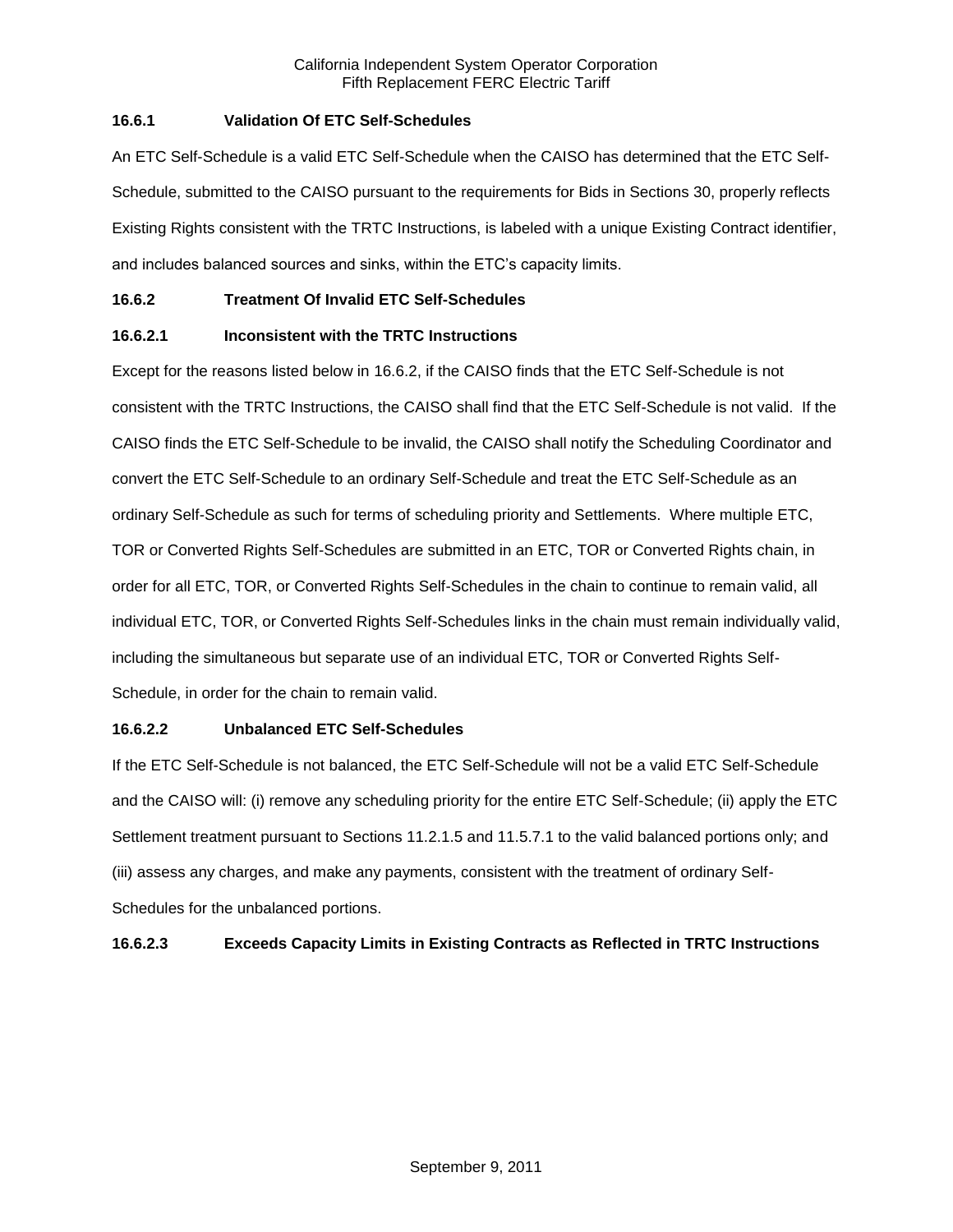### 16.6.1 Validation Of ETC Self-Schedules

An ETC Self-Schedule is a valid ETC Self-Schedule when the CAISO has determined that the ETC Self-Schedule, submitted to the CAISO pursuant to the requirements for Bids in Sections 30, properly reflects Existing Rights consistent with the TRTC Instructions, is labeled with a unique Existing Contract identifier, and includes balanced sources and sinks, within the ETC's capacity limits.

### 16.6.2 Treatment Of Invalid ETC Self-Schedules

#### 16.6.2.1 Inconsistent with the TRTC Instructions

Except for the reasons listed below in 16.6.2, if the CAISO finds that the ETC Self-Schedule is not consistent with the TRTC Instructions, the CAISO shall find that the ETC Self-Schedule is not valid. If the CAISO finds the ETC Self-Schedule to be invalid, the CAISO shall notify the Scheduling Coordinator and convert the ETC Self-Schedule to an ordinary Self-Schedule and treat the ETC Self-Schedule as an ordinary Self-Schedule as such for terms of scheduling priority and Settlements. Where multiple ETC, TOR or Converted Rights Self-Schedules are submitted in an ETC, TOR or Converted Rights chain, in order for all ETC, TOR, or Converted Rights Self-Schedules in the chain to continue to remain valid, all individual ETC, TOR, or Converted Rights Self-Schedules links in the chain must remain individually valid, including the simultaneous but separate use of an individual ETC, TOR or Converted Rights Self-Schedule, in order for the chain to remain valid.

#### 16.6.2.2 Unbalanced ETC Self-Schedules

If the ETC Self-Schedule is not balanced, the ETC Self-Schedule will not be a valid ETC Self-Schedule and the CAISO will: (i) remove any scheduling priority for the entire ETC Self-Schedule; (ii) apply the ETC Settlement treatment pursuant to Sections 11.2.1.5 and 11.5.7.1 to the valid balanced portions only; and (iii) assess any charges, and make any payments, consistent with the treatment of ordinary Self-Schedules for the unbalanced portions.

#### 16.6.2.3 Exceeds Capacity Limits in Existing Contracts as Reflected in TRTC Instructions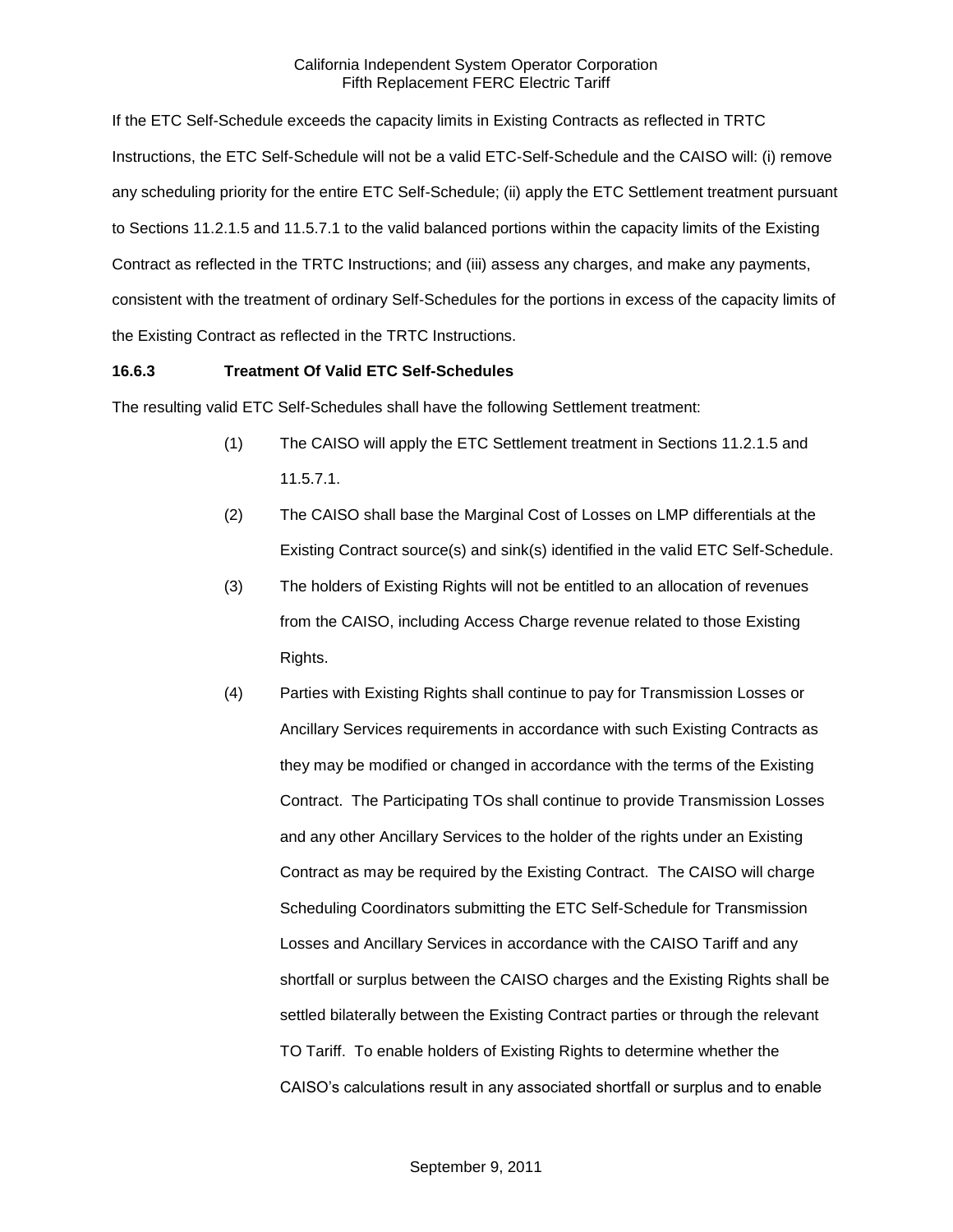If the ETC Self-Schedule exceeds the capacity limits in Existing Contracts as reflected in TRTC Instructions, the ETC Self-Schedule will not be a valid ETC-Self-Schedule and the CAISO will: (i) remove any scheduling priority for the entire ETC Self-Schedule; (ii) apply the ETC Settlement treatment pursuant to Sections 11.2.1.5 and 11.5.7.1 to the valid balanced portions within the capacity limits of the Existing Contract as reflected in the TRTC Instructions; and (iii) assess any charges, and make any payments, consistent with the treatment of ordinary Self-Schedules for the portions in excess of the capacity limits of the Existing Contract as reflected in the TRTC Instructions.

**16.6.3 Treatment Of Valid ETC Self-Schedules**

The resulting valid ETC Self-Schedules shall have the following Settlement treatment:

(1) The CAISO will apply the ETC Settlement treatment in Sections 11.2.1.5 and 11.5.7.1.

(2) The CAISO shall base the Marginal Cost of Losses on LMP differentials at the Existing Contract source(s) and sink(s) identified in the valid ETC Self-Schedule.

(3) The holders of Existing Rights will not be entitled to an allocation of revenues from the CAISO, including Access Charge revenue related to those Existing Rights.

(4) Parties with Existing Rights shall continue to pay for Transmission Losses or Ancillary Services requirements in accordance with such Existing Contracts as they may be modified or changed in accordance with the terms of the Existing Contract. The Participating TOs shall continue to provide Transmission Losses and any other Ancillary Services to the holder of the rights under an Existing Contract as may be required by the Existing Contract. The CAISO will charge Scheduling Coordinators submitting the ETC Self-Schedule for Transmission Losses and Ancillary Services in accordance with the CAISO Tariff and any shortfall or surplus between the CAISO charges and the Existing Rights shall be settled bilaterally between the Existing Contract parties or through the relevant TO Tariff. To enable holders of Existing Rights to determine whether the CAISO's calculations result in any associated shortfall or surplus and to enable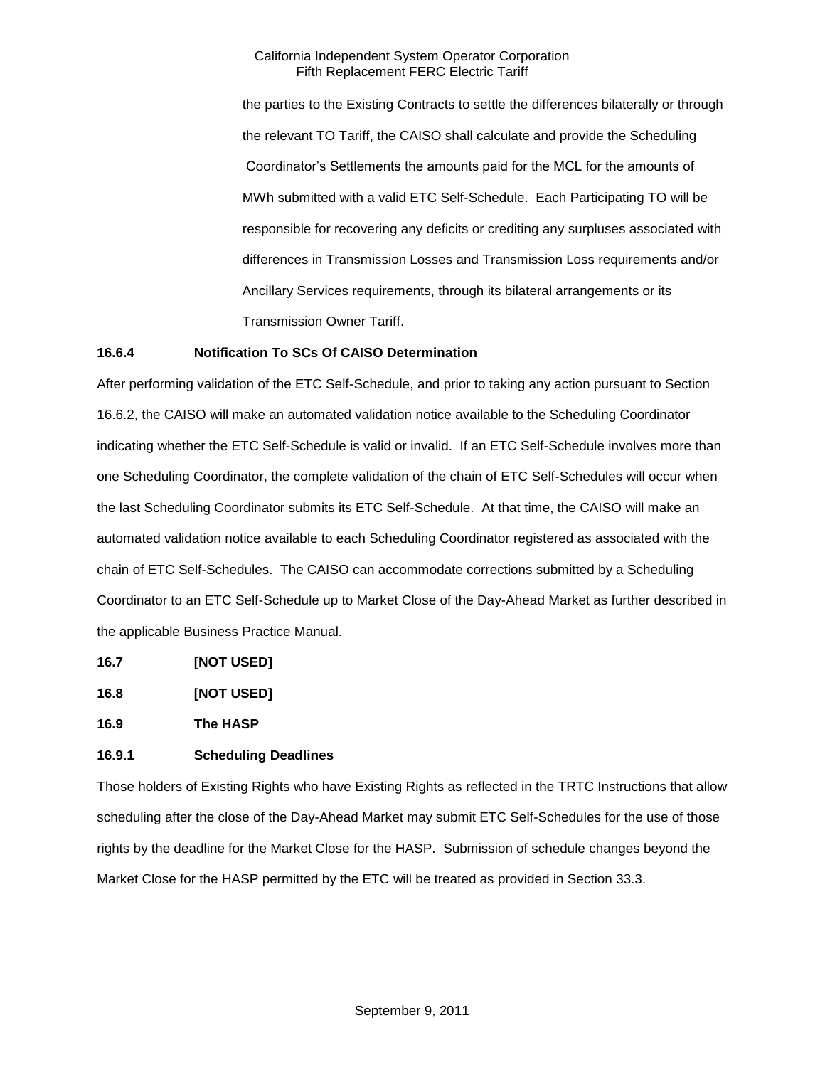the parties to the Existing Contracts to settle the differences bilaterally or through the relevant TO Tariff, the CAISO shall calculate and provide the Scheduling Coordinator's Settlements the amounts paid for the MCL for the amounts of MWh submitted with a valid ETC Self-Schedule. Each Participating TO will be responsible for recovering any deficits or crediting any surpluses associated with differences in Transmission Losses and Transmission Loss requirements and/or Ancillary Services requirements, through its bilateral arrangements or its Transmission Owner Tariff.

**16.6.4 Notification To SCs Of CAISO Determination**

After performing validation of the ETC Self-Schedule, and prior to taking any action pursuant to Section 16.6.2, the CAISO will make an automated validation notice available to the Scheduling Coordinator indicating whether the ETC Self-Schedule is valid or invalid. If an ETC Self-Schedule involves more than one Scheduling Coordinator, the complete validation of the chain of ETC Self-Schedules will occur when the last Scheduling Coordinator submits its ETC Self-Schedule. At that time, the CAISO will make an automated validation notice available to each Scheduling Coordinator registered as associated with the chain of ETC Self-Schedules. The CAISO can accommodate corrections submitted by a Scheduling Coordinator to an ETC Self-Schedule up to Market Close of the Day-Ahead Market as further described in the applicable Business Practice Manual.

**16.7 [NOT USED]**

**16.8 [NOT USED]**

**16.9 The HASP**

**16.9.1 Scheduling Deadlines**

Those holders of Existing Rights who have Existing Rights as reflected in the TRTC Instructions that allow scheduling after the close of the Day-Ahead Market may submit ETC Self-Schedules for the use of those rights by the deadline for the Market Close for the HASP. Submission of schedule changes beyond the Market Close for the HASP permitted by the ETC will be treated as provided in Section 33.3.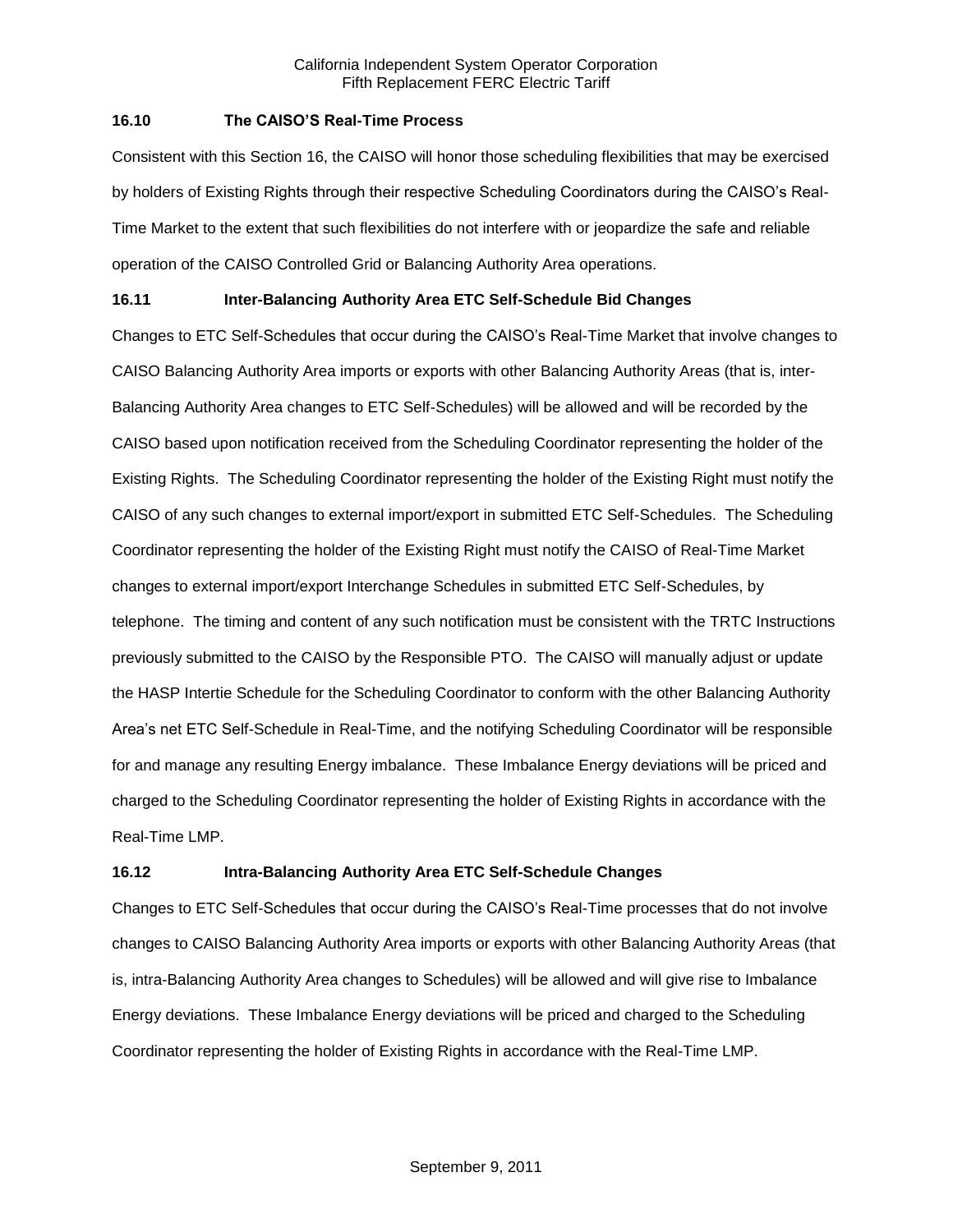### 16.10 The CAISO'S Real-Time Process

Consistent with this Section 16, the CAISO will honor those scheduling flexibilities that may be exercised by holders of Existing Rights through their respective Scheduling Coordinators during the CAISO's Real-Time Market to the extent that such flexibilities do not interfere with or jeopardize the safe and reliable operation of the CAISO Controlled Grid or Balancing Authority Area operations.

### 16.11 Inter-Balancing Authority Area ETC Self-Schedule Bid Changes

Changes to ETC Self-Schedules that occur during the CAISO's Real-Time Market that involve changes to CAISO Balancing Authority Area imports or exports with other Balancing Authority Areas (that is, inter-Balancing Authority Area changes to ETC Self-Schedules) will be allowed and will be recorded by the CAISO based upon notification received from the Scheduling Coordinator representing the holder of the Existing Rights. The Scheduling Coordinator representing the holder of the Existing Right must notify the CAISO of any such changes to external import/export in submitted ETC Self-Schedules. The Scheduling Coordinator representing the holder of the Existing Right must notify the CAISO of Real-Time Market changes to external import/export Interchange Schedules in submitted ETC Self-Schedules, by telephone. The timing and content of any such notification must be consistent with the TRTC Instructions previously submitted to the CAISO by the Responsible PTO. The CAISO will manually adjust or update the HASP Intertie Schedule for the Scheduling Coordinator to conform with the other Balancing Authority Area's net ETC Self-Schedule in Real-Time, and the notifying Scheduling Coordinator will be responsible for and manage any resulting Energy imbalance. These Imbalance Energy deviations will be priced and charged to the Scheduling Coordinator representing the holder of Existing Rights in accordance with the Real-Time LMP.

### 16.12 Intra-Balancing Authority Area ETC Self-Schedule Changes

Changes to ETC Self-Schedules that occur during the CAISO's Real-Time processes that do not involve changes to CAISO Balancing Authority Area imports or exports with other Balancing Authority Areas (that is, intra-Balancing Authority Area changes to Schedules) will be allowed and will give rise to Imbalance Energy deviations. These Imbalance Energy deviations will be priced and charged to the Scheduling Coordinator representing the holder of Existing Rights in accordance with the Real-Time LMP.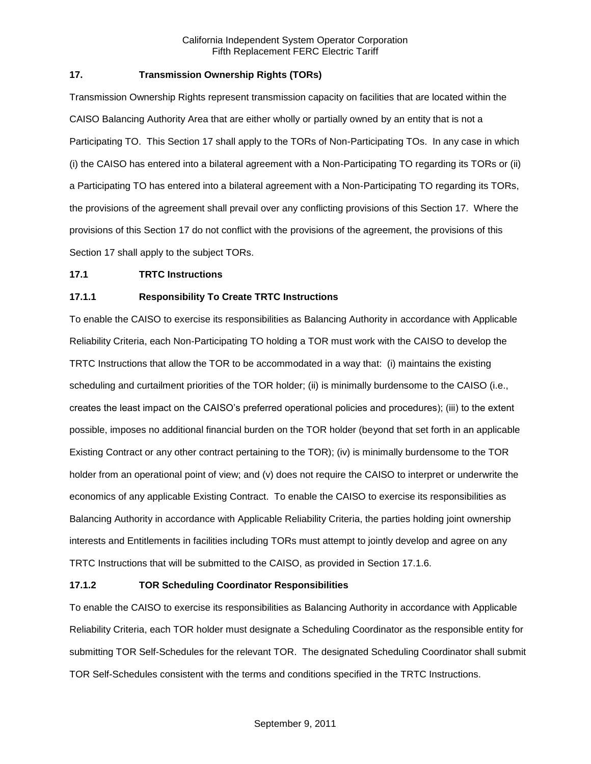## 17. Transmission Ownership Rights (TORs)

Transmission Ownership Rights represent transmission capacity on facilities that are located within the CAISO Balancing Authority Area that are either wholly or partially owned by an entity that is not a Participating TO. This Section 17 shall apply to the TORs of Non-Participating TOs. In any case in which (i) the CAISO has entered into a bilateral agreement with a Non-Participating TO regarding its TORs or (ii) a Participating TO has entered into a bilateral agreement with a Non-Participating TO regarding its TORs, the provisions of the agreement shall prevail over any conflicting provisions of this Section 17. Where the provisions of this Section 17 do not conflict with the provisions of the agreement, the provisions of this Section 17 shall apply to the subject TORs.

### 17.1 TRTC Instructions

#### 17.1.1 Responsibility To Create TRTC Instructions

To enable the CAISO to exercise its responsibilities as Balancing Authority in accordance with Applicable Reliability Criteria, each Non-Participating TO holding a TOR must work with the CAISO to develop the TRTC Instructions that allow the TOR to be accommodated in a way that: (i) maintains the existing scheduling and curtailment priorities of the TOR holder; (ii) is minimally burdensome to the CAISO (i.e., creates the least impact on the CAISO's preferred operational policies and procedures); (iii) to the extent possible, imposes no additional financial burden on the TOR holder (beyond that set forth in an applicable Existing Contract or any other contract pertaining to the TOR); (iv) is minimally burdensome to the TOR holder from an operational point of view; and (v) does not require the CAISO to interpret or underwrite the economics of any applicable Existing Contract. To enable the CAISO to exercise its responsibilities as Balancing Authority in accordance with Applicable Reliability Criteria, the parties holding joint ownership interests and Entitlements in facilities including TORs must attempt to jointly develop and agree on any TRTC Instructions that will be submitted to the CAISO, as provided in Section 17.1.6.

#### 17.1.2 TOR Scheduling Coordinator Responsibilities

To enable the CAISO to exercise its responsibilities as Balancing Authority in accordance with Applicable Reliability Criteria, each TOR holder must designate a Scheduling Coordinator as the responsible entity for submitting TOR Self-Schedules for the relevant TOR. The designated Scheduling Coordinator shall submit TOR Self-Schedules consistent with the terms and conditions specified in the TRTC Instructions.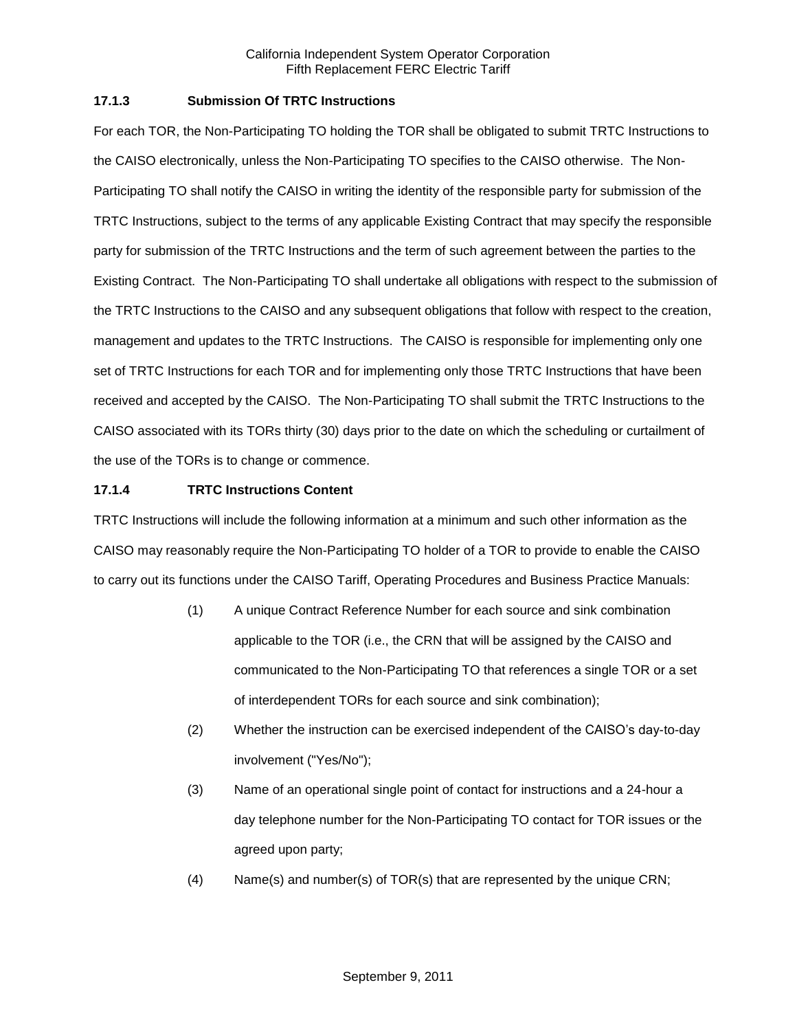### 17.1.3 Submission Of TRTC Instructions

For each TOR, the Non-Participating TO holding the TOR shall be obligated to submit TRTC Instructions to the CAISO electronically, unless the Non-Participating TO specifies to the CAISO otherwise. The Non-Participating TO shall notify the CAISO in writing the identity of the responsible party for submission of the TRTC Instructions, subject to the terms of any applicable Existing Contract that may specify the responsible party for submission of the TRTC Instructions and the term of such agreement between the parties to the Existing Contract. The Non-Participating TO shall undertake all obligations with respect to the submission of the TRTC Instructions to the CAISO and any subsequent obligations that follow with respect to the creation, management and updates to the TRTC Instructions. The CAISO is responsible for implementing only one set of TRTC Instructions for each TOR and for implementing only those TRTC Instructions that have been received and accepted by the CAISO. The Non-Participating TO shall submit the TRTC Instructions to the CAISO associated with its TORs thirty (30) days prior to the date on which the scheduling or curtailment of the use of the TORs is to change or commence.

### 17.1.4 TRTC Instructions Content

TRTC Instructions will include the following information at a minimum and such other information as the CAISO may reasonably require the Non-Participating TO holder of a TOR to provide to enable the CAISO to carry out its functions under the CAISO Tariff, Operating Procedures and Business Practice Manuals:

(1) A unique Contract Reference Number for each source and sink combination applicable to the TOR (i.e., the CRN that will be assigned by the CAISO and communicated to the Non-Participating TO that references a single TOR or a set of interdependent TORs for each source and sink combination);

(2) Whether the instruction can be exercised independent of the CAISO's day-to-day involvement ("Yes/No");

(3) Name of an operational single point of contact for instructions and a 24-hour a day telephone number for the Non-Participating TO contact for TOR issues or the agreed upon party;

(4) Name(s) and number(s) of TOR(s) that are represented by the unique CRN;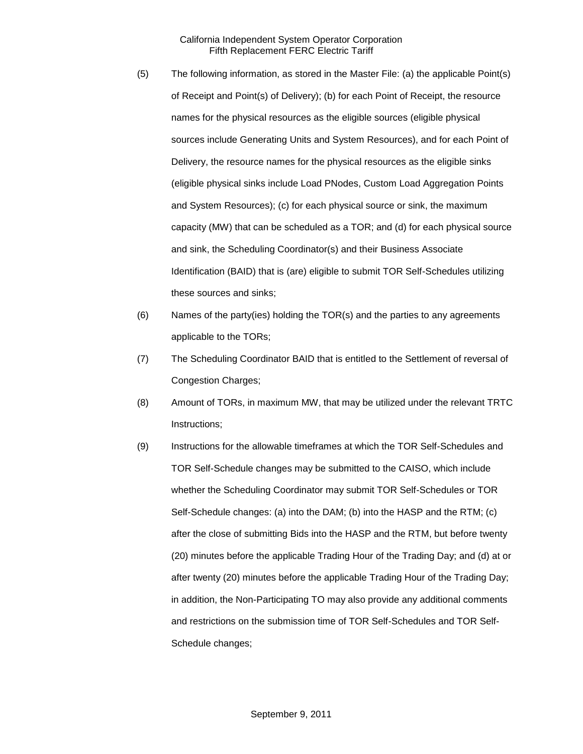(5) The following information, as stored in the Master File: (a) the applicable Point(s) of Receipt and Point(s) of Delivery); (b) for each Point of Receipt, the resource names for the physical resources as the eligible sources (eligible physical sources include Generating Units and System Resources), and for each Point of Delivery, the resource names for the physical resources as the eligible sinks (eligible physical sinks include Load PNodes, Custom Load Aggregation Points and System Resources); (c) for each physical source or sink, the maximum capacity (MW) that can be scheduled as a TOR; and (d) for each physical source and sink, the Scheduling Coordinator(s) and their Business Associate Identification (BAID) that is (are) eligible to submit TOR Self-Schedules utilizing these sources and sinks;

(6) Names of the party(ies) holding the TOR(s) and the parties to any agreements applicable to the TORs;

(7) The Scheduling Coordinator BAID that is entitled to the Settlement of reversal of Congestion Charges;

(8) Amount of TORs, in maximum MW, that may be utilized under the relevant TRTC Instructions;

(9) Instructions for the allowable timeframes at which the TOR Self-Schedules and TOR Self-Schedule changes may be submitted to the CAISO, which include whether the Scheduling Coordinator may submit TOR Self-Schedules or TOR Self-Schedule changes: (a) into the DAM; (b) into the HASP and the RTM; (c) after the close of submitting Bids into the HASP and the RTM, but before twenty (20) minutes before the applicable Trading Hour of the Trading Day; and (d) at or after twenty (20) minutes before the applicable Trading Hour of the Trading Day; in addition, the Non-Participating TO may also provide any additional comments and restrictions on the submission time of TOR Self-Schedules and TOR Self-Schedule changes;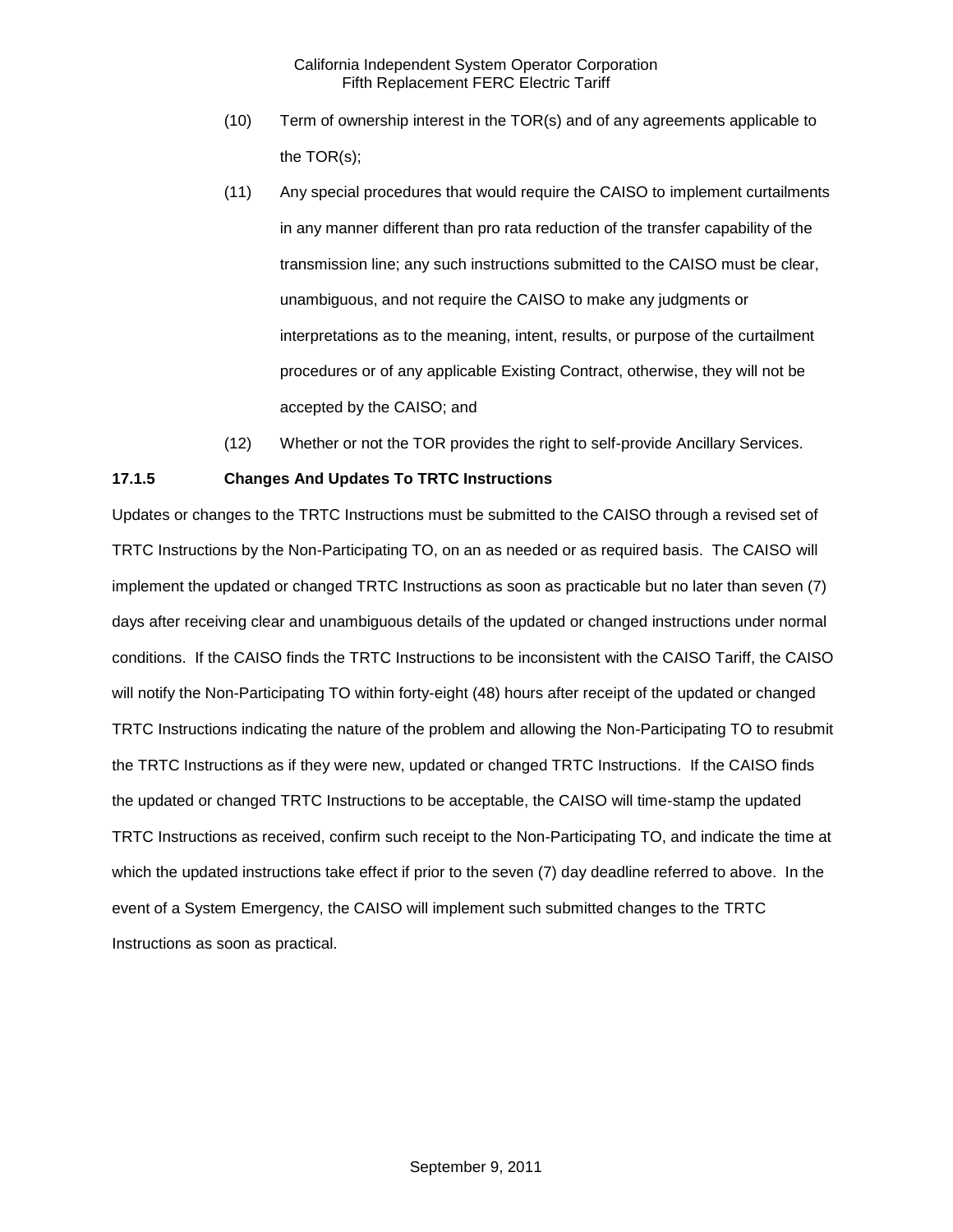(10) Term of ownership interest in the TOR(s) and of any agreements applicable to the TOR(s);

(11) Any special procedures that would require the CAISO to implement curtailments in any manner different than pro rata reduction of the transfer capability of the transmission line; any such instructions submitted to the CAISO must be clear, unambiguous, and not require the CAISO to make any judgments or interpretations as to the meaning, intent, results, or purpose of the curtailment procedures or of any applicable Existing Contract, otherwise, they will not be accepted by the CAISO; and

(12) Whether or not the TOR provides the right to self-provide Ancillary Services.

**17.1.5 Changes And Updates To TRTC Instructions**

Updates or changes to the TRTC Instructions must be submitted to the CAISO through a revised set of TRTC Instructions by the Non-Participating TO, on an as needed or as required basis. The CAISO will implement the updated or changed TRTC Instructions as soon as practicable but no later than seven (7) days after receiving clear and unambiguous details of the updated or changed instructions under normal conditions. If the CAISO finds the TRTC Instructions to be inconsistent with the CAISO Tariff, the CAISO will notify the Non-Participating TO within forty-eight (48) hours after receipt of the updated or changed TRTC Instructions indicating the nature of the problem and allowing the Non-Participating TO to resubmit the TRTC Instructions as if they were new, updated or changed TRTC Instructions. If the CAISO finds the updated or changed TRTC Instructions to be acceptable, the CAISO will time-stamp the updated TRTC Instructions as received, confirm such receipt to the Non-Participating TO, and indicate the time at which the updated instructions take effect if prior to the seven (7) day deadline referred to above. In the event of a System Emergency, the CAISO will implement such submitted changes to the TRTC Instructions as soon as practical.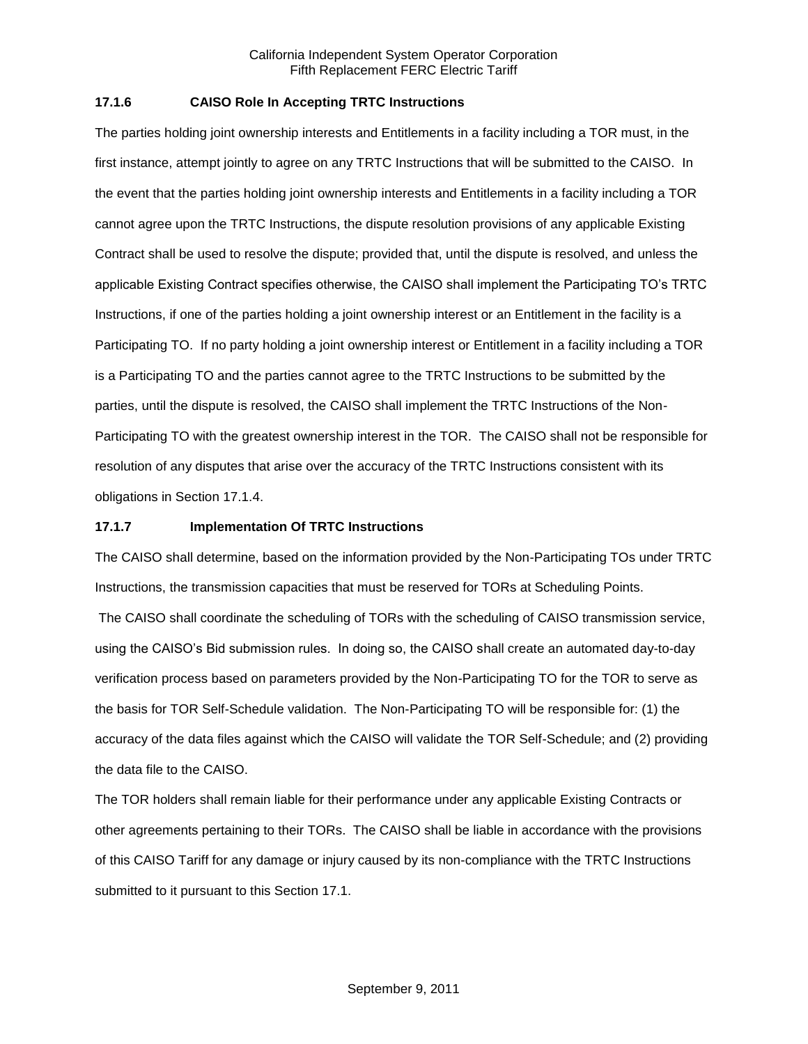### 17.1.6 CAISO Role In Accepting TRTC Instructions

The parties holding joint ownership interests and Entitlements in a facility including a TOR must, in the first instance, attempt jointly to agree on any TRTC Instructions that will be submitted to the CAISO. In the event that the parties holding joint ownership interests and Entitlements in a facility including a TOR cannot agree upon the TRTC Instructions, the dispute resolution provisions of any applicable Existing Contract shall be used to resolve the dispute; provided that, until the dispute is resolved, and unless the applicable Existing Contract specifies otherwise, the CAISO shall implement the Participating TO's TRTC Instructions, if one of the parties holding a joint ownership interest or an Entitlement in the facility is a Participating TO. If no party holding a joint ownership interest or Entitlement in a facility including a TOR is a Participating TO and the parties cannot agree to the TRTC Instructions to be submitted by the parties, until the dispute is resolved, the CAISO shall implement the TRTC Instructions of the Non-Participating TO with the greatest ownership interest in the TOR. The CAISO shall not be responsible for resolution of any disputes that arise over the accuracy of the TRTC Instructions consistent with its obligations in Section 17.1.4.

### 17.1.7 Implementation Of TRTC Instructions

The CAISO shall determine, based on the information provided by the Non-Participating TOs under TRTC Instructions, the transmission capacities that must be reserved for TORs at Scheduling Points.

The CAISO shall coordinate the scheduling of TORs with the scheduling of CAISO transmission service, using the CAISO's Bid submission rules. In doing so, the CAISO shall create an automated day-to-day verification process based on parameters provided by the Non-Participating TO for the TOR to serve as the basis for TOR Self-Schedule validation. The Non-Participating TO will be responsible for: (1) the accuracy of the data files against which the CAISO will validate the TOR Self-Schedule; and (2) providing the data file to the CAISO.

The TOR holders shall remain liable for their performance under any applicable Existing Contracts or other agreements pertaining to their TORs. The CAISO shall be liable in accordance with the provisions of this CAISO Tariff for any damage or injury caused by its non-compliance with the TRTC Instructions submitted to it pursuant to this Section 17.1.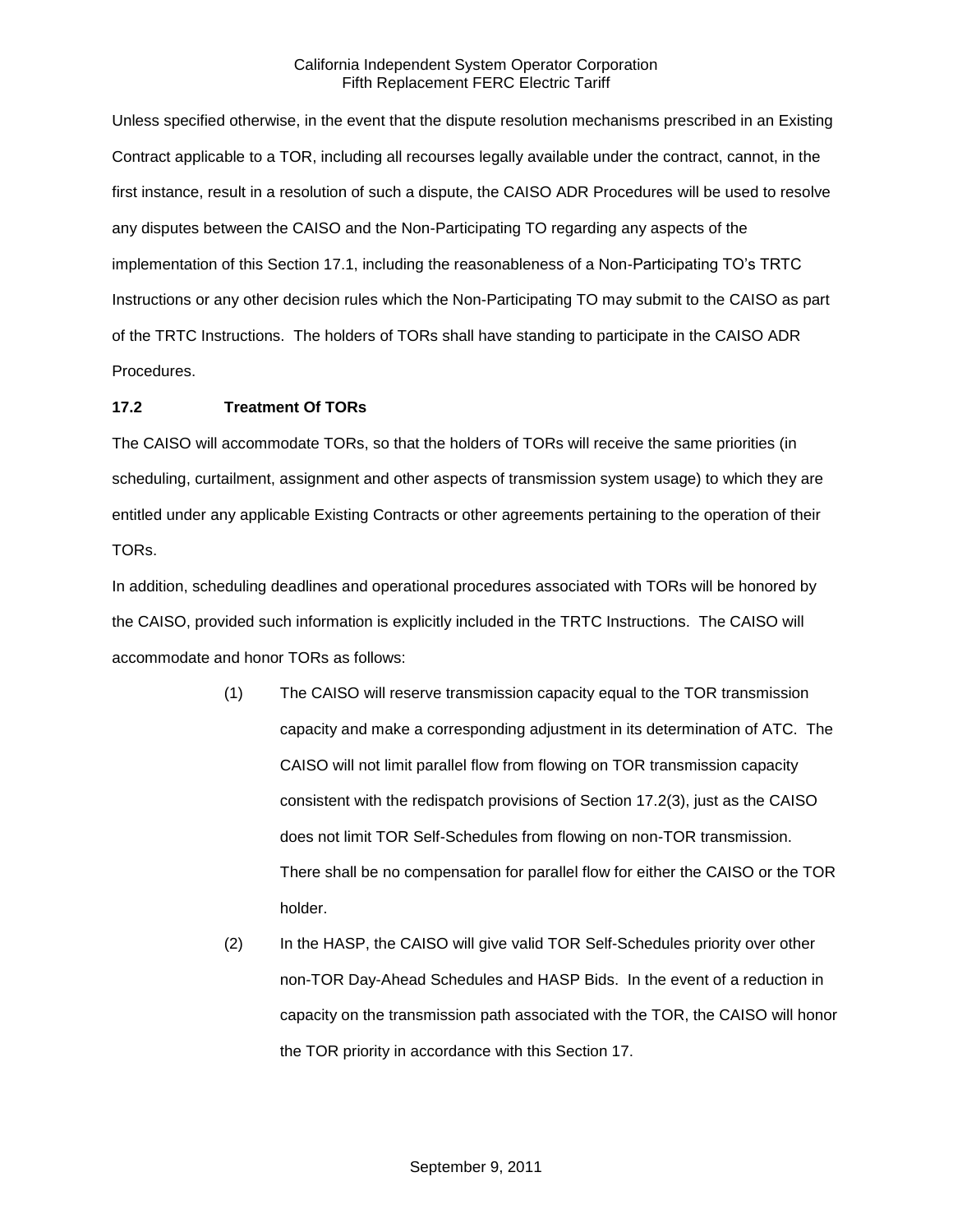Unless specified otherwise, in the event that the dispute resolution mechanisms prescribed in an Existing Contract applicable to a TOR, including all recourses legally available under the contract, cannot, in the first instance, result in a resolution of such a dispute, the CAISO ADR Procedures will be used to resolve any disputes between the CAISO and the Non-Participating TO regarding any aspects of the implementation of this Section 17.1, including the reasonableness of a Non-Participating TO's TRTC Instructions or any other decision rules which the Non-Participating TO may submit to the CAISO as part of the TRTC Instructions. The holders of TORs shall have standing to participate in the CAISO ADR Procedures.

**17.2 Treatment Of TORs**

The CAISO will accommodate TORs, so that the holders of TORs will receive the same priorities (in scheduling, curtailment, assignment and other aspects of transmission system usage) to which they are entitled under any applicable Existing Contracts or other agreements pertaining to the operation of their TORs.

In addition, scheduling deadlines and operational procedures associated with TORs will be honored by the CAISO, provided such information is explicitly included in the TRTC Instructions. The CAISO will accommodate and honor TORs as follows:

(1) The CAISO will reserve transmission capacity equal to the TOR transmission capacity and make a corresponding adjustment in its determination of ATC. The CAISO will not limit parallel flow from flowing on TOR transmission capacity consistent with the redispatch provisions of Section 17.2(3), just as the CAISO does not limit TOR Self-Schedules from flowing on non-TOR transmission. There shall be no compensation for parallel flow for either the CAISO or the TOR holder.

(2) In the HASP, the CAISO will give valid TOR Self-Schedules priority over other non-TOR Day-Ahead Schedules and HASP Bids. In the event of a reduction in capacity on the transmission path associated with the TOR, the CAISO will honor the TOR priority in accordance with this Section 17.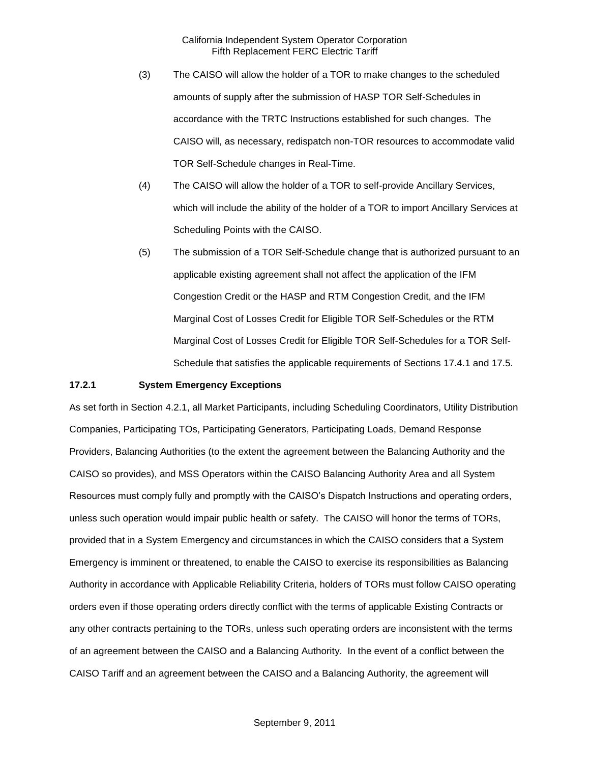(3) The CAISO will allow the holder of a TOR to make changes to the scheduled amounts of supply after the submission of HASP TOR Self-Schedules in accordance with the TRTC Instructions established for such changes. The CAISO will, as necessary, redispatch non-TOR resources to accommodate valid TOR Self-Schedule changes in Real-Time.

(4) The CAISO will allow the holder of a TOR to self-provide Ancillary Services, which will include the ability of the holder of a TOR to import Ancillary Services at Scheduling Points with the CAISO.

(5) The submission of a TOR Self-Schedule change that is authorized pursuant to an applicable existing agreement shall not affect the application of the IFM Congestion Credit or the HASP and RTM Congestion Credit, and the IFM Marginal Cost of Losses Credit for Eligible TOR Self-Schedules or the RTM Marginal Cost of Losses Credit for Eligible TOR Self-Schedules for a TOR Self-Schedule that satisfies the applicable requirements of Sections 17.4.1 and 17.5.

**17.2.1 System Emergency Exceptions**

As set forth in Section 4.2.1, all Market Participants, including Scheduling Coordinators, Utility Distribution Companies, Participating TOs, Participating Generators, Participating Loads, Demand Response Providers, Balancing Authorities (to the extent the agreement between the Balancing Authority and the CAISO so provides), and MSS Operators within the CAISO Balancing Authority Area and all System Resources must comply fully and promptly with the CAISO's Dispatch Instructions and operating orders, unless such operation would impair public health or safety. The CAISO will honor the terms of TORs, provided that in a System Emergency and circumstances in which the CAISO considers that a System Emergency is imminent or threatened, to enable the CAISO to exercise its responsibilities as Balancing Authority in accordance with Applicable Reliability Criteria, holders of TORs must follow CAISO operating orders even if those operating orders directly conflict with the terms of applicable Existing Contracts or any other contracts pertaining to the TORs, unless such operating orders are inconsistent with the terms of an agreement between the CAISO and a Balancing Authority. In the event of a conflict between the CAISO Tariff and an agreement between the CAISO and a Balancing Authority, the agreement will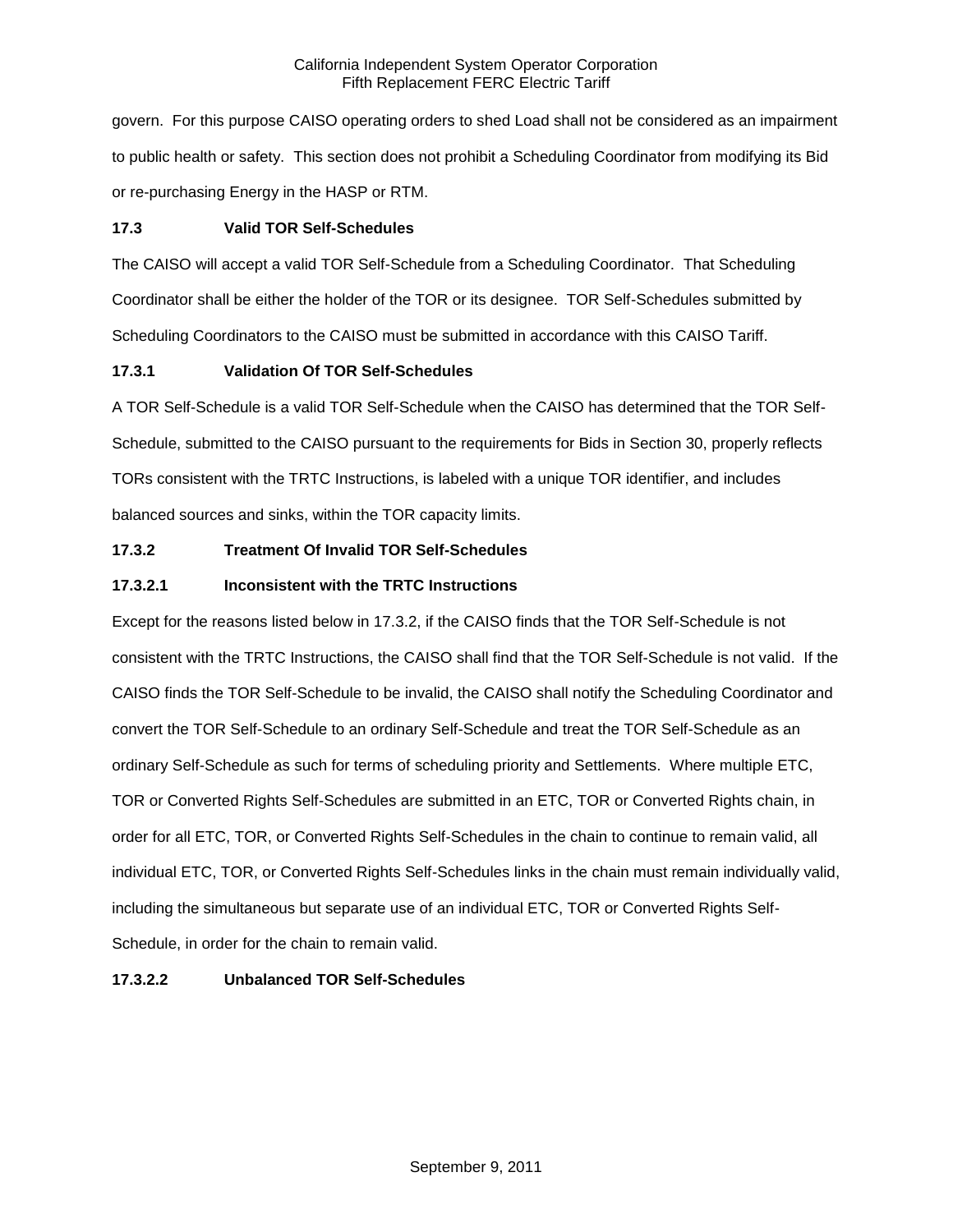govern. For this purpose CAISO operating orders to shed Load shall not be considered as an impairment to public health or safety. This section does not prohibit a Scheduling Coordinator from modifying its Bid or re-purchasing Energy in the HASP or RTM.

### 17.3 Valid TOR Self-Schedules

The CAISO will accept a valid TOR Self-Schedule from a Scheduling Coordinator. That Scheduling Coordinator shall be either the holder of the TOR or its designee. TOR Self-Schedules submitted by Scheduling Coordinators to the CAISO must be submitted in accordance with this CAISO Tariff.

#### 17.3.1 Validation Of TOR Self-Schedules

A TOR Self-Schedule is a valid TOR Self-Schedule when the CAISO has determined that the TOR Self-Schedule, submitted to the CAISO pursuant to the requirements for Bids in Section 30, properly reflects TORs consistent with the TRTC Instructions, is labeled with a unique TOR identifier, and includes balanced sources and sinks, within the TOR capacity limits.

#### 17.3.2 Treatment Of Invalid TOR Self-Schedules

##### 17.3.2.1 Inconsistent with the TRTC Instructions

Except for the reasons listed below in 17.3.2, if the CAISO finds that the TOR Self-Schedule is not consistent with the TRTC Instructions, the CAISO shall find that the TOR Self-Schedule is not valid. If the CAISO finds the TOR Self-Schedule to be invalid, the CAISO shall notify the Scheduling Coordinator and convert the TOR Self-Schedule to an ordinary Self-Schedule and treat the TOR Self-Schedule as an ordinary Self-Schedule as such for terms of scheduling priority and Settlements. Where multiple ETC, TOR or Converted Rights Self-Schedules are submitted in an ETC, TOR or Converted Rights chain, in order for all ETC, TOR, or Converted Rights Self-Schedules in the chain to continue to remain valid, all individual ETC, TOR, or Converted Rights Self-Schedules links in the chain must remain individually valid, including the simultaneous but separate use of an individual ETC, TOR or Converted Rights Self-Schedule, in order for the chain to remain valid.

##### 17.3.2.2 Unbalanced TOR Self-Schedules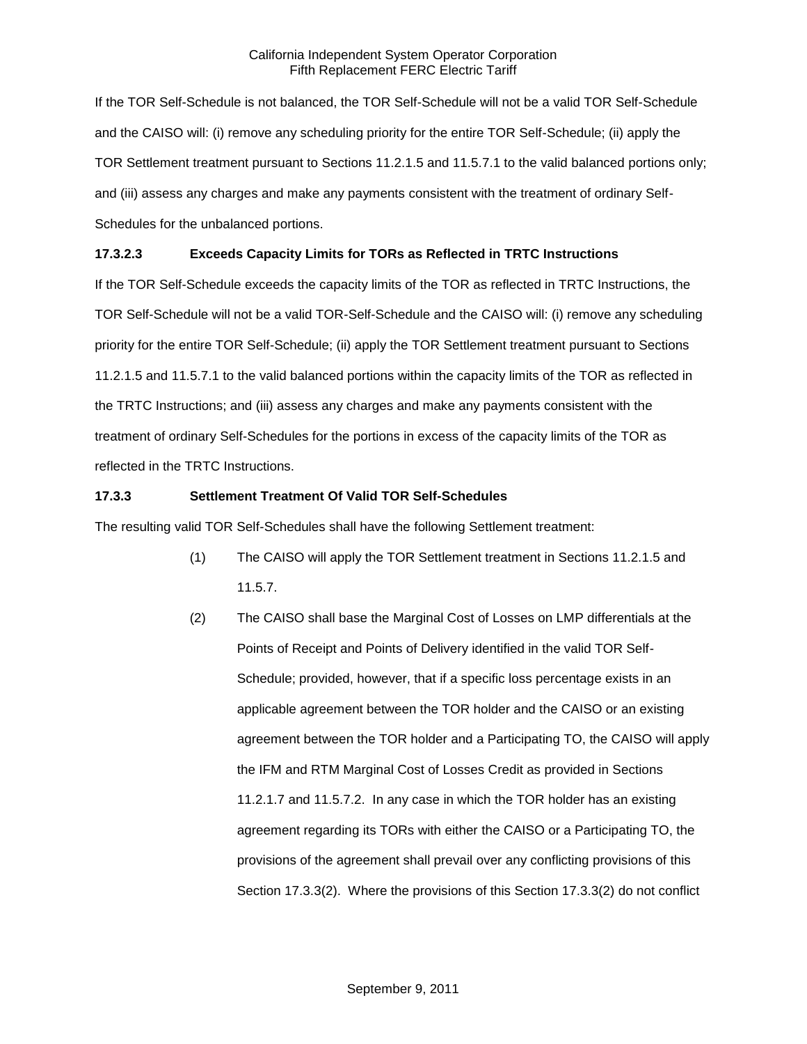If the TOR Self-Schedule is not balanced, the TOR Self-Schedule will not be a valid TOR Self-Schedule and the CAISO will: (i) remove any scheduling priority for the entire TOR Self-Schedule; (ii) apply the TOR Settlement treatment pursuant to Sections 11.2.1.5 and 11.5.7.1 to the valid balanced portions only; and (iii) assess any charges and make any payments consistent with the treatment of ordinary Self-Schedules for the unbalanced portions.

**17.3.2.3 Exceeds Capacity Limits for TORs as Reflected in TRTC Instructions**

If the TOR Self-Schedule exceeds the capacity limits of the TOR as reflected in TRTC Instructions, the TOR Self-Schedule will not be a valid TOR-Self-Schedule and the CAISO will: (i) remove any scheduling priority for the entire TOR Self-Schedule; (ii) apply the TOR Settlement treatment pursuant to Sections 11.2.1.5 and 11.5.7.1 to the valid balanced portions within the capacity limits of the TOR as reflected in the TRTC Instructions; and (iii) assess any charges and make any payments consistent with the treatment of ordinary Self-Schedules for the portions in excess of the capacity limits of the TOR as reflected in the TRTC Instructions.

**17.3.3 Settlement Treatment Of Valid TOR Self-Schedules**

The resulting valid TOR Self-Schedules shall have the following Settlement treatment:

(1) The CAISO will apply the TOR Settlement treatment in Sections 11.2.1.5 and 11.5.7.

(2) The CAISO shall base the Marginal Cost of Losses on LMP differentials at the Points of Receipt and Points of Delivery identified in the valid TOR Self-Schedule; provided, however, that if a specific loss percentage exists in an applicable agreement between the TOR holder and the CAISO or an existing agreement between the TOR holder and a Participating TO, the CAISO will apply the IFM and RTM Marginal Cost of Losses Credit as provided in Sections 11.2.1.7 and 11.5.7.2. In any case in which the TOR holder has an existing agreement regarding its TORs with either the CAISO or a Participating TO, the provisions of the agreement shall prevail over any conflicting provisions of this Section 17.3.3(2). Where the provisions of this Section 17.3.3(2) do not conflict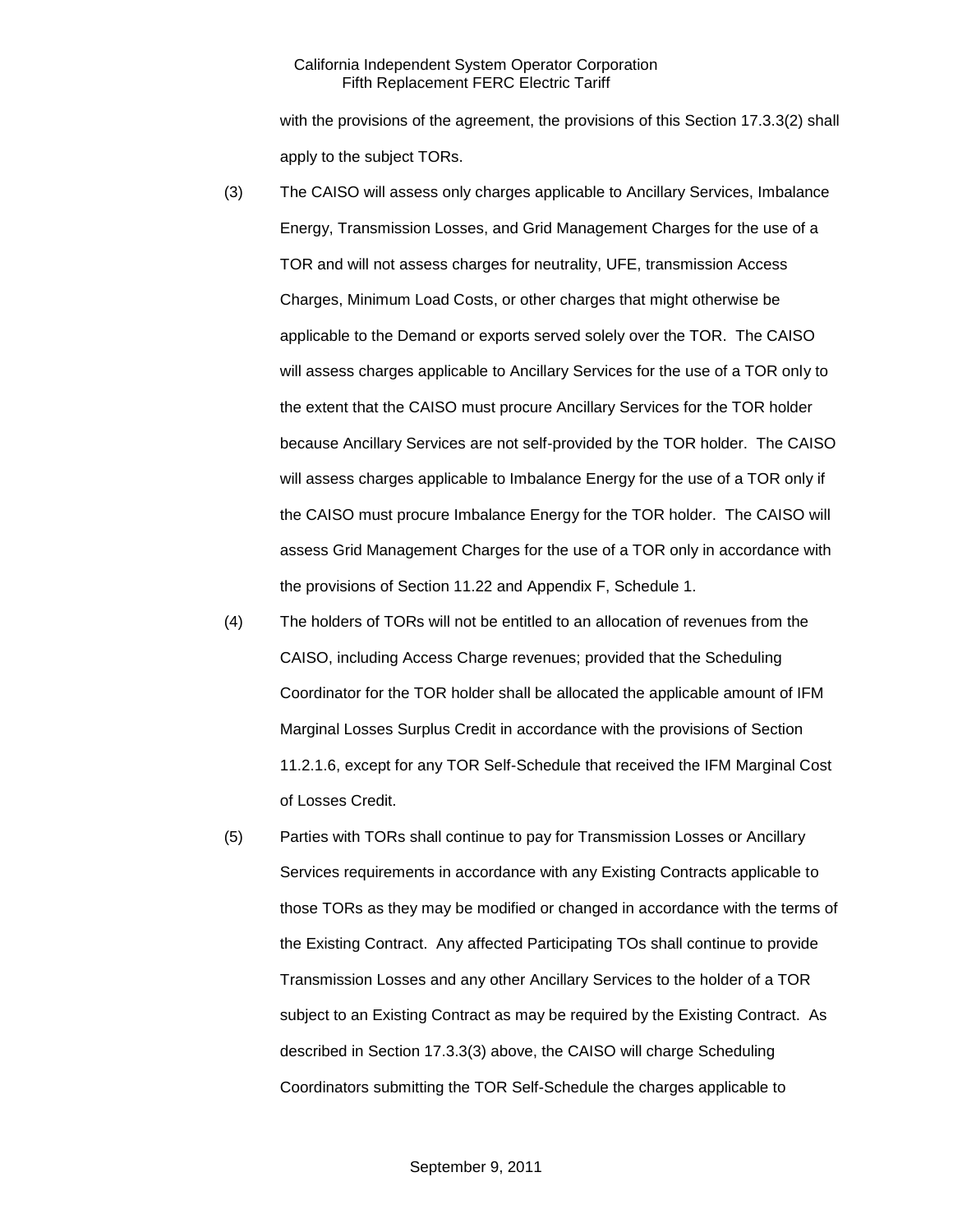with the provisions of the agreement, the provisions of this Section 17.3.3(2) shall apply to the subject TORs.

(3) The CAISO will assess only charges applicable to Ancillary Services, Imbalance Energy, Transmission Losses, and Grid Management Charges for the use of a TOR and will not assess charges for neutrality, UFE, transmission Access Charges, Minimum Load Costs, or other charges that might otherwise be applicable to the Demand or exports served solely over the TOR. The CAISO will assess charges applicable to Ancillary Services for the use of a TOR only to the extent that the CAISO must procure Ancillary Services for the TOR holder because Ancillary Services are not self-provided by the TOR holder. The CAISO will assess charges applicable to Imbalance Energy for the use of a TOR only if the CAISO must procure Imbalance Energy for the TOR holder. The CAISO will assess Grid Management Charges for the use of a TOR only in accordance with the provisions of Section 11.22 and Appendix F, Schedule 1.

(4) The holders of TORs will not be entitled to an allocation of revenues from the CAISO, including Access Charge revenues; provided that the Scheduling Coordinator for the TOR holder shall be allocated the applicable amount of IFM Marginal Losses Surplus Credit in accordance with the provisions of Section 11.2.1.6, except for any TOR Self-Schedule that received the IFM Marginal Cost of Losses Credit.

(5) Parties with TORs shall continue to pay for Transmission Losses or Ancillary Services requirements in accordance with any Existing Contracts applicable to those TORs as they may be modified or changed in accordance with the terms of the Existing Contract. Any affected Participating TOs shall continue to provide Transmission Losses and any other Ancillary Services to the holder of a TOR subject to an Existing Contract as may be required by the Existing Contract. As described in Section 17.3.3(3) above, the CAISO will charge Scheduling Coordinators submitting the TOR Self-Schedule the charges applicable to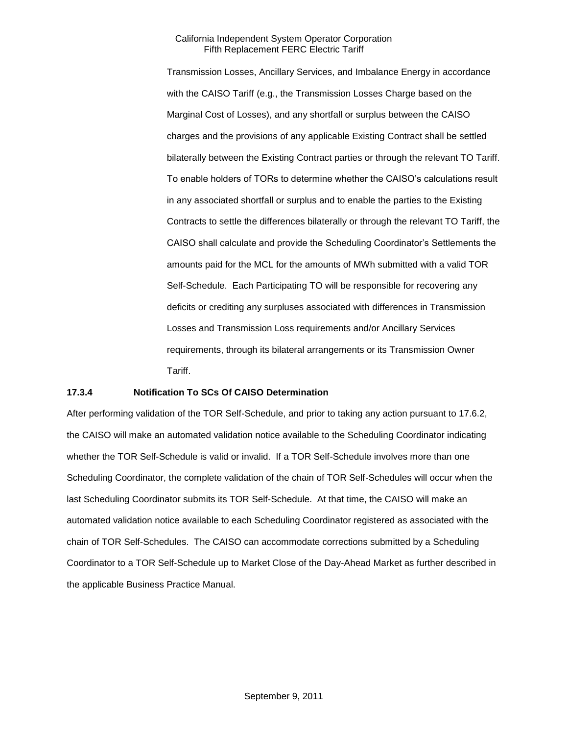Transmission Losses, Ancillary Services, and Imbalance Energy in accordance with the CAISO Tariff (e.g., the Transmission Losses Charge based on the Marginal Cost of Losses), and any shortfall or surplus between the CAISO charges and the provisions of any applicable Existing Contract shall be settled bilaterally between the Existing Contract parties or through the relevant TO Tariff. To enable holders of TORs to determine whether the CAISO's calculations result in any associated shortfall or surplus and to enable the parties to the Existing Contracts to settle the differences bilaterally or through the relevant TO Tariff, the CAISO shall calculate and provide the Scheduling Coordinator's Settlements the amounts paid for the MCL for the amounts of MWh submitted with a valid TOR Self-Schedule. Each Participating TO will be responsible for recovering any deficits or crediting any surpluses associated with differences in Transmission Losses and Transmission Loss requirements and/or Ancillary Services requirements, through its bilateral arrangements or its Transmission Owner Tariff.

**17.3.4 Notification To SCs Of CAISO Determination**

After performing validation of the TOR Self-Schedule, and prior to taking any action pursuant to 17.6.2, the CAISO will make an automated validation notice available to the Scheduling Coordinator indicating whether the TOR Self-Schedule is valid or invalid. If a TOR Self-Schedule involves more than one Scheduling Coordinator, the complete validation of the chain of TOR Self-Schedules will occur when the last Scheduling Coordinator submits its TOR Self-Schedule. At that time, the CAISO will make an automated validation notice available to each Scheduling Coordinator registered as associated with the chain of TOR Self-Schedules. The CAISO can accommodate corrections submitted by a Scheduling Coordinator to a TOR Self-Schedule up to Market Close of the Day-Ahead Market as further described in the applicable Business Practice Manual.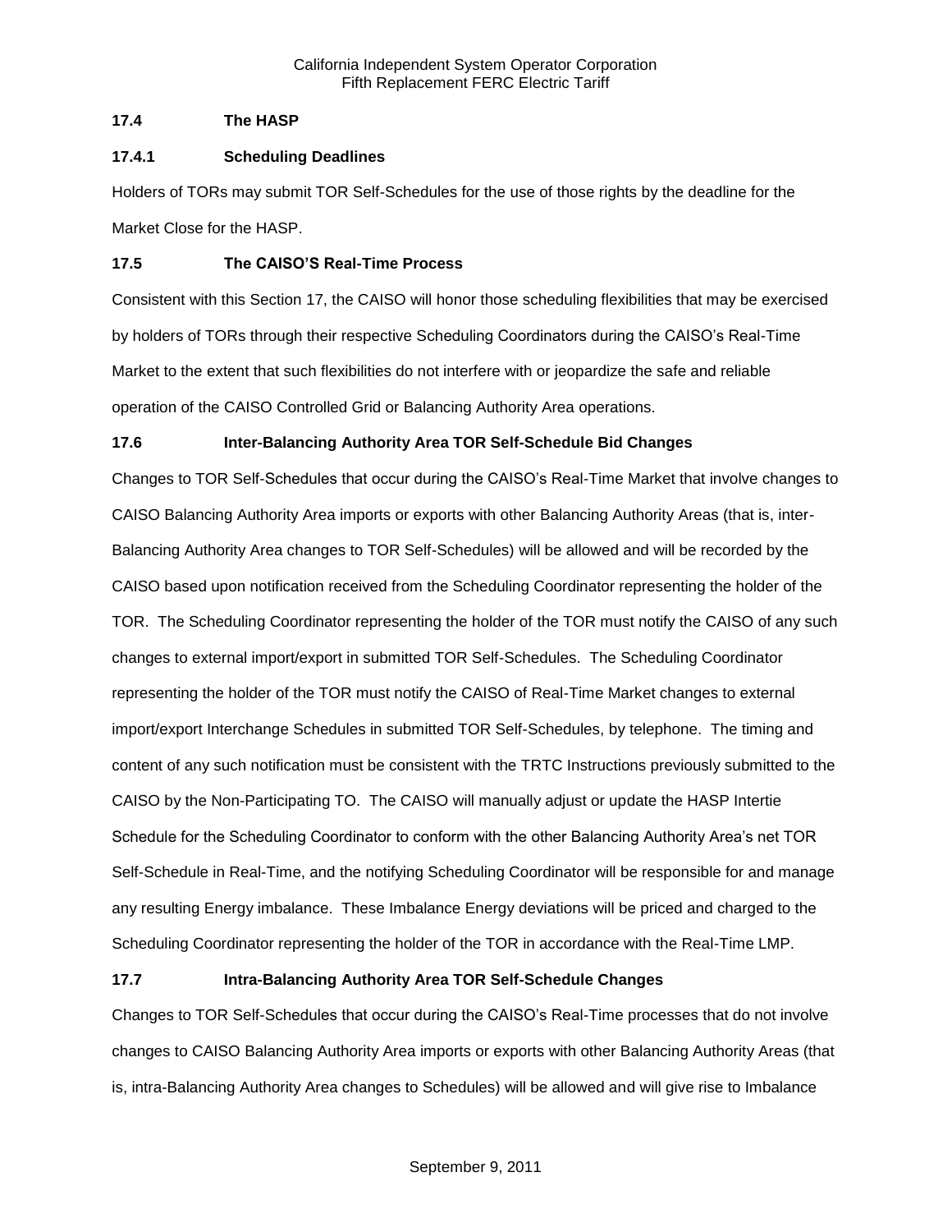### 17.4 The HASP

#### 17.4.1 Scheduling Deadlines

Holders of TORs may submit TOR Self-Schedules for the use of those rights by the deadline for the Market Close for the HASP.

### 17.5 The CAISO'S Real-Time Process

Consistent with this Section 17, the CAISO will honor those scheduling flexibilities that may be exercised by holders of TORs through their respective Scheduling Coordinators during the CAISO's Real-Time Market to the extent that such flexibilities do not interfere with or jeopardize the safe and reliable operation of the CAISO Controlled Grid or Balancing Authority Area operations.

### 17.6 Inter-Balancing Authority Area TOR Self-Schedule Bid Changes

Changes to TOR Self-Schedules that occur during the CAISO's Real-Time Market that involve changes to CAISO Balancing Authority Area imports or exports with other Balancing Authority Areas (that is, inter-Balancing Authority Area changes to TOR Self-Schedules) will be allowed and will be recorded by the CAISO based upon notification received from the Scheduling Coordinator representing the holder of the TOR. The Scheduling Coordinator representing the holder of the TOR must notify the CAISO of any such changes to external import/export in submitted TOR Self-Schedules. The Scheduling Coordinator representing the holder of the TOR must notify the CAISO of Real-Time Market changes to external import/export Interchange Schedules in submitted TOR Self-Schedules, by telephone. The timing and content of any such notification must be consistent with the TRTC Instructions previously submitted to the CAISO by the Non-Participating TO. The CAISO will manually adjust or update the HASP Intertie Schedule for the Scheduling Coordinator to conform with the other Balancing Authority Area's net TOR Self-Schedule in Real-Time, and the notifying Scheduling Coordinator will be responsible for and manage any resulting Energy imbalance. These Imbalance Energy deviations will be priced and charged to the Scheduling Coordinator representing the holder of the TOR in accordance with the Real-Time LMP.

### 17.7 Intra-Balancing Authority Area TOR Self-Schedule Changes

Changes to TOR Self-Schedules that occur during the CAISO's Real-Time processes that do not involve changes to CAISO Balancing Authority Area imports or exports with other Balancing Authority Areas (that is, intra-Balancing Authority Area changes to Schedules) will be allowed and will give rise to Imbalance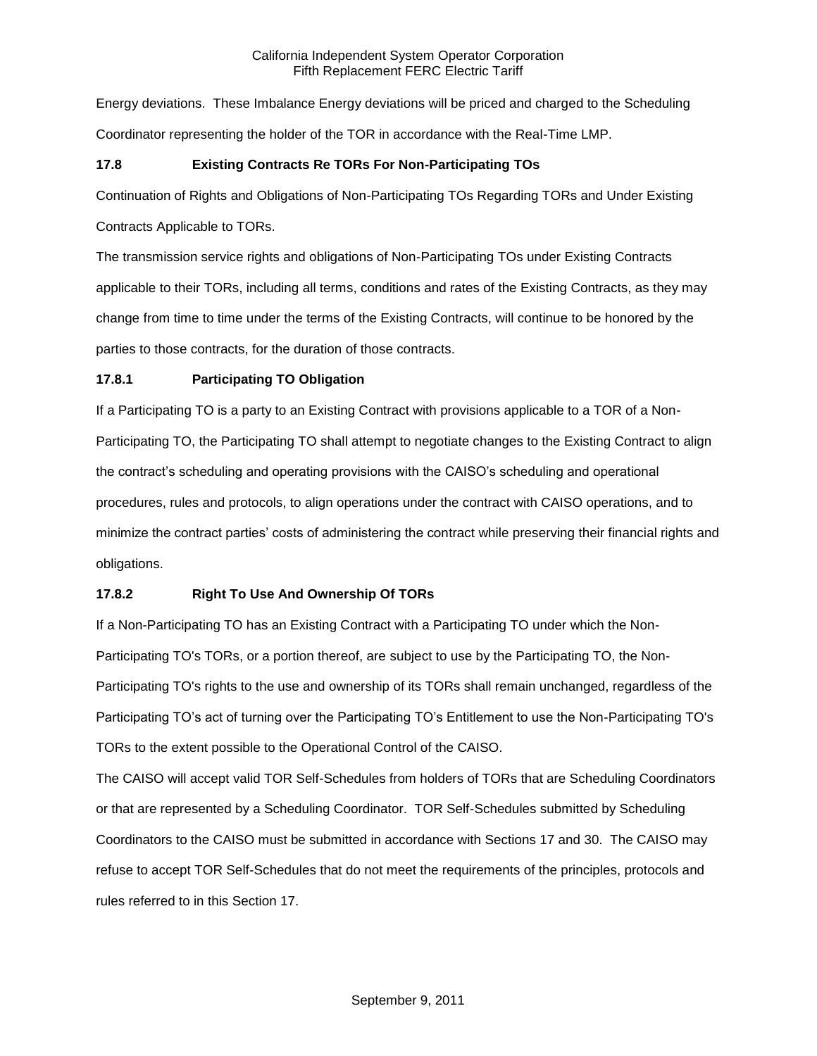Energy deviations. These Imbalance Energy deviations will be priced and charged to the Scheduling Coordinator representing the holder of the TOR in accordance with the Real-Time LMP.

### 17.8 Existing Contracts Re TORs For Non-Participating TOs

Continuation of Rights and Obligations of Non-Participating TOs Regarding TORs and Under Existing Contracts Applicable to TORs.

The transmission service rights and obligations of Non-Participating TOs under Existing Contracts applicable to their TORs, including all terms, conditions and rates of the Existing Contracts, as they may change from time to time under the terms of the Existing Contracts, will continue to be honored by the parties to those contracts, for the duration of those contracts.

### 17.8.1 Participating TO Obligation

If a Participating TO is a party to an Existing Contract with provisions applicable to a TOR of a Non-Participating TO, the Participating TO shall attempt to negotiate changes to the Existing Contract to align the contract's scheduling and operating provisions with the CAISO's scheduling and operational procedures, rules and protocols, to align operations under the contract with CAISO operations, and to minimize the contract parties' costs of administering the contract while preserving their financial rights and obligations.

### 17.8.2 Right To Use And Ownership Of TORs

If a Non-Participating TO has an Existing Contract with a Participating TO under which the Non-Participating TO's TORs, or a portion thereof, are subject to use by the Participating TO, the Non-Participating TO's rights to the use and ownership of its TORs shall remain unchanged, regardless of the Participating TO's act of turning over the Participating TO's Entitlement to use the Non-Participating TO's TORs to the extent possible to the Operational Control of the CAISO.

The CAISO will accept valid TOR Self-Schedules from holders of TORs that are Scheduling Coordinators or that are represented by a Scheduling Coordinator. TOR Self-Schedules submitted by Scheduling Coordinators to the CAISO must be submitted in accordance with Sections 17 and 30. The CAISO may refuse to accept TOR Self-Schedules that do not meet the requirements of the principles, protocols and rules referred to in this Section 17.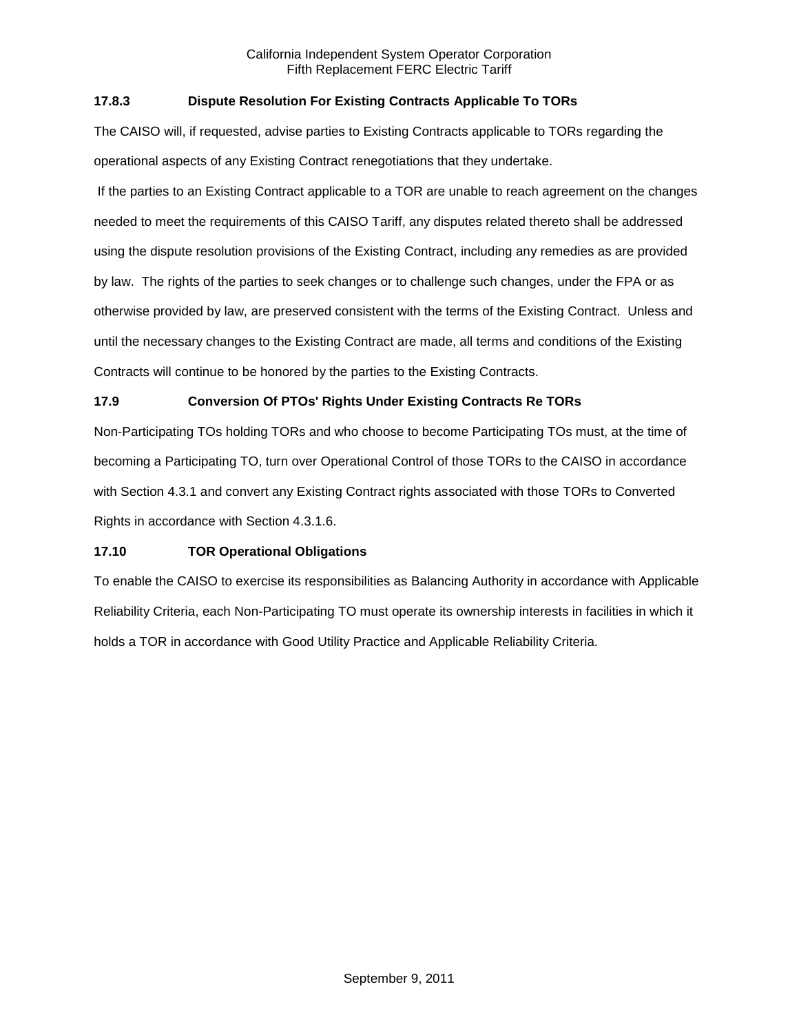### 17.8.3 Dispute Resolution For Existing Contracts Applicable To TORs

The CAISO will, if requested, advise parties to Existing Contracts applicable to TORs regarding the operational aspects of any Existing Contract renegotiations that they undertake.

If the parties to an Existing Contract applicable to a TOR are unable to reach agreement on the changes needed to meet the requirements of this CAISO Tariff, any disputes related thereto shall be addressed using the dispute resolution provisions of the Existing Contract, including any remedies as are provided by law. The rights of the parties to seek changes or to challenge such changes, under the FPA or as otherwise provided by law, are preserved consistent with the terms of the Existing Contract. Unless and until the necessary changes to the Existing Contract are made, all terms and conditions of the Existing Contracts will continue to be honored by the parties to the Existing Contracts.

### 17.9 Conversion Of PTOs' Rights Under Existing Contracts Re TORs

Non-Participating TOs holding TORs and who choose to become Participating TOs must, at the time of becoming a Participating TO, turn over Operational Control of those TORs to the CAISO in accordance with Section 4.3.1 and convert any Existing Contract rights associated with those TORs to Converted Rights in accordance with Section 4.3.1.6.

### 17.10 TOR Operational Obligations

To enable the CAISO to exercise its responsibilities as Balancing Authority in accordance with Applicable Reliability Criteria, each Non-Participating TO must operate its ownership interests in facilities in which it holds a TOR in accordance with Good Utility Practice and Applicable Reliability Criteria.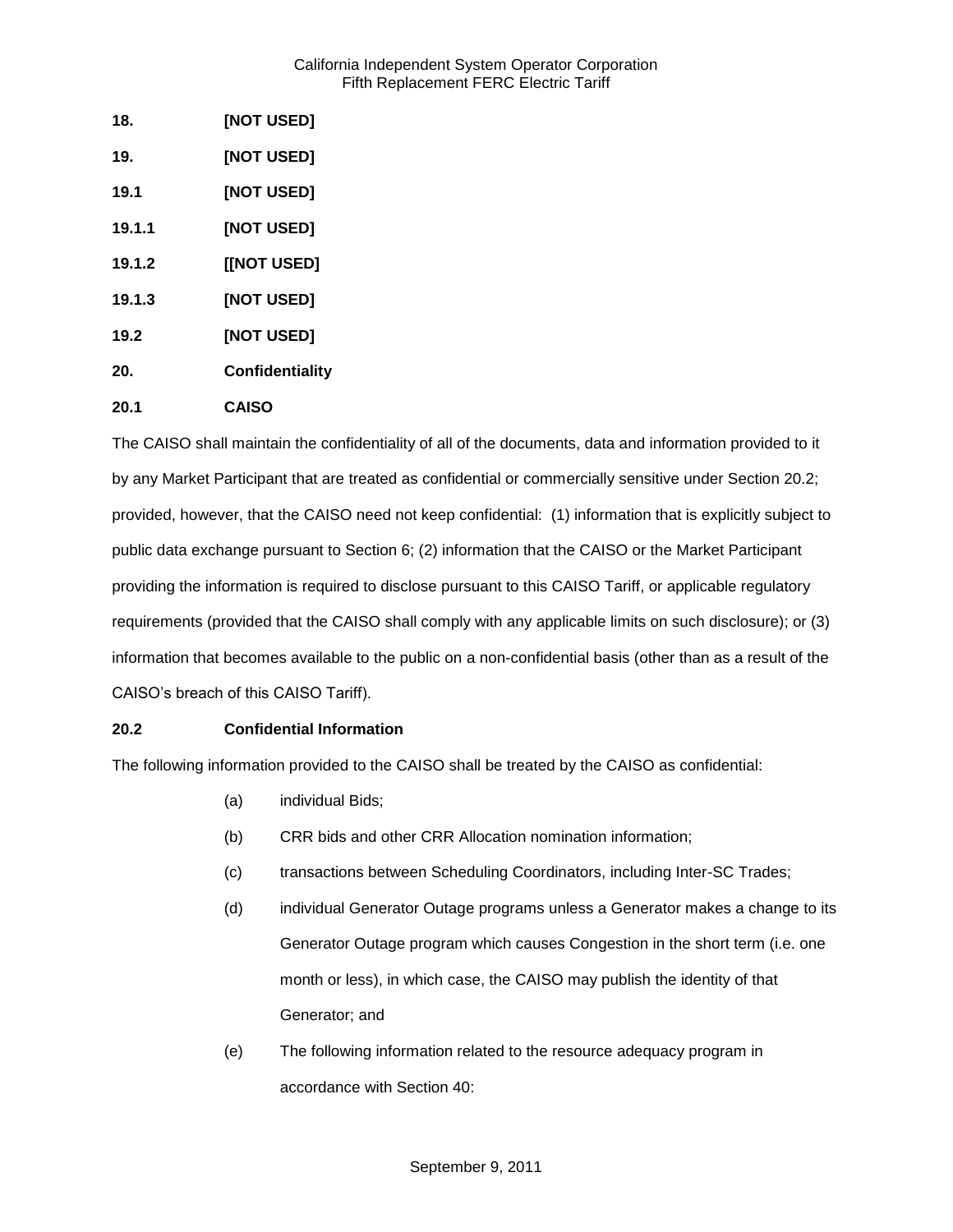**18. [NOT USED]**

**19. [NOT USED]**

**19.1 [NOT USED]**

**19.1.1 [NOT USED]**

**19.1.2 [[NOT USED]**

**19.1.3 [NOT USED]**

**19.2 [NOT USED]**

**20. Confidentiality**

**20.1 CAISO**

The CAISO shall maintain the confidentiality of all of the documents, data and information provided to it by any Market Participant that are treated as confidential or commercially sensitive under Section 20.2; provided, however, that the CAISO need not keep confidential: (1) information that is explicitly subject to public data exchange pursuant to Section 6; (2) information that the CAISO or the Market Participant providing the information is required to disclose pursuant to this CAISO Tariff, or applicable regulatory requirements (provided that the CAISO shall comply with any applicable limits on such disclosure); or (3) information that becomes available to the public on a non-confidential basis (other than as a result of the CAISO's breach of this CAISO Tariff).

**20.2 Confidential Information**

The following information provided to the CAISO shall be treated by the CAISO as confidential:

(a) individual Bids;

(b) CRR bids and other CRR Allocation nomination information;

(c) transactions between Scheduling Coordinators, including Inter-SC Trades;

(d) individual Generator Outage programs unless a Generator makes a change to its Generator Outage program which causes Congestion in the short term (i.e. one month or less), in which case, the CAISO may publish the identity of that Generator; and

(e) The following information related to the resource adequacy program in accordance with Section 40: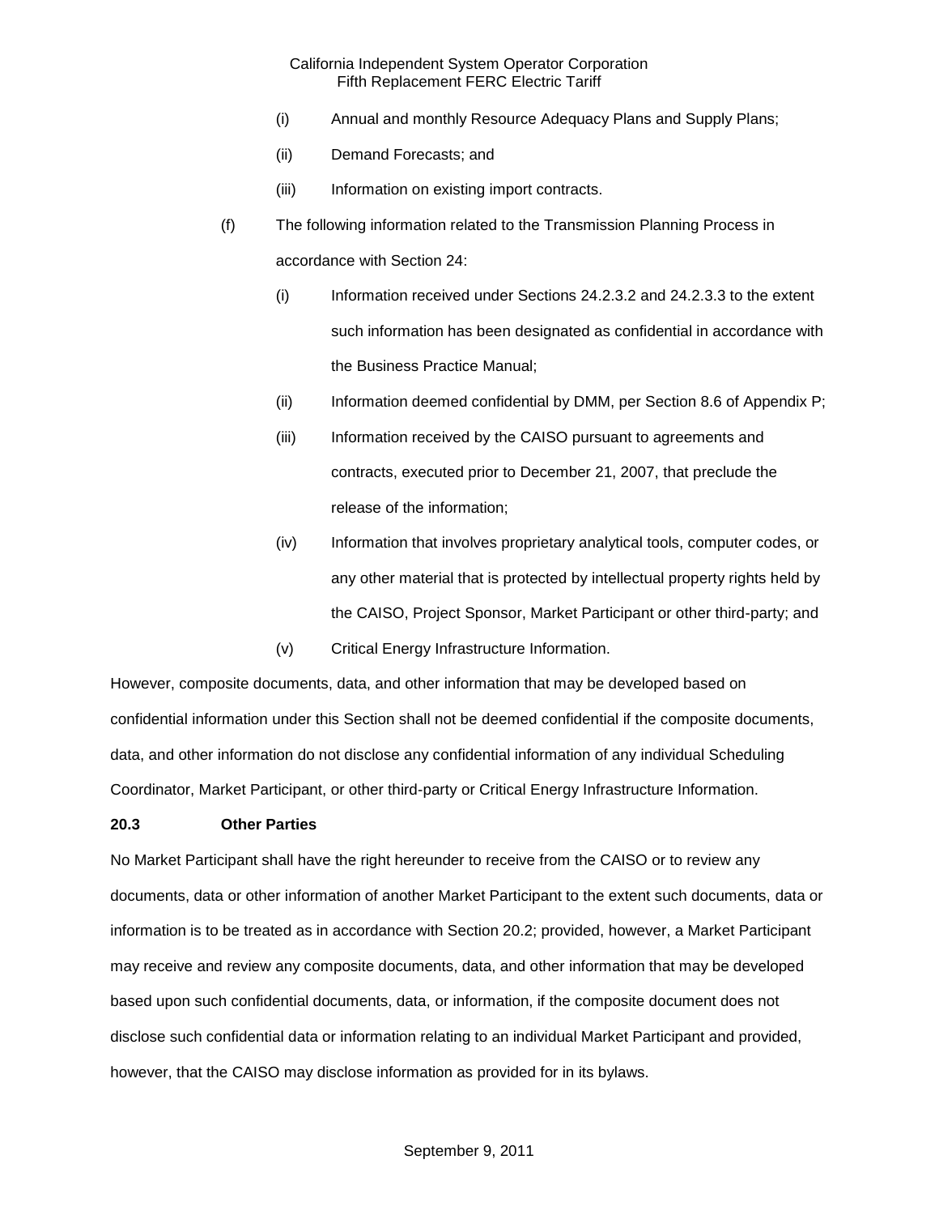(i) Annual and monthly Resource Adequacy Plans and Supply Plans;

(ii) Demand Forecasts; and

(iii) Information on existing import contracts.

(f) The following information related to the Transmission Planning Process in accordance with Section 24:

(i) Information received under Sections 24.2.3.2 and 24.2.3.3 to the extent such information has been designated as confidential in accordance with the Business Practice Manual;

(ii) Information deemed confidential by DMM, per Section 8.6 of Appendix P;

(iii) Information received by the CAISO pursuant to agreements and contracts, executed prior to December 21, 2007, that preclude the release of the information;

(iv) Information that involves proprietary analytical tools, computer codes, or any other material that is protected by intellectual property rights held by the CAISO, Project Sponsor, Market Participant or other third-party; and

(v) Critical Energy Infrastructure Information.

However, composite documents, data, and other information that may be developed based on confidential information under this Section shall not be deemed confidential if the composite documents, data, and other information do not disclose any confidential information of any individual Scheduling Coordinator, Market Participant, or other third-party or Critical Energy Infrastructure Information.

**20.3 Other Parties**

No Market Participant shall have the right hereunder to receive from the CAISO or to review any documents, data or other information of another Market Participant to the extent such documents, data or information is to be treated as in accordance with Section 20.2; provided, however, a Market Participant may receive and review any composite documents, data, and other information that may be developed based upon such confidential documents, data, or information, if the composite document does not disclose such confidential data or information relating to an individual Market Participant and provided, however, that the CAISO may disclose information as provided for in its bylaws.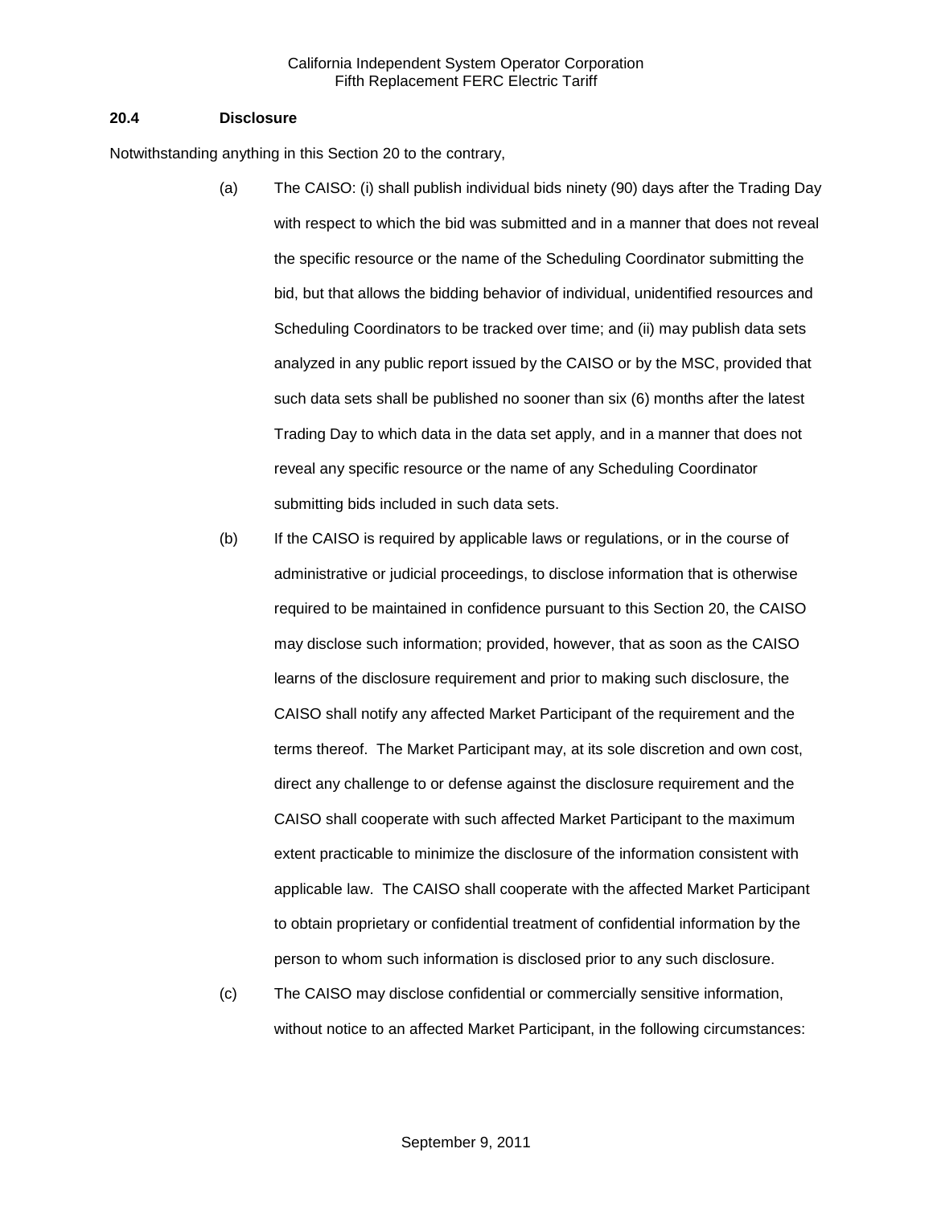### 20.4 Disclosure

Notwithstanding anything in this Section 20 to the contrary,

(a) The CAISO: (i) shall publish individual bids ninety (90) days after the Trading Day with respect to which the bid was submitted and in a manner that does not reveal the specific resource or the name of the Scheduling Coordinator submitting the bid, but that allows the bidding behavior of individual, unidentified resources and Scheduling Coordinators to be tracked over time; and (ii) may publish data sets analyzed in any public report issued by the CAISO or by the MSC, provided that such data sets shall be published no sooner than six (6) months after the latest Trading Day to which data in the data set apply, and in a manner that does not reveal any specific resource or the name of any Scheduling Coordinator submitting bids included in such data sets.

(b) If the CAISO is required by applicable laws or regulations, or in the course of administrative or judicial proceedings, to disclose information that is otherwise required to be maintained in confidence pursuant to this Section 20, the CAISO may disclose such information; provided, however, that as soon as the CAISO learns of the disclosure requirement and prior to making such disclosure, the CAISO shall notify any affected Market Participant of the requirement and the terms thereof. The Market Participant may, at its sole discretion and own cost, direct any challenge to or defense against the disclosure requirement and the CAISO shall cooperate with such affected Market Participant to the maximum extent practicable to minimize the disclosure of the information consistent with applicable law. The CAISO shall cooperate with the affected Market Participant to obtain proprietary or confidential treatment of confidential information by the person to whom such information is disclosed prior to any such disclosure.

(c) The CAISO may disclose confidential or commercially sensitive information, without notice to an affected Market Participant, in the following circumstances: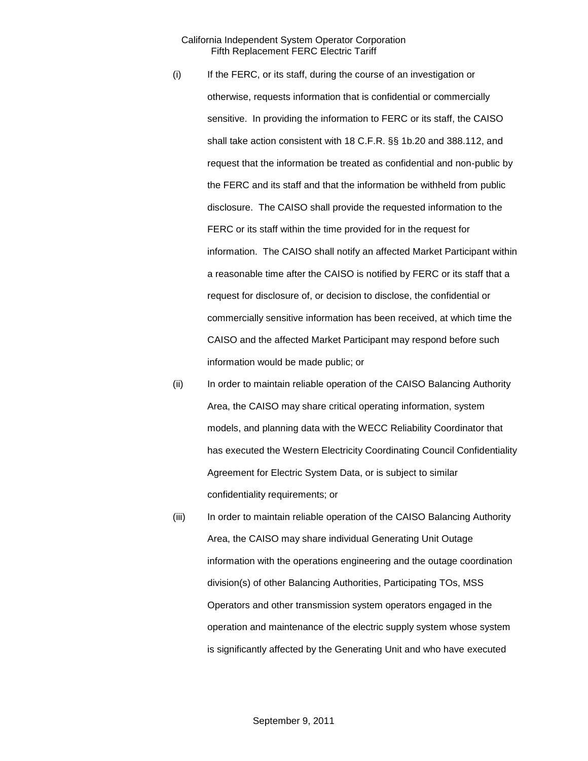(i) If the FERC, or its staff, during the course of an investigation or otherwise, requests information that is confidential or commercially sensitive. In providing the information to FERC or its staff, the CAISO shall take action consistent with 18 C.F.R. §§ 1b.20 and 388.112, and request that the information be treated as confidential and non-public by the FERC and its staff and that the information be withheld from public disclosure. The CAISO shall provide the requested information to the FERC or its staff within the time provided for in the request for information. The CAISO shall notify an affected Market Participant within a reasonable time after the CAISO is notified by FERC or its staff that a request for disclosure of, or decision to disclose, the confidential or commercially sensitive information has been received, at which time the CAISO and the affected Market Participant may respond before such information would be made public; or

(ii) In order to maintain reliable operation of the CAISO Balancing Authority Area, the CAISO may share critical operating information, system models, and planning data with the WECC Reliability Coordinator that has executed the Western Electricity Coordinating Council Confidentiality Agreement for Electric System Data, or is subject to similar confidentiality requirements; or

(iii) In order to maintain reliable operation of the CAISO Balancing Authority Area, the CAISO may share individual Generating Unit Outage information with the operations engineering and the outage coordination division(s) of other Balancing Authorities, Participating TOs, MSS Operators and other transmission system operators engaged in the operation and maintenance of the electric supply system whose system is significantly affected by the Generating Unit and who have executed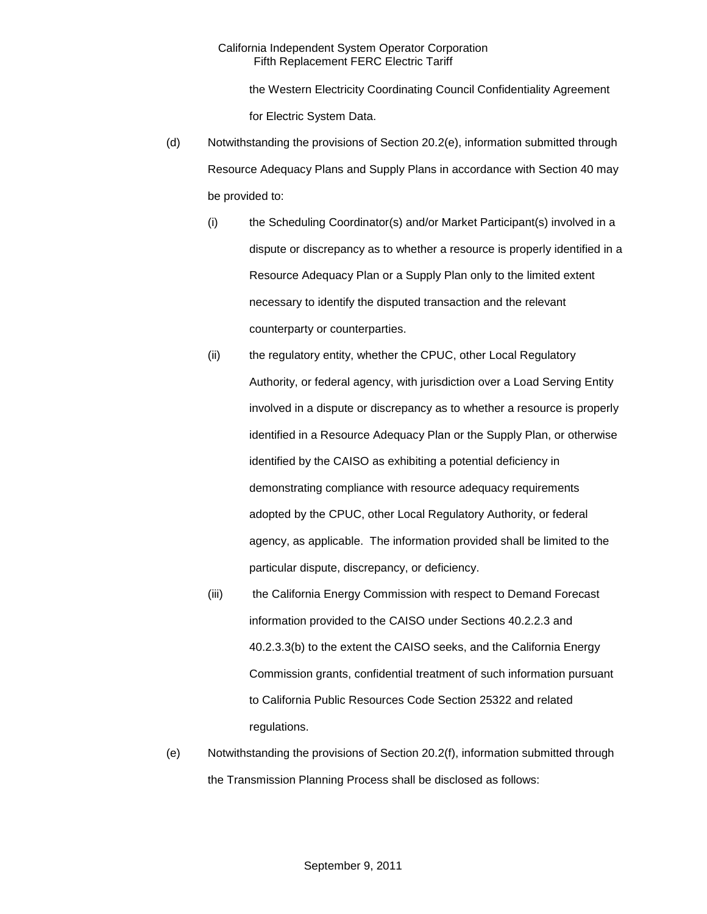the Western Electricity Coordinating Council Confidentiality Agreement for Electric System Data.

(d) Notwithstanding the provisions of Section 20.2(e), information submitted through Resource Adequacy Plans and Supply Plans in accordance with Section 40 may be provided to:

(i) the Scheduling Coordinator(s) and/or Market Participant(s) involved in a dispute or discrepancy as to whether a resource is properly identified in a Resource Adequacy Plan or a Supply Plan only to the limited extent necessary to identify the disputed transaction and the relevant counterparty or counterparties.

(ii) the regulatory entity, whether the CPUC, other Local Regulatory Authority, or federal agency, with jurisdiction over a Load Serving Entity involved in a dispute or discrepancy as to whether a resource is properly identified in a Resource Adequacy Plan or the Supply Plan, or otherwise identified by the CAISO as exhibiting a potential deficiency in demonstrating compliance with resource adequacy requirements adopted by the CPUC, other Local Regulatory Authority, or federal agency, as applicable. The information provided shall be limited to the particular dispute, discrepancy, or deficiency.

(iii) the California Energy Commission with respect to Demand Forecast information provided to the CAISO under Sections 40.2.2.3 and 40.2.3.3(b) to the extent the CAISO seeks, and the California Energy Commission grants, confidential treatment of such information pursuant to California Public Resources Code Section 25322 and related regulations.

(e) Notwithstanding the provisions of Section 20.2(f), information submitted through the Transmission Planning Process shall be disclosed as follows: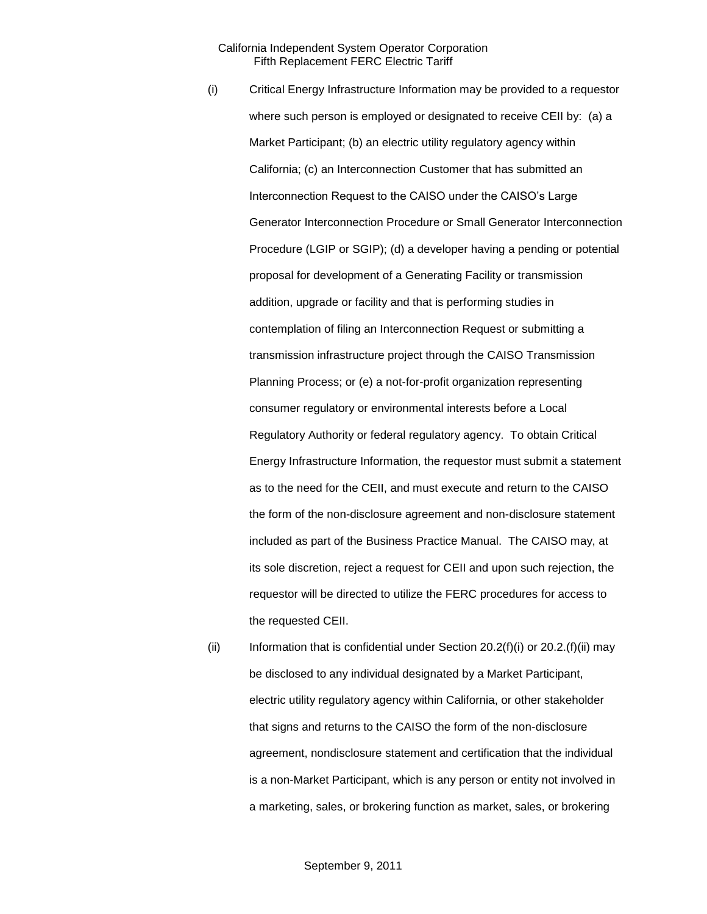(i) Critical Energy Infrastructure Information may be provided to a requestor where such person is employed or designated to receive CEII by: (a) a Market Participant; (b) an electric utility regulatory agency within California; (c) an Interconnection Customer that has submitted an Interconnection Request to the CAISO under the CAISO's Large Generator Interconnection Procedure or Small Generator Interconnection Procedure (LGIP or SGIP); (d) a developer having a pending or potential proposal for development of a Generating Facility or transmission addition, upgrade or facility and that is performing studies in contemplation of filing an Interconnection Request or submitting a transmission infrastructure project through the CAISO Transmission Planning Process; or (e) a not-for-profit organization representing consumer regulatory or environmental interests before a Local Regulatory Authority or federal regulatory agency. To obtain Critical Energy Infrastructure Information, the requestor must submit a statement as to the need for the CEII, and must execute and return to the CAISO the form of the non-disclosure agreement and non-disclosure statement included as part of the Business Practice Manual. The CAISO may, at its sole discretion, reject a request for CEII and upon such rejection, the requestor will be directed to utilize the FERC procedures for access to the requested CEII.

(ii) Information that is confidential under Section 20.2(f)(i) or 20.2.(f)(ii) may be disclosed to any individual designated by a Market Participant, electric utility regulatory agency within California, or other stakeholder that signs and returns to the CAISO the form of the non-disclosure agreement, nondisclosure statement and certification that the individual is a non-Market Participant, which is any person or entity not involved in a marketing, sales, or brokering function as market, sales, or brokering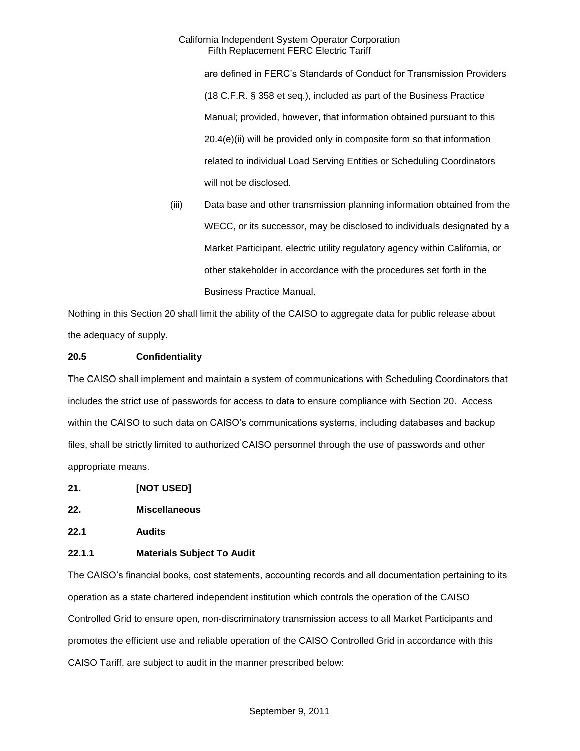are defined in FERC's Standards of Conduct for Transmission Providers (18 C.F.R. § 358 et seq.), included as part of the Business Practice Manual; provided, however, that information obtained pursuant to this 20.4(e)(ii) will be provided only in composite form so that information related to individual Load Serving Entities or Scheduling Coordinators will not be disclosed.

(iii) Data base and other transmission planning information obtained from the WECC, or its successor, may be disclosed to individuals designated by a Market Participant, electric utility regulatory agency within California, or other stakeholder in accordance with the procedures set forth in the Business Practice Manual.

Nothing in this Section 20 shall limit the ability of the CAISO to aggregate data for public release about the adequacy of supply.

**20.5 Confidentiality**

The CAISO shall implement and maintain a system of communications with Scheduling Coordinators that includes the strict use of passwords for access to data to ensure compliance with Section 20. Access within the CAISO to such data on CAISO's communications systems, including databases and backup files, shall be strictly limited to authorized CAISO personnel through the use of passwords and other appropriate means.

**21. [NOT USED]**

**22. Miscellaneous**

**22.1 Audits**

**22.1.1 Materials Subject To Audit**

The CAISO's financial books, cost statements, accounting records and all documentation pertaining to its operation as a state chartered independent institution which controls the operation of the CAISO Controlled Grid to ensure open, non-discriminatory transmission access to all Market Participants and promotes the efficient use and reliable operation of the CAISO Controlled Grid in accordance with this CAISO Tariff, are subject to audit in the manner prescribed below: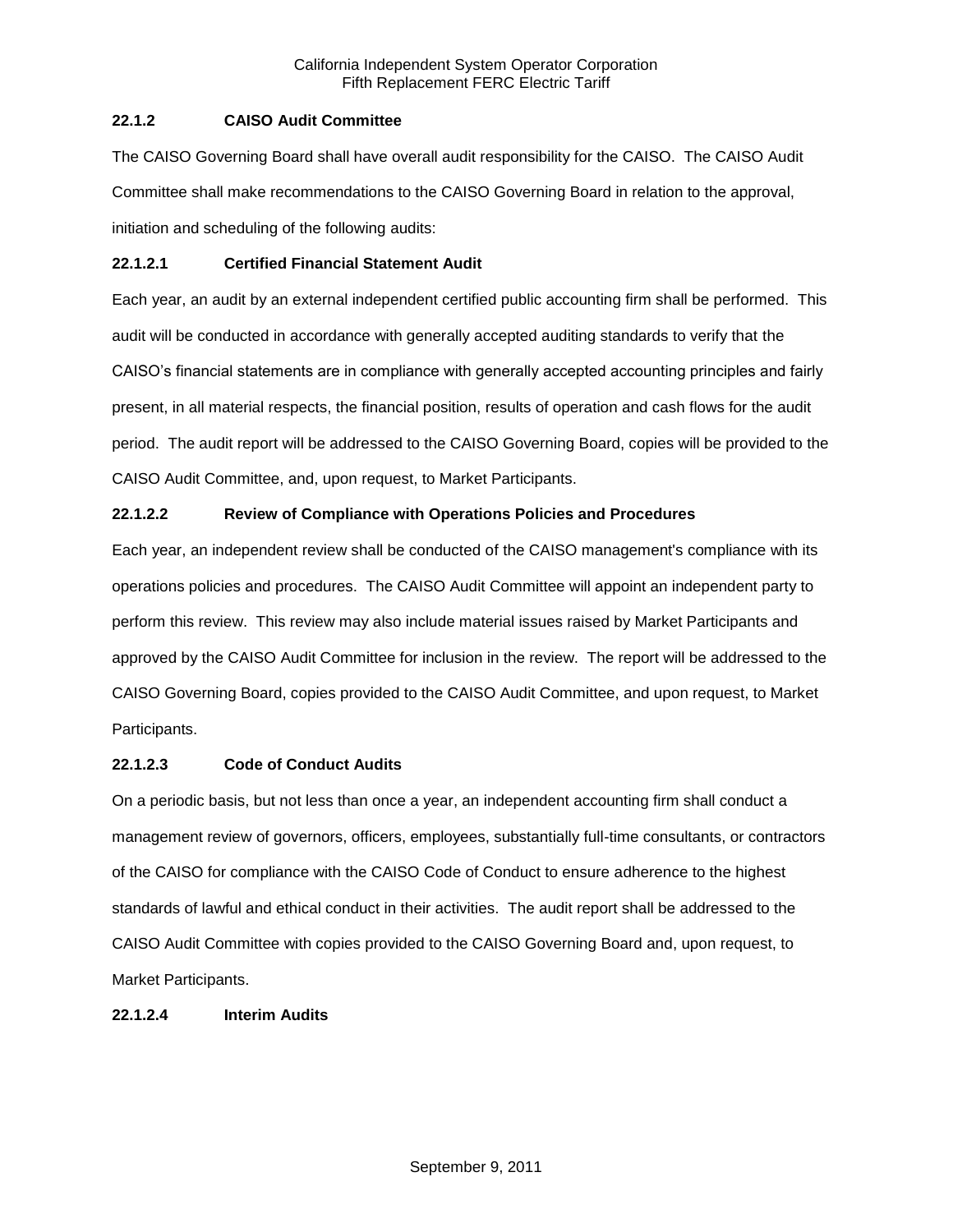### 22.1.2 CAISO Audit Committee

The CAISO Governing Board shall have overall audit responsibility for the CAISO. The CAISO Audit Committee shall make recommendations to the CAISO Governing Board in relation to the approval, initiation and scheduling of the following audits:

#### 22.1.2.1 Certified Financial Statement Audit

Each year, an audit by an external independent certified public accounting firm shall be performed. This audit will be conducted in accordance with generally accepted auditing standards to verify that the CAISO's financial statements are in compliance with generally accepted accounting principles and fairly present, in all material respects, the financial position, results of operation and cash flows for the audit period. The audit report will be addressed to the CAISO Governing Board, copies will be provided to the CAISO Audit Committee, and, upon request, to Market Participants.

#### 22.1.2.2 Review of Compliance with Operations Policies and Procedures

Each year, an independent review shall be conducted of the CAISO management's compliance with its operations policies and procedures. The CAISO Audit Committee will appoint an independent party to perform this review. This review may also include material issues raised by Market Participants and approved by the CAISO Audit Committee for inclusion in the review. The report will be addressed to the CAISO Governing Board, copies provided to the CAISO Audit Committee, and upon request, to Market Participants.

#### 22.1.2.3 Code of Conduct Audits

On a periodic basis, but not less than once a year, an independent accounting firm shall conduct a management review of governors, officers, employees, substantially full-time consultants, or contractors of the CAISO for compliance with the CAISO Code of Conduct to ensure adherence to the highest standards of lawful and ethical conduct in their activities. The audit report shall be addressed to the CAISO Audit Committee with copies provided to the CAISO Governing Board and, upon request, to Market Participants.

#### 22.1.2.4 Interim Audits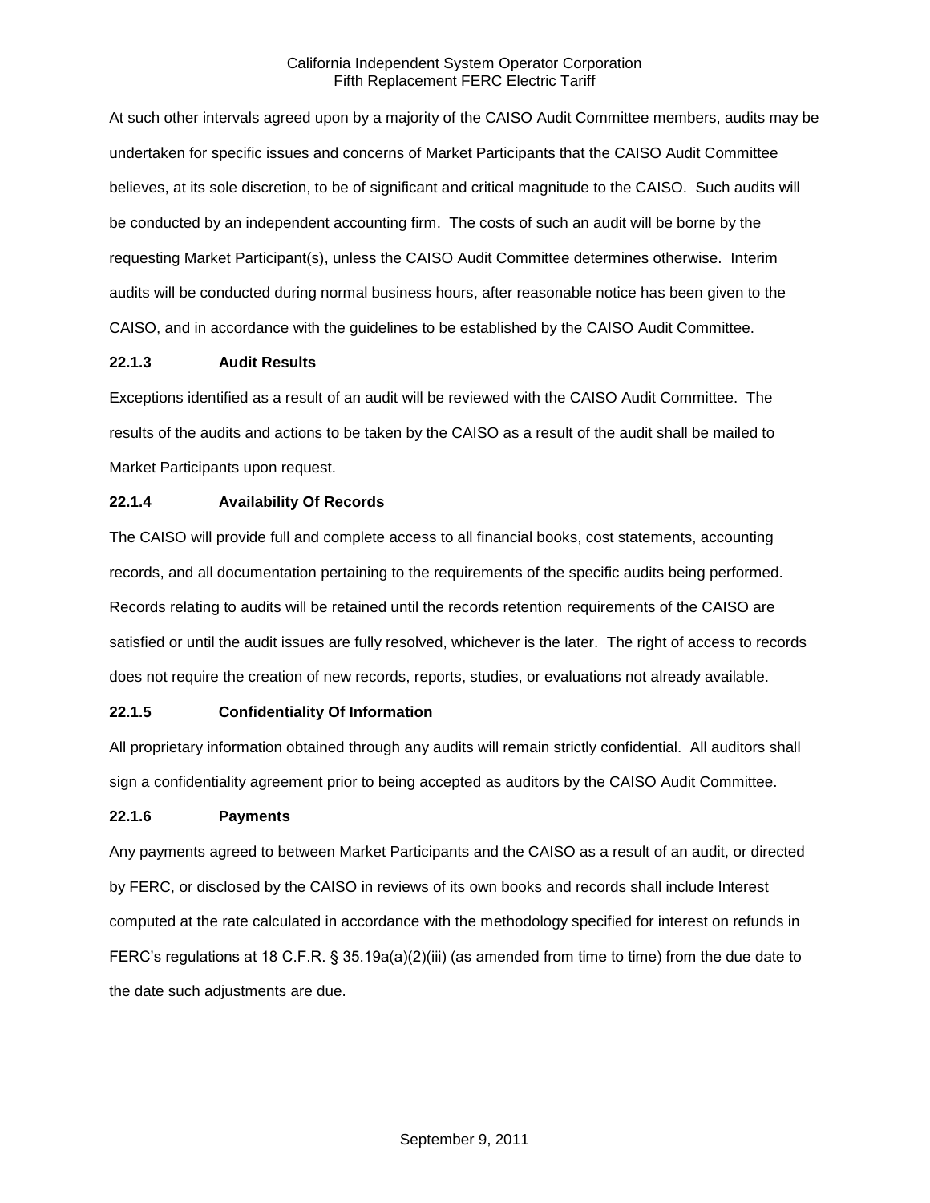At such other intervals agreed upon by a majority of the CAISO Audit Committee members, audits may be undertaken for specific issues and concerns of Market Participants that the CAISO Audit Committee believes, at its sole discretion, to be of significant and critical magnitude to the CAISO. Such audits will be conducted by an independent accounting firm. The costs of such an audit will be borne by the requesting Market Participant(s), unless the CAISO Audit Committee determines otherwise. Interim audits will be conducted during normal business hours, after reasonable notice has been given to the CAISO, and in accordance with the guidelines to be established by the CAISO Audit Committee.

### 22.1.3 Audit Results

Exceptions identified as a result of an audit will be reviewed with the CAISO Audit Committee. The results of the audits and actions to be taken by the CAISO as a result of the audit shall be mailed to Market Participants upon request.

### 22.1.4 Availability Of Records

The CAISO will provide full and complete access to all financial books, cost statements, accounting records, and all documentation pertaining to the requirements of the specific audits being performed. Records relating to audits will be retained until the records retention requirements of the CAISO are satisfied or until the audit issues are fully resolved, whichever is the later. The right of access to records does not require the creation of new records, reports, studies, or evaluations not already available.

### 22.1.5 Confidentiality Of Information

All proprietary information obtained through any audits will remain strictly confidential. All auditors shall sign a confidentiality agreement prior to being accepted as auditors by the CAISO Audit Committee.

### 22.1.6 Payments

Any payments agreed to between Market Participants and the CAISO as a result of an audit, or directed by FERC, or disclosed by the CAISO in reviews of its own books and records shall include Interest computed at the rate calculated in accordance with the methodology specified for interest on refunds in FERC's regulations at 18 C.F.R. § 35.19a(a)(2)(iii) (as amended from time to time) from the due date to the date such adjustments are due.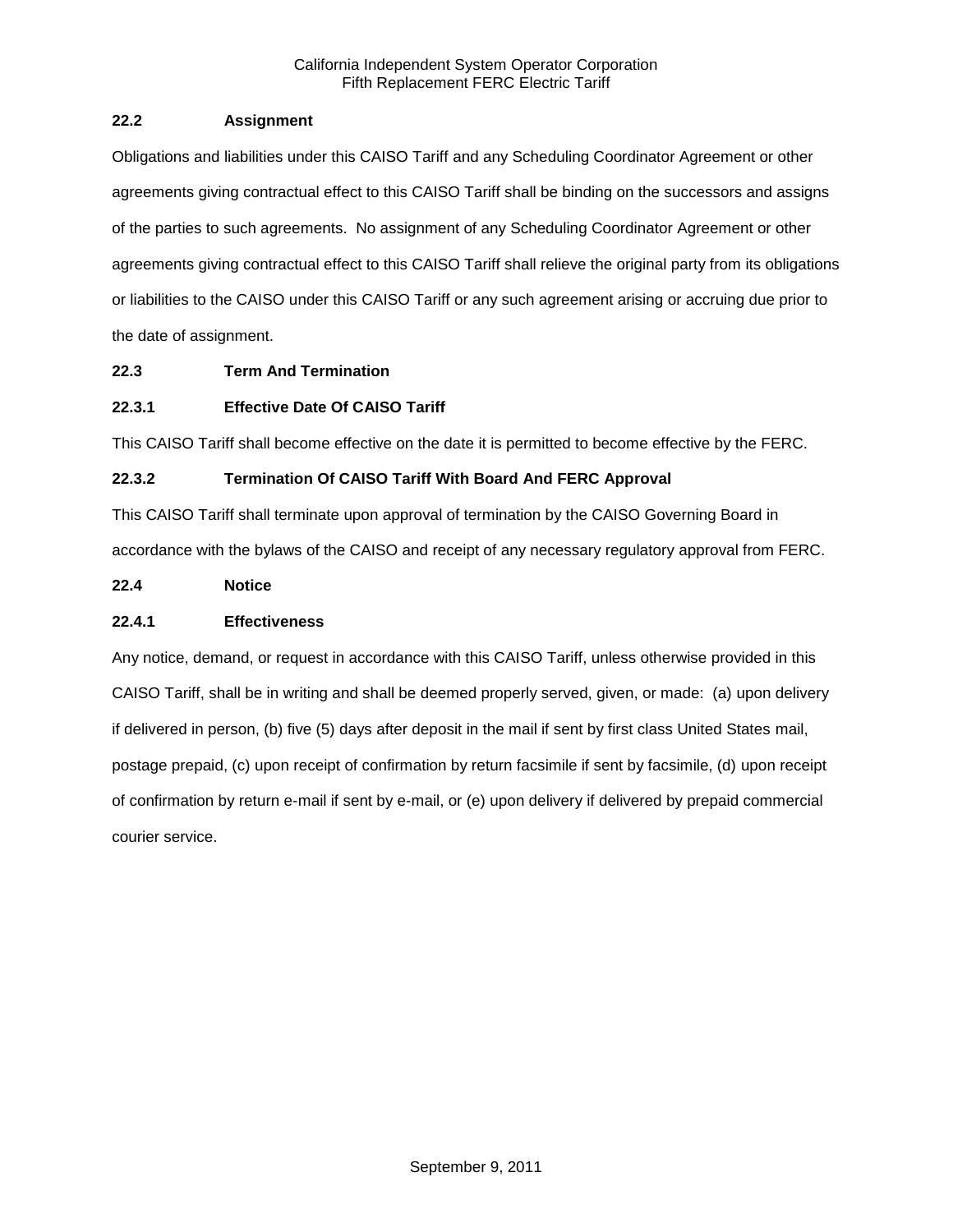### 22.2 Assignment

Obligations and liabilities under this CAISO Tariff and any Scheduling Coordinator Agreement or other agreements giving contractual effect to this CAISO Tariff shall be binding on the successors and assigns of the parties to such agreements. No assignment of any Scheduling Coordinator Agreement or other agreements giving contractual effect to this CAISO Tariff shall relieve the original party from its obligations or liabilities to the CAISO under this CAISO Tariff or any such agreement arising or accruing due prior to the date of assignment.

### 22.3 Term And Termination

#### 22.3.1 Effective Date Of CAISO Tariff

This CAISO Tariff shall become effective on the date it is permitted to become effective by the FERC.

#### 22.3.2 Termination Of CAISO Tariff With Board And FERC Approval

This CAISO Tariff shall terminate upon approval of termination by the CAISO Governing Board in accordance with the bylaws of the CAISO and receipt of any necessary regulatory approval from FERC.

### 22.4 Notice

#### 22.4.1 Effectiveness

Any notice, demand, or request in accordance with this CAISO Tariff, unless otherwise provided in this CAISO Tariff, shall be in writing and shall be deemed properly served, given, or made: (a) upon delivery if delivered in person, (b) five (5) days after deposit in the mail if sent by first class United States mail, postage prepaid, (c) upon receipt of confirmation by return facsimile if sent by facsimile, (d) upon receipt of confirmation by return e-mail if sent by e-mail, or (e) upon delivery if delivered by prepaid commercial courier service.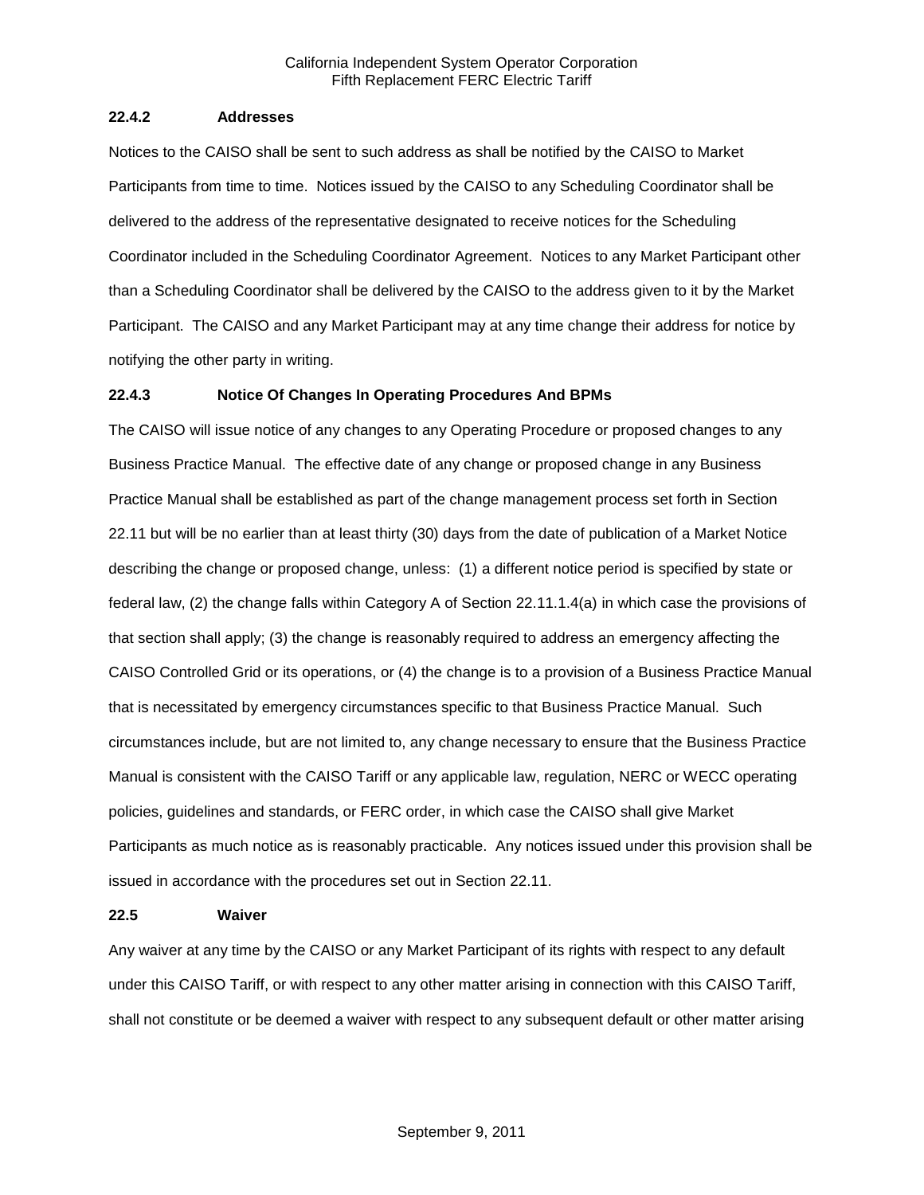#### 22.4.2 Addresses

Notices to the CAISO shall be sent to such address as shall be notified by the CAISO to Market Participants from time to time. Notices issued by the CAISO to any Scheduling Coordinator shall be delivered to the address of the representative designated to receive notices for the Scheduling Coordinator included in the Scheduling Coordinator Agreement. Notices to any Market Participant other than a Scheduling Coordinator shall be delivered by the CAISO to the address given to it by the Market Participant. The CAISO and any Market Participant may at any time change their address for notice by notifying the other party in writing.

#### 22.4.3 Notice Of Changes In Operating Procedures And BPMs

The CAISO will issue notice of any changes to any Operating Procedure or proposed changes to any Business Practice Manual. The effective date of any change or proposed change in any Business Practice Manual shall be established as part of the change management process set forth in Section 22.11 but will be no earlier than at least thirty (30) days from the date of publication of a Market Notice describing the change or proposed change, unless: (1) a different notice period is specified by state or federal law, (2) the change falls within Category A of Section 22.11.1.4(a) in which case the provisions of that section shall apply; (3) the change is reasonably required to address an emergency affecting the CAISO Controlled Grid or its operations, or (4) the change is to a provision of a Business Practice Manual that is necessitated by emergency circumstances specific to that Business Practice Manual. Such circumstances include, but are not limited to, any change necessary to ensure that the Business Practice Manual is consistent with the CAISO Tariff or any applicable law, regulation, NERC or WECC operating policies, guidelines and standards, or FERC order, in which case the CAISO shall give Market Participants as much notice as is reasonably practicable. Any notices issued under this provision shall be issued in accordance with the procedures set out in Section 22.11.

### 22.5 Waiver

Any waiver at any time by the CAISO or any Market Participant of its rights with respect to any default under this CAISO Tariff, or with respect to any other matter arising in connection with this CAISO Tariff, shall not constitute or be deemed a waiver with respect to any subsequent default or other matter arising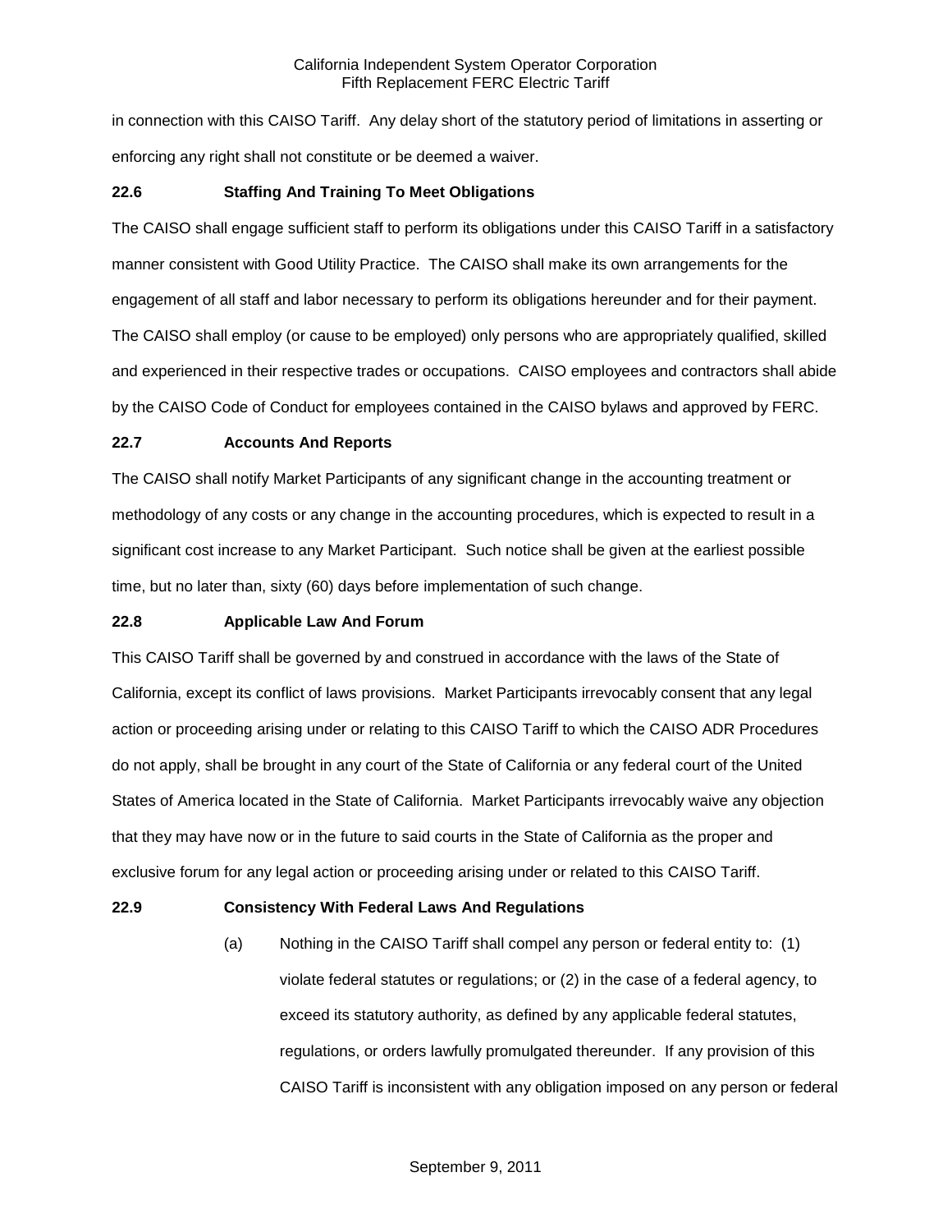in connection with this CAISO Tariff. Any delay short of the statutory period of limitations in asserting or enforcing any right shall not constitute or be deemed a waiver.

### 22.6 Staffing And Training To Meet Obligations

The CAISO shall engage sufficient staff to perform its obligations under this CAISO Tariff in a satisfactory manner consistent with Good Utility Practice. The CAISO shall make its own arrangements for the engagement of all staff and labor necessary to perform its obligations hereunder and for their payment. The CAISO shall employ (or cause to be employed) only persons who are appropriately qualified, skilled and experienced in their respective trades or occupations. CAISO employees and contractors shall abide by the CAISO Code of Conduct for employees contained in the CAISO bylaws and approved by FERC.

### 22.7 Accounts And Reports

The CAISO shall notify Market Participants of any significant change in the accounting treatment or methodology of any costs or any change in the accounting procedures, which is expected to result in a significant cost increase to any Market Participant. Such notice shall be given at the earliest possible time, but no later than, sixty (60) days before implementation of such change.

### 22.8 Applicable Law And Forum

This CAISO Tariff shall be governed by and construed in accordance with the laws of the State of California, except its conflict of laws provisions. Market Participants irrevocably consent that any legal action or proceeding arising under or relating to this CAISO Tariff to which the CAISO ADR Procedures do not apply, shall be brought in any court of the State of California or any federal court of the United States of America located in the State of California. Market Participants irrevocably waive any objection that they may have now or in the future to said courts in the State of California as the proper and exclusive forum for any legal action or proceeding arising under or related to this CAISO Tariff.

### 22.9 Consistency With Federal Laws And Regulations

(a) Nothing in the CAISO Tariff shall compel any person or federal entity to: (1) violate federal statutes or regulations; or (2) in the case of a federal agency, to exceed its statutory authority, as defined by any applicable federal statutes, regulations, or orders lawfully promulgated thereunder. If any provision of this CAISO Tariff is inconsistent with any obligation imposed on any person or federal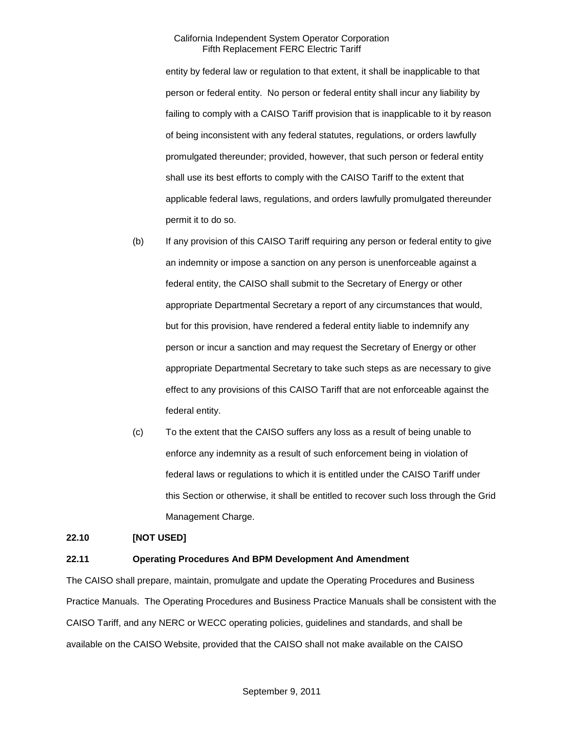entity by federal law or regulation to that extent, it shall be inapplicable to that person or federal entity. No person or federal entity shall incur any liability by failing to comply with a CAISO Tariff provision that is inapplicable to it by reason of being inconsistent with any federal statutes, regulations, or orders lawfully promulgated thereunder; provided, however, that such person or federal entity shall use its best efforts to comply with the CAISO Tariff to the extent that applicable federal laws, regulations, and orders lawfully promulgated thereunder permit it to do so.

(b) If any provision of this CAISO Tariff requiring any person or federal entity to give an indemnity or impose a sanction on any person is unenforceable against a federal entity, the CAISO shall submit to the Secretary of Energy or other appropriate Departmental Secretary a report of any circumstances that would, but for this provision, have rendered a federal entity liable to indemnify any person or incur a sanction and may request the Secretary of Energy or other appropriate Departmental Secretary to take such steps as are necessary to give effect to any provisions of this CAISO Tariff that are not enforceable against the federal entity.

(c) To the extent that the CAISO suffers any loss as a result of being unable to enforce any indemnity as a result of such enforcement being in violation of federal laws or regulations to which it is entitled under the CAISO Tariff under this Section or otherwise, it shall be entitled to recover such loss through the Grid Management Charge.

**22.10 [NOT USED]**

**22.11 Operating Procedures And BPM Development And Amendment**

The CAISO shall prepare, maintain, promulgate and update the Operating Procedures and Business Practice Manuals. The Operating Procedures and Business Practice Manuals shall be consistent with the CAISO Tariff, and any NERC or WECC operating policies, guidelines and standards, and shall be available on the CAISO Website, provided that the CAISO shall not make available on the CAISO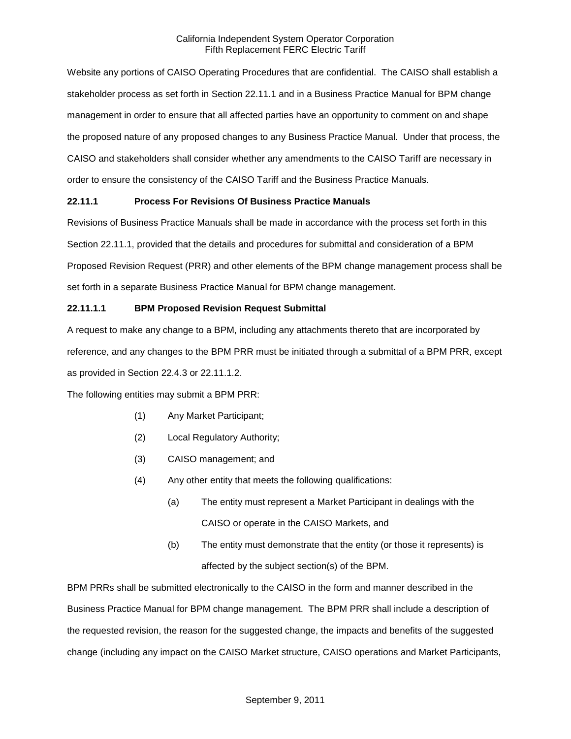Website any portions of CAISO Operating Procedures that are confidential. The CAISO shall establish a stakeholder process as set forth in Section 22.11.1 and in a Business Practice Manual for BPM change management in order to ensure that all affected parties have an opportunity to comment on and shape the proposed nature of any proposed changes to any Business Practice Manual. Under that process, the CAISO and stakeholders shall consider whether any amendments to the CAISO Tariff are necessary in order to ensure the consistency of the CAISO Tariff and the Business Practice Manuals.

### 22.11.1 Process For Revisions Of Business Practice Manuals

Revisions of Business Practice Manuals shall be made in accordance with the process set forth in this Section 22.11.1, provided that the details and procedures for submittal and consideration of a BPM Proposed Revision Request (PRR) and other elements of the BPM change management process shall be set forth in a separate Business Practice Manual for BPM change management.

#### 22.11.1.1 BPM Proposed Revision Request Submittal

A request to make any change to a BPM, including any attachments thereto that are incorporated by reference, and any changes to the BPM PRR must be initiated through a submittal of a BPM PRR, except as provided in Section 22.4.3 or 22.11.1.2.

The following entities may submit a BPM PRR:

(1) Any Market Participant;

(2) Local Regulatory Authority;

(3) CAISO management; and

(4) Any other entity that meets the following qualifications:

  (a) The entity must represent a Market Participant in dealings with the CAISO or operate in the CAISO Markets, and

  (b) The entity must demonstrate that the entity (or those it represents) is affected by the subject section(s) of the BPM.

BPM PRRs shall be submitted electronically to the CAISO in the form and manner described in the Business Practice Manual for BPM change management. The BPM PRR shall include a description of the requested revision, the reason for the suggested change, the impacts and benefits of the suggested change (including any impact on the CAISO Market structure, CAISO operations and Market Participants,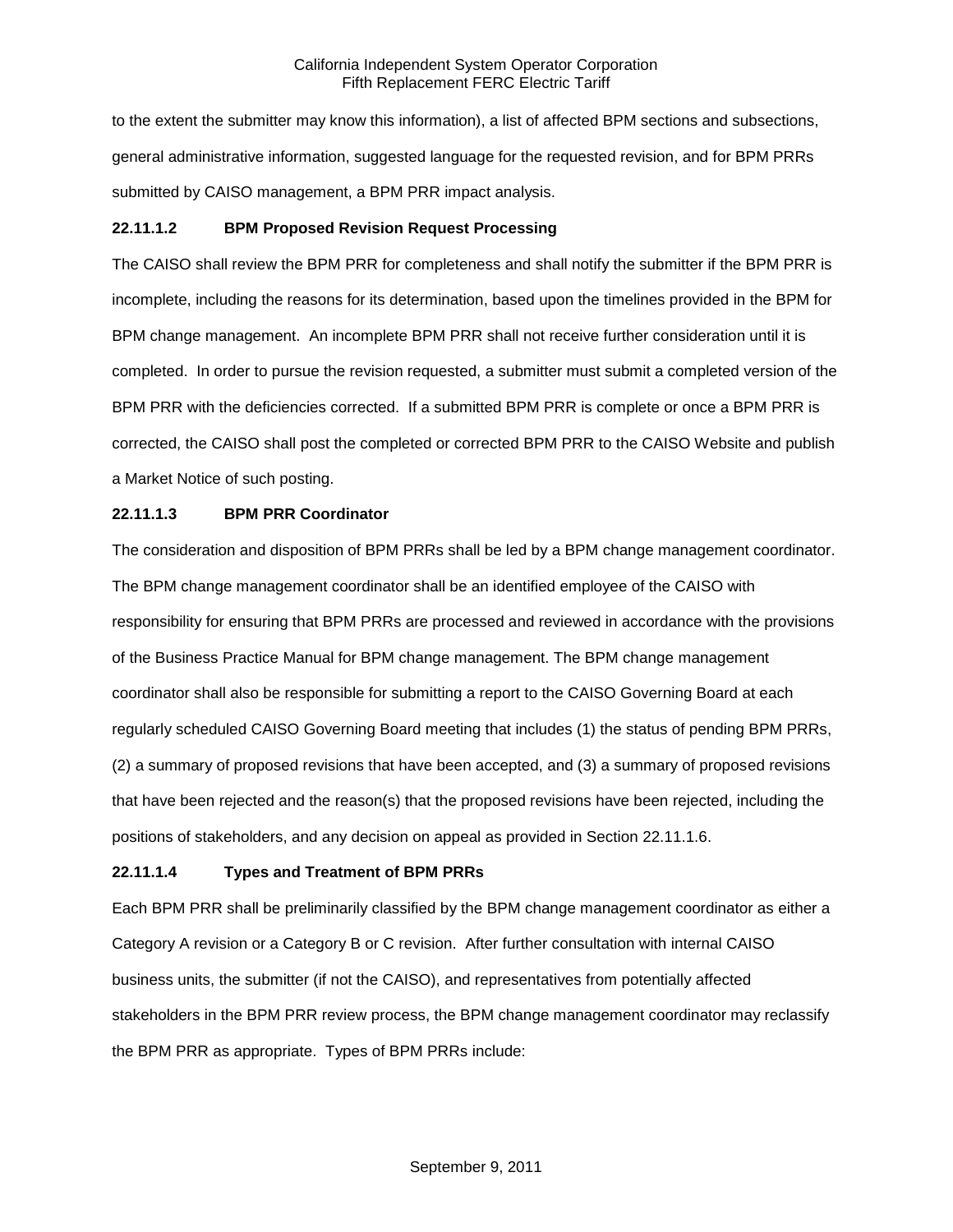to the extent the submitter may know this information), a list of affected BPM sections and subsections, general administrative information, suggested language for the requested revision, and for BPM PRRs submitted by CAISO management, a BPM PRR impact analysis.

**22.11.1.2 BPM Proposed Revision Request Processing**

The CAISO shall review the BPM PRR for completeness and shall notify the submitter if the BPM PRR is incomplete, including the reasons for its determination, based upon the timelines provided in the BPM for BPM change management. An incomplete BPM PRR shall not receive further consideration until it is completed. In order to pursue the revision requested, a submitter must submit a completed version of the BPM PRR with the deficiencies corrected. If a submitted BPM PRR is complete or once a BPM PRR is corrected, the CAISO shall post the completed or corrected BPM PRR to the CAISO Website and publish a Market Notice of such posting.

**22.11.1.3 BPM PRR Coordinator**

The consideration and disposition of BPM PRRs shall be led by a BPM change management coordinator. The BPM change management coordinator shall be an identified employee of the CAISO with responsibility for ensuring that BPM PRRs are processed and reviewed in accordance with the provisions of the Business Practice Manual for BPM change management. The BPM change management coordinator shall also be responsible for submitting a report to the CAISO Governing Board at each regularly scheduled CAISO Governing Board meeting that includes (1) the status of pending BPM PRRs, (2) a summary of proposed revisions that have been accepted, and (3) a summary of proposed revisions that have been rejected and the reason(s) that the proposed revisions have been rejected, including the positions of stakeholders, and any decision on appeal as provided in Section 22.11.1.6.

**22.11.1.4 Types and Treatment of BPM PRRs**

Each BPM PRR shall be preliminarily classified by the BPM change management coordinator as either a Category A revision or a Category B or C revision. After further consultation with internal CAISO business units, the submitter (if not the CAISO), and representatives from potentially affected stakeholders in the BPM PRR review process, the BPM change management coordinator may reclassify the BPM PRR as appropriate. Types of BPM PRRs include: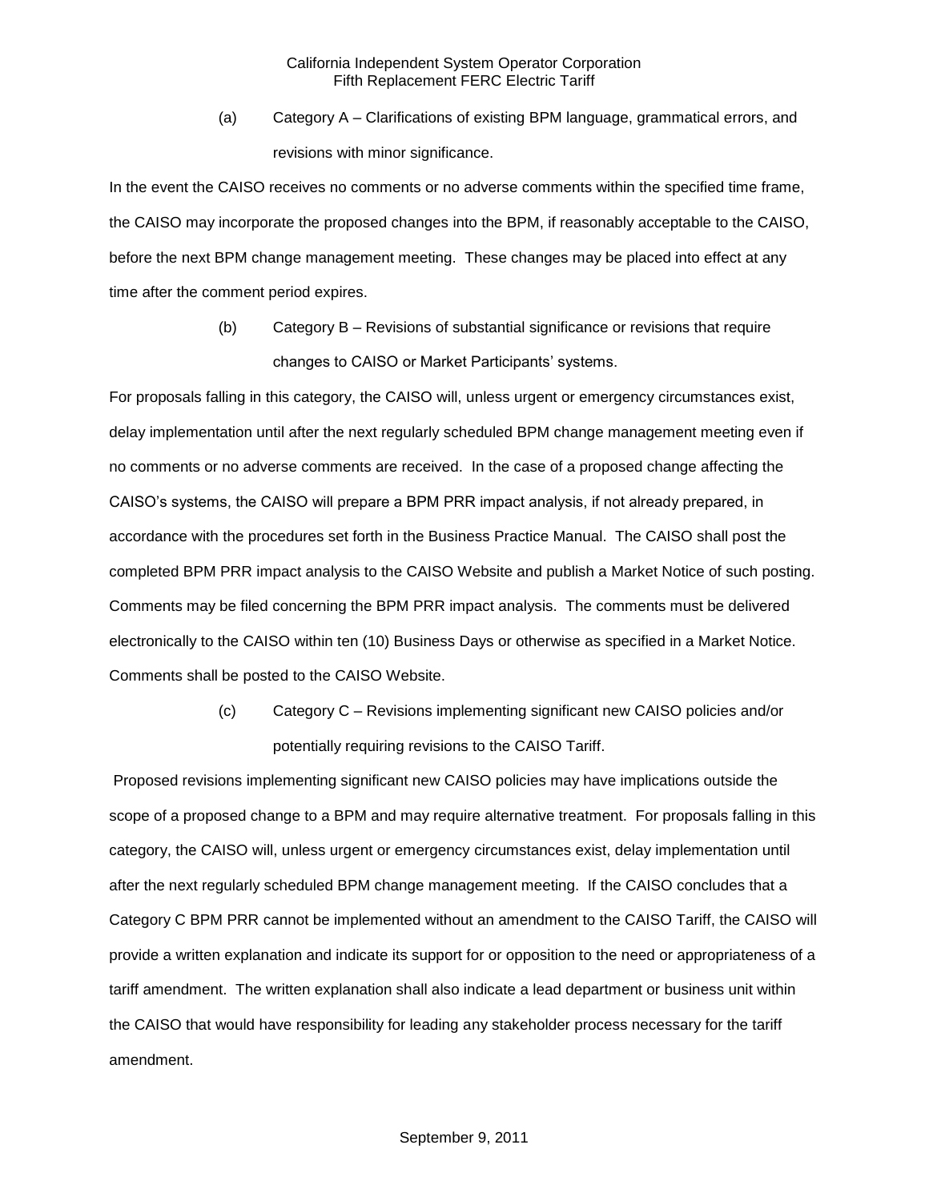(a) Category A – Clarifications of existing BPM language, grammatical errors, and revisions with minor significance.

In the event the CAISO receives no comments or no adverse comments within the specified time frame, the CAISO may incorporate the proposed changes into the BPM, if reasonably acceptable to the CAISO, before the next BPM change management meeting. These changes may be placed into effect at any time after the comment period expires.

(b) Category B – Revisions of substantial significance or revisions that require changes to CAISO or Market Participants' systems.

For proposals falling in this category, the CAISO will, unless urgent or emergency circumstances exist, delay implementation until after the next regularly scheduled BPM change management meeting even if no comments or no adverse comments are received. In the case of a proposed change affecting the CAISO's systems, the CAISO will prepare a BPM PRR impact analysis, if not already prepared, in accordance with the procedures set forth in the Business Practice Manual. The CAISO shall post the completed BPM PRR impact analysis to the CAISO Website and publish a Market Notice of such posting. Comments may be filed concerning the BPM PRR impact analysis. The comments must be delivered electronically to the CAISO within ten (10) Business Days or otherwise as specified in a Market Notice. Comments shall be posted to the CAISO Website.

(c) Category C – Revisions implementing significant new CAISO policies and/or potentially requiring revisions to the CAISO Tariff.

Proposed revisions implementing significant new CAISO policies may have implications outside the scope of a proposed change to a BPM and may require alternative treatment. For proposals falling in this category, the CAISO will, unless urgent or emergency circumstances exist, delay implementation until after the next regularly scheduled BPM change management meeting. If the CAISO concludes that a Category C BPM PRR cannot be implemented without an amendment to the CAISO Tariff, the CAISO will provide a written explanation and indicate its support for or opposition to the need or appropriateness of a tariff amendment. The written explanation shall also indicate a lead department or business unit within the CAISO that would have responsibility for leading any stakeholder process necessary for the tariff amendment.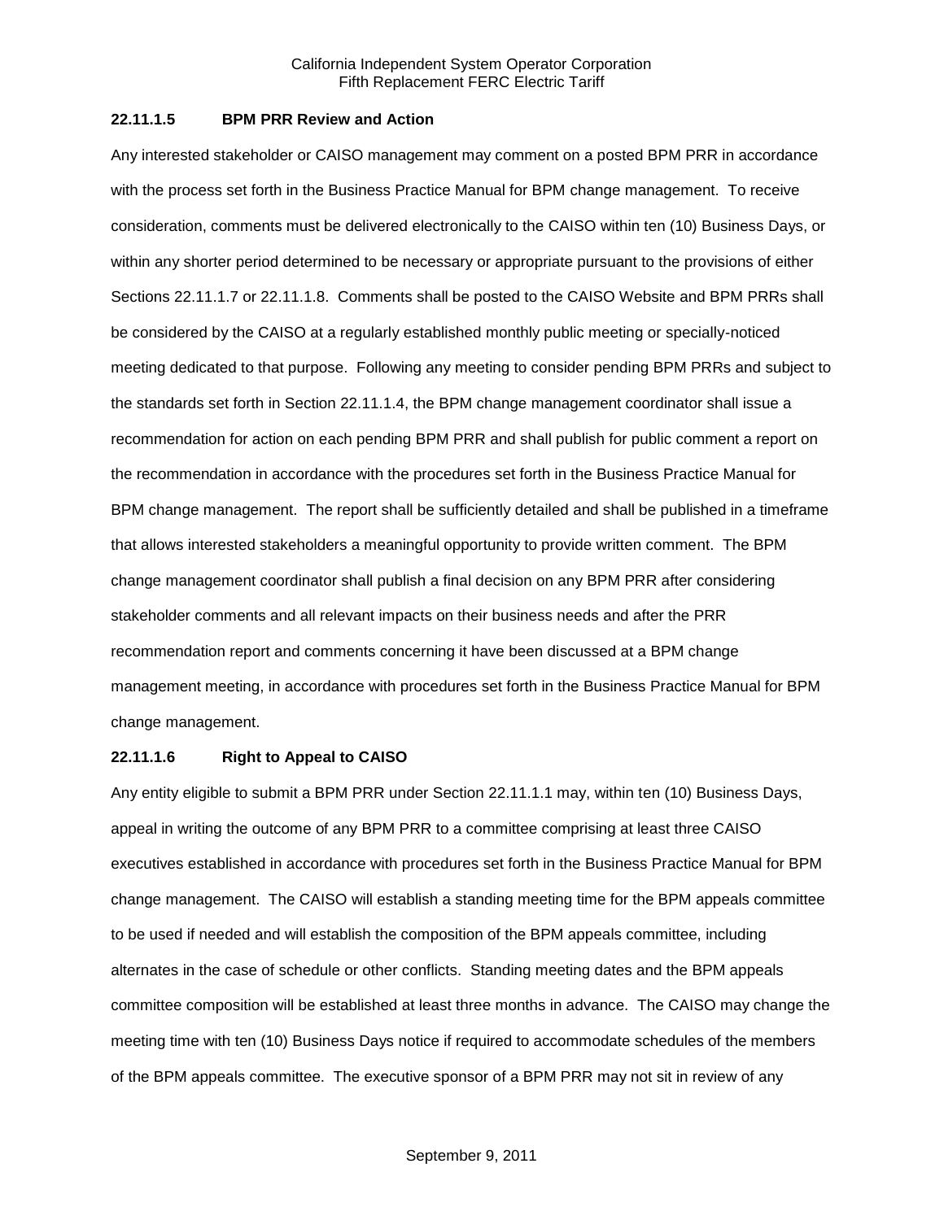### 22.11.1.5 BPM PRR Review and Action

Any interested stakeholder or CAISO management may comment on a posted BPM PRR in accordance with the process set forth in the Business Practice Manual for BPM change management. To receive consideration, comments must be delivered electronically to the CAISO within ten (10) Business Days, or within any shorter period determined to be necessary or appropriate pursuant to the provisions of either Sections 22.11.1.7 or 22.11.1.8. Comments shall be posted to the CAISO Website and BPM PRRs shall be considered by the CAISO at a regularly established monthly public meeting or specially-noticed meeting dedicated to that purpose. Following any meeting to consider pending BPM PRRs and subject to the standards set forth in Section 22.11.1.4, the BPM change management coordinator shall issue a recommendation for action on each pending BPM PRR and shall publish for public comment a report on the recommendation in accordance with the procedures set forth in the Business Practice Manual for BPM change management. The report shall be sufficiently detailed and shall be published in a timeframe that allows interested stakeholders a meaningful opportunity to provide written comment. The BPM change management coordinator shall publish a final decision on any BPM PRR after considering stakeholder comments and all relevant impacts on their business needs and after the PRR recommendation report and comments concerning it have been discussed at a BPM change management meeting, in accordance with procedures set forth in the Business Practice Manual for BPM change management.

### 22.11.1.6 Right to Appeal to CAISO

Any entity eligible to submit a BPM PRR under Section 22.11.1.1 may, within ten (10) Business Days, appeal in writing the outcome of any BPM PRR to a committee comprising at least three CAISO executives established in accordance with procedures set forth in the Business Practice Manual for BPM change management. The CAISO will establish a standing meeting time for the BPM appeals committee to be used if needed and will establish the composition of the BPM appeals committee, including alternates in the case of schedule or other conflicts. Standing meeting dates and the BPM appeals committee composition will be established at least three months in advance. The CAISO may change the meeting time with ten (10) Business Days notice if required to accommodate schedules of the members of the BPM appeals committee. The executive sponsor of a BPM PRR may not sit in review of any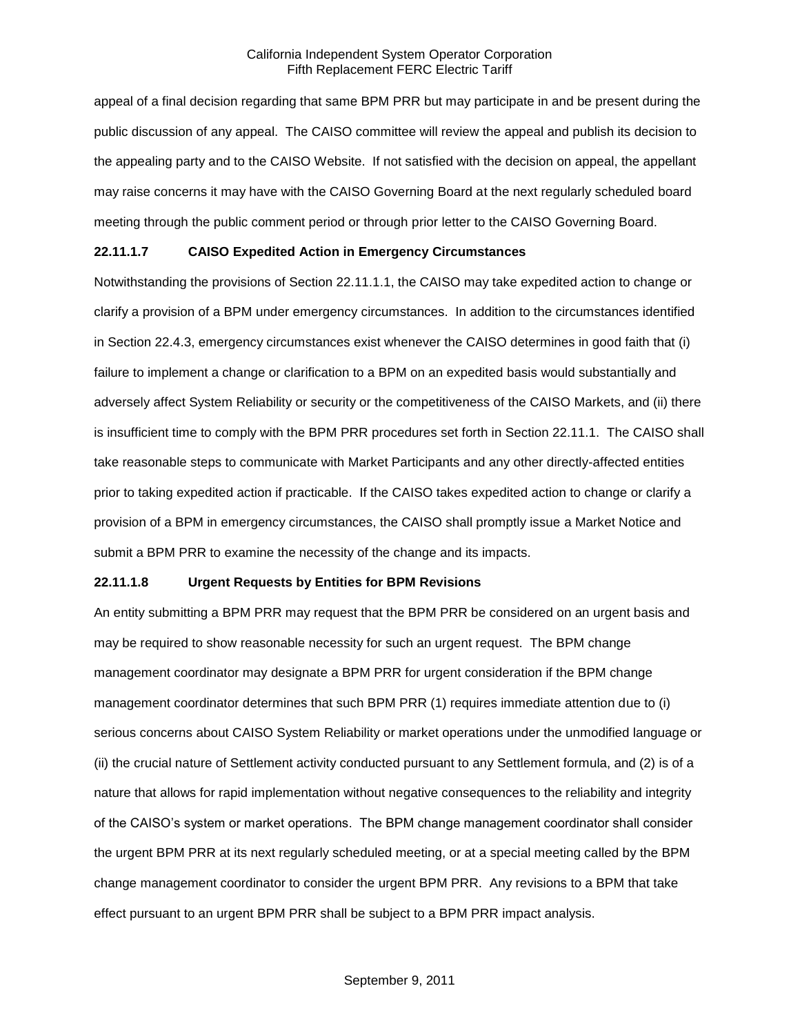appeal of a final decision regarding that same BPM PRR but may participate in and be present during the public discussion of any appeal. The CAISO committee will review the appeal and publish its decision to the appealing party and to the CAISO Website. If not satisfied with the decision on appeal, the appellant may raise concerns it may have with the CAISO Governing Board at the next regularly scheduled board meeting through the public comment period or through prior letter to the CAISO Governing Board.

**22.11.1.7 CAISO Expedited Action in Emergency Circumstances**

Notwithstanding the provisions of Section 22.11.1.1, the CAISO may take expedited action to change or clarify a provision of a BPM under emergency circumstances. In addition to the circumstances identified in Section 22.4.3, emergency circumstances exist whenever the CAISO determines in good faith that (i) failure to implement a change or clarification to a BPM on an expedited basis would substantially and adversely affect System Reliability or security or the competitiveness of the CAISO Markets, and (ii) there is insufficient time to comply with the BPM PRR procedures set forth in Section 22.11.1. The CAISO shall take reasonable steps to communicate with Market Participants and any other directly-affected entities prior to taking expedited action if practicable. If the CAISO takes expedited action to change or clarify a provision of a BPM in emergency circumstances, the CAISO shall promptly issue a Market Notice and submit a BPM PRR to examine the necessity of the change and its impacts.

**22.11.1.8 Urgent Requests by Entities for BPM Revisions**

An entity submitting a BPM PRR may request that the BPM PRR be considered on an urgent basis and may be required to show reasonable necessity for such an urgent request. The BPM change management coordinator may designate a BPM PRR for urgent consideration if the BPM change management coordinator determines that such BPM PRR (1) requires immediate attention due to (i) serious concerns about CAISO System Reliability or market operations under the unmodified language or (ii) the crucial nature of Settlement activity conducted pursuant to any Settlement formula, and (2) is of a nature that allows for rapid implementation without negative consequences to the reliability and integrity of the CAISO's system or market operations. The BPM change management coordinator shall consider the urgent BPM PRR at its next regularly scheduled meeting, or at a special meeting called by the BPM change management coordinator to consider the urgent BPM PRR. Any revisions to a BPM that take effect pursuant to an urgent BPM PRR shall be subject to a BPM PRR impact analysis.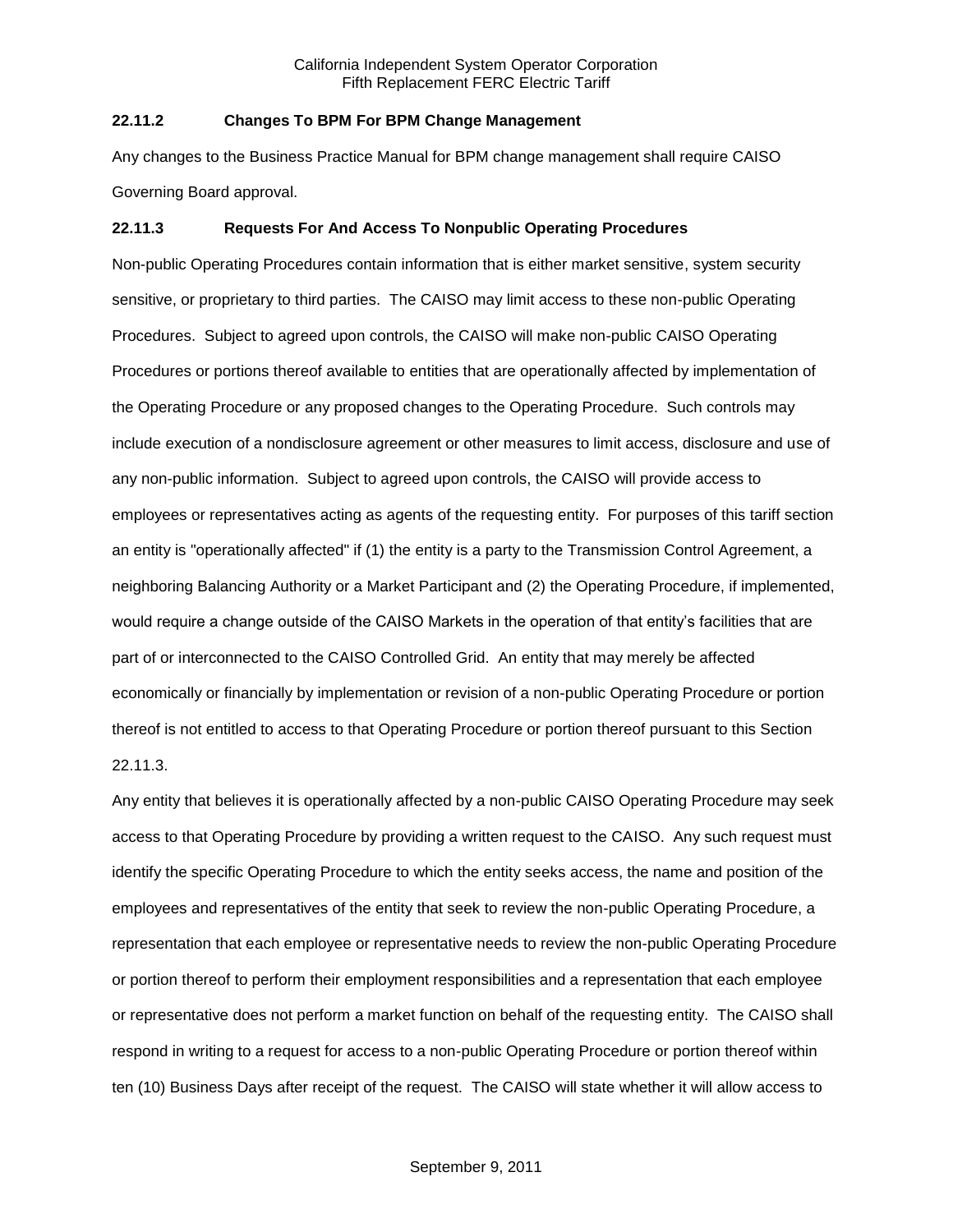### 22.11.2 Changes To BPM For BPM Change Management

Any changes to the Business Practice Manual for BPM change management shall require CAISO Governing Board approval.

### 22.11.3 Requests For And Access To Nonpublic Operating Procedures

Non-public Operating Procedures contain information that is either market sensitive, system security sensitive, or proprietary to third parties. The CAISO may limit access to these non-public Operating Procedures. Subject to agreed upon controls, the CAISO will make non-public CAISO Operating Procedures or portions thereof available to entities that are operationally affected by implementation of the Operating Procedure or any proposed changes to the Operating Procedure. Such controls may include execution of a nondisclosure agreement or other measures to limit access, disclosure and use of any non-public information. Subject to agreed upon controls, the CAISO will provide access to employees or representatives acting as agents of the requesting entity. For purposes of this tariff section an entity is "operationally affected" if (1) the entity is a party to the Transmission Control Agreement, a neighboring Balancing Authority or a Market Participant and (2) the Operating Procedure, if implemented, would require a change outside of the CAISO Markets in the operation of that entity's facilities that are part of or interconnected to the CAISO Controlled Grid. An entity that may merely be affected economically or financially by implementation or revision of a non-public Operating Procedure or portion thereof is not entitled to access to that Operating Procedure or portion thereof pursuant to this Section 22.11.3.

Any entity that believes it is operationally affected by a non-public CAISO Operating Procedure may seek access to that Operating Procedure by providing a written request to the CAISO. Any such request must identify the specific Operating Procedure to which the entity seeks access, the name and position of the employees and representatives of the entity that seek to review the non-public Operating Procedure, a representation that each employee or representative needs to review the non-public Operating Procedure or portion thereof to perform their employment responsibilities and a representation that each employee or representative does not perform a market function on behalf of the requesting entity. The CAISO shall respond in writing to a request for access to a non-public Operating Procedure or portion thereof within ten (10) Business Days after receipt of the request. The CAISO will state whether it will allow access to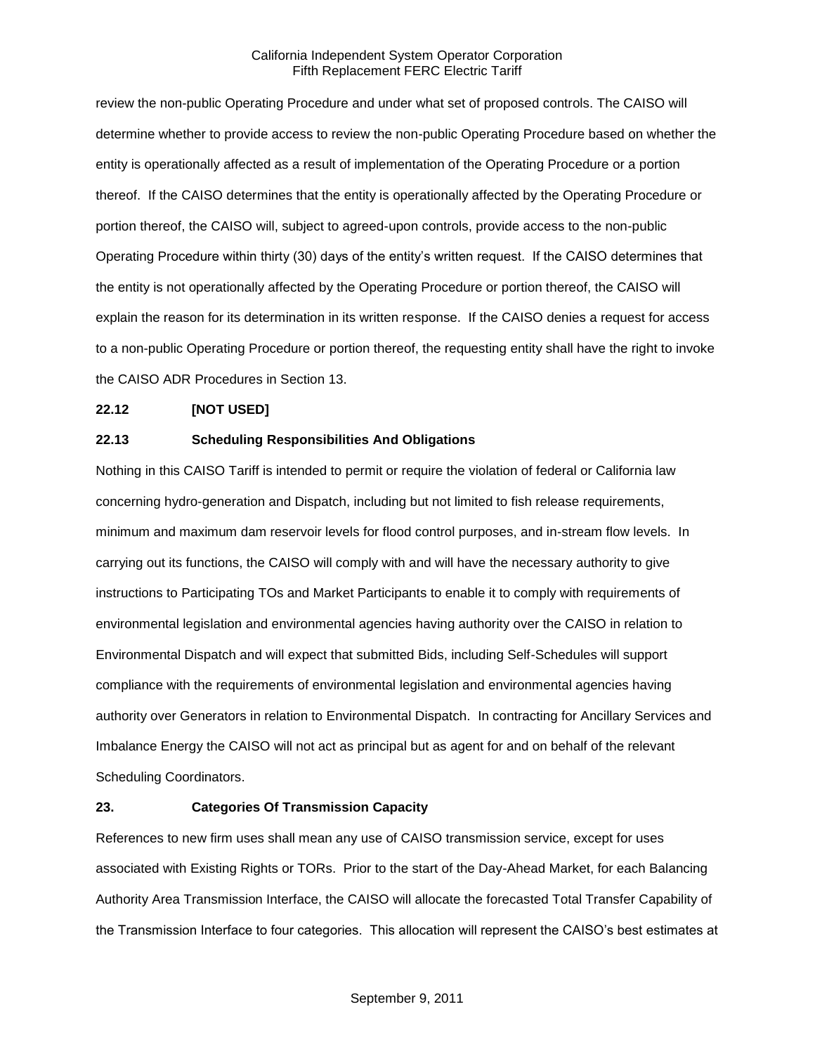review the non-public Operating Procedure and under what set of proposed controls. The CAISO will determine whether to provide access to review the non-public Operating Procedure based on whether the entity is operationally affected as a result of implementation of the Operating Procedure or a portion thereof. If the CAISO determines that the entity is operationally affected by the Operating Procedure or portion thereof, the CAISO will, subject to agreed-upon controls, provide access to the non-public Operating Procedure within thirty (30) days of the entity's written request. If the CAISO determines that the entity is not operationally affected by the Operating Procedure or portion thereof, the CAISO will explain the reason for its determination in its written response. If the CAISO denies a request for access to a non-public Operating Procedure or portion thereof, the requesting entity shall have the right to invoke the CAISO ADR Procedures in Section 13.

**22.12 [NOT USED]**

**22.13 Scheduling Responsibilities And Obligations**

Nothing in this CAISO Tariff is intended to permit or require the violation of federal or California law concerning hydro-generation and Dispatch, including but not limited to fish release requirements, minimum and maximum dam reservoir levels for flood control purposes, and in-stream flow levels. In carrying out its functions, the CAISO will comply with and will have the necessary authority to give instructions to Participating TOs and Market Participants to enable it to comply with requirements of environmental legislation and environmental agencies having authority over the CAISO in relation to Environmental Dispatch and will expect that submitted Bids, including Self-Schedules will support compliance with the requirements of environmental legislation and environmental agencies having authority over Generators in relation to Environmental Dispatch. In contracting for Ancillary Services and Imbalance Energy the CAISO will not act as principal but as agent for and on behalf of the relevant Scheduling Coordinators.

**23. Categories Of Transmission Capacity**

References to new firm uses shall mean any use of CAISO transmission service, except for uses associated with Existing Rights or TORs. Prior to the start of the Day-Ahead Market, for each Balancing Authority Area Transmission Interface, the CAISO will allocate the forecasted Total Transfer Capability of the Transmission Interface to four categories. This allocation will represent the CAISO's best estimates at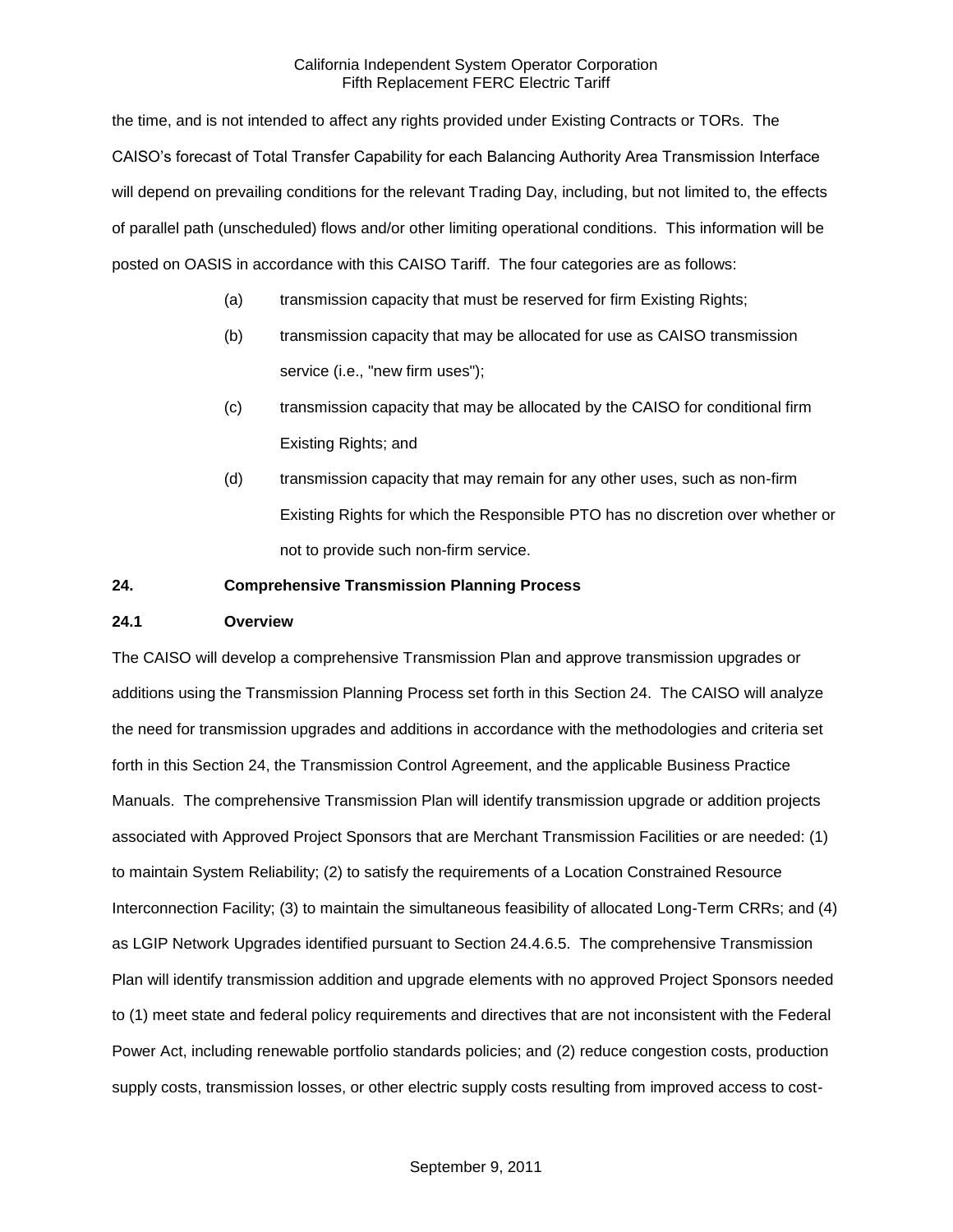the time, and is not intended to affect any rights provided under Existing Contracts or TORs. The CAISO's forecast of Total Transfer Capability for each Balancing Authority Area Transmission Interface will depend on prevailing conditions for the relevant Trading Day, including, but not limited to, the effects of parallel path (unscheduled) flows and/or other limiting operational conditions. This information will be posted on OASIS in accordance with this CAISO Tariff. The four categories are as follows:

(a) transmission capacity that must be reserved for firm Existing Rights;

(b) transmission capacity that may be allocated for use as CAISO transmission service (i.e., "new firm uses");

(c) transmission capacity that may be allocated by the CAISO for conditional firm Existing Rights; and

(d) transmission capacity that may remain for any other uses, such as non-firm Existing Rights for which the Responsible PTO has no discretion over whether or not to provide such non-firm service.

**24. Comprehensive Transmission Planning Process**

**24.1 Overview**

The CAISO will develop a comprehensive Transmission Plan and approve transmission upgrades or additions using the Transmission Planning Process set forth in this Section 24. The CAISO will analyze the need for transmission upgrades and additions in accordance with the methodologies and criteria set forth in this Section 24, the Transmission Control Agreement, and the applicable Business Practice Manuals. The comprehensive Transmission Plan will identify transmission upgrade or addition projects associated with Approved Project Sponsors that are Merchant Transmission Facilities or are needed: (1) to maintain System Reliability; (2) to satisfy the requirements of a Location Constrained Resource Interconnection Facility; (3) to maintain the simultaneous feasibility of allocated Long-Term CRRs; and (4) as LGIP Network Upgrades identified pursuant to Section 24.4.6.5. The comprehensive Transmission Plan will identify transmission addition and upgrade elements with no approved Project Sponsors needed to (1) meet state and federal policy requirements and directives that are not inconsistent with the Federal Power Act, including renewable portfolio standards policies; and (2) reduce congestion costs, production supply costs, transmission losses, or other electric supply costs resulting from improved access to cost-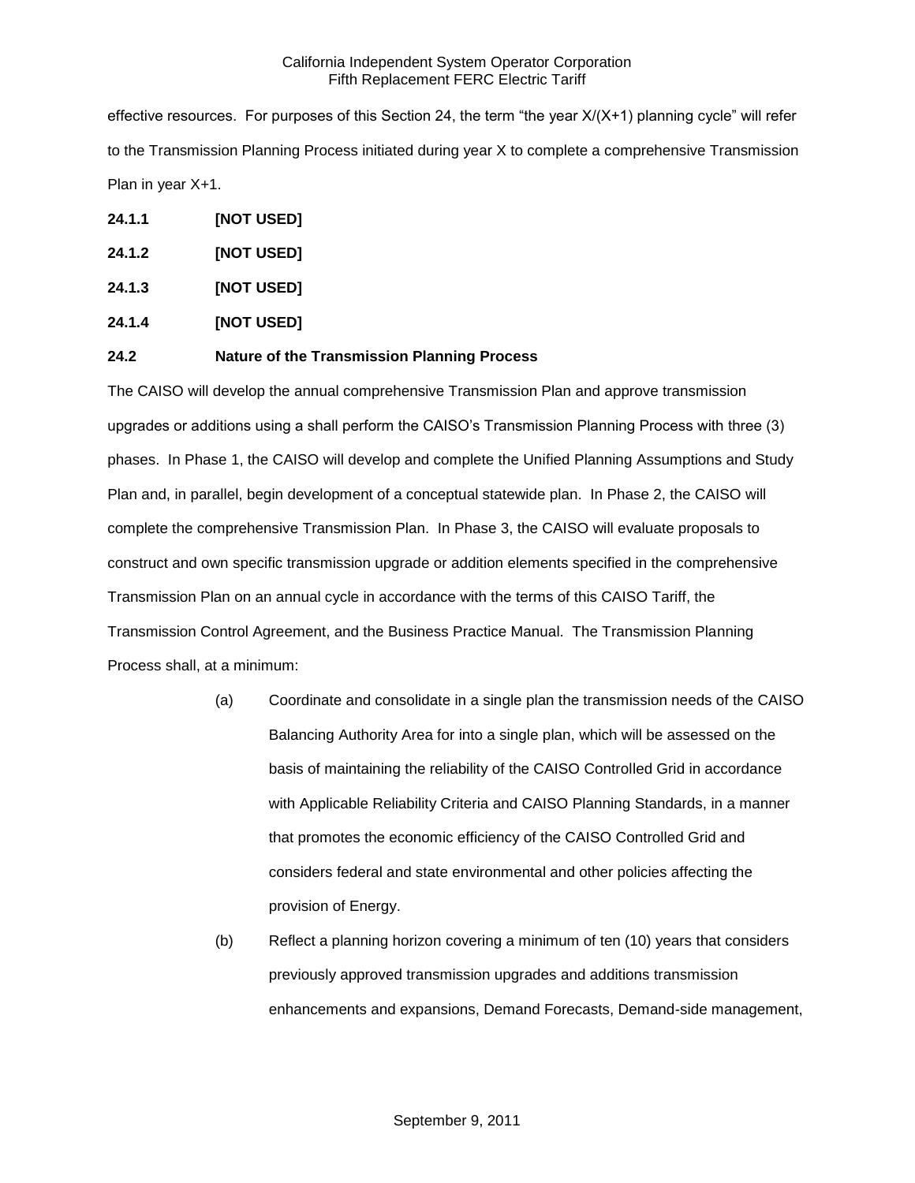effective resources. For purposes of this Section 24, the term "the year X/(X+1) planning cycle" will refer to the Transmission Planning Process initiated during year X to complete a comprehensive Transmission Plan in year X+1.

**24.1.1 [NOT USED]**

**24.1.2 [NOT USED]**

**24.1.3 [NOT USED]**

**24.1.4 [NOT USED]**

**24.2 Nature of the Transmission Planning Process**

The CAISO will develop the annual comprehensive Transmission Plan and approve transmission upgrades or additions using a shall perform the CAISO's Transmission Planning Process with three (3) phases. In Phase 1, the CAISO will develop and complete the Unified Planning Assumptions and Study Plan and, in parallel, begin development of a conceptual statewide plan. In Phase 2, the CAISO will complete the comprehensive Transmission Plan. In Phase 3, the CAISO will evaluate proposals to construct and own specific transmission upgrade or addition elements specified in the comprehensive Transmission Plan on an annual cycle in accordance with the terms of this CAISO Tariff, the Transmission Control Agreement, and the Business Practice Manual. The Transmission Planning Process shall, at a minimum:

(a) Coordinate and consolidate in a single plan the transmission needs of the CAISO Balancing Authority Area for into a single plan, which will be assessed on the basis of maintaining the reliability of the CAISO Controlled Grid in accordance with Applicable Reliability Criteria and CAISO Planning Standards, in a manner that promotes the economic efficiency of the CAISO Controlled Grid and considers federal and state environmental and other policies affecting the provision of Energy.

(b) Reflect a planning horizon covering a minimum of ten (10) years that considers previously approved transmission upgrades and additions transmission enhancements and expansions, Demand Forecasts, Demand-side management,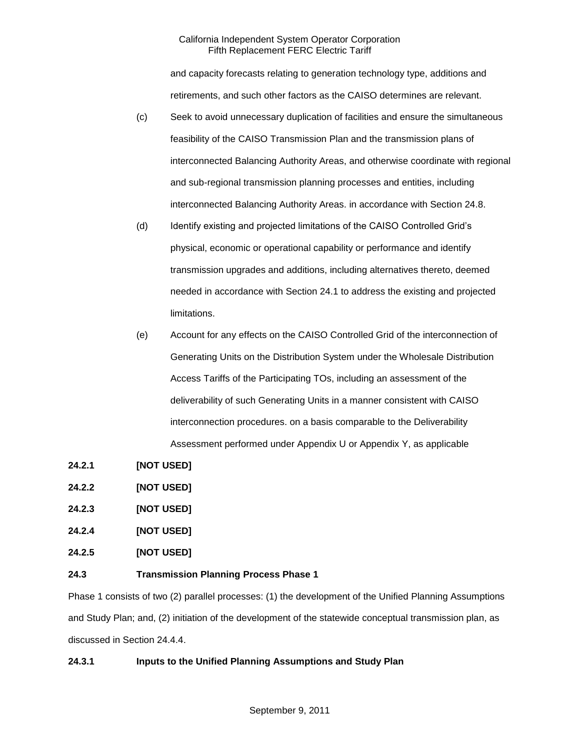and capacity forecasts relating to generation technology type, additions and retirements, and such other factors as the CAISO determines are relevant.

(c) Seek to avoid unnecessary duplication of facilities and ensure the simultaneous feasibility of the CAISO Transmission Plan and the transmission plans of interconnected Balancing Authority Areas, and otherwise coordinate with regional and sub-regional transmission planning processes and entities, including interconnected Balancing Authority Areas. in accordance with Section 24.8.

(d) Identify existing and projected limitations of the CAISO Controlled Grid's physical, economic or operational capability or performance and identify transmission upgrades and additions, including alternatives thereto, deemed needed in accordance with Section 24.1 to address the existing and projected limitations.

(e) Account for any effects on the CAISO Controlled Grid of the interconnection of Generating Units on the Distribution System under the Wholesale Distribution Access Tariffs of the Participating TOs, including an assessment of the deliverability of such Generating Units in a manner consistent with CAISO interconnection procedures. on a basis comparable to the Deliverability Assessment performed under Appendix U or Appendix Y, as applicable

**24.2.1 [NOT USED]**

**24.2.2 [NOT USED]**

**24.2.3 [NOT USED]**

**24.2.4 [NOT USED]**

**24.2.5 [NOT USED]**

## 24.3 Transmission Planning Process Phase 1

Phase 1 consists of two (2) parallel processes: (1) the development of the Unified Planning Assumptions and Study Plan; and, (2) initiation of the development of the statewide conceptual transmission plan, as discussed in Section 24.4.4.

### 24.3.1 Inputs to the Unified Planning Assumptions and Study Plan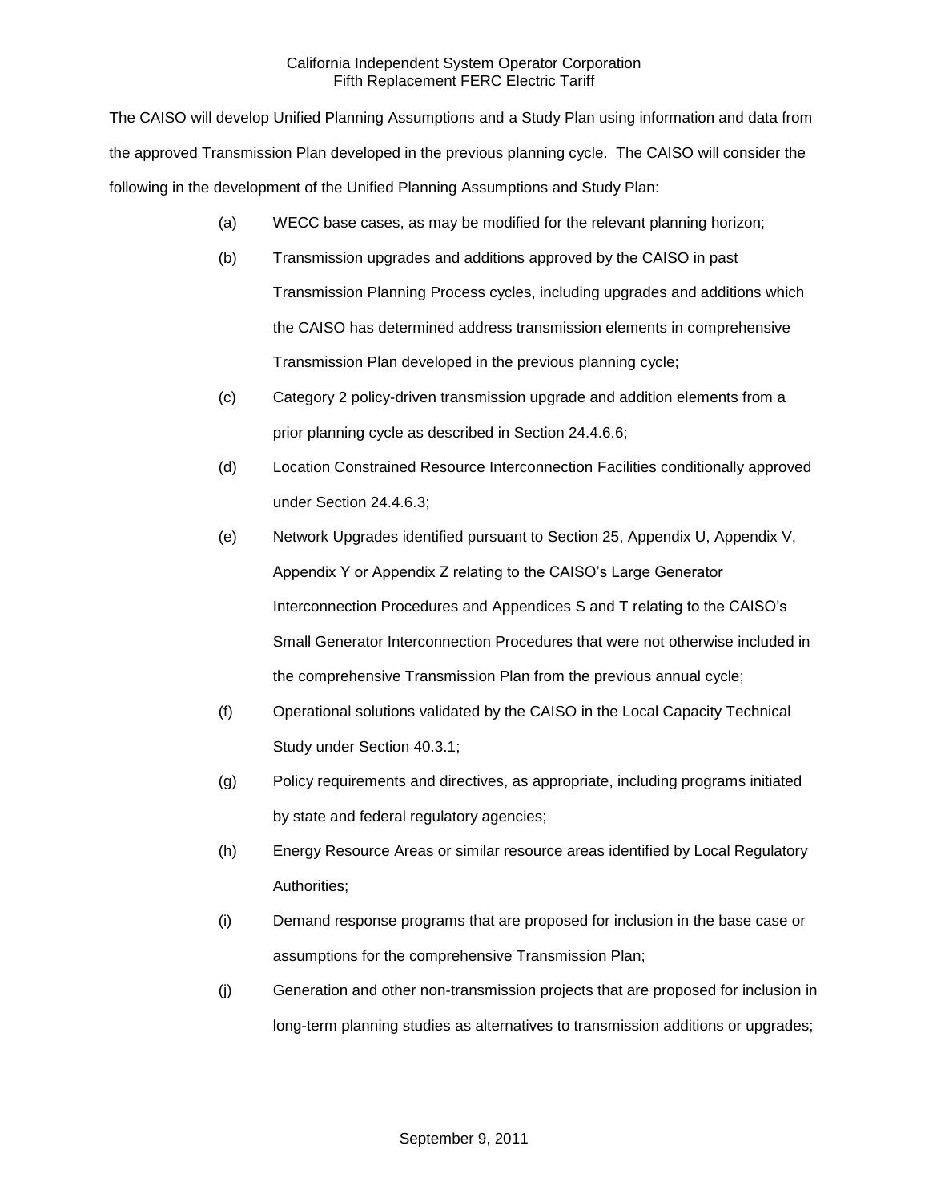The CAISO will develop Unified Planning Assumptions and a Study Plan using information and data from the approved Transmission Plan developed in the previous planning cycle. The CAISO will consider the following in the development of the Unified Planning Assumptions and Study Plan:

(a) WECC base cases, as may be modified for the relevant planning horizon;

(b) Transmission upgrades and additions approved by the CAISO in past Transmission Planning Process cycles, including upgrades and additions which the CAISO has determined address transmission elements in comprehensive Transmission Plan developed in the previous planning cycle;

(c) Category 2 policy-driven transmission upgrade and addition elements from a prior planning cycle as described in Section 24.4.6.6;

(d) Location Constrained Resource Interconnection Facilities conditionally approved under Section 24.4.6.3;

(e) Network Upgrades identified pursuant to Section 25, Appendix U, Appendix V, Appendix Y or Appendix Z relating to the CAISO's Large Generator Interconnection Procedures and Appendices S and T relating to the CAISO's Small Generator Interconnection Procedures that were not otherwise included in the comprehensive Transmission Plan from the previous annual cycle;

(f) Operational solutions validated by the CAISO in the Local Capacity Technical Study under Section 40.3.1;

(g) Policy requirements and directives, as appropriate, including programs initiated by state and federal regulatory agencies;

(h) Energy Resource Areas or similar resource areas identified by Local Regulatory Authorities;

(i) Demand response programs that are proposed for inclusion in the base case or assumptions for the comprehensive Transmission Plan;

(j) Generation and other non-transmission projects that are proposed for inclusion in long-term planning studies as alternatives to transmission additions or upgrades;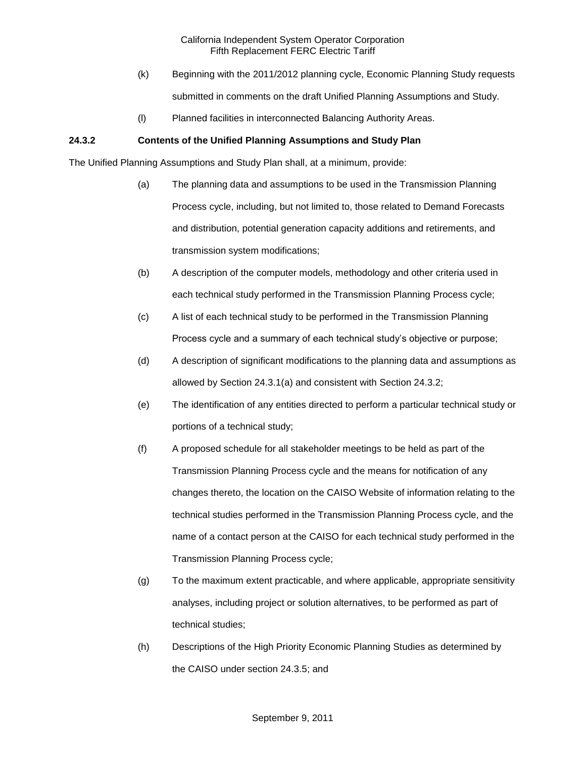(k) Beginning with the 2011/2012 planning cycle, Economic Planning Study requests submitted in comments on the draft Unified Planning Assumptions and Study.

(l) Planned facilities in interconnected Balancing Authority Areas.

**24.3.2 Contents of the Unified Planning Assumptions and Study Plan**

The Unified Planning Assumptions and Study Plan shall, at a minimum, provide:

(a) The planning data and assumptions to be used in the Transmission Planning Process cycle, including, but not limited to, those related to Demand Forecasts and distribution, potential generation capacity additions and retirements, and transmission system modifications;

(b) A description of the computer models, methodology and other criteria used in each technical study performed in the Transmission Planning Process cycle;

(c) A list of each technical study to be performed in the Transmission Planning Process cycle and a summary of each technical study's objective or purpose;

(d) A description of significant modifications to the planning data and assumptions as allowed by Section 24.3.1(a) and consistent with Section 24.3.2;

(e) The identification of any entities directed to perform a particular technical study or portions of a technical study;

(f) A proposed schedule for all stakeholder meetings to be held as part of the Transmission Planning Process cycle and the means for notification of any changes thereto, the location on the CAISO Website of information relating to the technical studies performed in the Transmission Planning Process cycle, and the name of a contact person at the CAISO for each technical study performed in the Transmission Planning Process cycle;

(g) To the maximum extent practicable, and where applicable, appropriate sensitivity analyses, including project or solution alternatives, to be performed as part of technical studies;

(h) Descriptions of the High Priority Economic Planning Studies as determined by the CAISO under section 24.3.5; and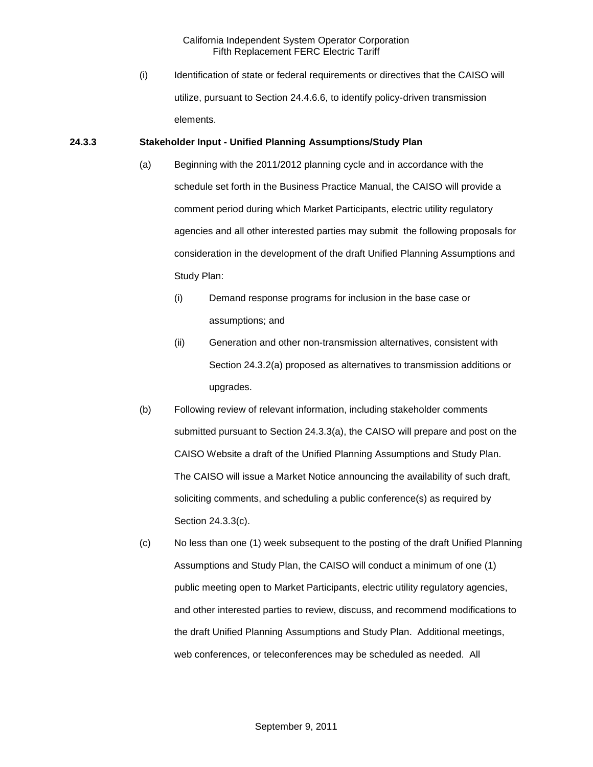(i) Identification of state or federal requirements or directives that the CAISO will utilize, pursuant to Section 24.4.6.6, to identify policy-driven transmission elements.

**24.3.3 Stakeholder Input - Unified Planning Assumptions/Study Plan**

(a) Beginning with the 2011/2012 planning cycle and in accordance with the schedule set forth in the Business Practice Manual, the CAISO will provide a comment period during which Market Participants, electric utility regulatory agencies and all other interested parties may submit the following proposals for consideration in the development of the draft Unified Planning Assumptions and Study Plan:

(i) Demand response programs for inclusion in the base case or assumptions; and

(ii) Generation and other non-transmission alternatives, consistent with Section 24.3.2(a) proposed as alternatives to transmission additions or upgrades.

(b) Following review of relevant information, including stakeholder comments submitted pursuant to Section 24.3.3(a), the CAISO will prepare and post on the CAISO Website a draft of the Unified Planning Assumptions and Study Plan. The CAISO will issue a Market Notice announcing the availability of such draft, soliciting comments, and scheduling a public conference(s) as required by Section 24.3.3(c).

(c) No less than one (1) week subsequent to the posting of the draft Unified Planning Assumptions and Study Plan, the CAISO will conduct a minimum of one (1) public meeting open to Market Participants, electric utility regulatory agencies, and other interested parties to review, discuss, and recommend modifications to the draft Unified Planning Assumptions and Study Plan. Additional meetings, web conferences, or teleconferences may be scheduled as needed. All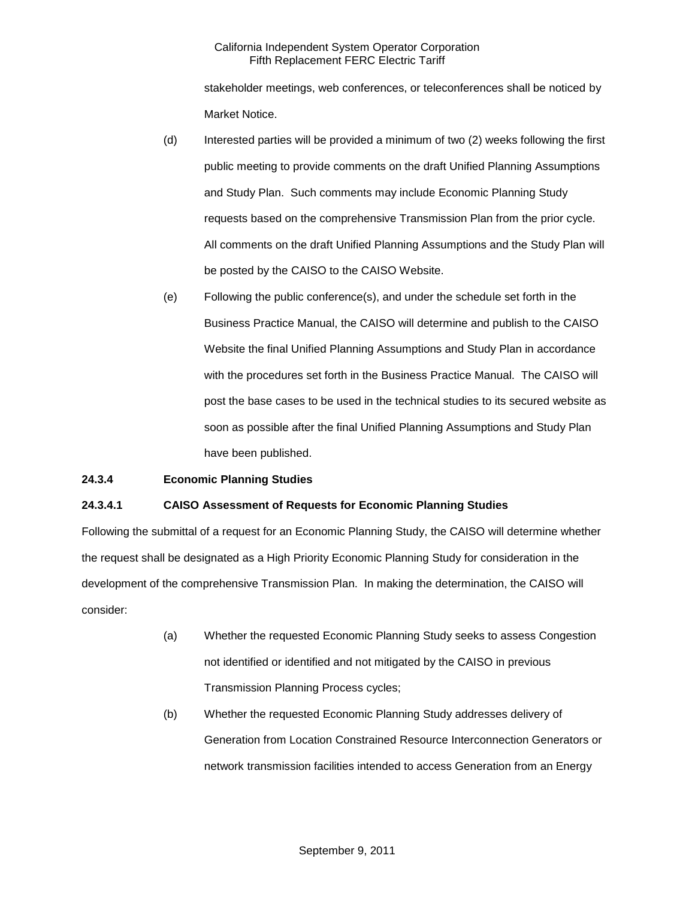stakeholder meetings, web conferences, or teleconferences shall be noticed by Market Notice.

(d) Interested parties will be provided a minimum of two (2) weeks following the first public meeting to provide comments on the draft Unified Planning Assumptions and Study Plan. Such comments may include Economic Planning Study requests based on the comprehensive Transmission Plan from the prior cycle. All comments on the draft Unified Planning Assumptions and the Study Plan will be posted by the CAISO to the CAISO Website.

(e) Following the public conference(s), and under the schedule set forth in the Business Practice Manual, the CAISO will determine and publish to the CAISO Website the final Unified Planning Assumptions and Study Plan in accordance with the procedures set forth in the Business Practice Manual. The CAISO will post the base cases to be used in the technical studies to its secured website as soon as possible after the final Unified Planning Assumptions and Study Plan have been published.

**24.3.4 Economic Planning Studies**

**24.3.4.1 CAISO Assessment of Requests for Economic Planning Studies**

Following the submittal of a request for an Economic Planning Study, the CAISO will determine whether the request shall be designated as a High Priority Economic Planning Study for consideration in the development of the comprehensive Transmission Plan. In making the determination, the CAISO will consider:

(a) Whether the requested Economic Planning Study seeks to assess Congestion not identified or identified and not mitigated by the CAISO in previous Transmission Planning Process cycles;

(b) Whether the requested Economic Planning Study addresses delivery of Generation from Location Constrained Resource Interconnection Generators or network transmission facilities intended to access Generation from an Energy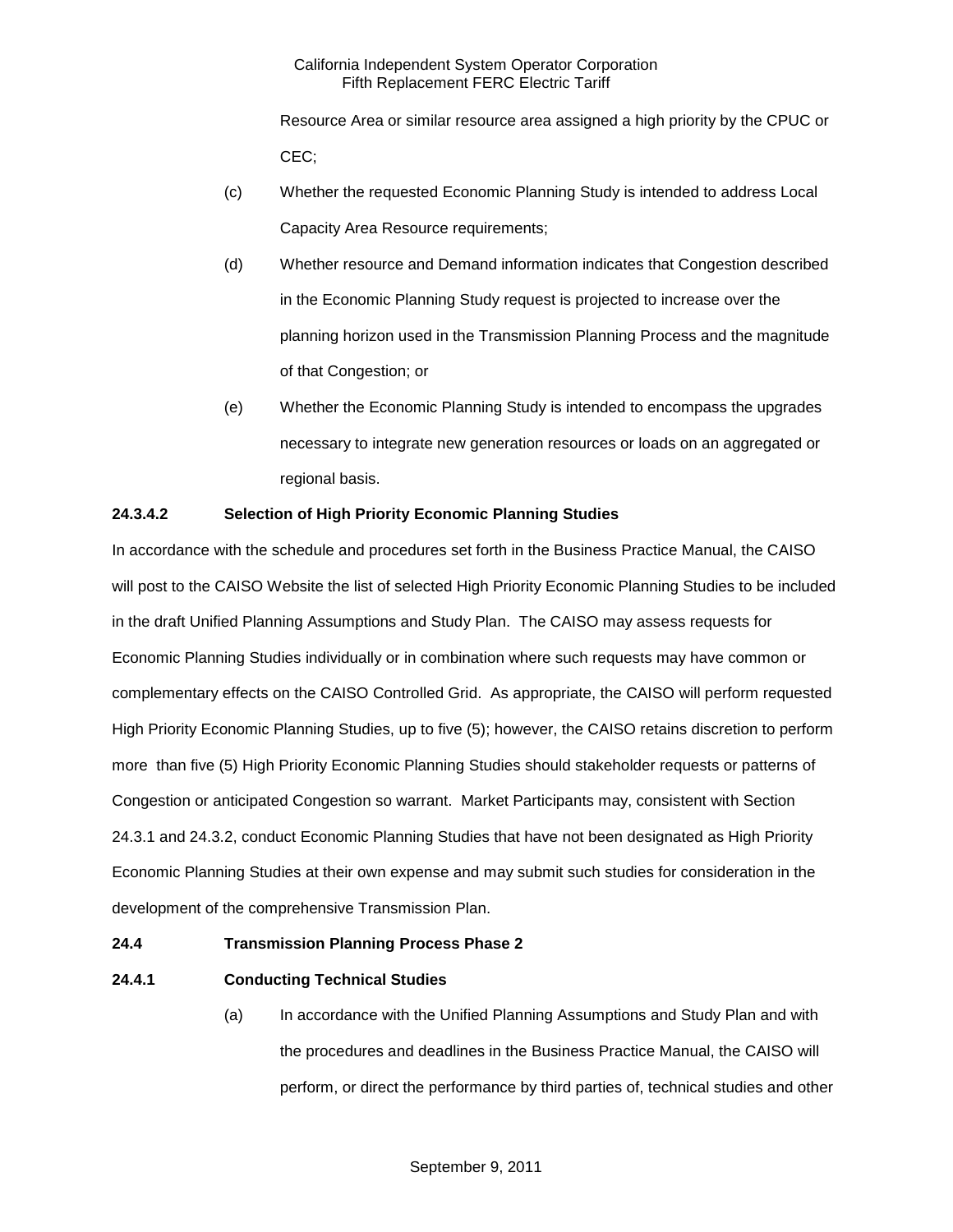Resource Area or similar resource area assigned a high priority by the CPUC or CEC;

(c) Whether the requested Economic Planning Study is intended to address Local Capacity Area Resource requirements;

(d) Whether resource and Demand information indicates that Congestion described in the Economic Planning Study request is projected to increase over the planning horizon used in the Transmission Planning Process and the magnitude of that Congestion; or

(e) Whether the Economic Planning Study is intended to encompass the upgrades necessary to integrate new generation resources or loads on an aggregated or regional basis.

**24.3.4.2 Selection of High Priority Economic Planning Studies**

In accordance with the schedule and procedures set forth in the Business Practice Manual, the CAISO will post to the CAISO Website the list of selected High Priority Economic Planning Studies to be included in the draft Unified Planning Assumptions and Study Plan. The CAISO may assess requests for Economic Planning Studies individually or in combination where such requests may have common or complementary effects on the CAISO Controlled Grid. As appropriate, the CAISO will perform requested High Priority Economic Planning Studies, up to five (5); however, the CAISO retains discretion to perform more than five (5) High Priority Economic Planning Studies should stakeholder requests or patterns of Congestion or anticipated Congestion so warrant. Market Participants may, consistent with Section 24.3.1 and 24.3.2, conduct Economic Planning Studies that have not been designated as High Priority Economic Planning Studies at their own expense and may submit such studies for consideration in the development of the comprehensive Transmission Plan.

**24.4 Transmission Planning Process Phase 2**

**24.4.1 Conducting Technical Studies**

(a) In accordance with the Unified Planning Assumptions and Study Plan and with the procedures and deadlines in the Business Practice Manual, the CAISO will perform, or direct the performance by third parties of, technical studies and other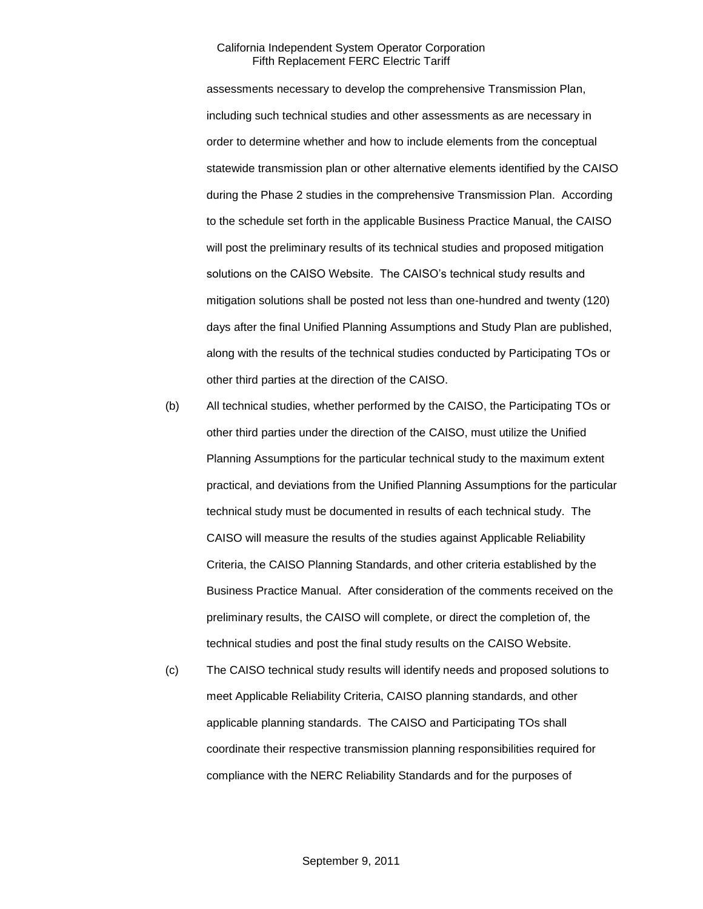assessments necessary to develop the comprehensive Transmission Plan, including such technical studies and other assessments as are necessary in order to determine whether and how to include elements from the conceptual statewide transmission plan or other alternative elements identified by the CAISO during the Phase 2 studies in the comprehensive Transmission Plan. According to the schedule set forth in the applicable Business Practice Manual, the CAISO will post the preliminary results of its technical studies and proposed mitigation solutions on the CAISO Website. The CAISO's technical study results and mitigation solutions shall be posted not less than one-hundred and twenty (120) days after the final Unified Planning Assumptions and Study Plan are published, along with the results of the technical studies conducted by Participating TOs or other third parties at the direction of the CAISO.

(b) All technical studies, whether performed by the CAISO, the Participating TOs or other third parties under the direction of the CAISO, must utilize the Unified Planning Assumptions for the particular technical study to the maximum extent practical, and deviations from the Unified Planning Assumptions for the particular technical study must be documented in results of each technical study. The CAISO will measure the results of the studies against Applicable Reliability Criteria, the CAISO Planning Standards, and other criteria established by the Business Practice Manual. After consideration of the comments received on the preliminary results, the CAISO will complete, or direct the completion of, the technical studies and post the final study results on the CAISO Website.

(c) The CAISO technical study results will identify needs and proposed solutions to meet Applicable Reliability Criteria, CAISO planning standards, and other applicable planning standards. The CAISO and Participating TOs shall coordinate their respective transmission planning responsibilities required for compliance with the NERC Reliability Standards and for the purposes of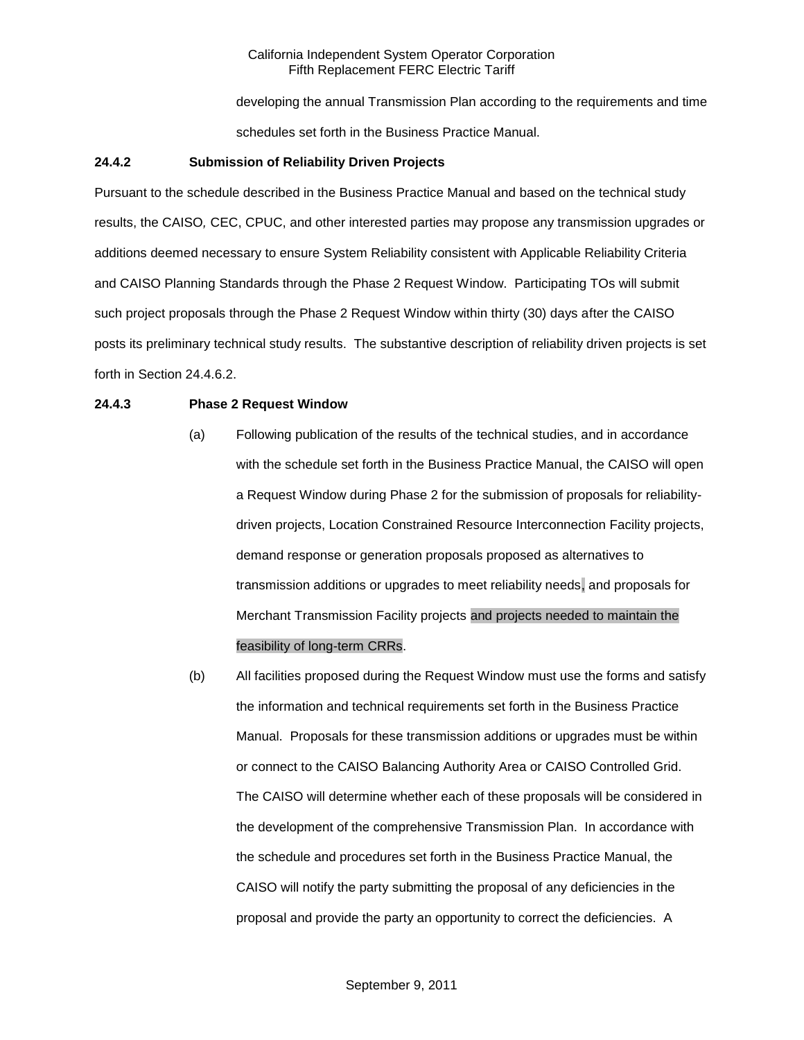developing the annual Transmission Plan according to the requirements and time schedules set forth in the Business Practice Manual.

**24.4.2 Submission of Reliability Driven Projects**

Pursuant to the schedule described in the Business Practice Manual and based on the technical study results, the CAISO*,* CEC, CPUC, and other interested parties may propose any transmission upgrades or additions deemed necessary to ensure System Reliability consistent with Applicable Reliability Criteria and CAISO Planning Standards through the Phase 2 Request Window. Participating TOs will submit such project proposals through the Phase 2 Request Window within thirty (30) days after the CAISO posts its preliminary technical study results. The substantive description of reliability driven projects is set forth in Section 24.4.6.2.

**24.4.3 Phase 2 Request Window**

(a) Following publication of the results of the technical studies, and in accordance with the schedule set forth in the Business Practice Manual, the CAISO will open a Request Window during Phase 2 for the submission of proposals for reliability-driven projects, Location Constrained Resource Interconnection Facility projects, demand response or generation proposals proposed as alternatives to transmission additions or upgrades to meet reliability needs, and proposals for Merchant Transmission Facility projects and projects needed to maintain the feasibility of long-term CRRs.

(b) All facilities proposed during the Request Window must use the forms and satisfy the information and technical requirements set forth in the Business Practice Manual. Proposals for these transmission additions or upgrades must be within or connect to the CAISO Balancing Authority Area or CAISO Controlled Grid. The CAISO will determine whether each of these proposals will be considered in the development of the comprehensive Transmission Plan. In accordance with the schedule and procedures set forth in the Business Practice Manual, the CAISO will notify the party submitting the proposal of any deficiencies in the proposal and provide the party an opportunity to correct the deficiencies. A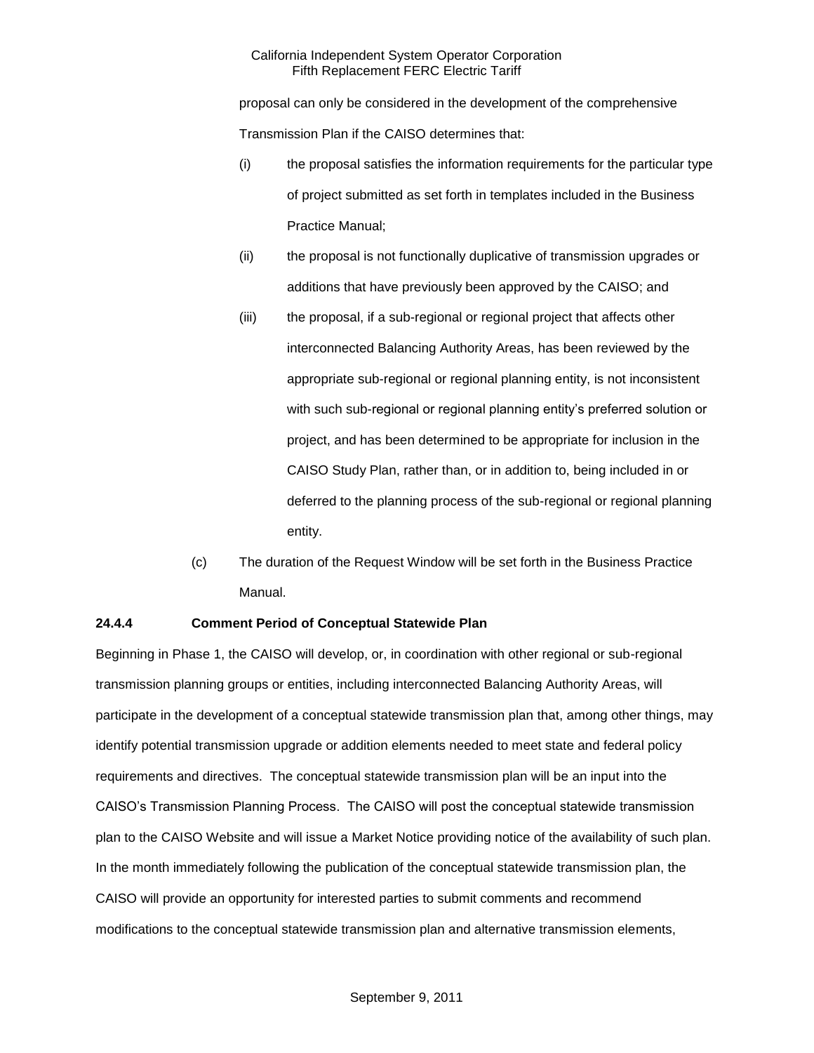proposal can only be considered in the development of the comprehensive Transmission Plan if the CAISO determines that:

(i) the proposal satisfies the information requirements for the particular type of project submitted as set forth in templates included in the Business Practice Manual;

(ii) the proposal is not functionally duplicative of transmission upgrades or additions that have previously been approved by the CAISO; and

(iii) the proposal, if a sub-regional or regional project that affects other interconnected Balancing Authority Areas, has been reviewed by the appropriate sub-regional or regional planning entity, is not inconsistent with such sub-regional or regional planning entity's preferred solution or project, and has been determined to be appropriate for inclusion in the CAISO Study Plan, rather than, or in addition to, being included in or deferred to the planning process of the sub-regional or regional planning entity.

(c) The duration of the Request Window will be set forth in the Business Practice Manual.

**24.4.4 Comment Period of Conceptual Statewide Plan**

Beginning in Phase 1, the CAISO will develop, or, in coordination with other regional or sub-regional transmission planning groups or entities, including interconnected Balancing Authority Areas, will participate in the development of a conceptual statewide transmission plan that, among other things, may identify potential transmission upgrade or addition elements needed to meet state and federal policy requirements and directives. The conceptual statewide transmission plan will be an input into the CAISO's Transmission Planning Process. The CAISO will post the conceptual statewide transmission plan to the CAISO Website and will issue a Market Notice providing notice of the availability of such plan. In the month immediately following the publication of the conceptual statewide transmission plan, the CAISO will provide an opportunity for interested parties to submit comments and recommend modifications to the conceptual statewide transmission plan and alternative transmission elements,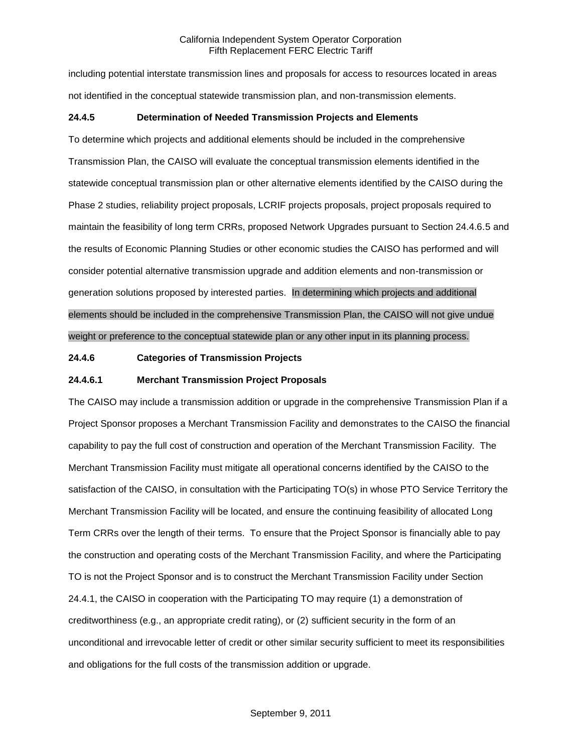including potential interstate transmission lines and proposals for access to resources located in areas not identified in the conceptual statewide transmission plan, and non-transmission elements.

**24.4.5 Determination of Needed Transmission Projects and Elements**

To determine which projects and additional elements should be included in the comprehensive Transmission Plan, the CAISO will evaluate the conceptual transmission elements identified in the statewide conceptual transmission plan or other alternative elements identified by the CAISO during the Phase 2 studies, reliability project proposals, LCRIF projects proposals, project proposals required to maintain the feasibility of long term CRRs, proposed Network Upgrades pursuant to Section 24.4.6.5 and the results of Economic Planning Studies or other economic studies the CAISO has performed and will consider potential alternative transmission upgrade and addition elements and non-transmission or generation solutions proposed by interested parties. In determining which projects and additional elements should be included in the comprehensive Transmission Plan, the CAISO will not give undue weight or preference to the conceptual statewide plan or any other input in its planning process.

**24.4.6 Categories of Transmission Projects**

**24.4.6.1 Merchant Transmission Project Proposals**

The CAISO may include a transmission addition or upgrade in the comprehensive Transmission Plan if a Project Sponsor proposes a Merchant Transmission Facility and demonstrates to the CAISO the financial capability to pay the full cost of construction and operation of the Merchant Transmission Facility. The Merchant Transmission Facility must mitigate all operational concerns identified by the CAISO to the satisfaction of the CAISO, in consultation with the Participating TO(s) in whose PTO Service Territory the Merchant Transmission Facility will be located, and ensure the continuing feasibility of allocated Long Term CRRs over the length of their terms. To ensure that the Project Sponsor is financially able to pay the construction and operating costs of the Merchant Transmission Facility, and where the Participating TO is not the Project Sponsor and is to construct the Merchant Transmission Facility under Section 24.4.1, the CAISO in cooperation with the Participating TO may require (1) a demonstration of creditworthiness (e.g., an appropriate credit rating), or (2) sufficient security in the form of an unconditional and irrevocable letter of credit or other similar security sufficient to meet its responsibilities and obligations for the full costs of the transmission addition or upgrade.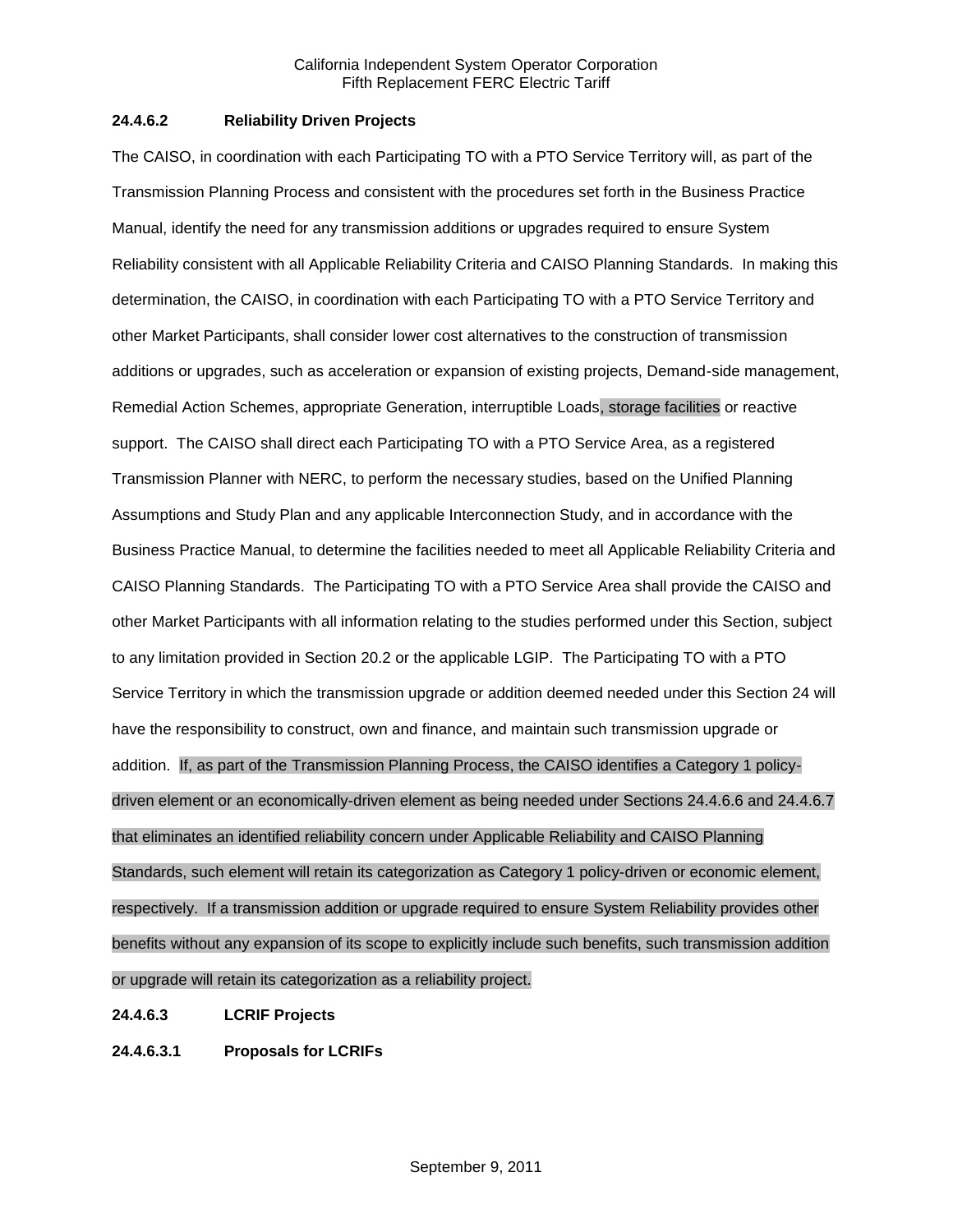**24.4.6.2 Reliability Driven Projects**

The CAISO, in coordination with each Participating TO with a PTO Service Territory will, as part of the Transmission Planning Process and consistent with the procedures set forth in the Business Practice Manual, identify the need for any transmission additions or upgrades required to ensure System Reliability consistent with all Applicable Reliability Criteria and CAISO Planning Standards. In making this determination, the CAISO, in coordination with each Participating TO with a PTO Service Territory and other Market Participants, shall consider lower cost alternatives to the construction of transmission additions or upgrades, such as acceleration or expansion of existing projects, Demand-side management, Remedial Action Schemes, appropriate Generation, interruptible Loads, storage facilities or reactive support. The CAISO shall direct each Participating TO with a PTO Service Area, as a registered Transmission Planner with NERC, to perform the necessary studies, based on the Unified Planning Assumptions and Study Plan and any applicable Interconnection Study, and in accordance with the Business Practice Manual, to determine the facilities needed to meet all Applicable Reliability Criteria and CAISO Planning Standards. The Participating TO with a PTO Service Area shall provide the CAISO and other Market Participants with all information relating to the studies performed under this Section, subject to any limitation provided in Section 20.2 or the applicable LGIP. The Participating TO with a PTO Service Territory in which the transmission upgrade or addition deemed needed under this Section 24 will have the responsibility to construct, own and finance, and maintain such transmission upgrade or addition. If, as part of the Transmission Planning Process, the CAISO identifies a Category 1 policy-driven element or an economically-driven element as being needed under Sections 24.4.6.6 and 24.4.6.7 that eliminates an identified reliability concern under Applicable Reliability and CAISO Planning Standards, such element will retain its categorization as Category 1 policy-driven or economic element, respectively. If a transmission addition or upgrade required to ensure System Reliability provides other benefits without any expansion of its scope to explicitly include such benefits, such transmission addition or upgrade will retain its categorization as a reliability project.

**24.4.6.3 LCRIF Projects**

**24.4.6.3.1 Proposals for LCRIFs**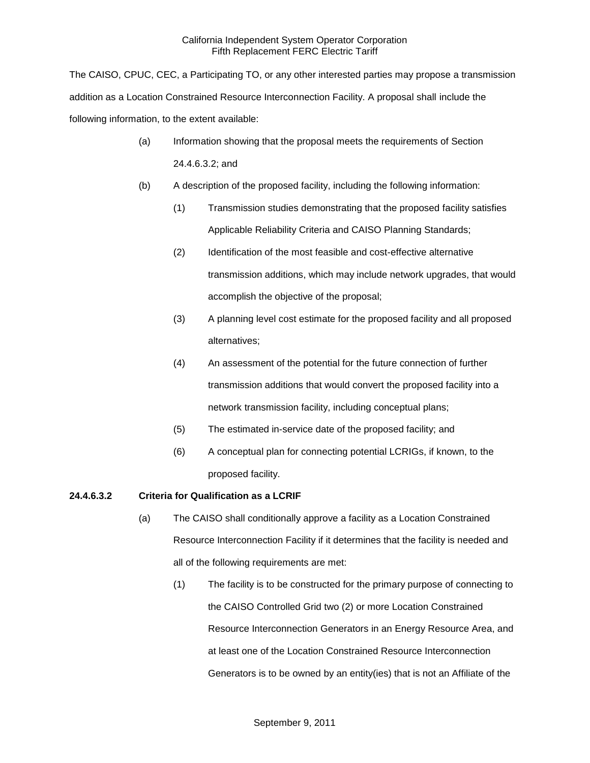The CAISO, CPUC, CEC, a Participating TO, or any other interested parties may propose a transmission addition as a Location Constrained Resource Interconnection Facility. A proposal shall include the following information, to the extent available:

(a) Information showing that the proposal meets the requirements of Section 24.4.6.3.2; and

(b) A description of the proposed facility, including the following information:

(1) Transmission studies demonstrating that the proposed facility satisfies Applicable Reliability Criteria and CAISO Planning Standards;

(2) Identification of the most feasible and cost-effective alternative transmission additions, which may include network upgrades, that would accomplish the objective of the proposal;

(3) A planning level cost estimate for the proposed facility and all proposed alternatives;

(4) An assessment of the potential for the future connection of further transmission additions that would convert the proposed facility into a network transmission facility, including conceptual plans;

(5) The estimated in-service date of the proposed facility; and

(6) A conceptual plan for connecting potential LCRIGs, if known, to the proposed facility.

**24.4.6.3.2 Criteria for Qualification as a LCRIF**

(a) The CAISO shall conditionally approve a facility as a Location Constrained Resource Interconnection Facility if it determines that the facility is needed and all of the following requirements are met:

(1) The facility is to be constructed for the primary purpose of connecting to the CAISO Controlled Grid two (2) or more Location Constrained Resource Interconnection Generators in an Energy Resource Area, and at least one of the Location Constrained Resource Interconnection Generators is to be owned by an entity(ies) that is not an Affiliate of the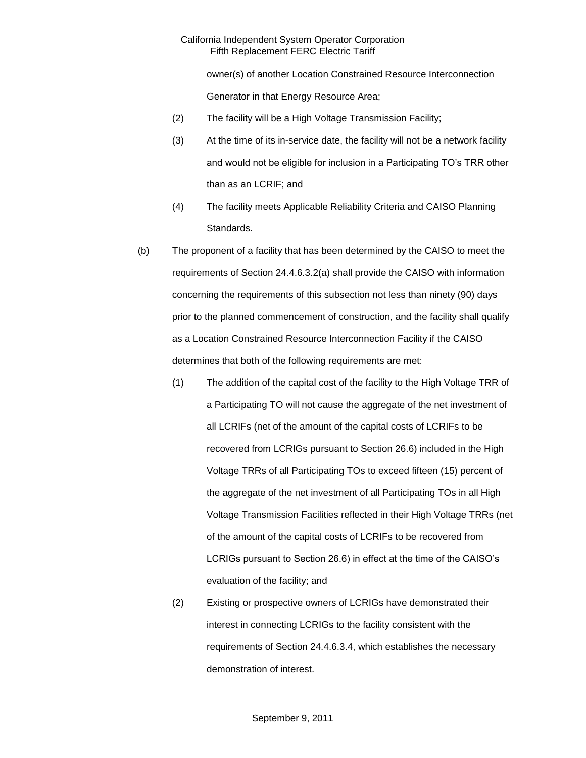owner(s) of another Location Constrained Resource Interconnection Generator in that Energy Resource Area;

(2) The facility will be a High Voltage Transmission Facility;

(3) At the time of its in-service date, the facility will not be a network facility and would not be eligible for inclusion in a Participating TO's TRR other than as an LCRIF; and

(4) The facility meets Applicable Reliability Criteria and CAISO Planning Standards.

(b) The proponent of a facility that has been determined by the CAISO to meet the requirements of Section 24.4.6.3.2(a) shall provide the CAISO with information concerning the requirements of this subsection not less than ninety (90) days prior to the planned commencement of construction, and the facility shall qualify as a Location Constrained Resource Interconnection Facility if the CAISO determines that both of the following requirements are met:

(1) The addition of the capital cost of the facility to the High Voltage TRR of a Participating TO will not cause the aggregate of the net investment of all LCRIFs (net of the amount of the capital costs of LCRIFs to be recovered from LCRIGs pursuant to Section 26.6) included in the High Voltage TRRs of all Participating TOs to exceed fifteen (15) percent of the aggregate of the net investment of all Participating TOs in all High Voltage Transmission Facilities reflected in their High Voltage TRRs (net of the amount of the capital costs of LCRIFs to be recovered from LCRIGs pursuant to Section 26.6) in effect at the time of the CAISO's evaluation of the facility; and

(2) Existing or prospective owners of LCRIGs have demonstrated their interest in connecting LCRIGs to the facility consistent with the requirements of Section 24.4.6.3.4, which establishes the necessary demonstration of interest.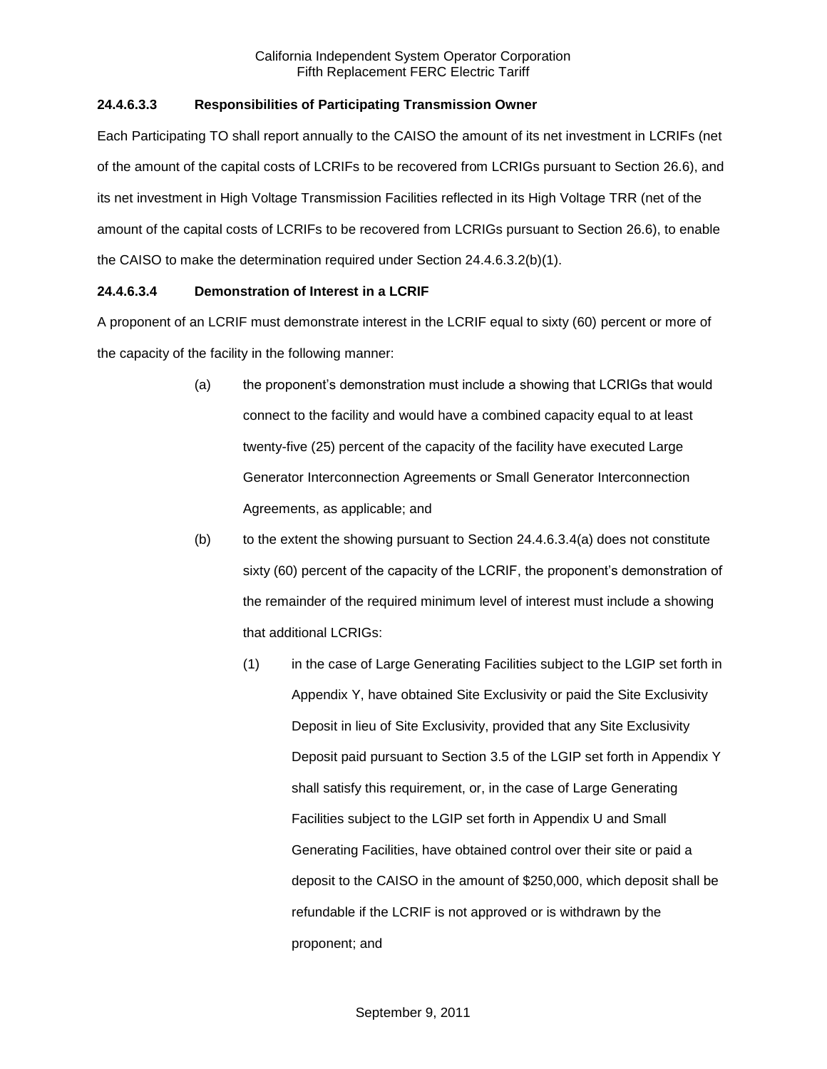**24.4.6.3.3 Responsibilities of Participating Transmission Owner**

Each Participating TO shall report annually to the CAISO the amount of its net investment in LCRIFs (net of the amount of the capital costs of LCRIFs to be recovered from LCRIGs pursuant to Section 26.6), and its net investment in High Voltage Transmission Facilities reflected in its High Voltage TRR (net of the amount of the capital costs of LCRIFs to be recovered from LCRIGs pursuant to Section 26.6), to enable the CAISO to make the determination required under Section 24.4.6.3.2(b)(1).

**24.4.6.3.4 Demonstration of Interest in a LCRIF**

A proponent of an LCRIF must demonstrate interest in the LCRIF equal to sixty (60) percent or more of the capacity of the facility in the following manner:

(a) the proponent's demonstration must include a showing that LCRIGs that would connect to the facility and would have a combined capacity equal to at least twenty-five (25) percent of the capacity of the facility have executed Large Generator Interconnection Agreements or Small Generator Interconnection Agreements, as applicable; and

(b) to the extent the showing pursuant to Section 24.4.6.3.4(a) does not constitute sixty (60) percent of the capacity of the LCRIF, the proponent's demonstration of the remainder of the required minimum level of interest must include a showing that additional LCRIGs:

   (1) in the case of Large Generating Facilities subject to the LGIP set forth in Appendix Y, have obtained Site Exclusivity or paid the Site Exclusivity Deposit in lieu of Site Exclusivity, provided that any Site Exclusivity Deposit paid pursuant to Section 3.5 of the LGIP set forth in Appendix Y shall satisfy this requirement, or, in the case of Large Generating Facilities subject to the LGIP set forth in Appendix U and Small Generating Facilities, have obtained control over their site or paid a deposit to the CAISO in the amount of $250,000, which deposit shall be refundable if the LCRIF is not approved or is withdrawn by the proponent; and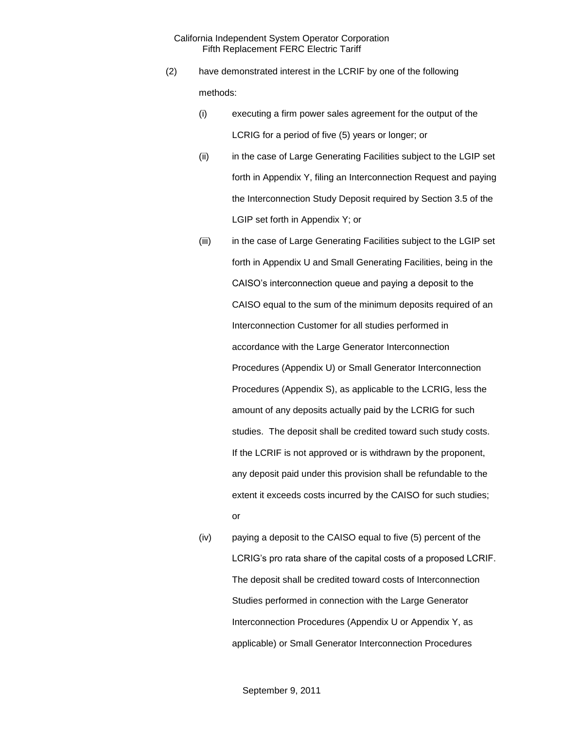(2) have demonstrated interest in the LCRIF by one of the following methods:

  (i) executing a firm power sales agreement for the output of the LCRIG for a period of five (5) years or longer; or

  (ii) in the case of Large Generating Facilities subject to the LGIP set forth in Appendix Y, filing an Interconnection Request and paying the Interconnection Study Deposit required by Section 3.5 of the LGIP set forth in Appendix Y; or

  (iii) in the case of Large Generating Facilities subject to the LGIP set forth in Appendix U and Small Generating Facilities, being in the CAISO's interconnection queue and paying a deposit to the CAISO equal to the sum of the minimum deposits required of an Interconnection Customer for all studies performed in accordance with the Large Generator Interconnection Procedures (Appendix U) or Small Generator Interconnection Procedures (Appendix S), as applicable to the LCRIG, less the amount of any deposits actually paid by the LCRIG for such studies. The deposit shall be credited toward such study costs. If the LCRIF is not approved or is withdrawn by the proponent, any deposit paid under this provision shall be refundable to the extent it exceeds costs incurred by the CAISO for such studies; or

  (iv) paying a deposit to the CAISO equal to five (5) percent of the LCRIG's pro rata share of the capital costs of a proposed LCRIF. The deposit shall be credited toward costs of Interconnection Studies performed in connection with the Large Generator Interconnection Procedures (Appendix U or Appendix Y, as applicable) or Small Generator Interconnection Procedures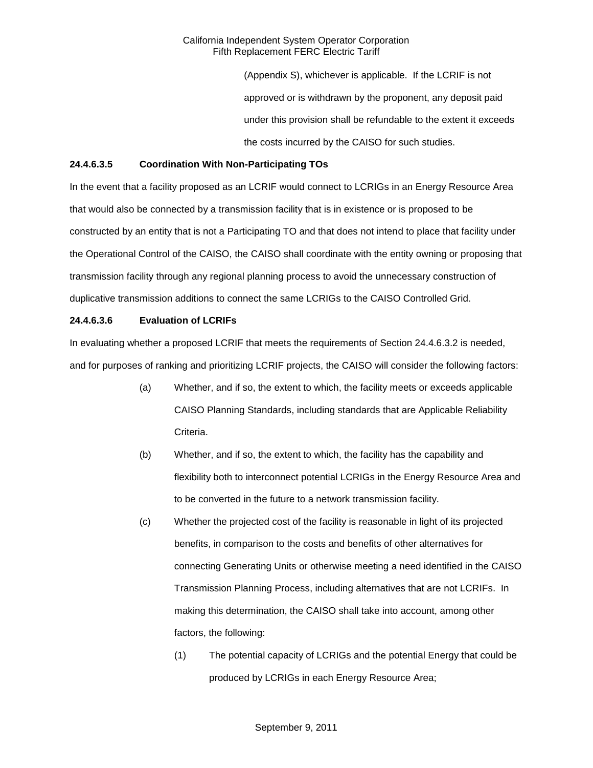(Appendix S), whichever is applicable. If the LCRIF is not approved or is withdrawn by the proponent, any deposit paid under this provision shall be refundable to the extent it exceeds the costs incurred by the CAISO for such studies.

**24.4.6.3.5 Coordination With Non-Participating TOs**

In the event that a facility proposed as an LCRIF would connect to LCRIGs in an Energy Resource Area that would also be connected by a transmission facility that is in existence or is proposed to be constructed by an entity that is not a Participating TO and that does not intend to place that facility under the Operational Control of the CAISO, the CAISO shall coordinate with the entity owning or proposing that transmission facility through any regional planning process to avoid the unnecessary construction of duplicative transmission additions to connect the same LCRIGs to the CAISO Controlled Grid.

**24.4.6.3.6 Evaluation of LCRIFs**

In evaluating whether a proposed LCRIF that meets the requirements of Section 24.4.6.3.2 is needed, and for purposes of ranking and prioritizing LCRIF projects, the CAISO will consider the following factors:

(a) Whether, and if so, the extent to which, the facility meets or exceeds applicable CAISO Planning Standards, including standards that are Applicable Reliability Criteria.

(b) Whether, and if so, the extent to which, the facility has the capability and flexibility both to interconnect potential LCRIGs in the Energy Resource Area and to be converted in the future to a network transmission facility.

(c) Whether the projected cost of the facility is reasonable in light of its projected benefits, in comparison to the costs and benefits of other alternatives for connecting Generating Units or otherwise meeting a need identified in the CAISO Transmission Planning Process, including alternatives that are not LCRIFs. In making this determination, the CAISO shall take into account, among other factors, the following:

(1) The potential capacity of LCRIGs and the potential Energy that could be produced by LCRIGs in each Energy Resource Area;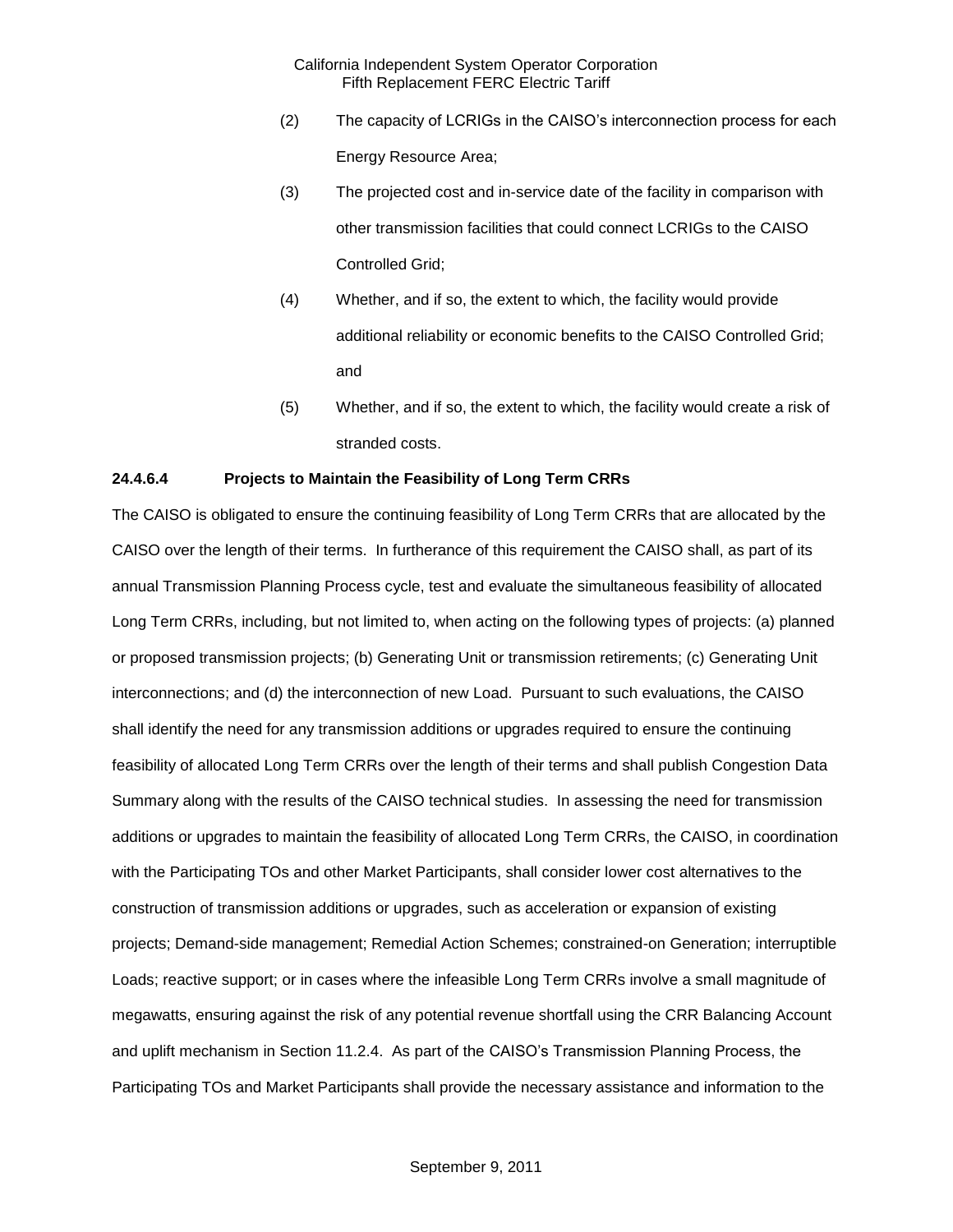(2) The capacity of LCRIGs in the CAISO's interconnection process for each Energy Resource Area;

(3) The projected cost and in-service date of the facility in comparison with other transmission facilities that could connect LCRIGs to the CAISO Controlled Grid;

(4) Whether, and if so, the extent to which, the facility would provide additional reliability or economic benefits to the CAISO Controlled Grid; and

(5) Whether, and if so, the extent to which, the facility would create a risk of stranded costs.

**24.4.6.4 Projects to Maintain the Feasibility of Long Term CRRs**

The CAISO is obligated to ensure the continuing feasibility of Long Term CRRs that are allocated by the CAISO over the length of their terms. In furtherance of this requirement the CAISO shall, as part of its annual Transmission Planning Process cycle, test and evaluate the simultaneous feasibility of allocated Long Term CRRs, including, but not limited to, when acting on the following types of projects: (a) planned or proposed transmission projects; (b) Generating Unit or transmission retirements; (c) Generating Unit interconnections; and (d) the interconnection of new Load. Pursuant to such evaluations, the CAISO shall identify the need for any transmission additions or upgrades required to ensure the continuing feasibility of allocated Long Term CRRs over the length of their terms and shall publish Congestion Data Summary along with the results of the CAISO technical studies. In assessing the need for transmission additions or upgrades to maintain the feasibility of allocated Long Term CRRs, the CAISO, in coordination with the Participating TOs and other Market Participants, shall consider lower cost alternatives to the construction of transmission additions or upgrades, such as acceleration or expansion of existing projects; Demand-side management; Remedial Action Schemes; constrained-on Generation; interruptible Loads; reactive support; or in cases where the infeasible Long Term CRRs involve a small magnitude of megawatts, ensuring against the risk of any potential revenue shortfall using the CRR Balancing Account and uplift mechanism in Section 11.2.4. As part of the CAISO's Transmission Planning Process, the Participating TOs and Market Participants shall provide the necessary assistance and information to the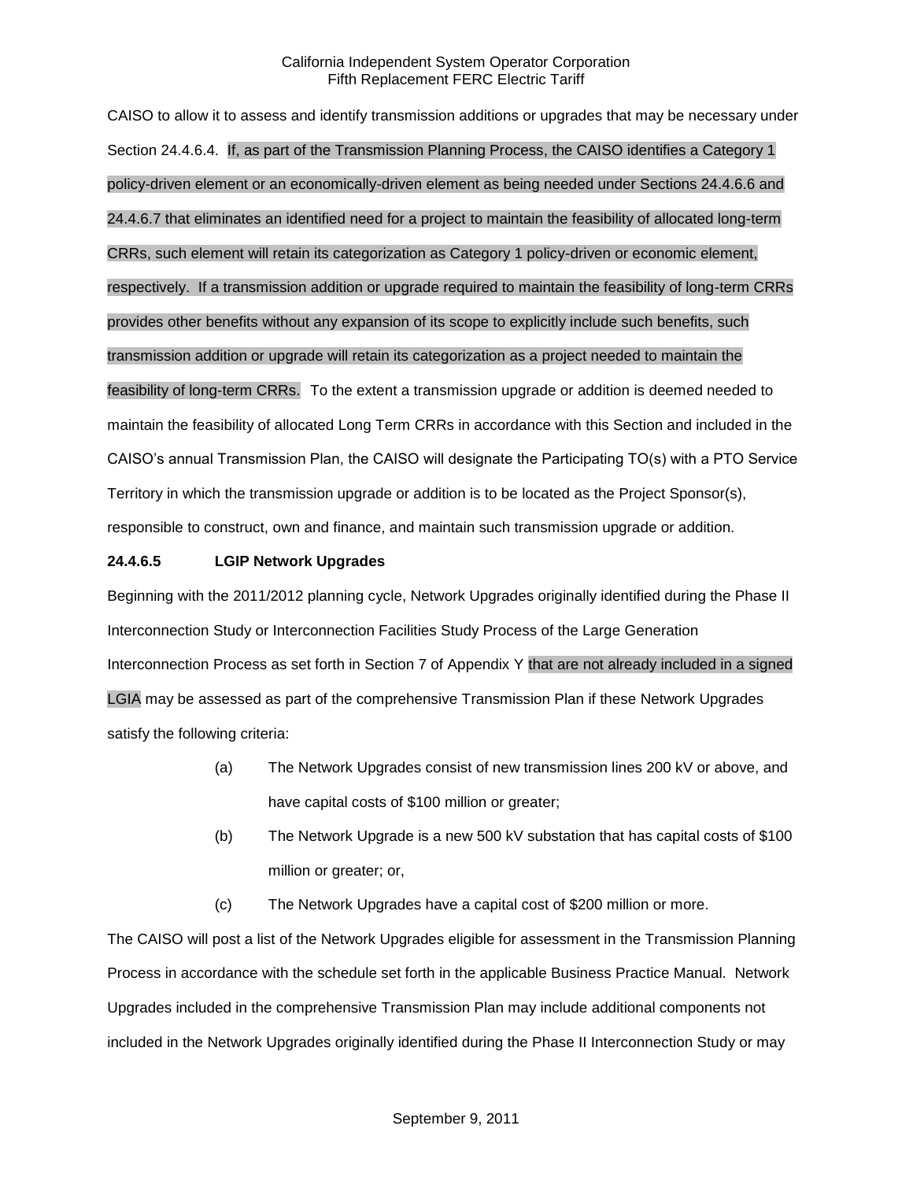CAISO to allow it to assess and identify transmission additions or upgrades that may be necessary under Section 24.4.6.4. If, as part of the Transmission Planning Process, the CAISO identifies a Category 1 policy-driven element or an economically-driven element as being needed under Sections 24.4.6.6 and 24.4.6.7 that eliminates an identified need for a project to maintain the feasibility of allocated long-term CRRs, such element will retain its categorization as Category 1 policy-driven or economic element, respectively. If a transmission addition or upgrade required to maintain the feasibility of long-term CRRs provides other benefits without any expansion of its scope to explicitly include such benefits, such transmission addition or upgrade will retain its categorization as a project needed to maintain the feasibility of long-term CRRs. To the extent a transmission upgrade or addition is deemed needed to maintain the feasibility of allocated Long Term CRRs in accordance with this Section and included in the CAISO's annual Transmission Plan, the CAISO will designate the Participating TO(s) with a PTO Service Territory in which the transmission upgrade or addition is to be located as the Project Sponsor(s), responsible to construct, own and finance, and maintain such transmission upgrade or addition.

**24.4.6.5 LGIP Network Upgrades**

Beginning with the 2011/2012 planning cycle, Network Upgrades originally identified during the Phase II Interconnection Study or Interconnection Facilities Study Process of the Large Generation Interconnection Process as set forth in Section 7 of Appendix Y that are not already included in a signed LGIA may be assessed as part of the comprehensive Transmission Plan if these Network Upgrades satisfy the following criteria:

(a) The Network Upgrades consist of new transmission lines 200 kV or above, and have capital costs of $100 million or greater;

(b) The Network Upgrade is a new 500 kV substation that has capital costs of $100 million or greater; or,

(c) The Network Upgrades have a capital cost of $200 million or more.

The CAISO will post a list of the Network Upgrades eligible for assessment in the Transmission Planning Process in accordance with the schedule set forth in the applicable Business Practice Manual. Network Upgrades included in the comprehensive Transmission Plan may include additional components not included in the Network Upgrades originally identified during the Phase II Interconnection Study or may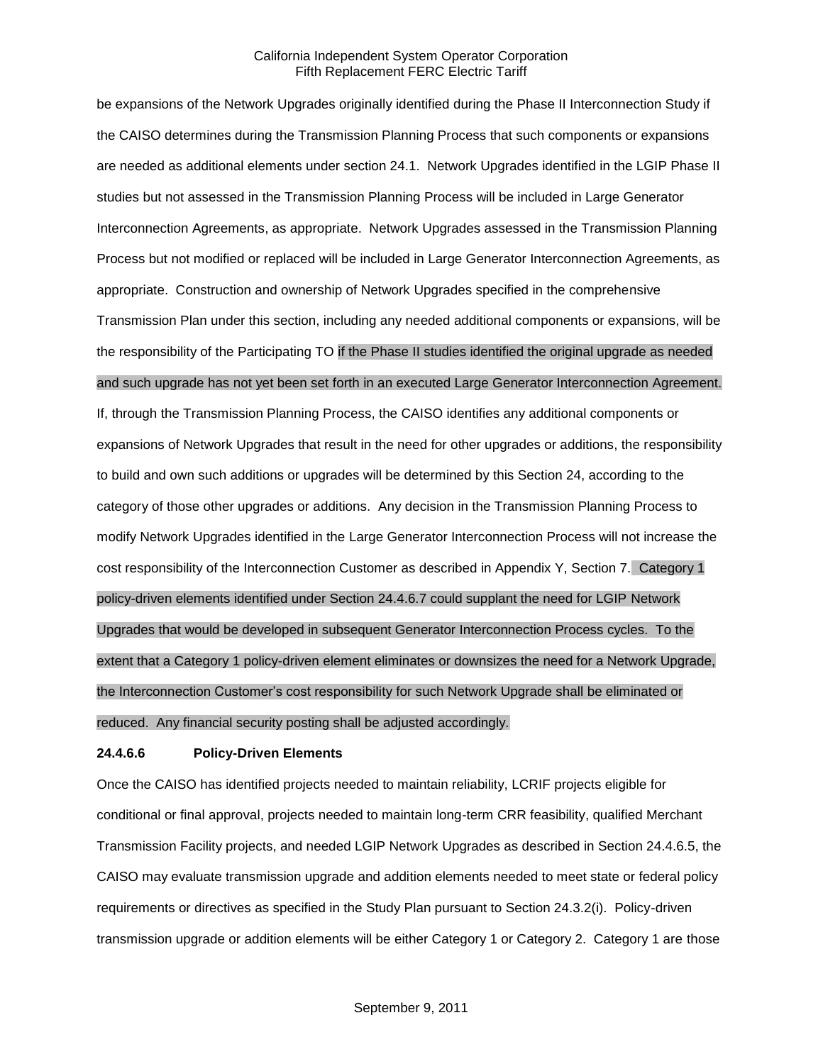be expansions of the Network Upgrades originally identified during the Phase II Interconnection Study if the CAISO determines during the Transmission Planning Process that such components or expansions are needed as additional elements under section 24.1. Network Upgrades identified in the LGIP Phase II studies but not assessed in the Transmission Planning Process will be included in Large Generator Interconnection Agreements, as appropriate. Network Upgrades assessed in the Transmission Planning Process but not modified or replaced will be included in Large Generator Interconnection Agreements, as appropriate. Construction and ownership of Network Upgrades specified in the comprehensive Transmission Plan under this section, including any needed additional components or expansions, will be the responsibility of the Participating TO if the Phase II studies identified the original upgrade as needed and such upgrade has not yet been set forth in an executed Large Generator Interconnection Agreement. If, through the Transmission Planning Process, the CAISO identifies any additional components or expansions of Network Upgrades that result in the need for other upgrades or additions, the responsibility to build and own such additions or upgrades will be determined by this Section 24, according to the category of those other upgrades or additions. Any decision in the Transmission Planning Process to modify Network Upgrades identified in the Large Generator Interconnection Process will not increase the cost responsibility of the Interconnection Customer as described in Appendix Y, Section 7. Category 1 policy-driven elements identified under Section 24.4.6.7 could supplant the need for LGIP Network Upgrades that would be developed in subsequent Generator Interconnection Process cycles. To the extent that a Category 1 policy-driven element eliminates or downsizes the need for a Network Upgrade, the Interconnection Customer's cost responsibility for such Network Upgrade shall be eliminated or reduced. Any financial security posting shall be adjusted accordingly.

**24.4.6.6 Policy-Driven Elements**

Once the CAISO has identified projects needed to maintain reliability, LCRIF projects eligible for conditional or final approval, projects needed to maintain long-term CRR feasibility, qualified Merchant Transmission Facility projects, and needed LGIP Network Upgrades as described in Section 24.4.6.5, the CAISO may evaluate transmission upgrade and addition elements needed to meet state or federal policy requirements or directives as specified in the Study Plan pursuant to Section 24.3.2(i). Policy-driven transmission upgrade or addition elements will be either Category 1 or Category 2. Category 1 are those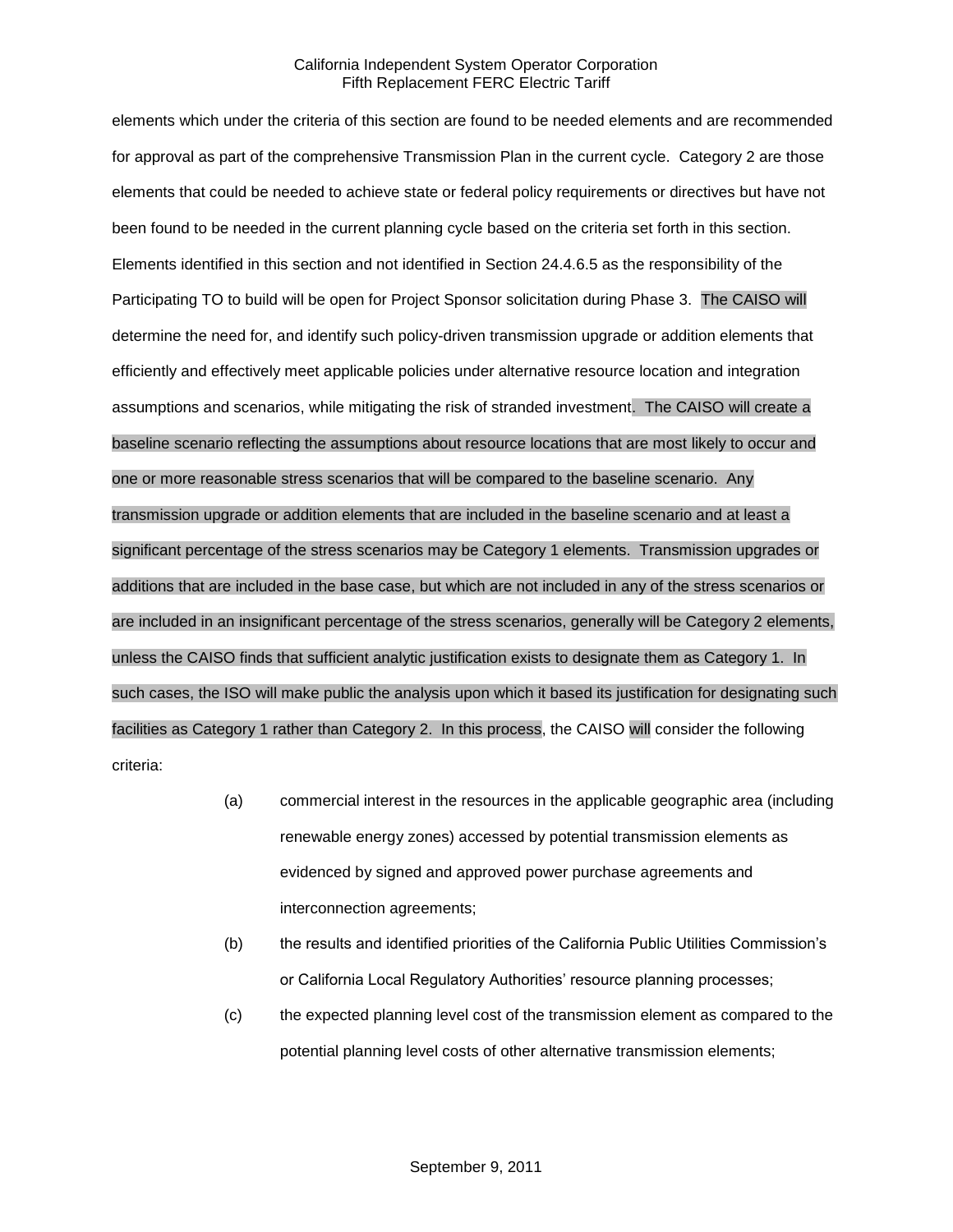elements which under the criteria of this section are found to be needed elements and are recommended for approval as part of the comprehensive Transmission Plan in the current cycle. Category 2 are those elements that could be needed to achieve state or federal policy requirements or directives but have not been found to be needed in the current planning cycle based on the criteria set forth in this section. Elements identified in this section and not identified in Section 24.4.6.5 as the responsibility of the Participating TO to build will be open for Project Sponsor solicitation during Phase 3. The CAISO will determine the need for, and identify such policy-driven transmission upgrade or addition elements that efficiently and effectively meet applicable policies under alternative resource location and integration assumptions and scenarios, while mitigating the risk of stranded investment. The CAISO will create a baseline scenario reflecting the assumptions about resource locations that are most likely to occur and one or more reasonable stress scenarios that will be compared to the baseline scenario. Any transmission upgrade or addition elements that are included in the baseline scenario and at least a significant percentage of the stress scenarios may be Category 1 elements. Transmission upgrades or additions that are included in the base case, but which are not included in any of the stress scenarios or are included in an insignificant percentage of the stress scenarios, generally will be Category 2 elements, unless the CAISO finds that sufficient analytic justification exists to designate them as Category 1. In such cases, the ISO will make public the analysis upon which it based its justification for designating such facilities as Category 1 rather than Category 2. In this process, the CAISO will consider the following criteria:

(a) commercial interest in the resources in the applicable geographic area (including renewable energy zones) accessed by potential transmission elements as evidenced by signed and approved power purchase agreements and interconnection agreements;

(b) the results and identified priorities of the California Public Utilities Commission's or California Local Regulatory Authorities' resource planning processes;

(c) the expected planning level cost of the transmission element as compared to the potential planning level costs of other alternative transmission elements;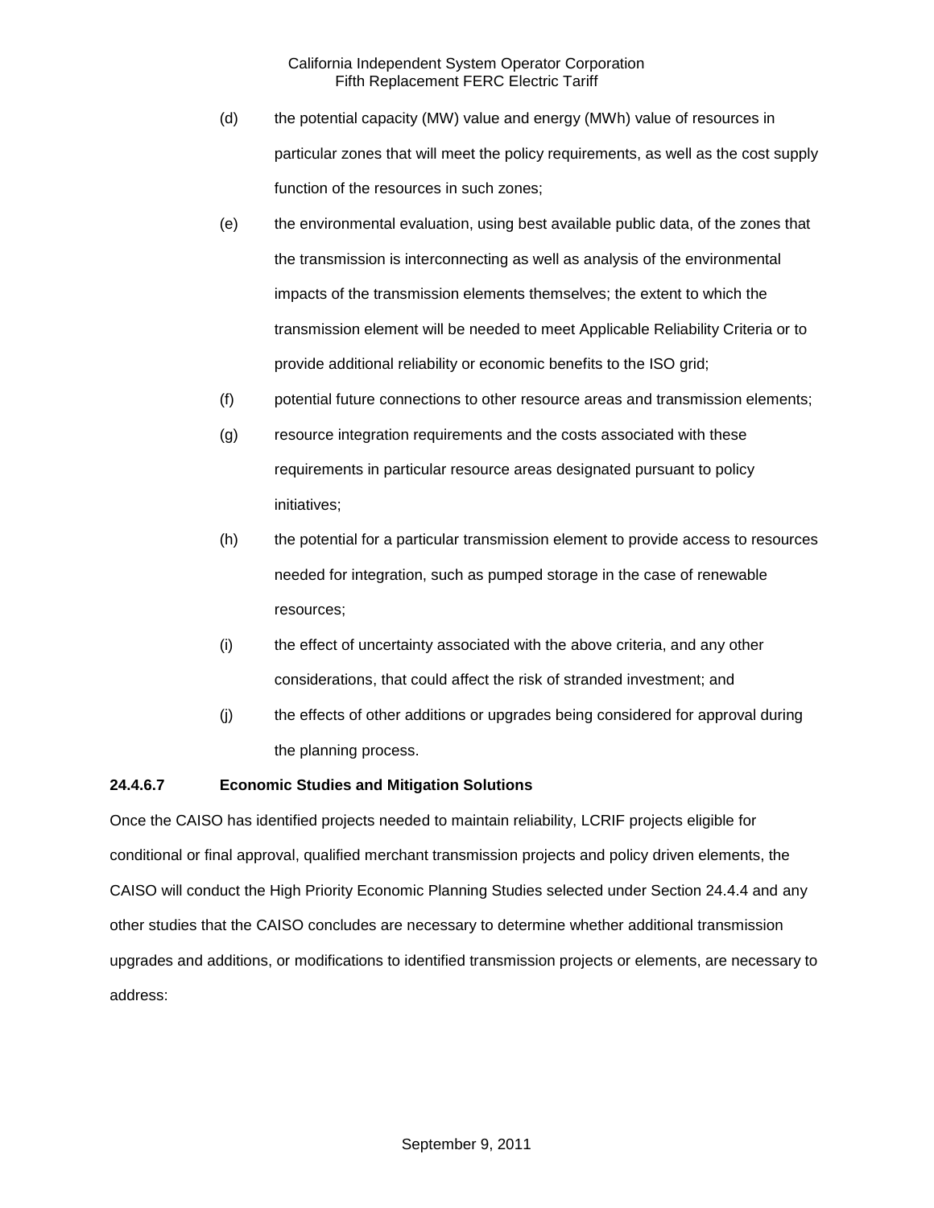(d) the potential capacity (MW) value and energy (MWh) value of resources in particular zones that will meet the policy requirements, as well as the cost supply function of the resources in such zones;

(e) the environmental evaluation, using best available public data, of the zones that the transmission is interconnecting as well as analysis of the environmental impacts of the transmission elements themselves; the extent to which the transmission element will be needed to meet Applicable Reliability Criteria or to provide additional reliability or economic benefits to the ISO grid;

(f) potential future connections to other resource areas and transmission elements;

(g) resource integration requirements and the costs associated with these requirements in particular resource areas designated pursuant to policy initiatives;

(h) the potential for a particular transmission element to provide access to resources needed for integration, such as pumped storage in the case of renewable resources;

(i) the effect of uncertainty associated with the above criteria, and any other considerations, that could affect the risk of stranded investment; and

(j) the effects of other additions or upgrades being considered for approval during the planning process.

**24.4.6.7 Economic Studies and Mitigation Solutions**

Once the CAISO has identified projects needed to maintain reliability, LCRIF projects eligible for conditional or final approval, qualified merchant transmission projects and policy driven elements, the CAISO will conduct the High Priority Economic Planning Studies selected under Section 24.4.4 and any other studies that the CAISO concludes are necessary to determine whether additional transmission upgrades and additions, or modifications to identified transmission projects or elements, are necessary to address: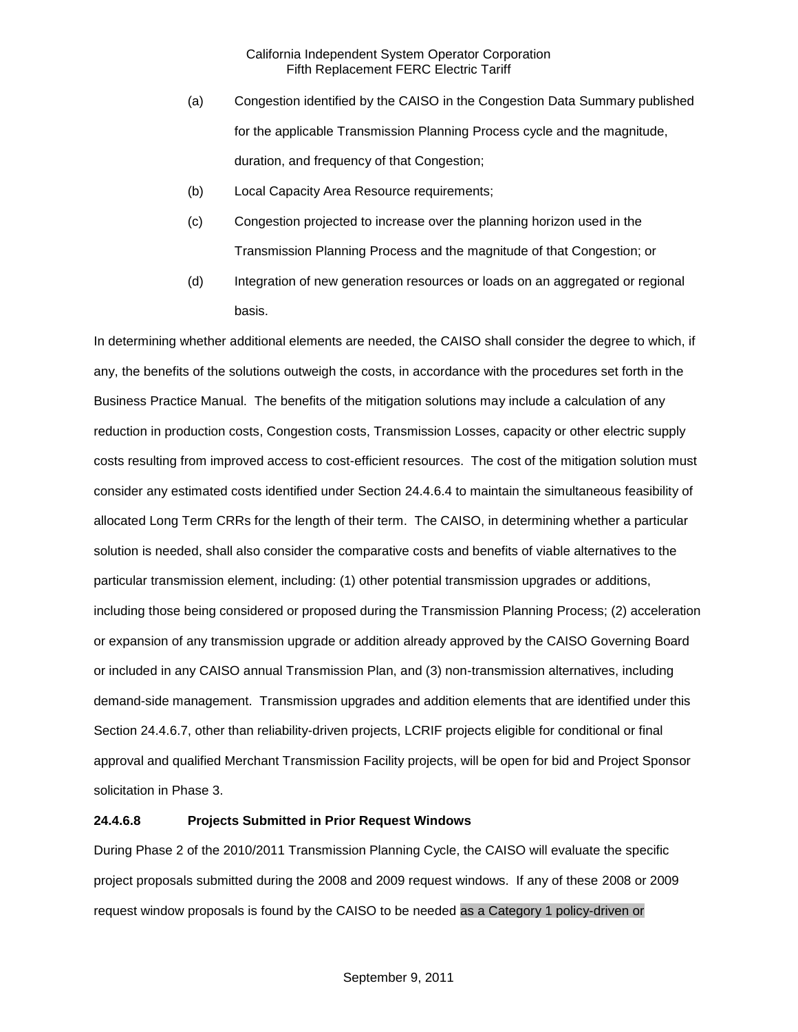(a) Congestion identified by the CAISO in the Congestion Data Summary published for the applicable Transmission Planning Process cycle and the magnitude, duration, and frequency of that Congestion;

(b) Local Capacity Area Resource requirements;

(c) Congestion projected to increase over the planning horizon used in the Transmission Planning Process and the magnitude of that Congestion; or

(d) Integration of new generation resources or loads on an aggregated or regional basis.

In determining whether additional elements are needed, the CAISO shall consider the degree to which, if any, the benefits of the solutions outweigh the costs, in accordance with the procedures set forth in the Business Practice Manual. The benefits of the mitigation solutions may include a calculation of any reduction in production costs, Congestion costs, Transmission Losses, capacity or other electric supply costs resulting from improved access to cost-efficient resources. The cost of the mitigation solution must consider any estimated costs identified under Section 24.4.6.4 to maintain the simultaneous feasibility of allocated Long Term CRRs for the length of their term. The CAISO, in determining whether a particular solution is needed, shall also consider the comparative costs and benefits of viable alternatives to the particular transmission element, including: (1) other potential transmission upgrades or additions, including those being considered or proposed during the Transmission Planning Process; (2) acceleration or expansion of any transmission upgrade or addition already approved by the CAISO Governing Board or included in any CAISO annual Transmission Plan, and (3) non-transmission alternatives, including demand-side management. Transmission upgrades and addition elements that are identified under this Section 24.4.6.7, other than reliability-driven projects, LCRIF projects eligible for conditional or final approval and qualified Merchant Transmission Facility projects, will be open for bid and Project Sponsor solicitation in Phase 3.

**24.4.6.8 Projects Submitted in Prior Request Windows**

During Phase 2 of the 2010/2011 Transmission Planning Cycle, the CAISO will evaluate the specific project proposals submitted during the 2008 and 2009 request windows. If any of these 2008 or 2009 request window proposals is found by the CAISO to be needed as a Category 1 policy-driven or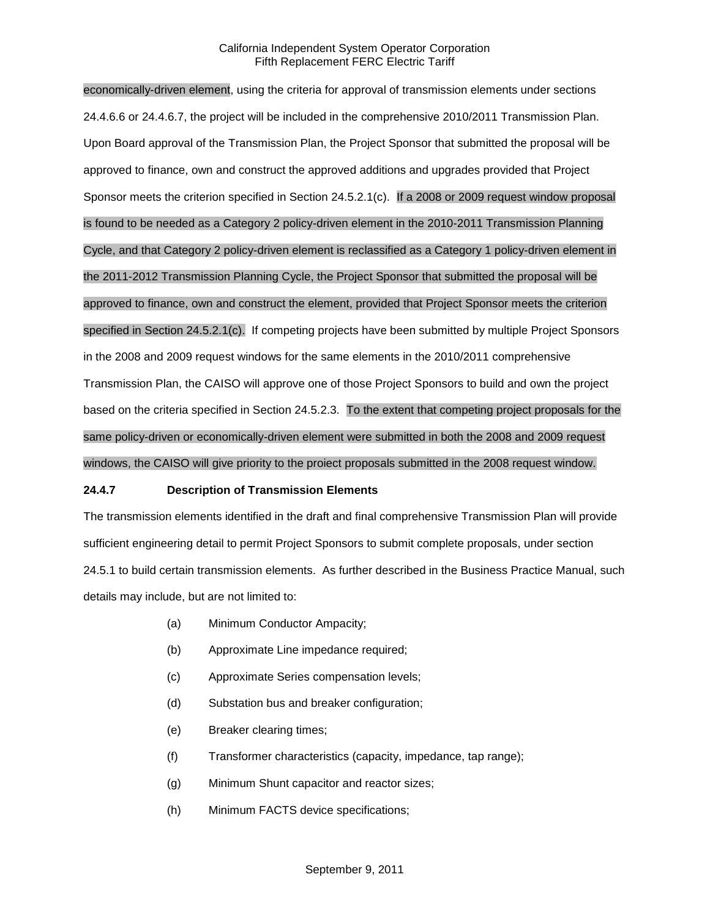economically-driven element, using the criteria for approval of transmission elements under sections 24.4.6.6 or 24.4.6.7, the project will be included in the comprehensive 2010/2011 Transmission Plan. Upon Board approval of the Transmission Plan, the Project Sponsor that submitted the proposal will be approved to finance, own and construct the approved additions and upgrades provided that Project Sponsor meets the criterion specified in Section 24.5.2.1(c). If a 2008 or 2009 request window proposal is found to be needed as a Category 2 policy-driven element in the 2010-2011 Transmission Planning Cycle, and that Category 2 policy-driven element is reclassified as a Category 1 policy-driven element in the 2011-2012 Transmission Planning Cycle, the Project Sponsor that submitted the proposal will be approved to finance, own and construct the element, provided that Project Sponsor meets the criterion specified in Section 24.5.2.1(c). If competing projects have been submitted by multiple Project Sponsors in the 2008 and 2009 request windows for the same elements in the 2010/2011 comprehensive Transmission Plan, the CAISO will approve one of those Project Sponsors to build and own the project based on the criteria specified in Section 24.5.2.3. To the extent that competing project proposals for the same policy-driven or economically-driven element were submitted in both the 2008 and 2009 request windows, the CAISO will give priority to the proiect proposals submitted in the 2008 request window.

**24.4.7 Description of Transmission Elements**

The transmission elements identified in the draft and final comprehensive Transmission Plan will provide sufficient engineering detail to permit Project Sponsors to submit complete proposals, under section 24.5.1 to build certain transmission elements. As further described in the Business Practice Manual, such details may include, but are not limited to:

(a) Minimum Conductor Ampacity;

(b) Approximate Line impedance required;

(c) Approximate Series compensation levels;

(d) Substation bus and breaker configuration;

(e) Breaker clearing times;

(f) Transformer characteristics (capacity, impedance, tap range);

(g) Minimum Shunt capacitor and reactor sizes;

(h) Minimum FACTS device specifications;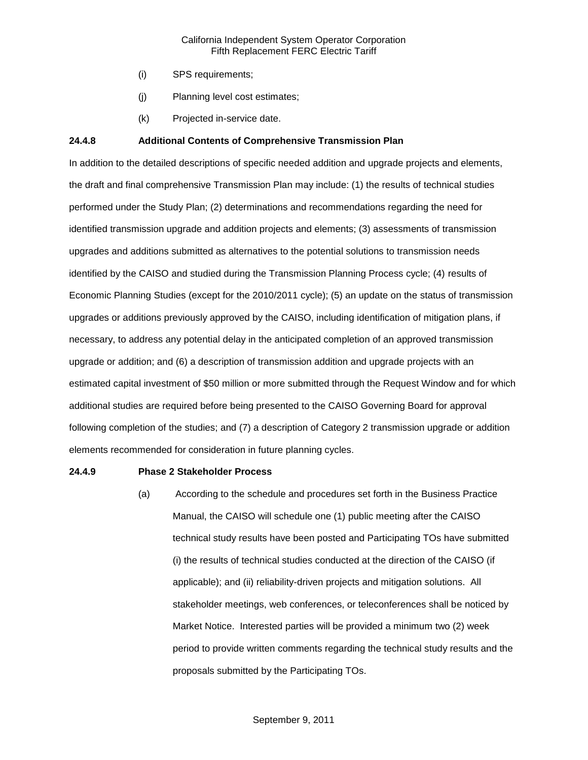(i) SPS requirements;

(j) Planning level cost estimates;

(k) Projected in-service date.

**24.4.8 Additional Contents of Comprehensive Transmission Plan**

In addition to the detailed descriptions of specific needed addition and upgrade projects and elements, the draft and final comprehensive Transmission Plan may include: (1) the results of technical studies performed under the Study Plan; (2) determinations and recommendations regarding the need for identified transmission upgrade and addition projects and elements; (3) assessments of transmission upgrades and additions submitted as alternatives to the potential solutions to transmission needs identified by the CAISO and studied during the Transmission Planning Process cycle; (4) results of Economic Planning Studies (except for the 2010/2011 cycle); (5) an update on the status of transmission upgrades or additions previously approved by the CAISO, including identification of mitigation plans, if necessary, to address any potential delay in the anticipated completion of an approved transmission upgrade or addition; and (6) a description of transmission addition and upgrade projects with an estimated capital investment of $50 million or more submitted through the Request Window and for which additional studies are required before being presented to the CAISO Governing Board for approval following completion of the studies; and (7) a description of Category 2 transmission upgrade or addition elements recommended for consideration in future planning cycles.

**24.4.9 Phase 2 Stakeholder Process**

(a) According to the schedule and procedures set forth in the Business Practice Manual, the CAISO will schedule one (1) public meeting after the CAISO technical study results have been posted and Participating TOs have submitted (i) the results of technical studies conducted at the direction of the CAISO (if applicable); and (ii) reliability-driven projects and mitigation solutions. All stakeholder meetings, web conferences, or teleconferences shall be noticed by Market Notice. Interested parties will be provided a minimum two (2) week period to provide written comments regarding the technical study results and the proposals submitted by the Participating TOs.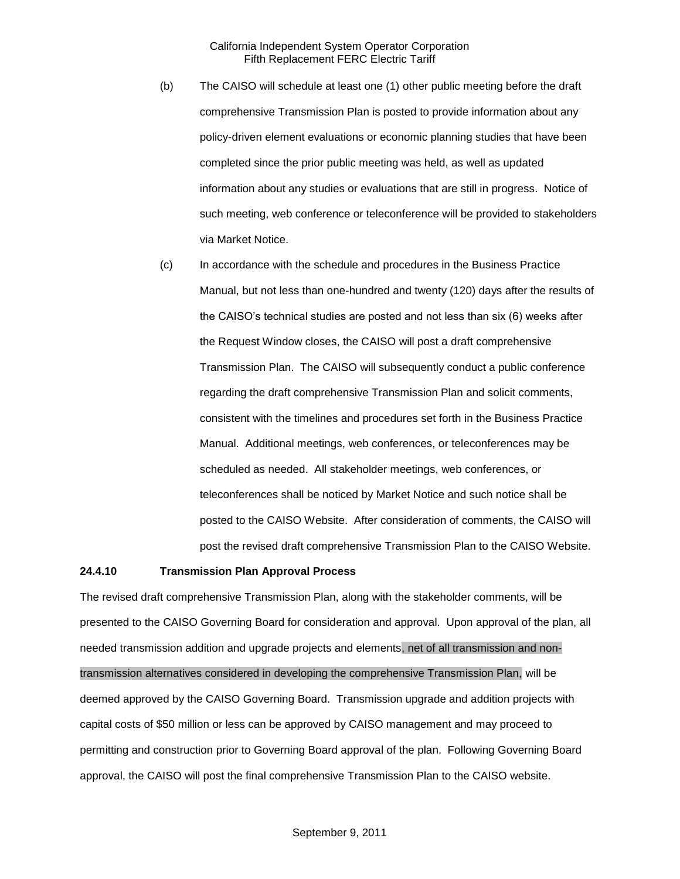(b) The CAISO will schedule at least one (1) other public meeting before the draft comprehensive Transmission Plan is posted to provide information about any policy-driven element evaluations or economic planning studies that have been completed since the prior public meeting was held, as well as updated information about any studies or evaluations that are still in progress. Notice of such meeting, web conference or teleconference will be provided to stakeholders via Market Notice.

(c) In accordance with the schedule and procedures in the Business Practice Manual, but not less than one-hundred and twenty (120) days after the results of the CAISO's technical studies are posted and not less than six (6) weeks after the Request Window closes, the CAISO will post a draft comprehensive Transmission Plan. The CAISO will subsequently conduct a public conference regarding the draft comprehensive Transmission Plan and solicit comments, consistent with the timelines and procedures set forth in the Business Practice Manual. Additional meetings, web conferences, or teleconferences may be scheduled as needed. All stakeholder meetings, web conferences, or teleconferences shall be noticed by Market Notice and such notice shall be posted to the CAISO Website. After consideration of comments, the CAISO will post the revised draft comprehensive Transmission Plan to the CAISO Website.

**24.4.10 Transmission Plan Approval Process**

The revised draft comprehensive Transmission Plan, along with the stakeholder comments, will be presented to the CAISO Governing Board for consideration and approval. Upon approval of the plan, all needed transmission addition and upgrade projects and elements, net of all transmission and non-transmission alternatives considered in developing the comprehensive Transmission Plan, will be deemed approved by the CAISO Governing Board. Transmission upgrade and addition projects with capital costs of $50 million or less can be approved by CAISO management and may proceed to permitting and construction prior to Governing Board approval of the plan. Following Governing Board approval, the CAISO will post the final comprehensive Transmission Plan to the CAISO website.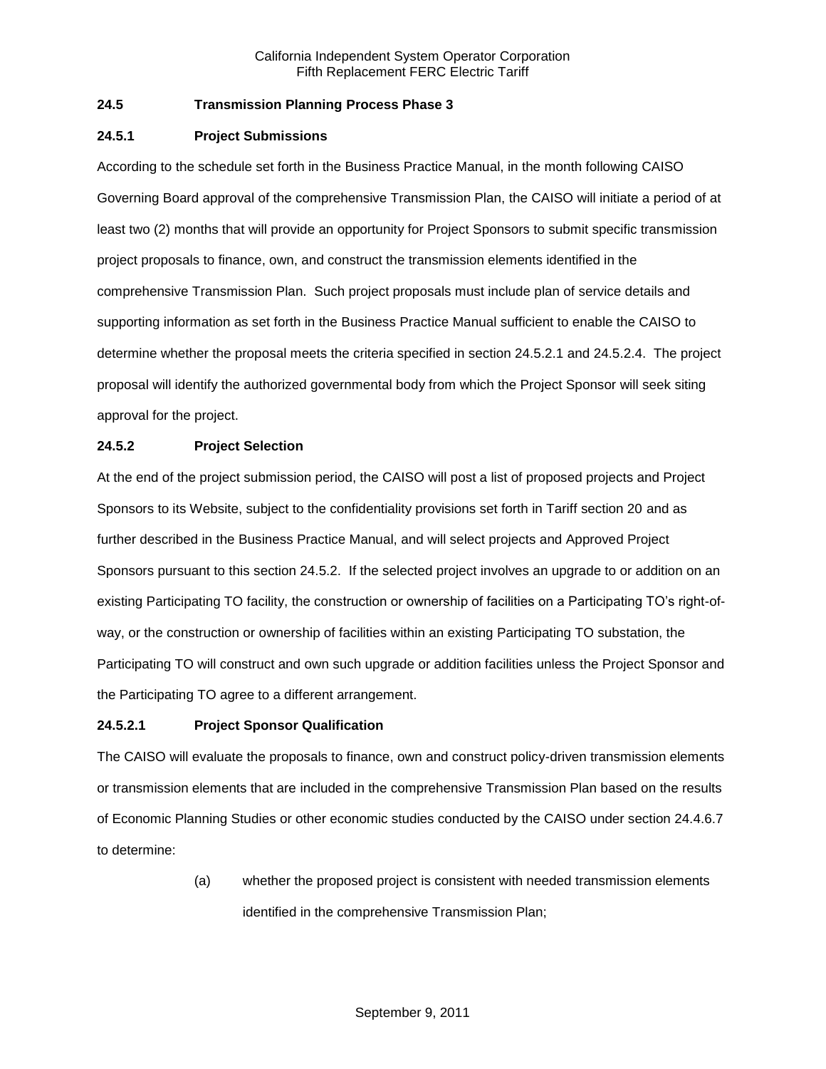### 24.5 Transmission Planning Process Phase 3

#### 24.5.1 Project Submissions

According to the schedule set forth in the Business Practice Manual, in the month following CAISO Governing Board approval of the comprehensive Transmission Plan, the CAISO will initiate a period of at least two (2) months that will provide an opportunity for Project Sponsors to submit specific transmission project proposals to finance, own, and construct the transmission elements identified in the comprehensive Transmission Plan. Such project proposals must include plan of service details and supporting information as set forth in the Business Practice Manual sufficient to enable the CAISO to determine whether the proposal meets the criteria specified in section 24.5.2.1 and 24.5.2.4. The project proposal will identify the authorized governmental body from which the Project Sponsor will seek siting approval for the project.

#### 24.5.2 Project Selection

At the end of the project submission period, the CAISO will post a list of proposed projects and Project Sponsors to its Website, subject to the confidentiality provisions set forth in Tariff section 20 and as further described in the Business Practice Manual, and will select projects and Approved Project Sponsors pursuant to this section 24.5.2. If the selected project involves an upgrade to or addition on an existing Participating TO facility, the construction or ownership of facilities on a Participating TO's right-of-way, or the construction or ownership of facilities within an existing Participating TO substation, the Participating TO will construct and own such upgrade or addition facilities unless the Project Sponsor and the Participating TO agree to a different arrangement.

##### 24.5.2.1 Project Sponsor Qualification

The CAISO will evaluate the proposals to finance, own and construct policy-driven transmission elements or transmission elements that are included in the comprehensive Transmission Plan based on the results of Economic Planning Studies or other economic studies conducted by the CAISO under section 24.4.6.7 to determine:

(a) whether the proposed project is consistent with needed transmission elements identified in the comprehensive Transmission Plan;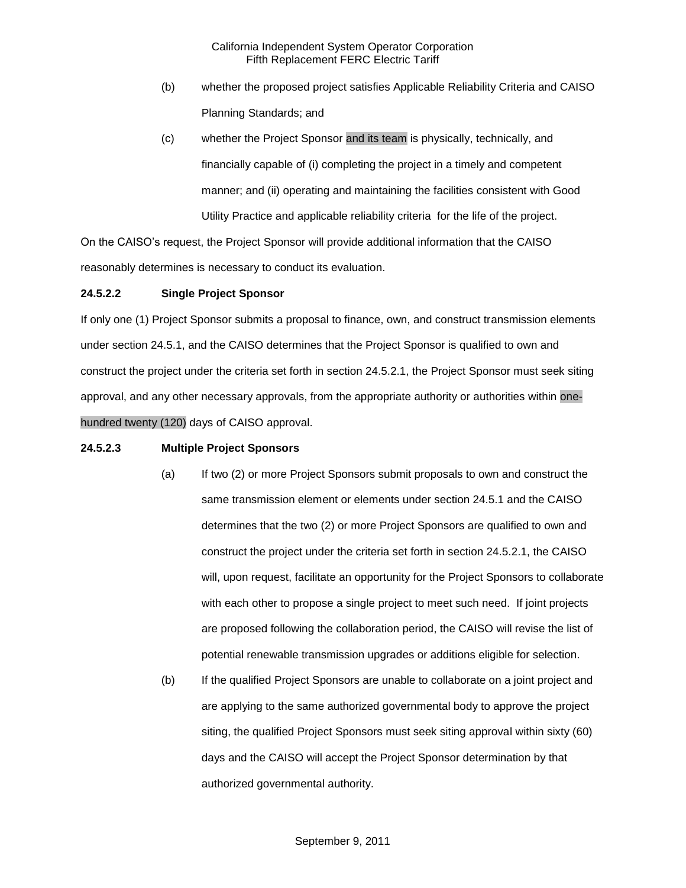(b) whether the proposed project satisfies Applicable Reliability Criteria and CAISO Planning Standards; and

(c) whether the Project Sponsor and its team is physically, technically, and financially capable of (i) completing the project in a timely and competent manner; and (ii) operating and maintaining the facilities consistent with Good Utility Practice and applicable reliability criteria for the life of the project.

On the CAISO's request, the Project Sponsor will provide additional information that the CAISO reasonably determines is necessary to conduct its evaluation.

**24.5.2.2 Single Project Sponsor**

If only one (1) Project Sponsor submits a proposal to finance, own, and construct transmission elements under section 24.5.1, and the CAISO determines that the Project Sponsor is qualified to own and construct the project under the criteria set forth in section 24.5.2.1, the Project Sponsor must seek siting approval, and any other necessary approvals, from the appropriate authority or authorities within one-hundred twenty (120) days of CAISO approval.

**24.5.2.3 Multiple Project Sponsors**

(a) If two (2) or more Project Sponsors submit proposals to own and construct the same transmission element or elements under section 24.5.1 and the CAISO determines that the two (2) or more Project Sponsors are qualified to own and construct the project under the criteria set forth in section 24.5.2.1, the CAISO will, upon request, facilitate an opportunity for the Project Sponsors to collaborate with each other to propose a single project to meet such need. If joint projects are proposed following the collaboration period, the CAISO will revise the list of potential renewable transmission upgrades or additions eligible for selection.

(b) If the qualified Project Sponsors are unable to collaborate on a joint project and are applying to the same authorized governmental body to approve the project siting, the qualified Project Sponsors must seek siting approval within sixty (60) days and the CAISO will accept the Project Sponsor determination by that authorized governmental authority.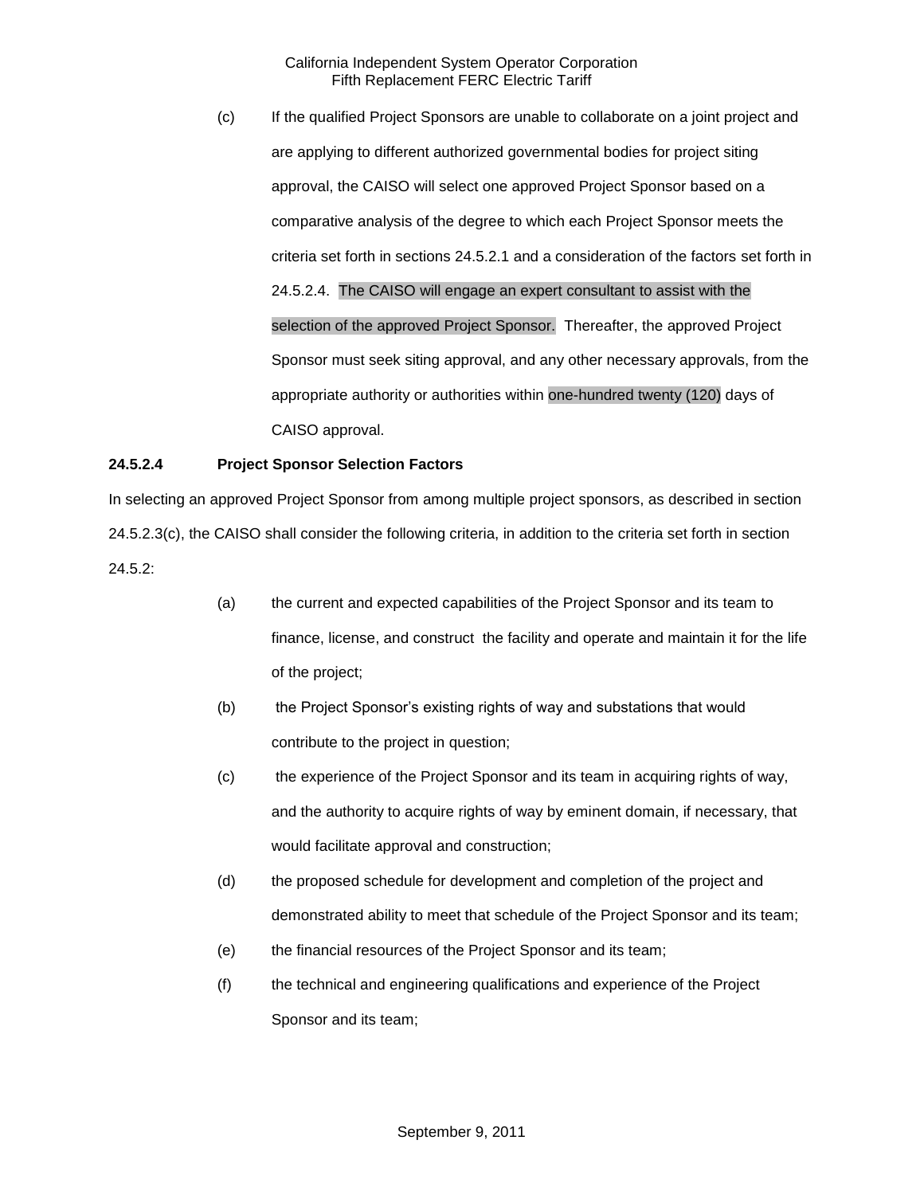(c) If the qualified Project Sponsors are unable to collaborate on a joint project and are applying to different authorized governmental bodies for project siting approval, the CAISO will select one approved Project Sponsor based on a comparative analysis of the degree to which each Project Sponsor meets the criteria set forth in sections 24.5.2.1 and a consideration of the factors set forth in 24.5.2.4. The CAISO will engage an expert consultant to assist with the selection of the approved Project Sponsor. Thereafter, the approved Project Sponsor must seek siting approval, and any other necessary approvals, from the appropriate authority or authorities within one-hundred twenty (120) days of CAISO approval.

**24.5.2.4 Project Sponsor Selection Factors**

In selecting an approved Project Sponsor from among multiple project sponsors, as described in section 24.5.2.3(c), the CAISO shall consider the following criteria, in addition to the criteria set forth in section 24.5.2:

(a) the current and expected capabilities of the Project Sponsor and its team to finance, license, and construct the facility and operate and maintain it for the life of the project;

(b) the Project Sponsor's existing rights of way and substations that would contribute to the project in question;

(c) the experience of the Project Sponsor and its team in acquiring rights of way, and the authority to acquire rights of way by eminent domain, if necessary, that would facilitate approval and construction;

(d) the proposed schedule for development and completion of the project and demonstrated ability to meet that schedule of the Project Sponsor and its team;

(e) the financial resources of the Project Sponsor and its team;

(f) the technical and engineering qualifications and experience of the Project Sponsor and its team;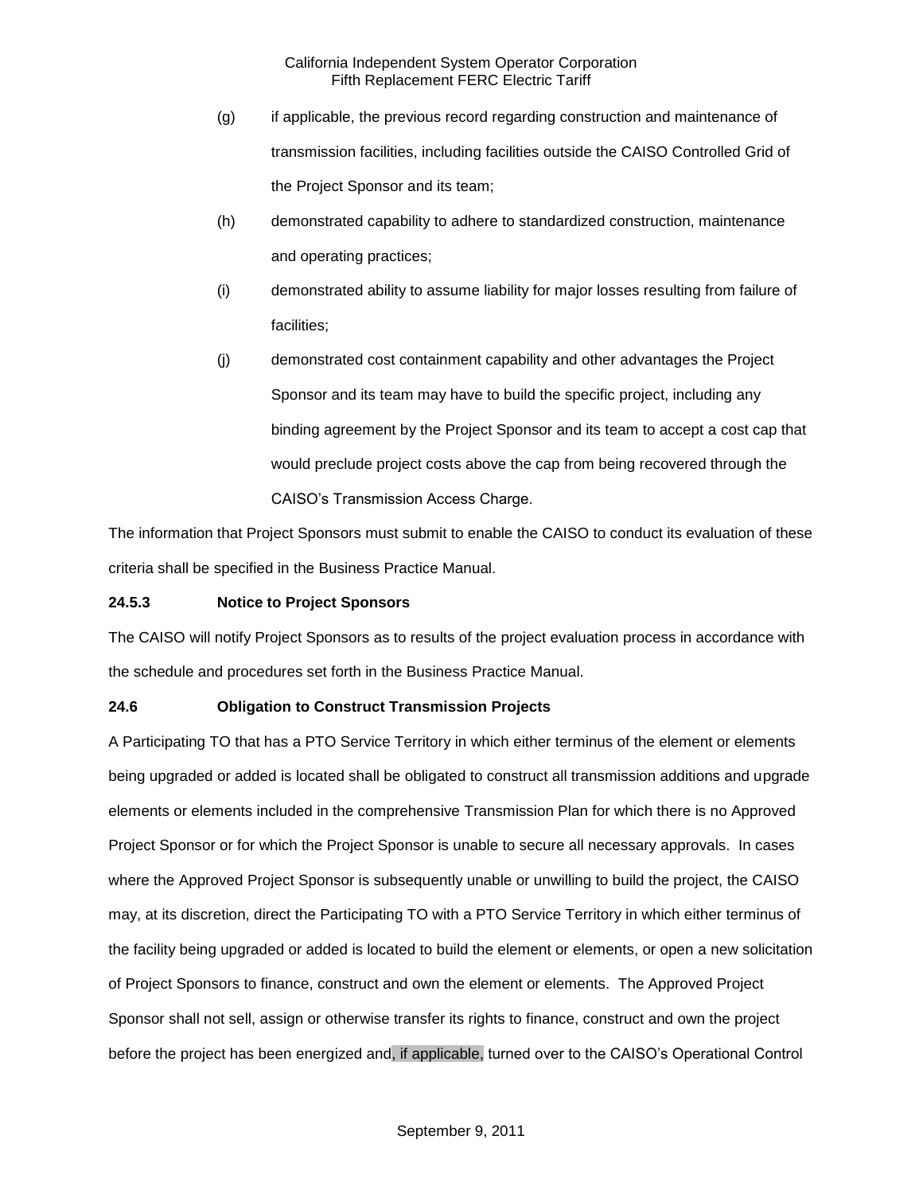(g) if applicable, the previous record regarding construction and maintenance of transmission facilities, including facilities outside the CAISO Controlled Grid of the Project Sponsor and its team;

(h) demonstrated capability to adhere to standardized construction, maintenance and operating practices;

(i) demonstrated ability to assume liability for major losses resulting from failure of facilities;

(j) demonstrated cost containment capability and other advantages the Project Sponsor and its team may have to build the specific project, including any binding agreement by the Project Sponsor and its team to accept a cost cap that would preclude project costs above the cap from being recovered through the CAISO's Transmission Access Charge.

The information that Project Sponsors must submit to enable the CAISO to conduct its evaluation of these criteria shall be specified in the Business Practice Manual.

**24.5.3 Notice to Project Sponsors**

The CAISO will notify Project Sponsors as to results of the project evaluation process in accordance with the schedule and procedures set forth in the Business Practice Manual.

**24.6 Obligation to Construct Transmission Projects**

A Participating TO that has a PTO Service Territory in which either terminus of the element or elements being upgraded or added is located shall be obligated to construct all transmission additions and upgrade elements or elements included in the comprehensive Transmission Plan for which there is no Approved Project Sponsor or for which the Project Sponsor is unable to secure all necessary approvals. In cases where the Approved Project Sponsor is subsequently unable or unwilling to build the project, the CAISO may, at its discretion, direct the Participating TO with a PTO Service Territory in which either terminus of the facility being upgraded or added is located to build the element or elements, or open a new solicitation of Project Sponsors to finance, construct and own the element or elements. The Approved Project Sponsor shall not sell, assign or otherwise transfer its rights to finance, construct and own the project before the project has been energized and, if applicable, turned over to the CAISO's Operational Control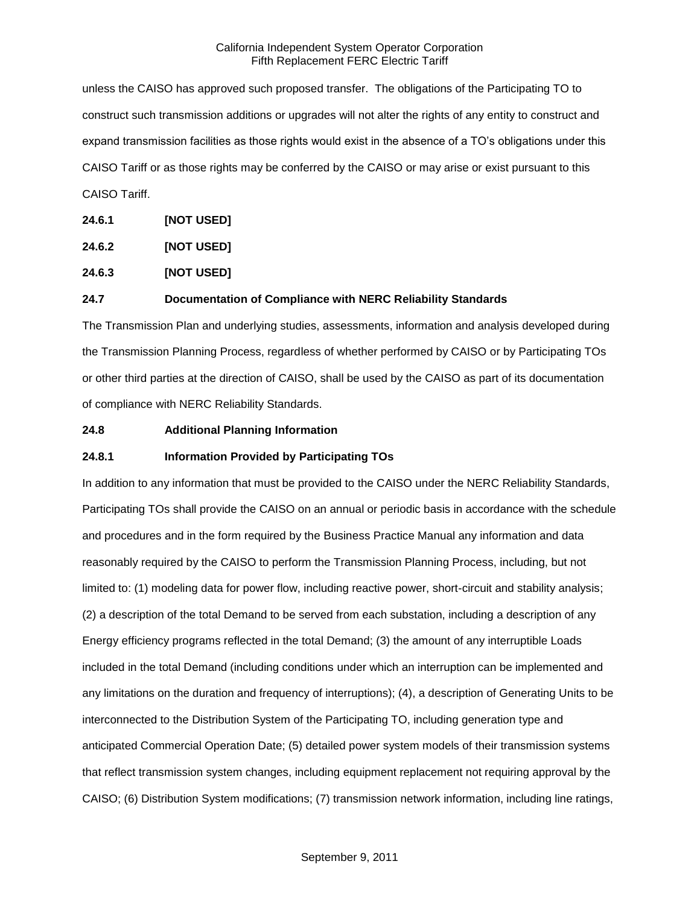unless the CAISO has approved such proposed transfer. The obligations of the Participating TO to construct such transmission additions or upgrades will not alter the rights of any entity to construct and expand transmission facilities as those rights would exist in the absence of a TO's obligations under this CAISO Tariff or as those rights may be conferred by the CAISO or may arise or exist pursuant to this CAISO Tariff.

**24.6.1 [NOT USED]**

**24.6.2 [NOT USED]**

**24.6.3 [NOT USED]**

**24.7 Documentation of Compliance with NERC Reliability Standards**

The Transmission Plan and underlying studies, assessments, information and analysis developed during the Transmission Planning Process, regardless of whether performed by CAISO or by Participating TOs or other third parties at the direction of CAISO, shall be used by the CAISO as part of its documentation of compliance with NERC Reliability Standards.

**24.8 Additional Planning Information**

**24.8.1 Information Provided by Participating TOs**

In addition to any information that must be provided to the CAISO under the NERC Reliability Standards, Participating TOs shall provide the CAISO on an annual or periodic basis in accordance with the schedule and procedures and in the form required by the Business Practice Manual any information and data reasonably required by the CAISO to perform the Transmission Planning Process, including, but not limited to: (1) modeling data for power flow, including reactive power, short-circuit and stability analysis; (2) a description of the total Demand to be served from each substation, including a description of any Energy efficiency programs reflected in the total Demand; (3) the amount of any interruptible Loads included in the total Demand (including conditions under which an interruption can be implemented and any limitations on the duration and frequency of interruptions); (4), a description of Generating Units to be interconnected to the Distribution System of the Participating TO, including generation type and anticipated Commercial Operation Date; (5) detailed power system models of their transmission systems that reflect transmission system changes, including equipment replacement not requiring approval by the CAISO; (6) Distribution System modifications; (7) transmission network information, including line ratings,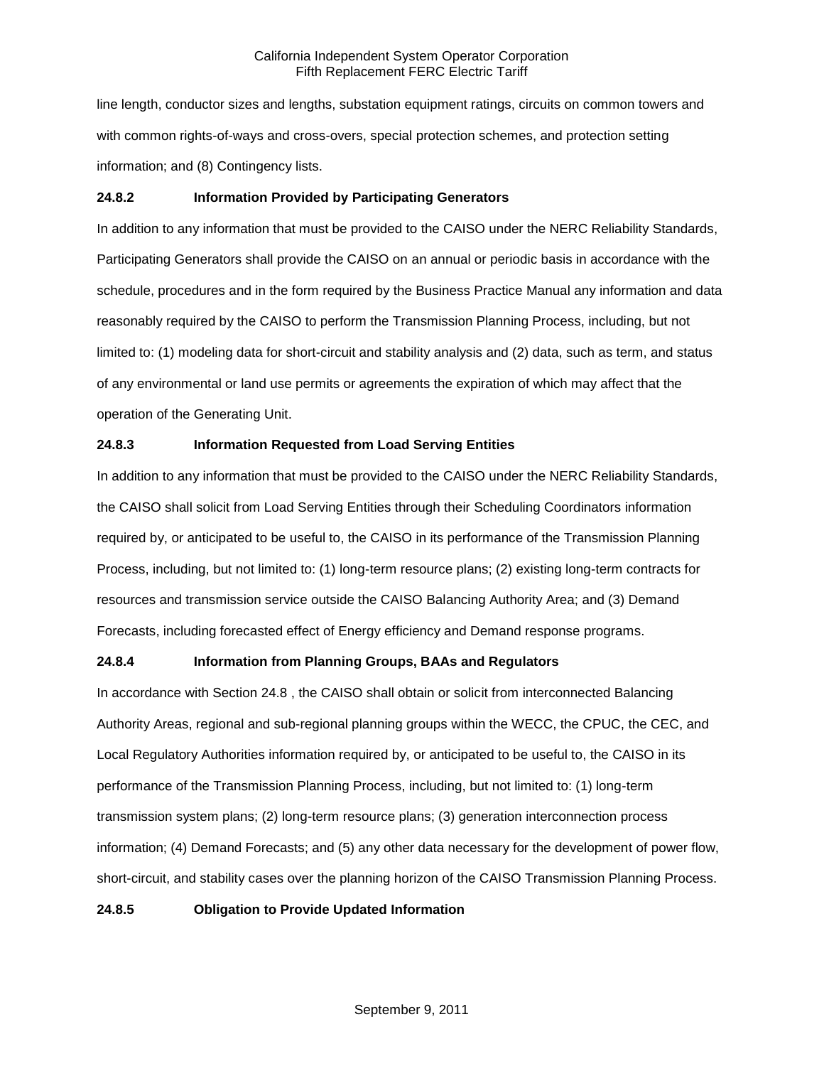line length, conductor sizes and lengths, substation equipment ratings, circuits on common towers and with common rights-of-ways and cross-overs, special protection schemes, and protection setting information; and (8) Contingency lists.

**24.8.2 Information Provided by Participating Generators**

In addition to any information that must be provided to the CAISO under the NERC Reliability Standards, Participating Generators shall provide the CAISO on an annual or periodic basis in accordance with the schedule, procedures and in the form required by the Business Practice Manual any information and data reasonably required by the CAISO to perform the Transmission Planning Process, including, but not limited to: (1) modeling data for short-circuit and stability analysis and (2) data, such as term, and status of any environmental or land use permits or agreements the expiration of which may affect that the operation of the Generating Unit.

**24.8.3 Information Requested from Load Serving Entities**

In addition to any information that must be provided to the CAISO under the NERC Reliability Standards, the CAISO shall solicit from Load Serving Entities through their Scheduling Coordinators information required by, or anticipated to be useful to, the CAISO in its performance of the Transmission Planning Process, including, but not limited to: (1) long-term resource plans; (2) existing long-term contracts for resources and transmission service outside the CAISO Balancing Authority Area; and (3) Demand Forecasts, including forecasted effect of Energy efficiency and Demand response programs.

**24.8.4 Information from Planning Groups, BAAs and Regulators**

In accordance with Section 24.8 , the CAISO shall obtain or solicit from interconnected Balancing Authority Areas, regional and sub-regional planning groups within the WECC, the CPUC, the CEC, and Local Regulatory Authorities information required by, or anticipated to be useful to, the CAISO in its performance of the Transmission Planning Process, including, but not limited to: (1) long-term transmission system plans; (2) long-term resource plans; (3) generation interconnection process information; (4) Demand Forecasts; and (5) any other data necessary for the development of power flow, short-circuit, and stability cases over the planning horizon of the CAISO Transmission Planning Process.

**24.8.5 Obligation to Provide Updated Information**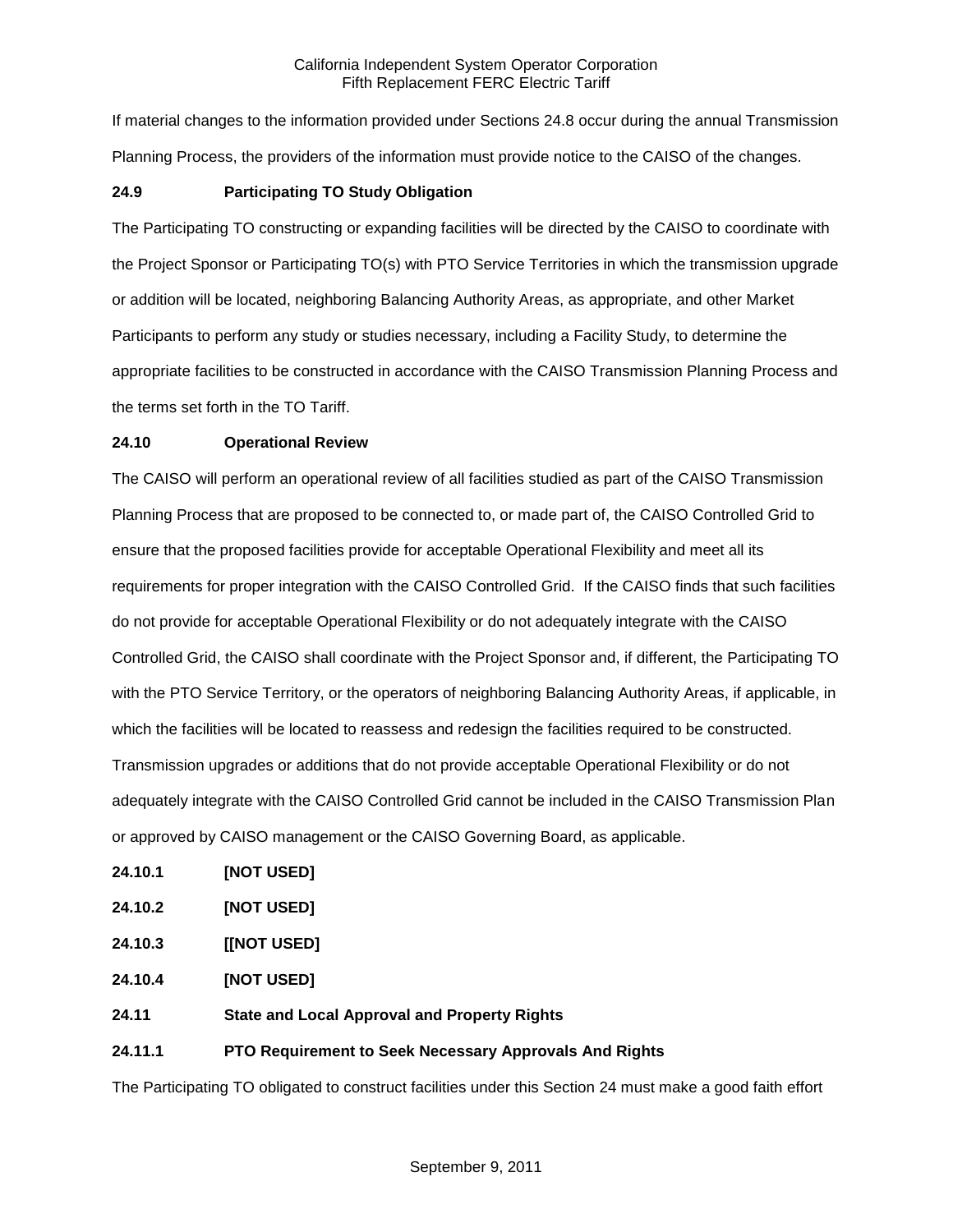If material changes to the information provided under Sections 24.8 occur during the annual Transmission Planning Process, the providers of the information must provide notice to the CAISO of the changes.

**24.9 Participating TO Study Obligation**

The Participating TO constructing or expanding facilities will be directed by the CAISO to coordinate with the Project Sponsor or Participating TO(s) with PTO Service Territories in which the transmission upgrade or addition will be located, neighboring Balancing Authority Areas, as appropriate, and other Market Participants to perform any study or studies necessary, including a Facility Study, to determine the appropriate facilities to be constructed in accordance with the CAISO Transmission Planning Process and the terms set forth in the TO Tariff.

**24.10 Operational Review**

The CAISO will perform an operational review of all facilities studied as part of the CAISO Transmission Planning Process that are proposed to be connected to, or made part of, the CAISO Controlled Grid to ensure that the proposed facilities provide for acceptable Operational Flexibility and meet all its requirements for proper integration with the CAISO Controlled Grid. If the CAISO finds that such facilities do not provide for acceptable Operational Flexibility or do not adequately integrate with the CAISO Controlled Grid, the CAISO shall coordinate with the Project Sponsor and, if different, the Participating TO with the PTO Service Territory, or the operators of neighboring Balancing Authority Areas, if applicable, in which the facilities will be located to reassess and redesign the facilities required to be constructed. Transmission upgrades or additions that do not provide acceptable Operational Flexibility or do not adequately integrate with the CAISO Controlled Grid cannot be included in the CAISO Transmission Plan or approved by CAISO management or the CAISO Governing Board, as applicable.

**24.10.1 [NOT USED]**

**24.10.2 [NOT USED]**

**24.10.3 [[NOT USED]**

**24.10.4 [NOT USED]**

**24.11 State and Local Approval and Property Rights**

**24.11.1 PTO Requirement to Seek Necessary Approvals And Rights**

The Participating TO obligated to construct facilities under this Section 24 must make a good faith effort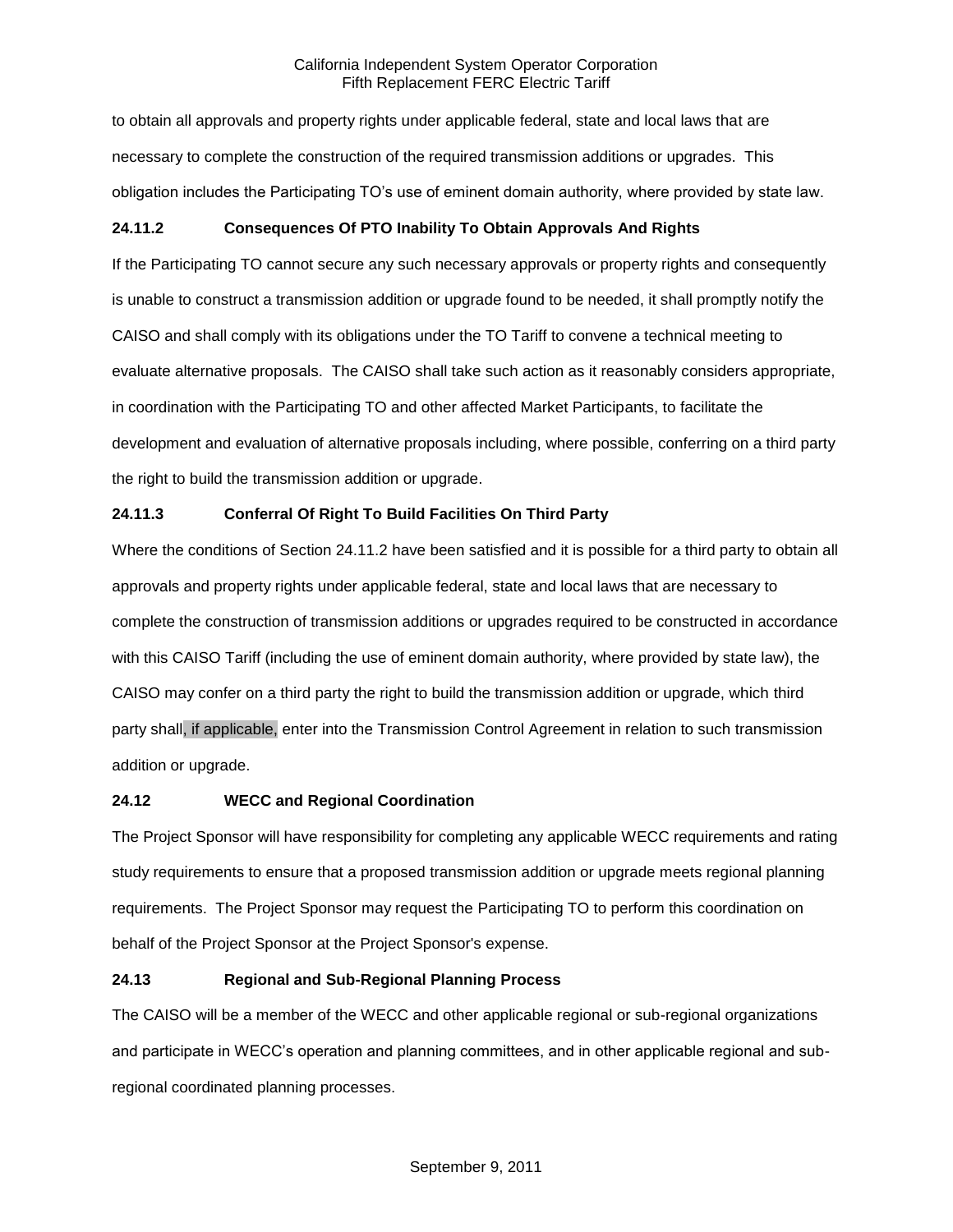to obtain all approvals and property rights under applicable federal, state and local laws that are necessary to complete the construction of the required transmission additions or upgrades. This obligation includes the Participating TO's use of eminent domain authority, where provided by state law.

### 24.11.2 Consequences Of PTO Inability To Obtain Approvals And Rights

If the Participating TO cannot secure any such necessary approvals or property rights and consequently is unable to construct a transmission addition or upgrade found to be needed, it shall promptly notify the CAISO and shall comply with its obligations under the TO Tariff to convene a technical meeting to evaluate alternative proposals. The CAISO shall take such action as it reasonably considers appropriate, in coordination with the Participating TO and other affected Market Participants, to facilitate the development and evaluation of alternative proposals including, where possible, conferring on a third party the right to build the transmission addition or upgrade.

### 24.11.3 Conferral Of Right To Build Facilities On Third Party

Where the conditions of Section 24.11.2 have been satisfied and it is possible for a third party to obtain all approvals and property rights under applicable federal, state and local laws that are necessary to complete the construction of transmission additions or upgrades required to be constructed in accordance with this CAISO Tariff (including the use of eminent domain authority, where provided by state law), the CAISO may confer on a third party the right to build the transmission addition or upgrade, which third party shall, if applicable, enter into the Transmission Control Agreement in relation to such transmission addition or upgrade.

### 24.12 WECC and Regional Coordination

The Project Sponsor will have responsibility for completing any applicable WECC requirements and rating study requirements to ensure that a proposed transmission addition or upgrade meets regional planning requirements. The Project Sponsor may request the Participating TO to perform this coordination on behalf of the Project Sponsor at the Project Sponsor's expense.

### 24.13 Regional and Sub-Regional Planning Process

The CAISO will be a member of the WECC and other applicable regional or sub-regional organizations and participate in WECC's operation and planning committees, and in other applicable regional and sub-regional coordinated planning processes.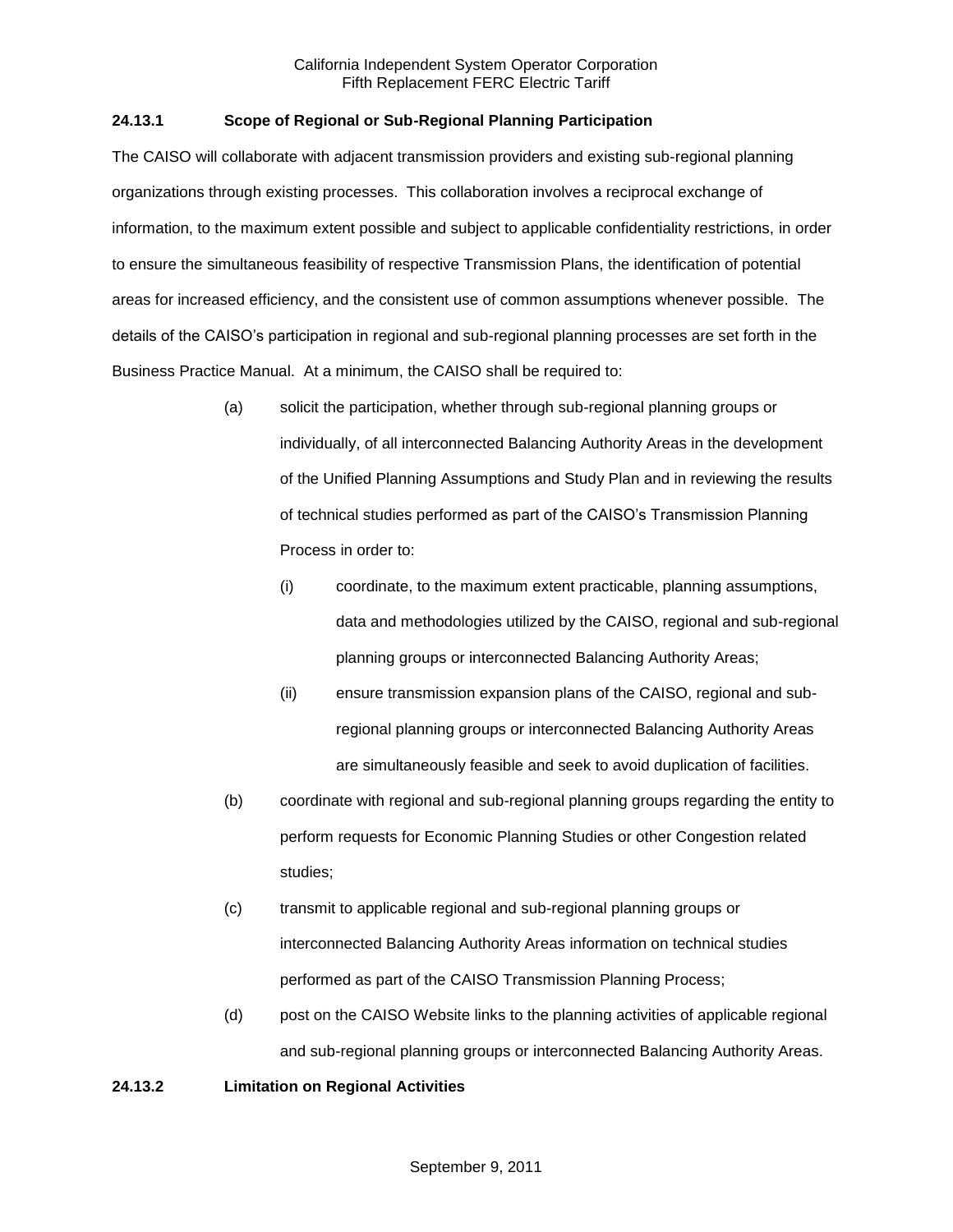### 24.13.1 Scope of Regional or Sub-Regional Planning Participation

The CAISO will collaborate with adjacent transmission providers and existing sub-regional planning organizations through existing processes. This collaboration involves a reciprocal exchange of information, to the maximum extent possible and subject to applicable confidentiality restrictions, in order to ensure the simultaneous feasibility of respective Transmission Plans, the identification of potential areas for increased efficiency, and the consistent use of common assumptions whenever possible. The details of the CAISO's participation in regional and sub-regional planning processes are set forth in the Business Practice Manual. At a minimum, the CAISO shall be required to:

(a) solicit the participation, whether through sub-regional planning groups or individually, of all interconnected Balancing Authority Areas in the development of the Unified Planning Assumptions and Study Plan and in reviewing the results of technical studies performed as part of the CAISO's Transmission Planning Process in order to:

    (i) coordinate, to the maximum extent practicable, planning assumptions, data and methodologies utilized by the CAISO, regional and sub-regional planning groups or interconnected Balancing Authority Areas;

    (ii) ensure transmission expansion plans of the CAISO, regional and sub-regional planning groups or interconnected Balancing Authority Areas are simultaneously feasible and seek to avoid duplication of facilities.

(b) coordinate with regional and sub-regional planning groups regarding the entity to perform requests for Economic Planning Studies or other Congestion related studies;

(c) transmit to applicable regional and sub-regional planning groups or interconnected Balancing Authority Areas information on technical studies performed as part of the CAISO Transmission Planning Process;

(d) post on the CAISO Website links to the planning activities of applicable regional and sub-regional planning groups or interconnected Balancing Authority Areas.

### 24.13.2 Limitation on Regional Activities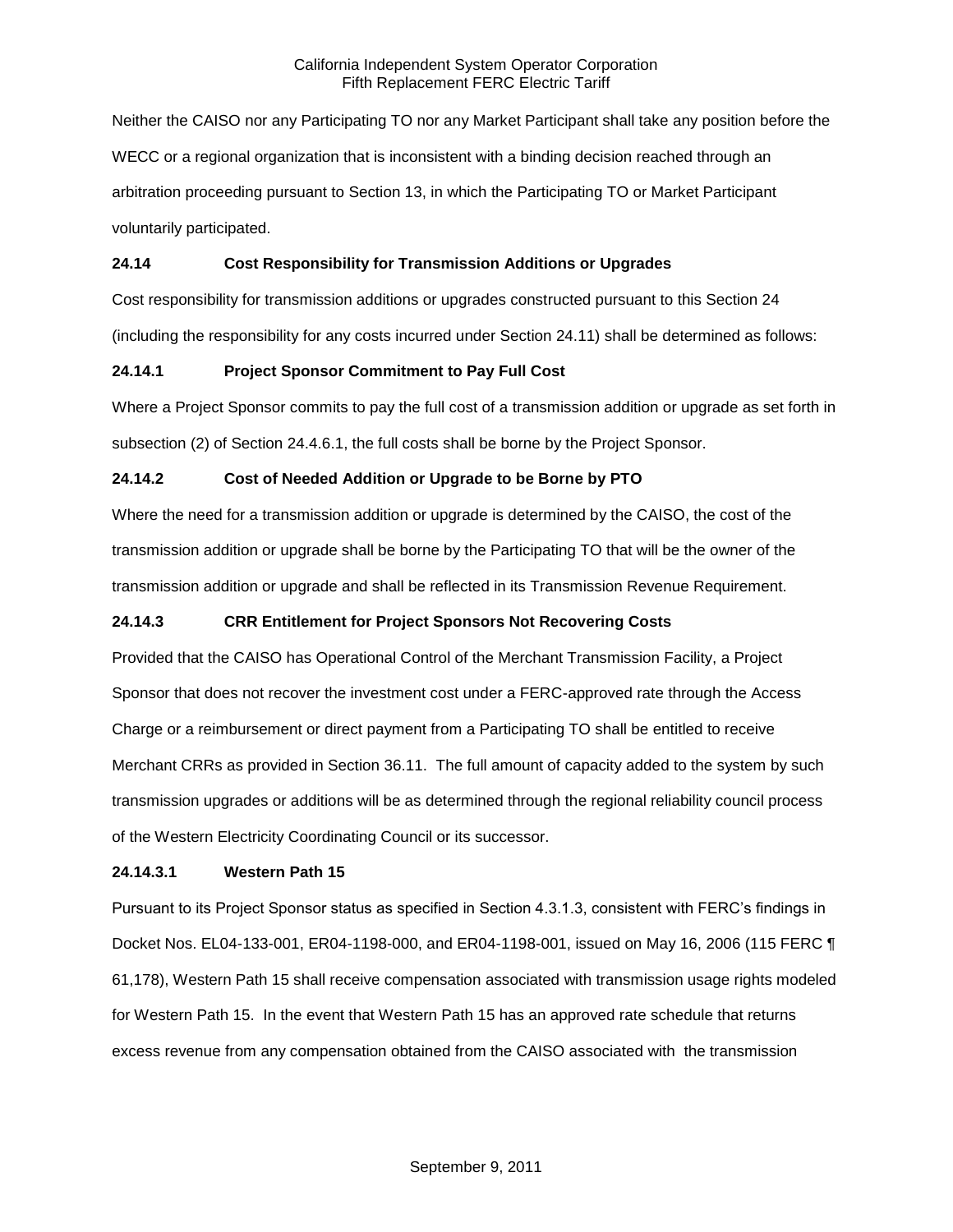Neither the CAISO nor any Participating TO nor any Market Participant shall take any position before the WECC or a regional organization that is inconsistent with a binding decision reached through an arbitration proceeding pursuant to Section 13, in which the Participating TO or Market Participant voluntarily participated.

### 24.14 Cost Responsibility for Transmission Additions or Upgrades

Cost responsibility for transmission additions or upgrades constructed pursuant to this Section 24 (including the responsibility for any costs incurred under Section 24.11) shall be determined as follows:

#### 24.14.1 Project Sponsor Commitment to Pay Full Cost

Where a Project Sponsor commits to pay the full cost of a transmission addition or upgrade as set forth in subsection (2) of Section 24.4.6.1, the full costs shall be borne by the Project Sponsor.

#### 24.14.2 Cost of Needed Addition or Upgrade to be Borne by PTO

Where the need for a transmission addition or upgrade is determined by the CAISO, the cost of the transmission addition or upgrade shall be borne by the Participating TO that will be the owner of the transmission addition or upgrade and shall be reflected in its Transmission Revenue Requirement.

#### 24.14.3 CRR Entitlement for Project Sponsors Not Recovering Costs

Provided that the CAISO has Operational Control of the Merchant Transmission Facility, a Project Sponsor that does not recover the investment cost under a FERC-approved rate through the Access Charge or a reimbursement or direct payment from a Participating TO shall be entitled to receive Merchant CRRs as provided in Section 36.11. The full amount of capacity added to the system by such transmission upgrades or additions will be as determined through the regional reliability council process of the Western Electricity Coordinating Council or its successor.

##### 24.14.3.1 Western Path 15

Pursuant to its Project Sponsor status as specified in Section 4.3.1.3, consistent with FERC's findings in Docket Nos. EL04-133-001, ER04-1198-000, and ER04-1198-001, issued on May 16, 2006 (115 FERC ¶ 61,178), Western Path 15 shall receive compensation associated with transmission usage rights modeled for Western Path 15. In the event that Western Path 15 has an approved rate schedule that returns excess revenue from any compensation obtained from the CAISO associated with the transmission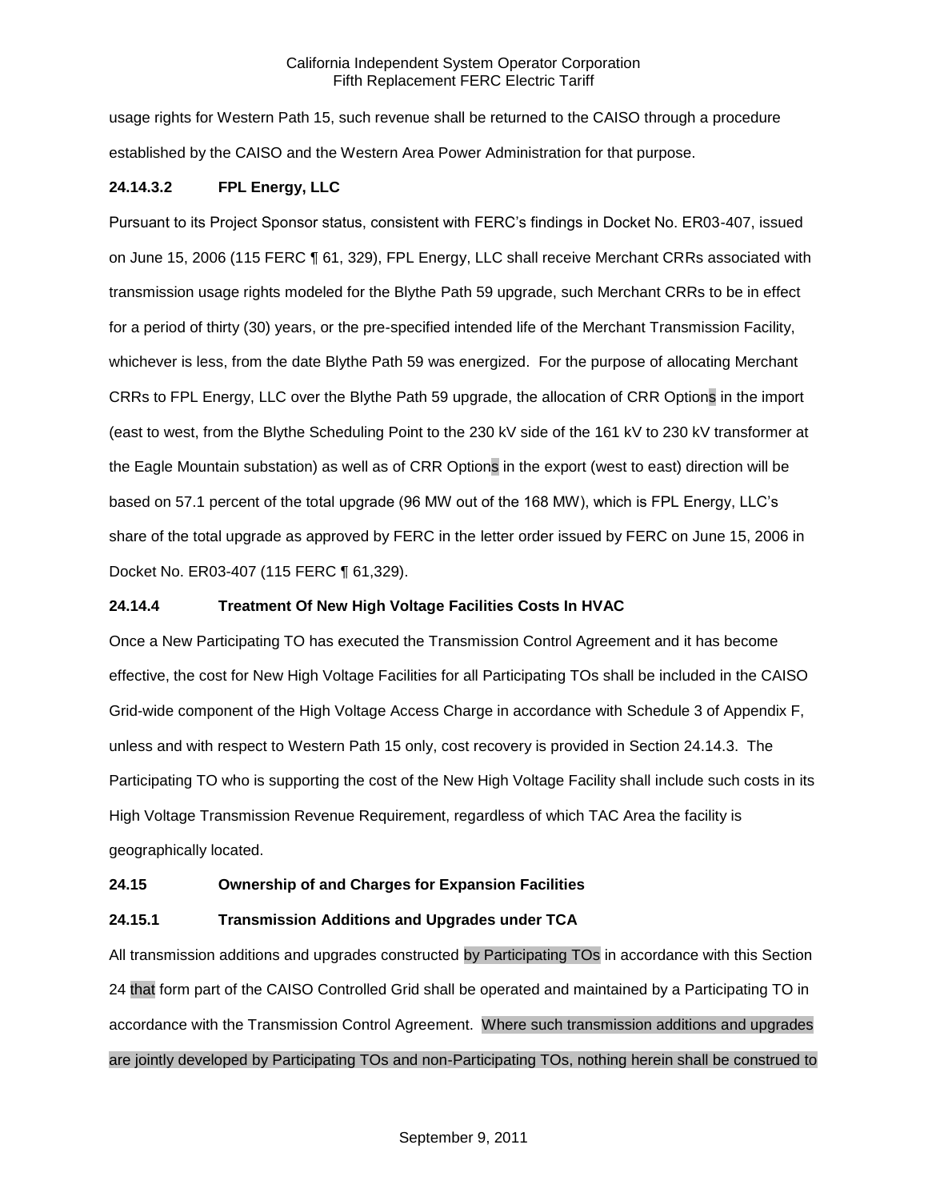usage rights for Western Path 15, such revenue shall be returned to the CAISO through a procedure established by the CAISO and the Western Area Power Administration for that purpose.

#### 24.14.3.2 FPL Energy, LLC

Pursuant to its Project Sponsor status, consistent with FERC's findings in Docket No. ER03-407, issued on June 15, 2006 (115 FERC ¶ 61, 329), FPL Energy, LLC shall receive Merchant CRRs associated with transmission usage rights modeled for the Blythe Path 59 upgrade, such Merchant CRRs to be in effect for a period of thirty (30) years, or the pre-specified intended life of the Merchant Transmission Facility, whichever is less, from the date Blythe Path 59 was energized. For the purpose of allocating Merchant CRRs to FPL Energy, LLC over the Blythe Path 59 upgrade, the allocation of CRR Options in the import (east to west, from the Blythe Scheduling Point to the 230 kV side of the 161 kV to 230 kV transformer at the Eagle Mountain substation) as well as of CRR Options in the export (west to east) direction will be based on 57.1 percent of the total upgrade (96 MW out of the 168 MW), which is FPL Energy, LLC's share of the total upgrade as approved by FERC in the letter order issued by FERC on June 15, 2006 in Docket No. ER03-407 (115 FERC ¶ 61,329).

### 24.14.4 Treatment Of New High Voltage Facilities Costs In HVAC

Once a New Participating TO has executed the Transmission Control Agreement and it has become effective, the cost for New High Voltage Facilities for all Participating TOs shall be included in the CAISO Grid-wide component of the High Voltage Access Charge in accordance with Schedule 3 of Appendix F, unless and with respect to Western Path 15 only, cost recovery is provided in Section 24.14.3. The Participating TO who is supporting the cost of the New High Voltage Facility shall include such costs in its High Voltage Transmission Revenue Requirement, regardless of which TAC Area the facility is geographically located.

## 24.15 Ownership of and Charges for Expansion Facilities

### 24.15.1 Transmission Additions and Upgrades under TCA

All transmission additions and upgrades constructed by Participating TOs in accordance with this Section 24 that form part of the CAISO Controlled Grid shall be operated and maintained by a Participating TO in accordance with the Transmission Control Agreement. Where such transmission additions and upgrades are jointly developed by Participating TOs and non-Participating TOs, nothing herein shall be construed to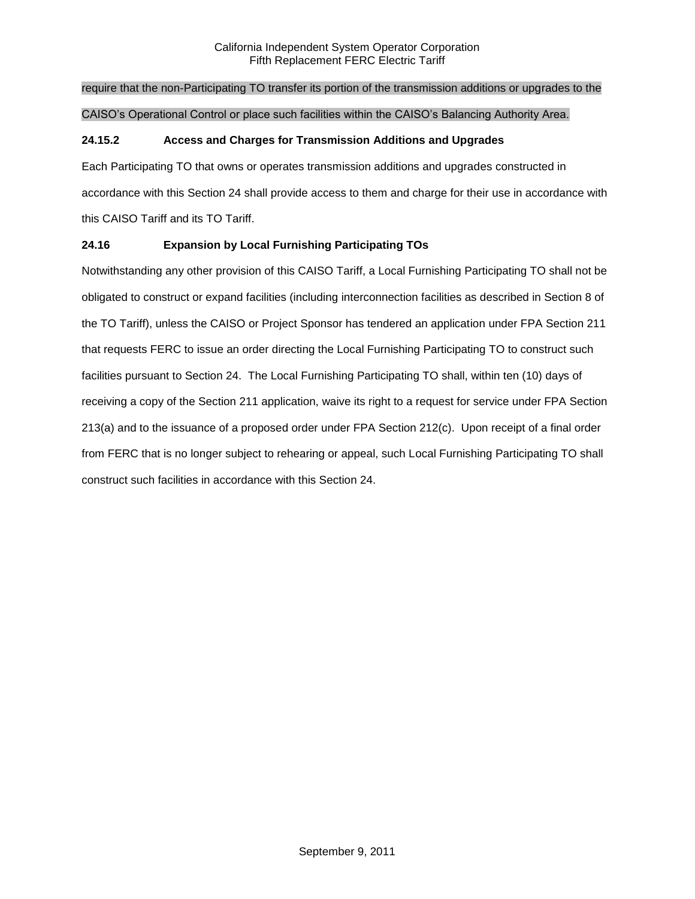require that the non-Participating TO transfer its portion of the transmission additions or upgrades to the CAISO's Operational Control or place such facilities within the CAISO's Balancing Authority Area.

### 24.15.2 Access and Charges for Transmission Additions and Upgrades

Each Participating TO that owns or operates transmission additions and upgrades constructed in accordance with this Section 24 shall provide access to them and charge for their use in accordance with this CAISO Tariff and its TO Tariff.

### 24.16 Expansion by Local Furnishing Participating TOs

Notwithstanding any other provision of this CAISO Tariff, a Local Furnishing Participating TO shall not be obligated to construct or expand facilities (including interconnection facilities as described in Section 8 of the TO Tariff), unless the CAISO or Project Sponsor has tendered an application under FPA Section 211 that requests FERC to issue an order directing the Local Furnishing Participating TO to construct such facilities pursuant to Section 24. The Local Furnishing Participating TO shall, within ten (10) days of receiving a copy of the Section 211 application, waive its right to a request for service under FPA Section 213(a) and to the issuance of a proposed order under FPA Section 212(c). Upon receipt of a final order from FERC that is no longer subject to rehearing or appeal, such Local Furnishing Participating TO shall construct such facilities in accordance with this Section 24.